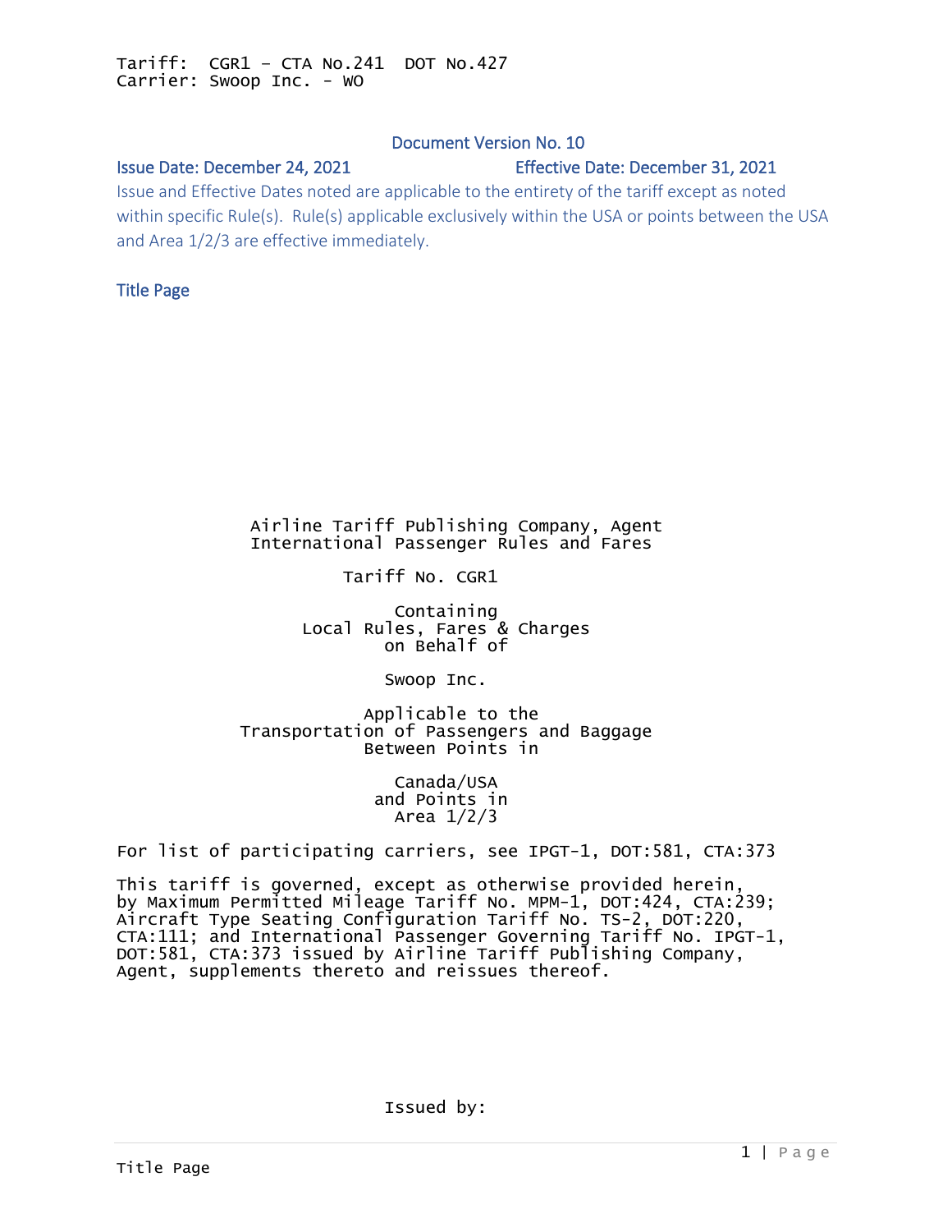Tariff: CGR1 – CTA No.241 DOT No.427
Carrier: Swoop Inc. - WO

Document Version No. 10

Issue Date: December 24, 2021 Effective Date: December 31, 2021

Issue and Effective Dates noted are applicable to the entirety of the tariff except as noted within specific Rule(s). Rule(s) applicable exclusively within the USA or points between the USA and Area 1/2/3 are effective immediately.

## Title Page

Airline Tariff Publishing Company, Agent
International Passenger Rules and Fares

Tariff No. CGR1

Containing
Local Rules, Fares & Charges
on Behalf of

Swoop Inc.

Applicable to the
Transportation of Passengers and Baggage
Between Points in

Canada/USA
and Points in
Area 1/2/3

For list of participating carriers, see IPGT-1, DOT:581, CTA:373

This tariff is governed, except as otherwise provided herein, by Maximum Permitted Mileage Tariff No. MPM-1, DOT:424, CTA:239; Aircraft Type Seating Configuration Tariff No. TS-2, DOT:220, CTA:111; and International Passenger Governing Tariff No. IPGT-1, DOT:581, CTA:373 issued by Airline Tariff Publishing Company, Agent, supplements thereto and reissues thereof.

Issued by: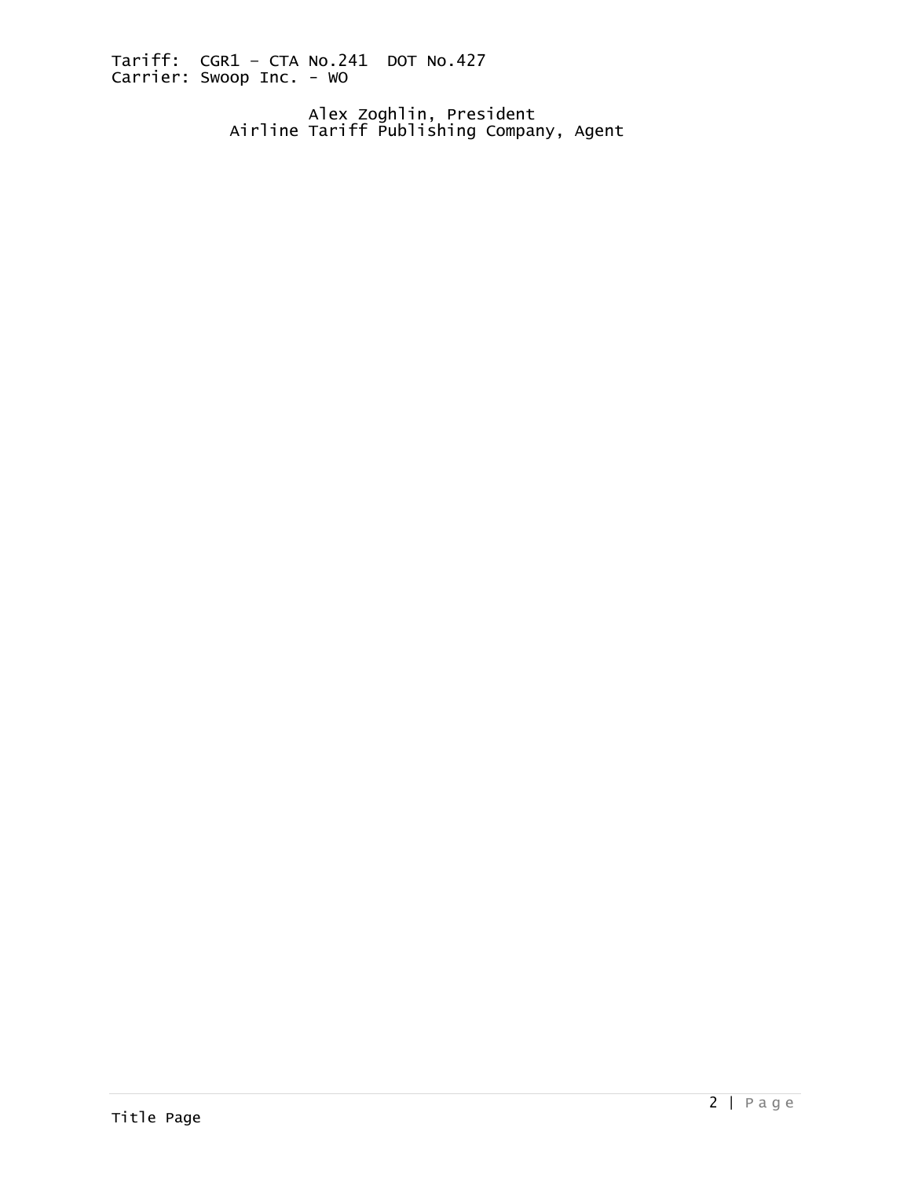Tariff: CGR1 – CTA No.241 DOT No.427
Carrier: Swoop Inc. - WO

Alex Zoghlin, President
Airline Tariff Publishing Company, Agent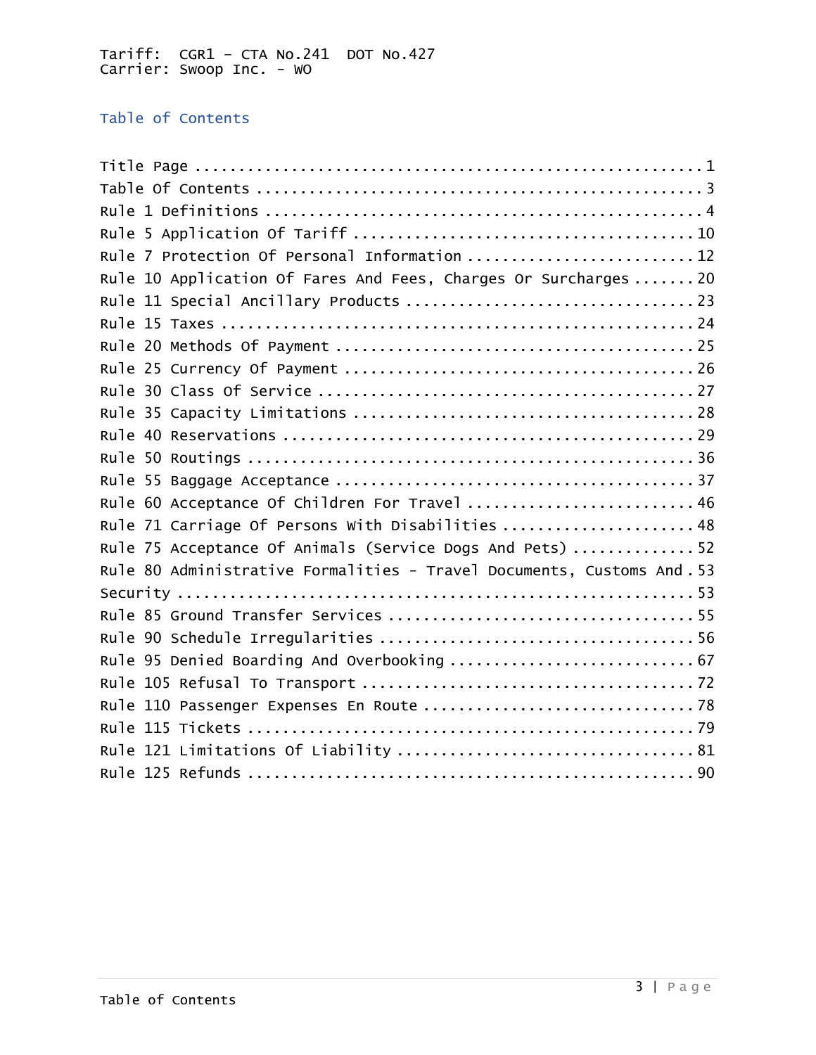Tariff: CGR1 – CTA No.241 DOT No.427
Carrier: Swoop Inc. - WO

## Table of Contents

Title Page ........................................................ 1
Table Of Contents ................................................ 3
Rule 1 Definitions ............................................... 4
Rule 5 Application Of Tariff .................................... 10
Rule 7 Protection Of Personal Information ....................... 12
Rule 10 Application Of Fares And Fees, Charges Or Surcharges ..... 20
Rule 11 Special Ancillary Products .............................. 23
Rule 15 Taxes ................................................... 24
Rule 20 Methods Of Payment ...................................... 25
Rule 25 Currency Of Payment ..................................... 26
Rule 30 Class Of Service ........................................ 27
Rule 35 Capacity Limitations .................................... 28
Rule 40 Reservations ............................................ 29
Rule 50 Routings ................................................ 36
Rule 55 Baggage Acceptance ...................................... 37
Rule 60 Acceptance Of Children For Travel ....................... 46
Rule 71 Carriage Of Persons With Disabilities ................... 48
Rule 75 Acceptance Of Animals (Service Dogs And Pets) ............ 52
Rule 80 Administrative Formalities - Travel Documents, Customs And Security ... 53
Rule 85 Ground Transfer Services ................................ 55
Rule 90 Schedule Irregularities ................................. 56
Rule 95 Denied Boarding And Overbooking ......................... 67
Rule 105 Refusal To Transport ................................... 72
Rule 110 Passenger Expenses En Route ............................ 78
Rule 115 Tickets ................................................ 79
Rule 121 Limitations Of Liability ............................... 81
Rule 125 Refunds ................................................ 90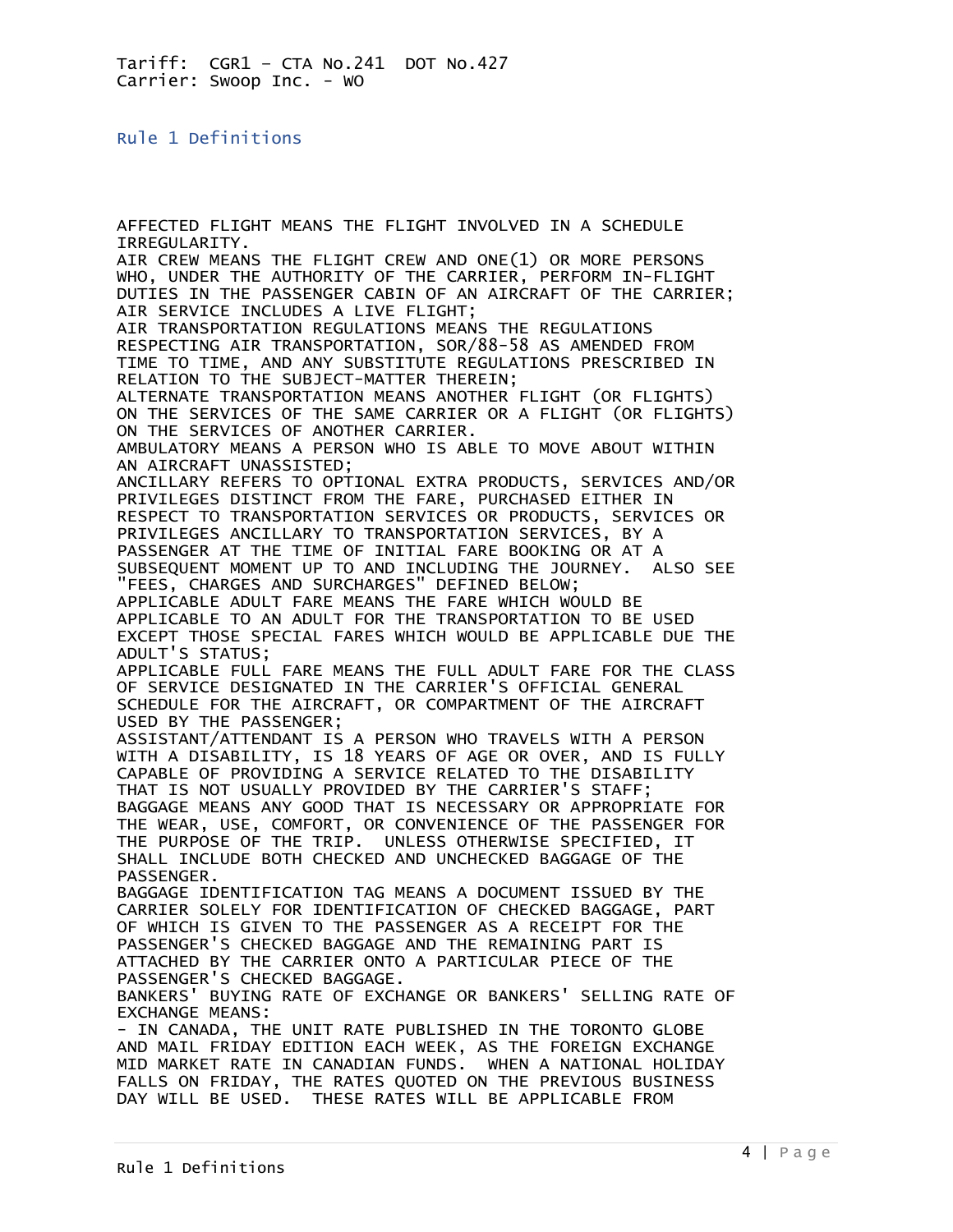# Rule 1 Definitions

AFFECTED FLIGHT MEANS THE FLIGHT INVOLVED IN A SCHEDULE IRREGULARITY.
AIR CREW MEANS THE FLIGHT CREW AND ONE(1) OR MORE PERSONS WHO, UNDER THE AUTHORITY OF THE CARRIER, PERFORM IN-FLIGHT DUTIES IN THE PASSENGER CABIN OF AN AIRCRAFT OF THE CARRIER;
AIR SERVICE INCLUDES A LIVE FLIGHT;
AIR TRANSPORTATION REGULATIONS MEANS THE REGULATIONS RESPECTING AIR TRANSPORTATION, SOR/88-58 AS AMENDED FROM TIME TO TIME, AND ANY SUBSTITUTE REGULATIONS PRESCRIBED IN RELATION TO THE SUBJECT-MATTER THEREIN;
ALTERNATE TRANSPORTATION MEANS ANOTHER FLIGHT (OR FLIGHTS) ON THE SERVICES OF THE SAME CARRIER OR A FLIGHT (OR FLIGHTS) ON THE SERVICES OF ANOTHER CARRIER.
AMBULATORY MEANS A PERSON WHO IS ABLE TO MOVE ABOUT WITHIN AN AIRCRAFT UNASSISTED;
ANCILLARY REFERS TO OPTIONAL EXTRA PRODUCTS, SERVICES AND/OR PRIVILEGES DISTINCT FROM THE FARE, PURCHASED EITHER IN RESPECT TO TRANSPORTATION SERVICES OR PRODUCTS, SERVICES OR PRIVILEGES ANCILLARY TO TRANSPORTATION SERVICES, BY A PASSENGER AT THE TIME OF INITIAL FARE BOOKING OR AT A SUBSEQUENT MOMENT UP TO AND INCLUDING THE JOURNEY. ALSO SEE "FEES, CHARGES AND SURCHARGES" DEFINED BELOW;
APPLICABLE ADULT FARE MEANS THE FARE WHICH WOULD BE APPLICABLE TO AN ADULT FOR THE TRANSPORTATION TO BE USED EXCEPT THOSE SPECIAL FARES WHICH WOULD BE APPLICABLE DUE THE ADULT'S STATUS;
APPLICABLE FULL FARE MEANS THE FULL ADULT FARE FOR THE CLASS OF SERVICE DESIGNATED IN THE CARRIER'S OFFICIAL GENERAL SCHEDULE FOR THE AIRCRAFT, OR COMPARTMENT OF THE AIRCRAFT USED BY THE PASSENGER;
ASSISTANT/ATTENDANT IS A PERSON WHO TRAVELS WITH A PERSON WITH A DISABILITY, IS 18 YEARS OF AGE OR OVER, AND IS FULLY CAPABLE OF PROVIDING A SERVICE RELATED TO THE DISABILITY THAT IS NOT USUALLY PROVIDED BY THE CARRIER'S STAFF;
BAGGAGE MEANS ANY GOOD THAT IS NECESSARY OR APPROPRIATE FOR THE WEAR, USE, COMFORT, OR CONVENIENCE OF THE PASSENGER FOR THE PURPOSE OF THE TRIP. UNLESS OTHERWISE SPECIFIED, IT SHALL INCLUDE BOTH CHECKED AND UNCHECKED BAGGAGE OF THE PASSENGER.
BAGGAGE IDENTIFICATION TAG MEANS A DOCUMENT ISSUED BY THE CARRIER SOLELY FOR IDENTIFICATION OF CHECKED BAGGAGE, PART OF WHICH IS GIVEN TO THE PASSENGER AS A RECEIPT FOR THE PASSENGER'S CHECKED BAGGAGE AND THE REMAINING PART IS ATTACHED BY THE CARRIER ONTO A PARTICULAR PIECE OF THE PASSENGER'S CHECKED BAGGAGE.
BANKERS' BUYING RATE OF EXCHANGE OR BANKERS' SELLING RATE OF EXCHANGE MEANS:
- IN CANADA, THE UNIT RATE PUBLISHED IN THE TORONTO GLOBE AND MAIL FRIDAY EDITION EACH WEEK, AS THE FOREIGN EXCHANGE MID MARKET RATE IN CANADIAN FUNDS. WHEN A NATIONAL HOLIDAY FALLS ON FRIDAY, THE RATES QUOTED ON THE PREVIOUS BUSINESS DAY WILL BE USED. THESE RATES WILL BE APPLICABLE FROM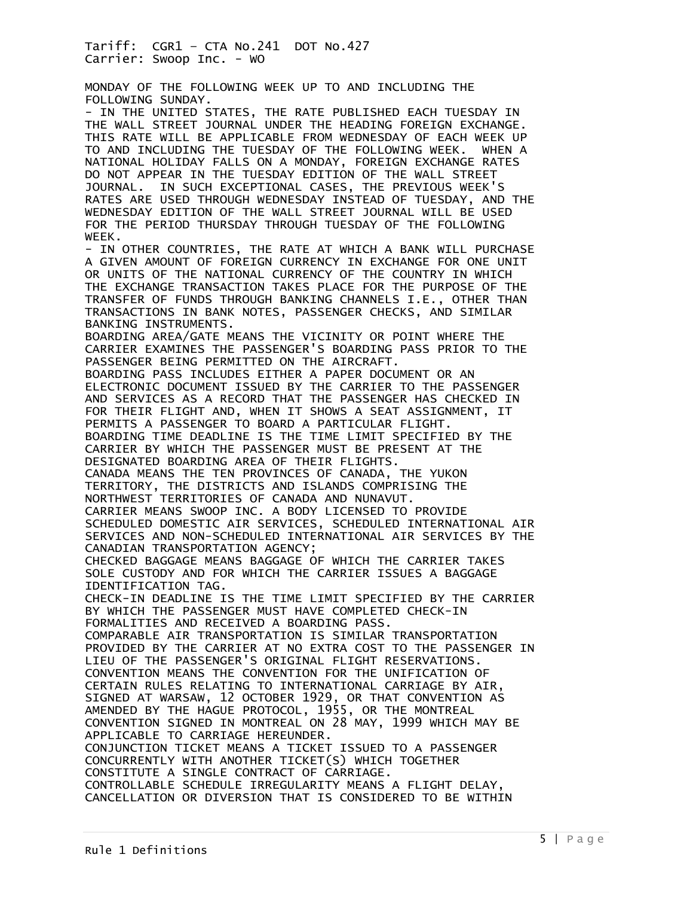MONDAY OF THE FOLLOWING WEEK UP TO AND INCLUDING THE FOLLOWING SUNDAY.

- IN THE UNITED STATES, THE RATE PUBLISHED EACH TUESDAY IN THE WALL STREET JOURNAL UNDER THE HEADING FOREIGN EXCHANGE. THIS RATE WILL BE APPLICABLE FROM WEDNESDAY OF EACH WEEK UP TO AND INCLUDING THE TUESDAY OF THE FOLLOWING WEEK. WHEN A NATIONAL HOLIDAY FALLS ON A MONDAY, FOREIGN EXCHANGE RATES DO NOT APPEAR IN THE TUESDAY EDITION OF THE WALL STREET JOURNAL. IN SUCH EXCEPTIONAL CASES, THE PREVIOUS WEEK'S RATES ARE USED THROUGH WEDNESDAY INSTEAD OF TUESDAY, AND THE WEDNESDAY EDITION OF THE WALL STREET JOURNAL WILL BE USED FOR THE PERIOD THURSDAY THROUGH TUESDAY OF THE FOLLOWING WEEK.
- IN OTHER COUNTRIES, THE RATE AT WHICH A BANK WILL PURCHASE A GIVEN AMOUNT OF FOREIGN CURRENCY IN EXCHANGE FOR ONE UNIT OR UNITS OF THE NATIONAL CURRENCY OF THE COUNTRY IN WHICH THE EXCHANGE TRANSACTION TAKES PLACE FOR THE PURPOSE OF THE TRANSFER OF FUNDS THROUGH BANKING CHANNELS I.E., OTHER THAN TRANSACTIONS IN BANK NOTES, PASSENGER CHECKS, AND SIMILAR BANKING INSTRUMENTS.

BOARDING AREA/GATE MEANS THE VICINITY OR POINT WHERE THE CARRIER EXAMINES THE PASSENGER'S BOARDING PASS PRIOR TO THE PASSENGER BEING PERMITTED ON THE AIRCRAFT.

BOARDING PASS INCLUDES EITHER A PAPER DOCUMENT OR AN ELECTRONIC DOCUMENT ISSUED BY THE CARRIER TO THE PASSENGER AND SERVICES AS A RECORD THAT THE PASSENGER HAS CHECKED IN FOR THEIR FLIGHT AND, WHEN IT SHOWS A SEAT ASSIGNMENT, IT PERMITS A PASSENGER TO BOARD A PARTICULAR FLIGHT.

BOARDING TIME DEADLINE IS THE TIME LIMIT SPECIFIED BY THE CARRIER BY WHICH THE PASSENGER MUST BE PRESENT AT THE DESIGNATED BOARDING AREA OF THEIR FLIGHTS.

CANADA MEANS THE TEN PROVINCES OF CANADA, THE YUKON TERRITORY, THE DISTRICTS AND ISLANDS COMPRISING THE NORTHWEST TERRITORIES OF CANADA AND NUNAVUT.

CARRIER MEANS SWOOP INC. A BODY LICENSED TO PROVIDE SCHEDULED DOMESTIC AIR SERVICES, SCHEDULED INTERNATIONAL AIR SERVICES AND NON-SCHEDULED INTERNATIONAL AIR SERVICES BY THE CANADIAN TRANSPORTATION AGENCY;

CHECKED BAGGAGE MEANS BAGGAGE OF WHICH THE CARRIER TAKES SOLE CUSTODY AND FOR WHICH THE CARRIER ISSUES A BAGGAGE IDENTIFICATION TAG.

CHECK-IN DEADLINE IS THE TIME LIMIT SPECIFIED BY THE CARRIER BY WHICH THE PASSENGER MUST HAVE COMPLETED CHECK-IN FORMALITIES AND RECEIVED A BOARDING PASS.

COMPARABLE AIR TRANSPORTATION IS SIMILAR TRANSPORTATION PROVIDED BY THE CARRIER AT NO EXTRA COST TO THE PASSENGER IN LIEU OF THE PASSENGER'S ORIGINAL FLIGHT RESERVATIONS.

CONVENTION MEANS THE CONVENTION FOR THE UNIFICATION OF CERTAIN RULES RELATING TO INTERNATIONAL CARRIAGE BY AIR, SIGNED AT WARSAW, 12 OCTOBER 1929, OR THAT CONVENTION AS AMENDED BY THE HAGUE PROTOCOL, 1955, OR THE MONTREAL CONVENTION SIGNED IN MONTREAL ON 28 MAY, 1999 WHICH MAY BE APPLICABLE TO CARRIAGE HEREUNDER.

CONJUNCTION TICKET MEANS A TICKET ISSUED TO A PASSENGER CONCURRENTLY WITH ANOTHER TICKET(S) WHICH TOGETHER CONSTITUTE A SINGLE CONTRACT OF CARRIAGE.

CONTROLLABLE SCHEDULE IRREGULARITY MEANS A FLIGHT DELAY, CANCELLATION OR DIVERSION THAT IS CONSIDERED TO BE WITHIN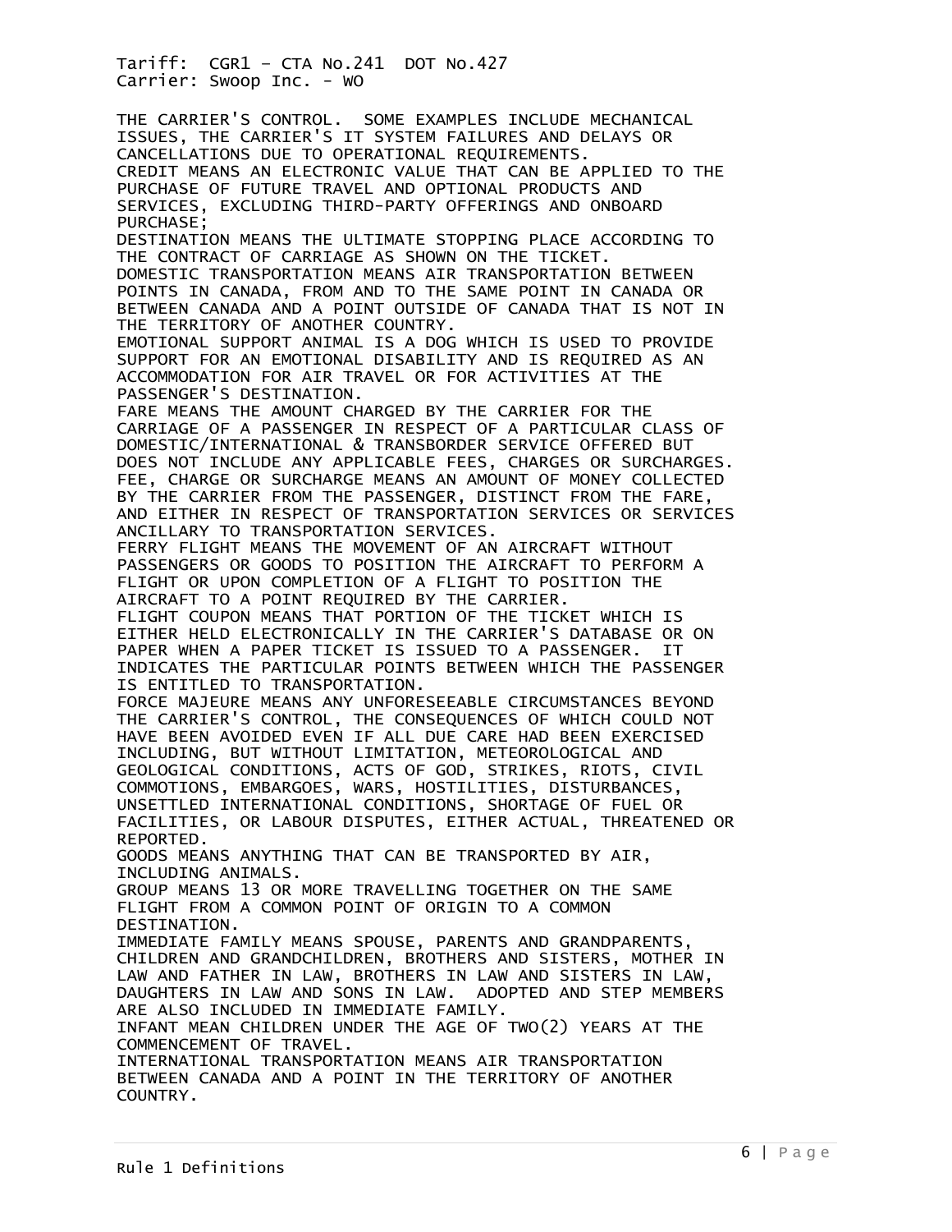THE CARRIER'S CONTROL. SOME EXAMPLES INCLUDE MECHANICAL ISSUES, THE CARRIER'S IT SYSTEM FAILURES AND DELAYS OR CANCELLATIONS DUE TO OPERATIONAL REQUIREMENTS.

CREDIT MEANS AN ELECTRONIC VALUE THAT CAN BE APPLIED TO THE PURCHASE OF FUTURE TRAVEL AND OPTIONAL PRODUCTS AND SERVICES, EXCLUDING THIRD-PARTY OFFERINGS AND ONBOARD PURCHASE;

DESTINATION MEANS THE ULTIMATE STOPPING PLACE ACCORDING TO THE CONTRACT OF CARRIAGE AS SHOWN ON THE TICKET.

DOMESTIC TRANSPORTATION MEANS AIR TRANSPORTATION BETWEEN POINTS IN CANADA, FROM AND TO THE SAME POINT IN CANADA OR BETWEEN CANADA AND A POINT OUTSIDE OF CANADA THAT IS NOT IN THE TERRITORY OF ANOTHER COUNTRY.

EMOTIONAL SUPPORT ANIMAL IS A DOG WHICH IS USED TO PROVIDE SUPPORT FOR AN EMOTIONAL DISABILITY AND IS REQUIRED AS AN ACCOMMODATION FOR AIR TRAVEL OR FOR ACTIVITIES AT THE PASSENGER'S DESTINATION.

FARE MEANS THE AMOUNT CHARGED BY THE CARRIER FOR THE CARRIAGE OF A PASSENGER IN RESPECT OF A PARTICULAR CLASS OF DOMESTIC/INTERNATIONAL & TRANSBORDER SERVICE OFFERED BUT DOES NOT INCLUDE ANY APPLICABLE FEES, CHARGES OR SURCHARGES.

FEE, CHARGE OR SURCHARGE MEANS AN AMOUNT OF MONEY COLLECTED BY THE CARRIER FROM THE PASSENGER, DISTINCT FROM THE FARE, AND EITHER IN RESPECT OF TRANSPORTATION SERVICES OR SERVICES ANCILLARY TO TRANSPORTATION SERVICES.

FERRY FLIGHT MEANS THE MOVEMENT OF AN AIRCRAFT WITHOUT PASSENGERS OR GOODS TO POSITION THE AIRCRAFT TO PERFORM A FLIGHT OR UPON COMPLETION OF A FLIGHT TO POSITION THE AIRCRAFT TO A POINT REQUIRED BY THE CARRIER.

FLIGHT COUPON MEANS THAT PORTION OF THE TICKET WHICH IS EITHER HELD ELECTRONICALLY IN THE CARRIER'S DATABASE OR ON PAPER WHEN A PAPER TICKET IS ISSUED TO A PASSENGER. IT INDICATES THE PARTICULAR POINTS BETWEEN WHICH THE PASSENGER IS ENTITLED TO TRANSPORTATION.

FORCE MAJEURE MEANS ANY UNFORESEEABLE CIRCUMSTANCES BEYOND THE CARRIER'S CONTROL, THE CONSEQUENCES OF WHICH COULD NOT HAVE BEEN AVOIDED EVEN IF ALL DUE CARE HAD BEEN EXERCISED INCLUDING, BUT WITHOUT LIMITATION, METEOROLOGICAL AND GEOLOGICAL CONDITIONS, ACTS OF GOD, STRIKES, RIOTS, CIVIL COMMOTIONS, EMBARGOES, WARS, HOSTILITIES, DISTURBANCES, UNSETTLED INTERNATIONAL CONDITIONS, SHORTAGE OF FUEL OR FACILITIES, OR LABOUR DISPUTES, EITHER ACTUAL, THREATENED OR REPORTED.

GOODS MEANS ANYTHING THAT CAN BE TRANSPORTED BY AIR, INCLUDING ANIMALS.

GROUP MEANS 13 OR MORE TRAVELLING TOGETHER ON THE SAME FLIGHT FROM A COMMON POINT OF ORIGIN TO A COMMON DESTINATION.

IMMEDIATE FAMILY MEANS SPOUSE, PARENTS AND GRANDPARENTS, CHILDREN AND GRANDCHILDREN, BROTHERS AND SISTERS, MOTHER IN LAW AND FATHER IN LAW, BROTHERS IN LAW AND SISTERS IN LAW, DAUGHTERS IN LAW AND SONS IN LAW. ADOPTED AND STEP MEMBERS ARE ALSO INCLUDED IN IMMEDIATE FAMILY.

INFANT MEAN CHILDREN UNDER THE AGE OF TWO(2) YEARS AT THE COMMENCEMENT OF TRAVEL.

INTERNATIONAL TRANSPORTATION MEANS AIR TRANSPORTATION BETWEEN CANADA AND A POINT IN THE TERRITORY OF ANOTHER COUNTRY.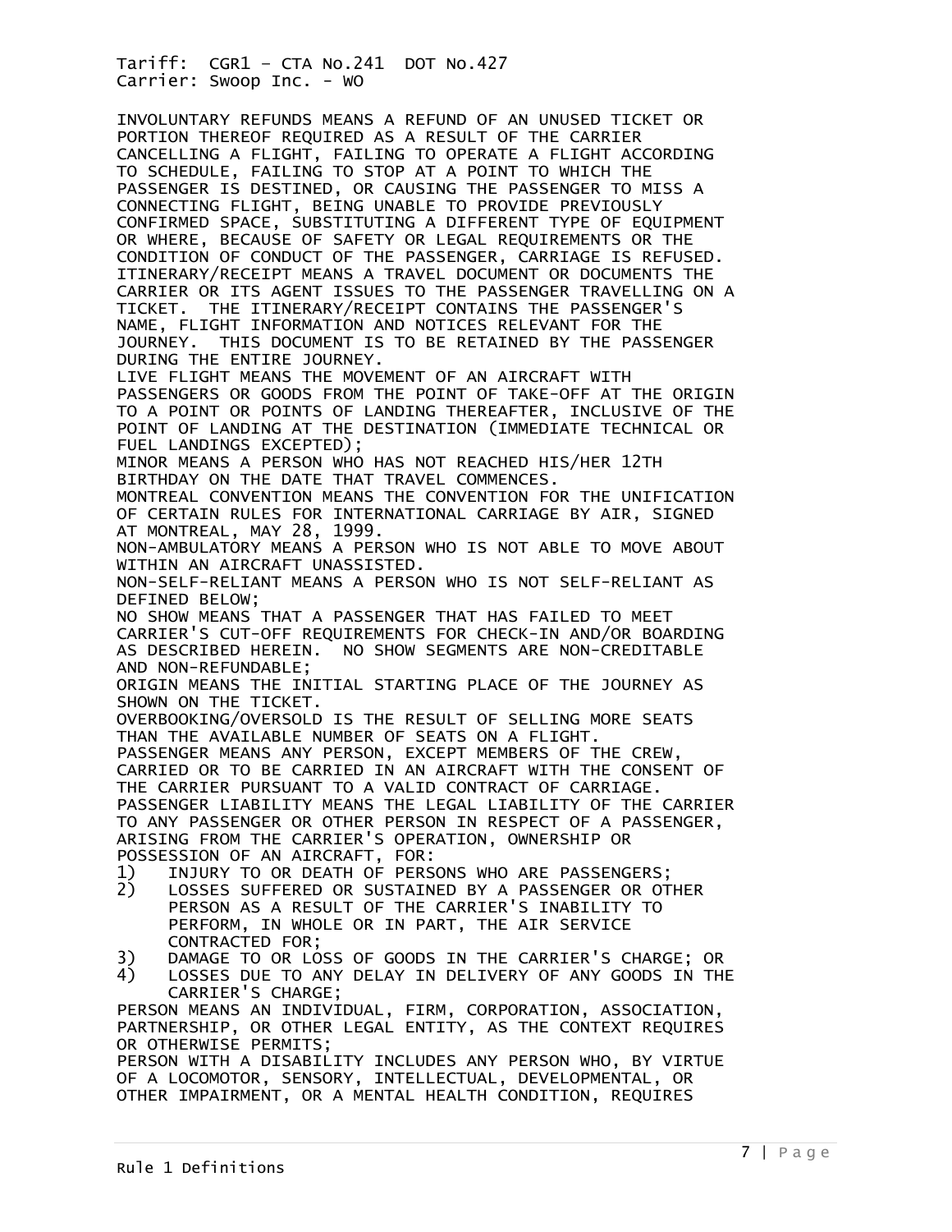INVOLUNTARY REFUNDS MEANS A REFUND OF AN UNUSED TICKET OR PORTION THEREOF REQUIRED AS A RESULT OF THE CARRIER CANCELLING A FLIGHT, FAILING TO OPERATE A FLIGHT ACCORDING TO SCHEDULE, FAILING TO STOP AT A POINT TO WHICH THE PASSENGER IS DESTINED, OR CAUSING THE PASSENGER TO MISS A CONNECTING FLIGHT, BEING UNABLE TO PROVIDE PREVIOUSLY CONFIRMED SPACE, SUBSTITUTING A DIFFERENT TYPE OF EQUIPMENT OR WHERE, BECAUSE OF SAFETY OR LEGAL REQUIREMENTS OR THE CONDITION OF CONDUCT OF THE PASSENGER, CARRIAGE IS REFUSED.

ITINERARY/RECEIPT MEANS A TRAVEL DOCUMENT OR DOCUMENTS THE CARRIER OR ITS AGENT ISSUES TO THE PASSENGER TRAVELLING ON A TICKET. THE ITINERARY/RECEIPT CONTAINS THE PASSENGER'S NAME, FLIGHT INFORMATION AND NOTICES RELEVANT FOR THE JOURNEY. THIS DOCUMENT IS TO BE RETAINED BY THE PASSENGER DURING THE ENTIRE JOURNEY.

LIVE FLIGHT MEANS THE MOVEMENT OF AN AIRCRAFT WITH PASSENGERS OR GOODS FROM THE POINT OF TAKE-OFF AT THE ORIGIN TO A POINT OR POINTS OF LANDING THEREAFTER, INCLUSIVE OF THE POINT OF LANDING AT THE DESTINATION (IMMEDIATE TECHNICAL OR FUEL LANDINGS EXCEPTED);

MINOR MEANS A PERSON WHO HAS NOT REACHED HIS/HER 12TH BIRTHDAY ON THE DATE THAT TRAVEL COMMENCES.

MONTREAL CONVENTION MEANS THE CONVENTION FOR THE UNIFICATION OF CERTAIN RULES FOR INTERNATIONAL CARRIAGE BY AIR, SIGNED AT MONTREAL, MAY 28, 1999.

NON-AMBULATORY MEANS A PERSON WHO IS NOT ABLE TO MOVE ABOUT WITHIN AN AIRCRAFT UNASSISTED.

NON-SELF-RELIANT MEANS A PERSON WHO IS NOT SELF-RELIANT AS DEFINED BELOW;

NO SHOW MEANS THAT A PASSENGER THAT HAS FAILED TO MEET CARRIER'S CUT-OFF REQUIREMENTS FOR CHECK-IN AND/OR BOARDING AS DESCRIBED HEREIN. NO SHOW SEGMENTS ARE NON-CREDITABLE AND NON-REFUNDABLE;

ORIGIN MEANS THE INITIAL STARTING PLACE OF THE JOURNEY AS SHOWN ON THE TICKET.

OVERBOOKING/OVERSOLD IS THE RESULT OF SELLING MORE SEATS THAN THE AVAILABLE NUMBER OF SEATS ON A FLIGHT.

PASSENGER MEANS ANY PERSON, EXCEPT MEMBERS OF THE CREW, CARRIED OR TO BE CARRIED IN AN AIRCRAFT WITH THE CONSENT OF THE CARRIER PURSUANT TO A VALID CONTRACT OF CARRIAGE.

PASSENGER LIABILITY MEANS THE LEGAL LIABILITY OF THE CARRIER TO ANY PASSENGER OR OTHER PERSON IN RESPECT OF A PASSENGER, ARISING FROM THE CARRIER'S OPERATION, OWNERSHIP OR POSSESSION OF AN AIRCRAFT, FOR:

1) INJURY TO OR DEATH OF PERSONS WHO ARE PASSENGERS;
2) LOSSES SUFFERED OR SUSTAINED BY A PASSENGER OR OTHER PERSON AS A RESULT OF THE CARRIER'S INABILITY TO PERFORM, IN WHOLE OR IN PART, THE AIR SERVICE CONTRACTED FOR;
3) DAMAGE TO OR LOSS OF GOODS IN THE CARRIER'S CHARGE; OR
4) LOSSES DUE TO ANY DELAY IN DELIVERY OF ANY GOODS IN THE CARRIER'S CHARGE;

PERSON MEANS AN INDIVIDUAL, FIRM, CORPORATION, ASSOCIATION, PARTNERSHIP, OR OTHER LEGAL ENTITY, AS THE CONTEXT REQUIRES OR OTHERWISE PERMITS;

PERSON WITH A DISABILITY INCLUDES ANY PERSON WHO, BY VIRTUE OF A LOCOMOTOR, SENSORY, INTELLECTUAL, DEVELOPMENTAL, OR OTHER IMPAIRMENT, OR A MENTAL HEALTH CONDITION, REQUIRES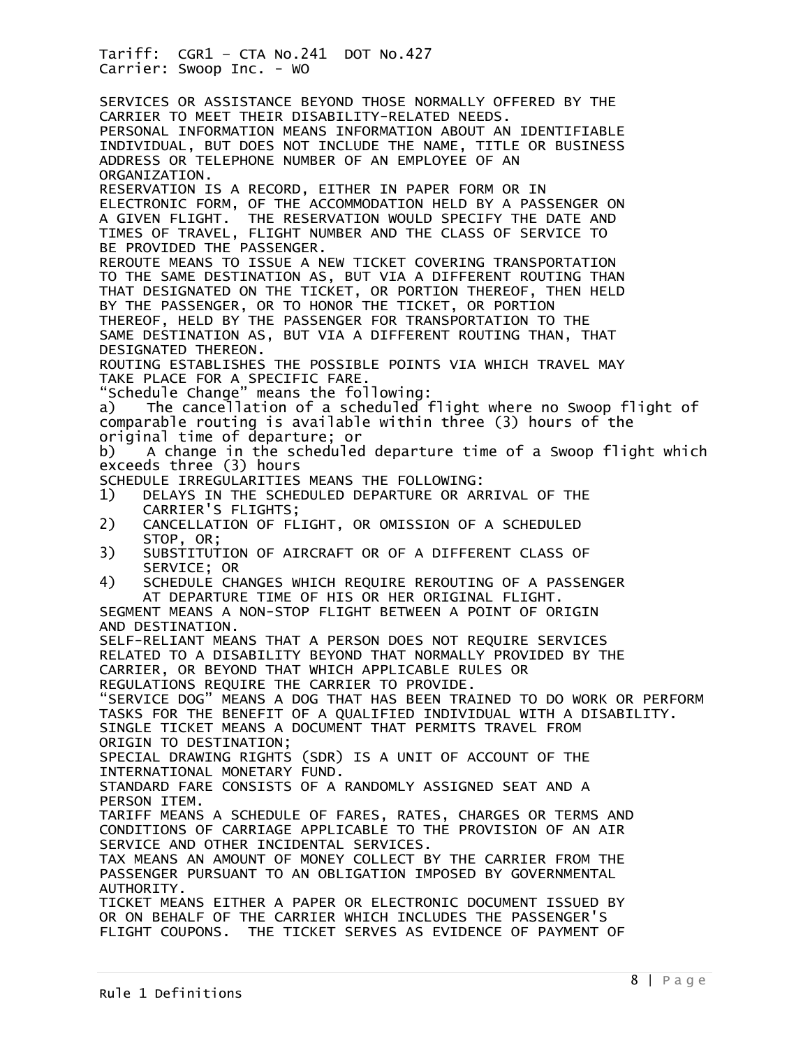SERVICES OR ASSISTANCE BEYOND THOSE NORMALLY OFFERED BY THE CARRIER TO MEET THEIR DISABILITY-RELATED NEEDS.

PERSONAL INFORMATION MEANS INFORMATION ABOUT AN IDENTIFIABLE INDIVIDUAL, BUT DOES NOT INCLUDE THE NAME, TITLE OR BUSINESS ADDRESS OR TELEPHONE NUMBER OF AN EMPLOYEE OF AN ORGANIZATION.

RESERVATION IS A RECORD, EITHER IN PAPER FORM OR IN ELECTRONIC FORM, OF THE ACCOMMODATION HELD BY A PASSENGER ON A GIVEN FLIGHT. THE RESERVATION WOULD SPECIFY THE DATE AND TIMES OF TRAVEL, FLIGHT NUMBER AND THE CLASS OF SERVICE TO BE PROVIDED THE PASSENGER.

REROUTE MEANS TO ISSUE A NEW TICKET COVERING TRANSPORTATION TO THE SAME DESTINATION AS, BUT VIA A DIFFERENT ROUTING THAN THAT DESIGNATED ON THE TICKET, OR PORTION THEREOF, THEN HELD BY THE PASSENGER, OR TO HONOR THE TICKET, OR PORTION THEREOF, HELD BY THE PASSENGER FOR TRANSPORTATION TO THE SAME DESTINATION AS, BUT VIA A DIFFERENT ROUTING THAN, THAT DESIGNATED THEREON.

ROUTING ESTABLISHES THE POSSIBLE POINTS VIA WHICH TRAVEL MAY TAKE PLACE FOR A SPECIFIC FARE.

“Schedule Change” means the following:

a) The cancellation of a scheduled flight where no Swoop flight of comparable routing is available within three (3) hours of the original time of departure; or

b) A change in the scheduled departure time of a Swoop flight which exceeds three (3) hours

SCHEDULE IRREGULARITIES MEANS THE FOLLOWING:

1) DELAYS IN THE SCHEDULED DEPARTURE OR ARRIVAL OF THE CARRIER'S FLIGHTS;
2) CANCELLATION OF FLIGHT, OR OMISSION OF A SCHEDULED STOP, OR;
3) SUBSTITUTION OF AIRCRAFT OR OF A DIFFERENT CLASS OF SERVICE; OR
4) SCHEDULE CHANGES WHICH REQUIRE REROUTING OF A PASSENGER AT DEPARTURE TIME OF HIS OR HER ORIGINAL FLIGHT.

SEGMENT MEANS A NON-STOP FLIGHT BETWEEN A POINT OF ORIGIN AND DESTINATION.

SELF-RELIANT MEANS THAT A PERSON DOES NOT REQUIRE SERVICES RELATED TO A DISABILITY BEYOND THAT NORMALLY PROVIDED BY THE CARRIER, OR BEYOND THAT WHICH APPLICABLE RULES OR REGULATIONS REQUIRE THE CARRIER TO PROVIDE.

“SERVICE DOG” MEANS A DOG THAT HAS BEEN TRAINED TO DO WORK OR PERFORM TASKS FOR THE BENEFIT OF A QUALIFIED INDIVIDUAL WITH A DISABILITY.

SINGLE TICKET MEANS A DOCUMENT THAT PERMITS TRAVEL FROM ORIGIN TO DESTINATION;

SPECIAL DRAWING RIGHTS (SDR) IS A UNIT OF ACCOUNT OF THE INTERNATIONAL MONETARY FUND.

STANDARD FARE CONSISTS OF A RANDOMLY ASSIGNED SEAT AND A PERSON ITEM.

TARIFF MEANS A SCHEDULE OF FARES, RATES, CHARGES OR TERMS AND CONDITIONS OF CARRIAGE APPLICABLE TO THE PROVISION OF AN AIR SERVICE AND OTHER INCIDENTAL SERVICES.

TAX MEANS AN AMOUNT OF MONEY COLLECT BY THE CARRIER FROM THE PASSENGER PURSUANT TO AN OBLIGATION IMPOSED BY GOVERNMENTAL AUTHORITY.

TICKET MEANS EITHER A PAPER OR ELECTRONIC DOCUMENT ISSUED BY OR ON BEHALF OF THE CARRIER WHICH INCLUDES THE PASSENGER'S FLIGHT COUPONS. THE TICKET SERVES AS EVIDENCE OF PAYMENT OF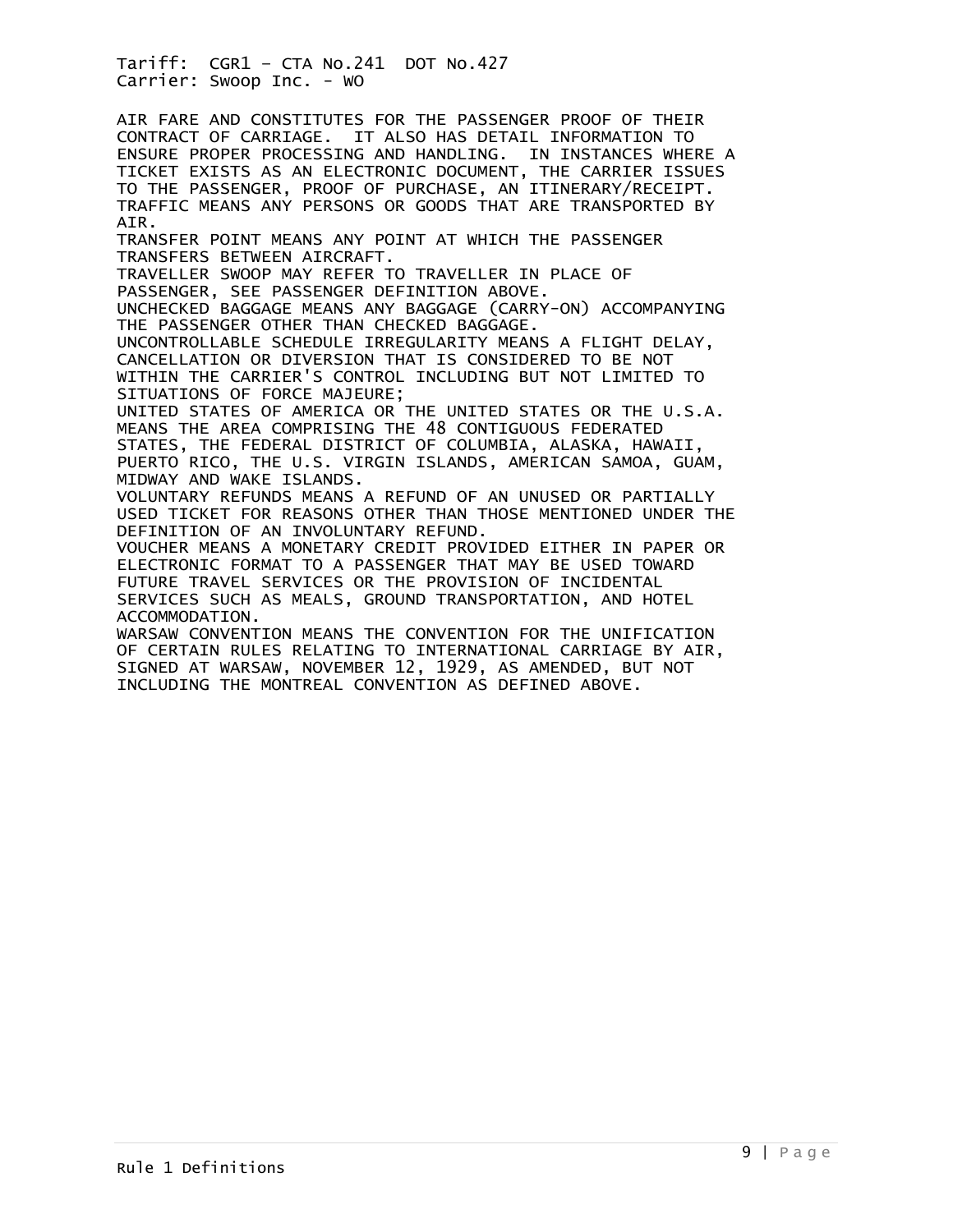AIR FARE AND CONSTITUTES FOR THE PASSENGER PROOF OF THEIR CONTRACT OF CARRIAGE. IT ALSO HAS DETAIL INFORMATION TO ENSURE PROPER PROCESSING AND HANDLING. IN INSTANCES WHERE A TICKET EXISTS AS AN ELECTRONIC DOCUMENT, THE CARRIER ISSUES TO THE PASSENGER, PROOF OF PURCHASE, AN ITINERARY/RECEIPT.

TRAFFIC MEANS ANY PERSONS OR GOODS THAT ARE TRANSPORTED BY AIR.

TRANSFER POINT MEANS ANY POINT AT WHICH THE PASSENGER TRANSFERS BETWEEN AIRCRAFT.

TRAVELLER SWOOP MAY REFER TO TRAVELLER IN PLACE OF PASSENGER, SEE PASSENGER DEFINITION ABOVE.

UNCHECKED BAGGAGE MEANS ANY BAGGAGE (CARRY-ON) ACCOMPANYING THE PASSENGER OTHER THAN CHECKED BAGGAGE.

UNCONTROLLABLE SCHEDULE IRREGULARITY MEANS A FLIGHT DELAY, CANCELLATION OR DIVERSION THAT IS CONSIDERED TO BE NOT WITHIN THE CARRIER'S CONTROL INCLUDING BUT NOT LIMITED TO SITUATIONS OF FORCE MAJEURE;

UNITED STATES OF AMERICA OR THE UNITED STATES OR THE U.S.A. MEANS THE AREA COMPRISING THE 48 CONTIGUOUS FEDERATED STATES, THE FEDERAL DISTRICT OF COLUMBIA, ALASKA, HAWAII, PUERTO RICO, THE U.S. VIRGIN ISLANDS, AMERICAN SAMOA, GUAM, MIDWAY AND WAKE ISLANDS.

VOLUNTARY REFUNDS MEANS A REFUND OF AN UNUSED OR PARTIALLY USED TICKET FOR REASONS OTHER THAN THOSE MENTIONED UNDER THE DEFINITION OF AN INVOLUNTARY REFUND.

VOUCHER MEANS A MONETARY CREDIT PROVIDED EITHER IN PAPER OR ELECTRONIC FORMAT TO A PASSENGER THAT MAY BE USED TOWARD FUTURE TRAVEL SERVICES OR THE PROVISION OF INCIDENTAL SERVICES SUCH AS MEALS, GROUND TRANSPORTATION, AND HOTEL ACCOMMODATION.

WARSAW CONVENTION MEANS THE CONVENTION FOR THE UNIFICATION OF CERTAIN RULES RELATING TO INTERNATIONAL CARRIAGE BY AIR, SIGNED AT WARSAW, NOVEMBER 12, 1929, AS AMENDED, BUT NOT INCLUDING THE MONTREAL CONVENTION AS DEFINED ABOVE.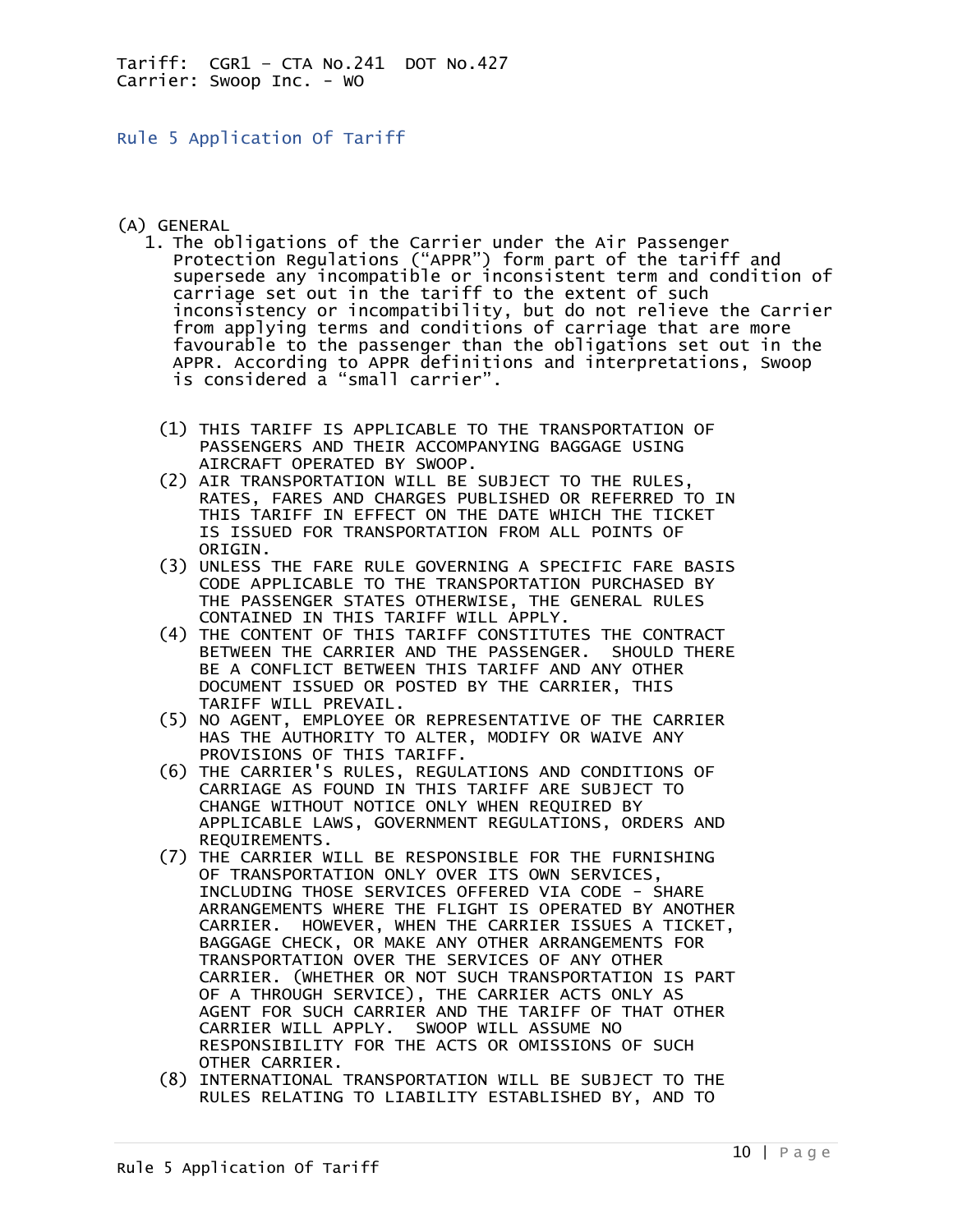Tariff: CGR1 – CTA No.241 DOT No.427
Carrier: Swoop Inc. - WO

## Rule 5 Application Of Tariff

(A) GENERAL

1. The obligations of the Carrier under the Air Passenger Protection Regulations (“APPR”) form part of the tariff and supersede any incompatible or inconsistent term and condition of carriage set out in the tariff to the extent of such inconsistency or incompatibility, but do not relieve the Carrier from applying terms and conditions of carriage that are more favourable to the passenger than the obligations set out in the APPR. According to APPR definitions and interpretations, Swoop is considered a “small carrier”.

(1) THIS TARIFF IS APPLICABLE TO THE TRANSPORTATION OF PASSENGERS AND THEIR ACCOMPANYING BAGGAGE USING AIRCRAFT OPERATED BY SWOOP.

(2) AIR TRANSPORTATION WILL BE SUBJECT TO THE RULES, RATES, FARES AND CHARGES PUBLISHED OR REFERRED TO IN THIS TARIFF IN EFFECT ON THE DATE WHICH THE TICKET IS ISSUED FOR TRANSPORTATION FROM ALL POINTS OF ORIGIN.

(3) UNLESS THE FARE RULE GOVERNING A SPECIFIC FARE BASIS CODE APPLICABLE TO THE TRANSPORTATION PURCHASED BY THE PASSENGER STATES OTHERWISE, THE GENERAL RULES CONTAINED IN THIS TARIFF WILL APPLY.

(4) THE CONTENT OF THIS TARIFF CONSTITUTES THE CONTRACT BETWEEN THE CARRIER AND THE PASSENGER. SHOULD THERE BE A CONFLICT BETWEEN THIS TARIFF AND ANY OTHER DOCUMENT ISSUED OR POSTED BY THE CARRIER, THIS TARIFF WILL PREVAIL.

(5) NO AGENT, EMPLOYEE OR REPRESENTATIVE OF THE CARRIER HAS THE AUTHORITY TO ALTER, MODIFY OR WAIVE ANY PROVISIONS OF THIS TARIFF.

(6) THE CARRIER'S RULES, REGULATIONS AND CONDITIONS OF CARRIAGE AS FOUND IN THIS TARIFF ARE SUBJECT TO CHANGE WITHOUT NOTICE ONLY WHEN REQUIRED BY APPLICABLE LAWS, GOVERNMENT REGULATIONS, ORDERS AND REQUIREMENTS.

(7) THE CARRIER WILL BE RESPONSIBLE FOR THE FURNISHING OF TRANSPORTATION ONLY OVER ITS OWN SERVICES, INCLUDING THOSE SERVICES OFFERED VIA CODE - SHARE ARRANGEMENTS WHERE THE FLIGHT IS OPERATED BY ANOTHER CARRIER. HOWEVER, WHEN THE CARRIER ISSUES A TICKET, BAGGAGE CHECK, OR MAKE ANY OTHER ARRANGEMENTS FOR TRANSPORTATION OVER THE SERVICES OF ANY OTHER CARRIER. (WHETHER OR NOT SUCH TRANSPORTATION IS PART OF A THROUGH SERVICE), THE CARRIER ACTS ONLY AS AGENT FOR SUCH CARRIER AND THE TARIFF OF THAT OTHER CARRIER WILL APPLY. SWOOP WILL ASSUME NO RESPONSIBILITY FOR THE ACTS OR OMISSIONS OF SUCH OTHER CARRIER.

(8) INTERNATIONAL TRANSPORTATION WILL BE SUBJECT TO THE RULES RELATING TO LIABILITY ESTABLISHED BY, AND TO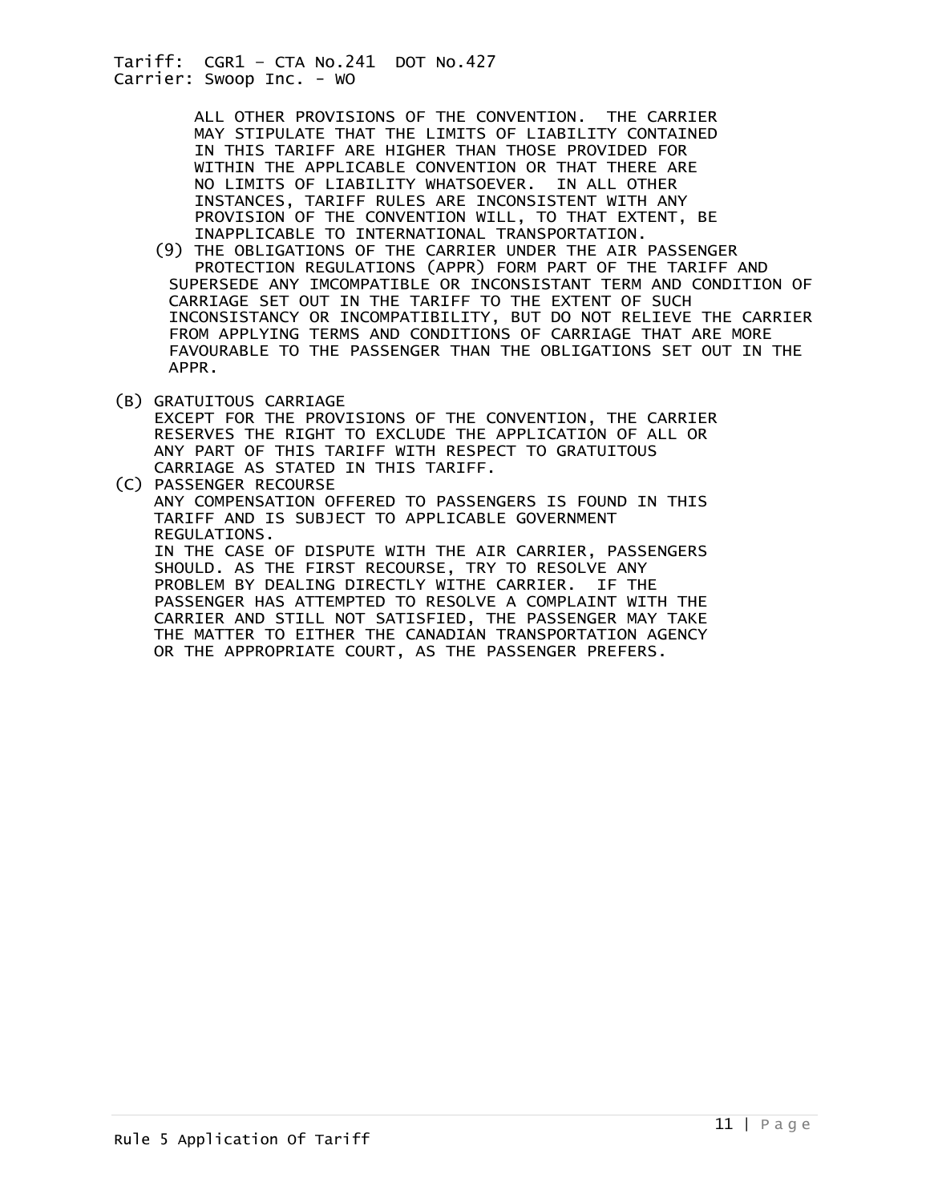ALL OTHER PROVISIONS OF THE CONVENTION. THE CARRIER MAY STIPULATE THAT THE LIMITS OF LIABILITY CONTAINED IN THIS TARIFF ARE HIGHER THAN THOSE PROVIDED FOR WITHIN THE APPLICABLE CONVENTION OR THAT THERE ARE NO LIMITS OF LIABILITY WHATSOEVER. IN ALL OTHER INSTANCES, TARIFF RULES ARE INCONSISTENT WITH ANY PROVISION OF THE CONVENTION WILL, TO THAT EXTENT, BE INAPPLICABLE TO INTERNATIONAL TRANSPORTATION.

(9) THE OBLIGATIONS OF THE CARRIER UNDER THE AIR PASSENGER PROTECTION REGULATIONS (APPR) FORM PART OF THE TARIFF AND SUPERSEDE ANY IMCOMPATIBLE OR INCONSISTANT TERM AND CONDITION OF CARRIAGE SET OUT IN THE TARIFF TO THE EXTENT OF SUCH INCONSISTANCY OR INCOMPATIBILITY, BUT DO NOT RELIEVE THE CARRIER FROM APPLYING TERMS AND CONDITIONS OF CARRIAGE THAT ARE MORE FAVOURABLE TO THE PASSENGER THAN THE OBLIGATIONS SET OUT IN THE APPR.

(B) GRATUITOUS CARRIAGE

EXCEPT FOR THE PROVISIONS OF THE CONVENTION, THE CARRIER RESERVES THE RIGHT TO EXCLUDE THE APPLICATION OF ALL OR ANY PART OF THIS TARIFF WITH RESPECT TO GRATUITOUS CARRIAGE AS STATED IN THIS TARIFF.

(C) PASSENGER RECOURSE

ANY COMPENSATION OFFERED TO PASSENGERS IS FOUND IN THIS TARIFF AND IS SUBJECT TO APPLICABLE GOVERNMENT REGULATIONS.

IN THE CASE OF DISPUTE WITH THE AIR CARRIER, PASSENGERS SHOULD. AS THE FIRST RECOURSE, TRY TO RESOLVE ANY PROBLEM BY DEALING DIRECTLY WITHE CARRIER. IF THE PASSENGER HAS ATTEMPTED TO RESOLVE A COMPLAINT WITH THE CARRIER AND STILL NOT SATISFIED, THE PASSENGER MAY TAKE THE MATTER TO EITHER THE CANADIAN TRANSPORTATION AGENCY OR THE APPROPRIATE COURT, AS THE PASSENGER PREFERS.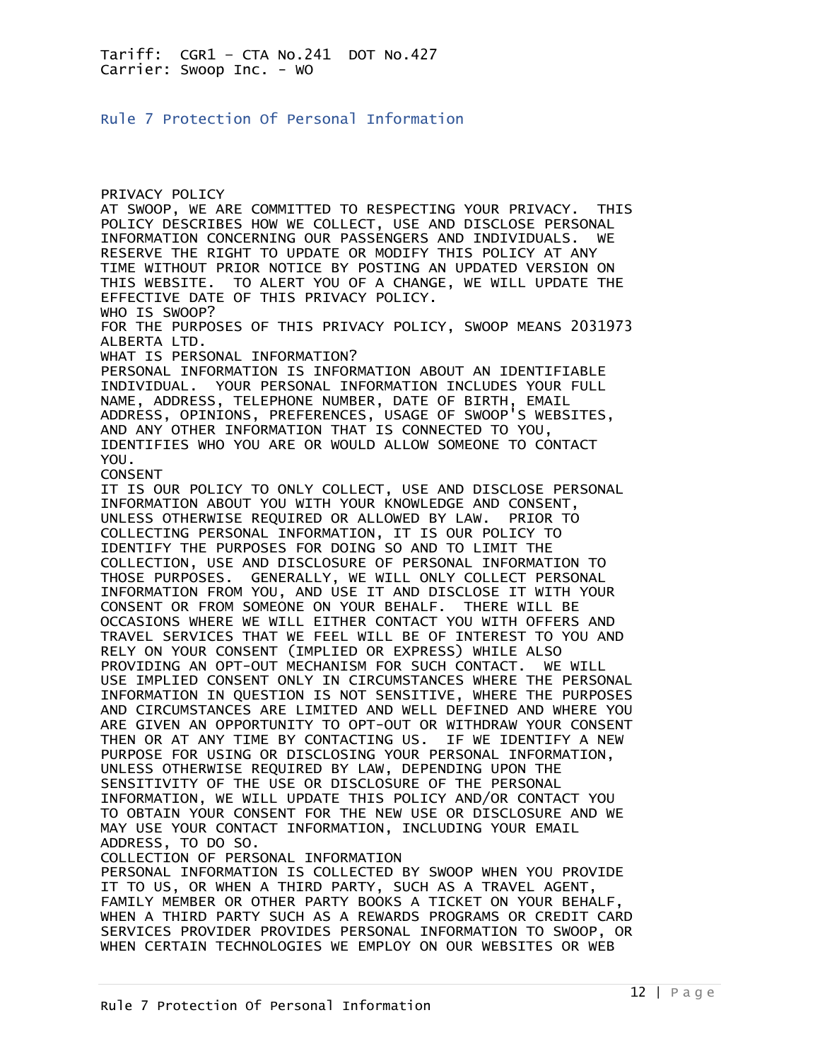Tariff: CGR1 – CTA No.241 DOT No.427
Carrier: Swoop Inc. - WO

## Rule 7 Protection Of Personal Information

### PRIVACY POLICY

AT SWOOP, WE ARE COMMITTED TO RESPECTING YOUR PRIVACY. THIS POLICY DESCRIBES HOW WE COLLECT, USE AND DISCLOSE PERSONAL INFORMATION CONCERNING OUR PASSENGERS AND INDIVIDUALS. WE RESERVE THE RIGHT TO UPDATE OR MODIFY THIS POLICY AT ANY TIME WITHOUT PRIOR NOTICE BY POSTING AN UPDATED VERSION ON THIS WEBSITE. TO ALERT YOU OF A CHANGE, WE WILL UPDATE THE EFFECTIVE DATE OF THIS PRIVACY POLICY.

### WHO IS SWOOP?

FOR THE PURPOSES OF THIS PRIVACY POLICY, SWOOP MEANS 2031973 ALBERTA LTD.

### WHAT IS PERSONAL INFORMATION?

PERSONAL INFORMATION IS INFORMATION ABOUT AN IDENTIFIABLE INDIVIDUAL. YOUR PERSONAL INFORMATION INCLUDES YOUR FULL NAME, ADDRESS, TELEPHONE NUMBER, DATE OF BIRTH, EMAIL ADDRESS, OPINIONS, PREFERENCES, USAGE OF SWOOP'S WEBSITES, AND ANY OTHER INFORMATION THAT IS CONNECTED TO YOU, IDENTIFIES WHO YOU ARE OR WOULD ALLOW SOMEONE TO CONTACT YOU.

### CONSENT

IT IS OUR POLICY TO ONLY COLLECT, USE AND DISCLOSE PERSONAL INFORMATION ABOUT YOU WITH YOUR KNOWLEDGE AND CONSENT, UNLESS OTHERWISE REQUIRED OR ALLOWED BY LAW. PRIOR TO COLLECTING PERSONAL INFORMATION, IT IS OUR POLICY TO IDENTIFY THE PURPOSES FOR DOING SO AND TO LIMIT THE COLLECTION, USE AND DISCLOSURE OF PERSONAL INFORMATION TO THOSE PURPOSES. GENERALLY, WE WILL ONLY COLLECT PERSONAL INFORMATION FROM YOU, AND USE IT AND DISCLOSE IT WITH YOUR CONSENT OR FROM SOMEONE ON YOUR BEHALF. THERE WILL BE OCCASIONS WHERE WE WILL EITHER CONTACT YOU WITH OFFERS AND TRAVEL SERVICES THAT WE FEEL WILL BE OF INTEREST TO YOU AND RELY ON YOUR CONSENT (IMPLIED OR EXPRESS) WHILE ALSO PROVIDING AN OPT-OUT MECHANISM FOR SUCH CONTACT. WE WILL USE IMPLIED CONSENT ONLY IN CIRCUMSTANCES WHERE THE PERSONAL INFORMATION IN QUESTION IS NOT SENSITIVE, WHERE THE PURPOSES AND CIRCUMSTANCES ARE LIMITED AND WELL DEFINED AND WHERE YOU ARE GIVEN AN OPPORTUNITY TO OPT-OUT OR WITHDRAW YOUR CONSENT THEN OR AT ANY TIME BY CONTACTING US. IF WE IDENTIFY A NEW PURPOSE FOR USING OR DISCLOSING YOUR PERSONAL INFORMATION, UNLESS OTHERWISE REQUIRED BY LAW, DEPENDING UPON THE SENSITIVITY OF THE USE OR DISCLOSURE OF THE PERSONAL INFORMATION, WE WILL UPDATE THIS POLICY AND/OR CONTACT YOU TO OBTAIN YOUR CONSENT FOR THE NEW USE OR DISCLOSURE AND WE MAY USE YOUR CONTACT INFORMATION, INCLUDING YOUR EMAIL ADDRESS, TO DO SO.

### COLLECTION OF PERSONAL INFORMATION

PERSONAL INFORMATION IS COLLECTED BY SWOOP WHEN YOU PROVIDE IT TO US, OR WHEN A THIRD PARTY, SUCH AS A TRAVEL AGENT, FAMILY MEMBER OR OTHER PARTY BOOKS A TICKET ON YOUR BEHALF, WHEN A THIRD PARTY SUCH AS A REWARDS PROGRAMS OR CREDIT CARD SERVICES PROVIDER PROVIDES PERSONAL INFORMATION TO SWOOP, OR WHEN CERTAIN TECHNOLOGIES WE EMPLOY ON OUR WEBSITES OR WEB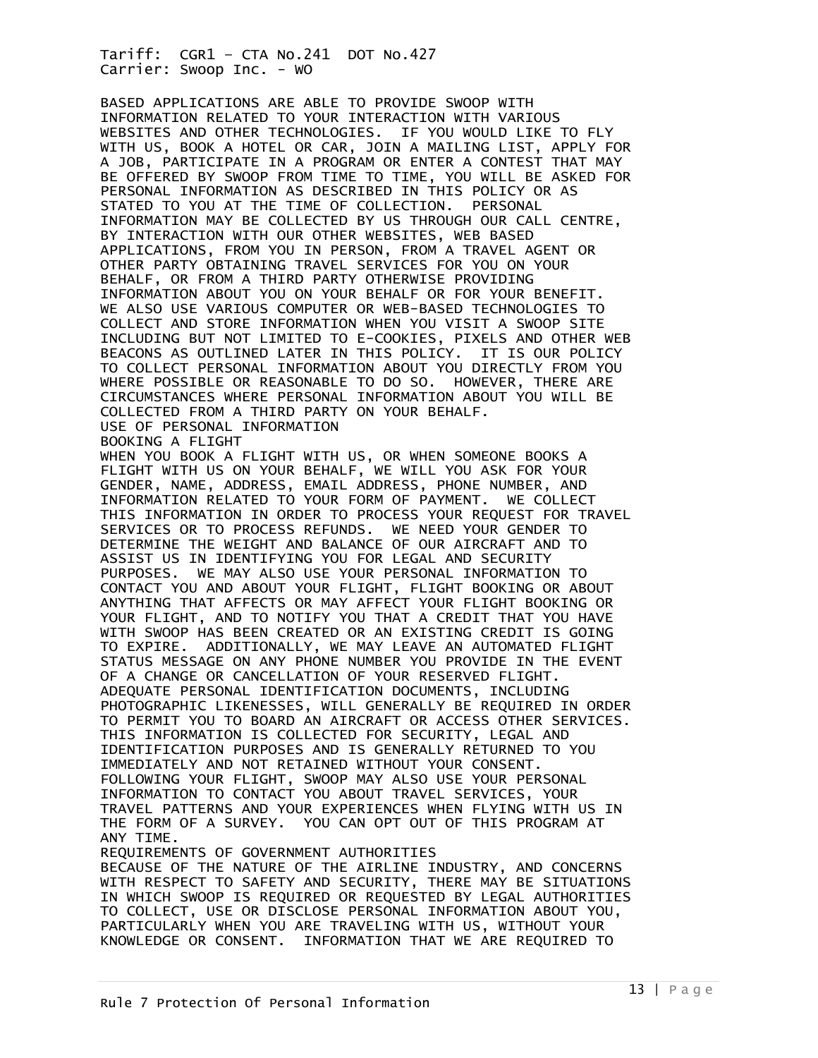BASED APPLICATIONS ARE ABLE TO PROVIDE SWOOP WITH INFORMATION RELATED TO YOUR INTERACTION WITH VARIOUS WEBSITES AND OTHER TECHNOLOGIES. IF YOU WOULD LIKE TO FLY WITH US, BOOK A HOTEL OR CAR, JOIN A MAILING LIST, APPLY FOR A JOB, PARTICIPATE IN A PROGRAM OR ENTER A CONTEST THAT MAY BE OFFERED BY SWOOP FROM TIME TO TIME, YOU WILL BE ASKED FOR PERSONAL INFORMATION AS DESCRIBED IN THIS POLICY OR AS STATED TO YOU AT THE TIME OF COLLECTION. PERSONAL INFORMATION MAY BE COLLECTED BY US THROUGH OUR CALL CENTRE, BY INTERACTION WITH OUR OTHER WEBSITES, WEB BASED APPLICATIONS, FROM YOU IN PERSON, FROM A TRAVEL AGENT OR OTHER PARTY OBTAINING TRAVEL SERVICES FOR YOU ON YOUR BEHALF, OR FROM A THIRD PARTY OTHERWISE PROVIDING INFORMATION ABOUT YOU ON YOUR BEHALF OR FOR YOUR BENEFIT. WE ALSO USE VARIOUS COMPUTER OR WEB-BASED TECHNOLOGIES TO COLLECT AND STORE INFORMATION WHEN YOU VISIT A SWOOP SITE INCLUDING BUT NOT LIMITED TO E-COOKIES, PIXELS AND OTHER WEB BEACONS AS OUTLINED LATER IN THIS POLICY. IT IS OUR POLICY TO COLLECT PERSONAL INFORMATION ABOUT YOU DIRECTLY FROM YOU WHERE POSSIBLE OR REASONABLE TO DO SO. HOWEVER, THERE ARE CIRCUMSTANCES WHERE PERSONAL INFORMATION ABOUT YOU WILL BE COLLECTED FROM A THIRD PARTY ON YOUR BEHALF.

USE OF PERSONAL INFORMATION

BOOKING A FLIGHT

WHEN YOU BOOK A FLIGHT WITH US, OR WHEN SOMEONE BOOKS A FLIGHT WITH US ON YOUR BEHALF, WE WILL YOU ASK FOR YOUR GENDER, NAME, ADDRESS, EMAIL ADDRESS, PHONE NUMBER, AND INFORMATION RELATED TO YOUR FORM OF PAYMENT. WE COLLECT THIS INFORMATION IN ORDER TO PROCESS YOUR REQUEST FOR TRAVEL SERVICES OR TO PROCESS REFUNDS. WE NEED YOUR GENDER TO DETERMINE THE WEIGHT AND BALANCE OF OUR AIRCRAFT AND TO ASSIST US IN IDENTIFYING YOU FOR LEGAL AND SECURITY PURPOSES. WE MAY ALSO USE YOUR PERSONAL INFORMATION TO CONTACT YOU AND ABOUT YOUR FLIGHT, FLIGHT BOOKING OR ABOUT ANYTHING THAT AFFECTS OR MAY AFFECT YOUR FLIGHT BOOKING OR YOUR FLIGHT, AND TO NOTIFY YOU THAT A CREDIT THAT YOU HAVE WITH SWOOP HAS BEEN CREATED OR AN EXISTING CREDIT IS GOING TO EXPIRE. ADDITIONALLY, WE MAY LEAVE AN AUTOMATED FLIGHT STATUS MESSAGE ON ANY PHONE NUMBER YOU PROVIDE IN THE EVENT OF A CHANGE OR CANCELLATION OF YOUR RESERVED FLIGHT. ADEQUATE PERSONAL IDENTIFICATION DOCUMENTS, INCLUDING PHOTOGRAPHIC LIKENESSES, WILL GENERALLY BE REQUIRED IN ORDER TO PERMIT YOU TO BOARD AN AIRCRAFT OR ACCESS OTHER SERVICES. THIS INFORMATION IS COLLECTED FOR SECURITY, LEGAL AND IDENTIFICATION PURPOSES AND IS GENERALLY RETURNED TO YOU IMMEDIATELY AND NOT RETAINED WITHOUT YOUR CONSENT. FOLLOWING YOUR FLIGHT, SWOOP MAY ALSO USE YOUR PERSONAL INFORMATION TO CONTACT YOU ABOUT TRAVEL SERVICES, YOUR TRAVEL PATTERNS AND YOUR EXPERIENCES WHEN FLYING WITH US IN THE FORM OF A SURVEY. YOU CAN OPT OUT OF THIS PROGRAM AT ANY TIME.

REQUIREMENTS OF GOVERNMENT AUTHORITIES

BECAUSE OF THE NATURE OF THE AIRLINE INDUSTRY, AND CONCERNS WITH RESPECT TO SAFETY AND SECURITY, THERE MAY BE SITUATIONS IN WHICH SWOOP IS REQUIRED OR REQUESTED BY LEGAL AUTHORITIES TO COLLECT, USE OR DISCLOSE PERSONAL INFORMATION ABOUT YOU, PARTICULARLY WHEN YOU ARE TRAVELING WITH US, WITHOUT YOUR KNOWLEDGE OR CONSENT. INFORMATION THAT WE ARE REQUIRED TO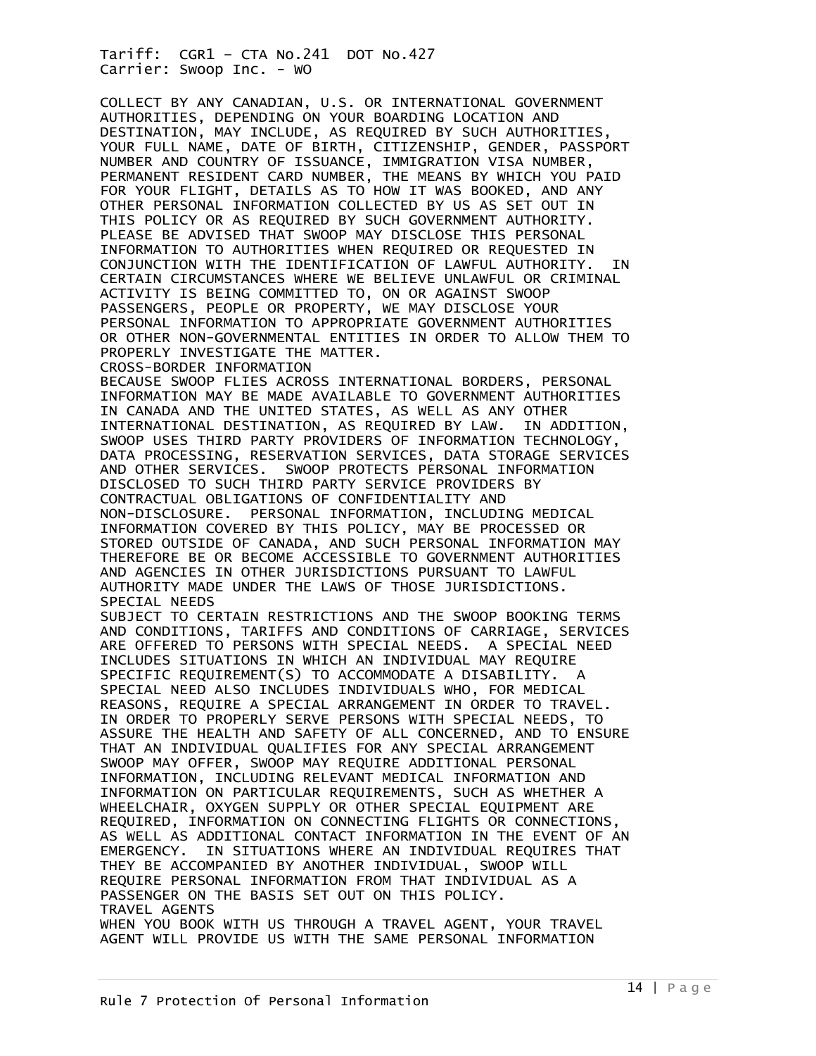COLLECT BY ANY CANADIAN, U.S. OR INTERNATIONAL GOVERNMENT AUTHORITIES, DEPENDING ON YOUR BOARDING LOCATION AND DESTINATION, MAY INCLUDE, AS REQUIRED BY SUCH AUTHORITIES, YOUR FULL NAME, DATE OF BIRTH, CITIZENSHIP, GENDER, PASSPORT NUMBER AND COUNTRY OF ISSUANCE, IMMIGRATION VISA NUMBER, PERMANENT RESIDENT CARD NUMBER, THE MEANS BY WHICH YOU PAID FOR YOUR FLIGHT, DETAILS AS TO HOW IT WAS BOOKED, AND ANY OTHER PERSONAL INFORMATION COLLECTED BY US AS SET OUT IN THIS POLICY OR AS REQUIRED BY SUCH GOVERNMENT AUTHORITY. PLEASE BE ADVISED THAT SWOOP MAY DISCLOSE THIS PERSONAL INFORMATION TO AUTHORITIES WHEN REQUIRED OR REQUESTED IN CONJUNCTION WITH THE IDENTIFICATION OF LAWFUL AUTHORITY. IN CERTAIN CIRCUMSTANCES WHERE WE BELIEVE UNLAWFUL OR CRIMINAL ACTIVITY IS BEING COMMITTED TO, ON OR AGAINST SWOOP PASSENGERS, PEOPLE OR PROPERTY, WE MAY DISCLOSE YOUR PERSONAL INFORMATION TO APPROPRIATE GOVERNMENT AUTHORITIES OR OTHER NON-GOVERNMENTAL ENTITIES IN ORDER TO ALLOW THEM TO PROPERLY INVESTIGATE THE MATTER.

CROSS-BORDER INFORMATION

BECAUSE SWOOP FLIES ACROSS INTERNATIONAL BORDERS, PERSONAL INFORMATION MAY BE MADE AVAILABLE TO GOVERNMENT AUTHORITIES IN CANADA AND THE UNITED STATES, AS WELL AS ANY OTHER INTERNATIONAL DESTINATION, AS REQUIRED BY LAW. IN ADDITION, SWOOP USES THIRD PARTY PROVIDERS OF INFORMATION TECHNOLOGY, DATA PROCESSING, RESERVATION SERVICES, DATA STORAGE SERVICES AND OTHER SERVICES. SWOOP PROTECTS PERSONAL INFORMATION DISCLOSED TO SUCH THIRD PARTY SERVICE PROVIDERS BY CONTRACTUAL OBLIGATIONS OF CONFIDENTIALITY AND NON-DISCLOSURE. PERSONAL INFORMATION, INCLUDING MEDICAL INFORMATION COVERED BY THIS POLICY, MAY BE PROCESSED OR STORED OUTSIDE OF CANADA, AND SUCH PERSONAL INFORMATION MAY THEREFORE BE OR BECOME ACCESSIBLE TO GOVERNMENT AUTHORITIES AND AGENCIES IN OTHER JURISDICTIONS PURSUANT TO LAWFUL AUTHORITY MADE UNDER THE LAWS OF THOSE JURISDICTIONS.

SPECIAL NEEDS

SUBJECT TO CERTAIN RESTRICTIONS AND THE SWOOP BOOKING TERMS AND CONDITIONS, TARIFFS AND CONDITIONS OF CARRIAGE, SERVICES ARE OFFERED TO PERSONS WITH SPECIAL NEEDS. A SPECIAL NEED INCLUDES SITUATIONS IN WHICH AN INDIVIDUAL MAY REQUIRE SPECIFIC REQUIREMENT(S) TO ACCOMMODATE A DISABILITY. A SPECIAL NEED ALSO INCLUDES INDIVIDUALS WHO, FOR MEDICAL REASONS, REQUIRE A SPECIAL ARRANGEMENT IN ORDER TO TRAVEL. IN ORDER TO PROPERLY SERVE PERSONS WITH SPECIAL NEEDS, TO ASSURE THE HEALTH AND SAFETY OF ALL CONCERNED, AND TO ENSURE THAT AN INDIVIDUAL QUALIFIES FOR ANY SPECIAL ARRANGEMENT SWOOP MAY OFFER, SWOOP MAY REQUIRE ADDITIONAL PERSONAL INFORMATION, INCLUDING RELEVANT MEDICAL INFORMATION AND INFORMATION ON PARTICULAR REQUIREMENTS, SUCH AS WHETHER A WHEELCHAIR, OXYGEN SUPPLY OR OTHER SPECIAL EQUIPMENT ARE REQUIRED, INFORMATION ON CONNECTING FLIGHTS OR CONNECTIONS, AS WELL AS ADDITIONAL CONTACT INFORMATION IN THE EVENT OF AN EMERGENCY. IN SITUATIONS WHERE AN INDIVIDUAL REQUIRES THAT THEY BE ACCOMPANIED BY ANOTHER INDIVIDUAL, SWOOP WILL REQUIRE PERSONAL INFORMATION FROM THAT INDIVIDUAL AS A PASSENGER ON THE BASIS SET OUT ON THIS POLICY.

TRAVEL AGENTS

WHEN YOU BOOK WITH US THROUGH A TRAVEL AGENT, YOUR TRAVEL AGENT WILL PROVIDE US WITH THE SAME PERSONAL INFORMATION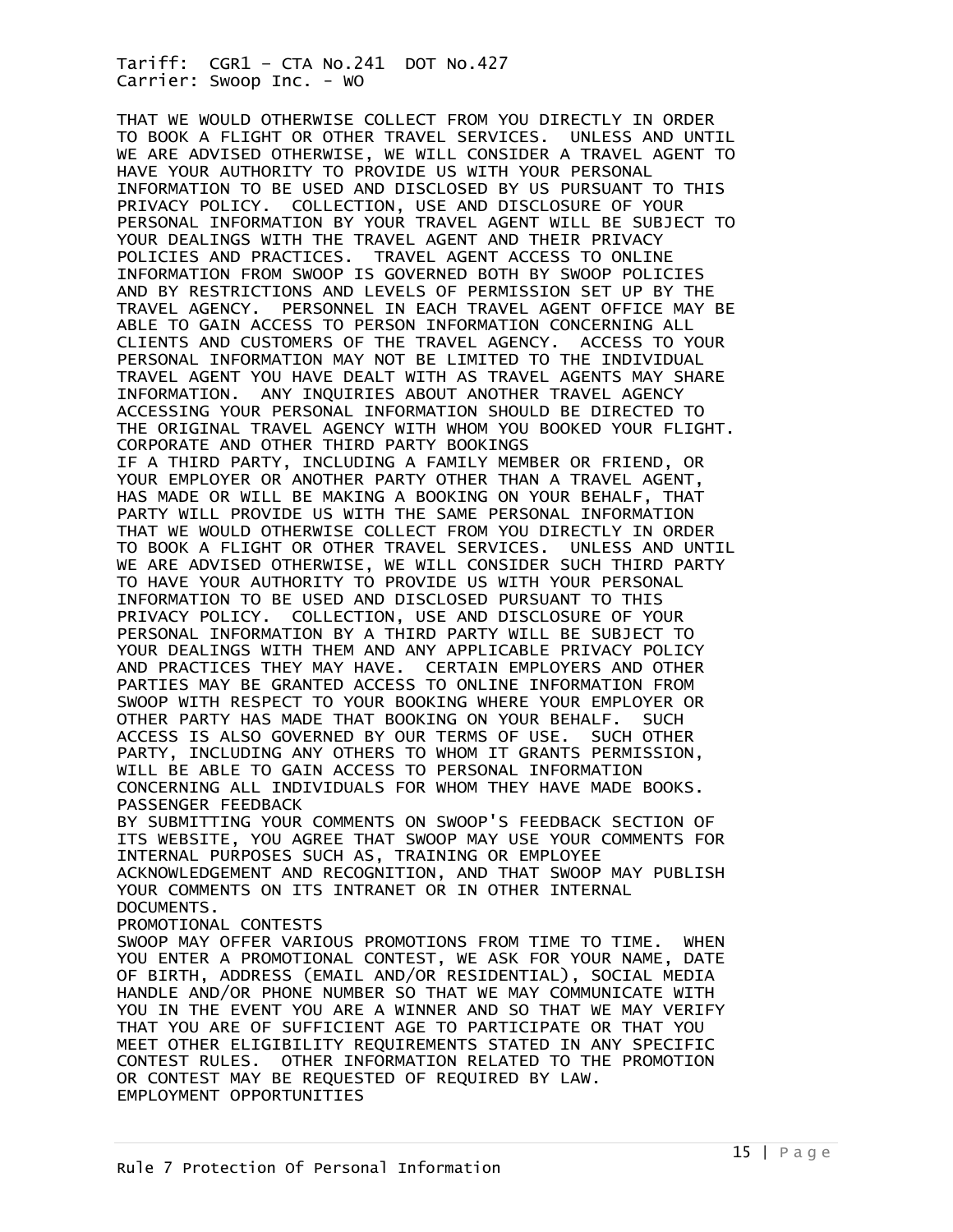THAT WE WOULD OTHERWISE COLLECT FROM YOU DIRECTLY IN ORDER TO BOOK A FLIGHT OR OTHER TRAVEL SERVICES. UNLESS AND UNTIL WE ARE ADVISED OTHERWISE, WE WILL CONSIDER A TRAVEL AGENT TO HAVE YOUR AUTHORITY TO PROVIDE US WITH YOUR PERSONAL INFORMATION TO BE USED AND DISCLOSED BY US PURSUANT TO THIS PRIVACY POLICY. COLLECTION, USE AND DISCLOSURE OF YOUR PERSONAL INFORMATION BY YOUR TRAVEL AGENT WILL BE SUBJECT TO YOUR DEALINGS WITH THE TRAVEL AGENT AND THEIR PRIVACY POLICIES AND PRACTICES. TRAVEL AGENT ACCESS TO ONLINE INFORMATION FROM SWOOP IS GOVERNED BOTH BY SWOOP POLICIES AND BY RESTRICTIONS AND LEVELS OF PERMISSION SET UP BY THE TRAVEL AGENCY. PERSONNEL IN EACH TRAVEL AGENT OFFICE MAY BE ABLE TO GAIN ACCESS TO PERSON INFORMATION CONCERNING ALL CLIENTS AND CUSTOMERS OF THE TRAVEL AGENCY. ACCESS TO YOUR PERSONAL INFORMATION MAY NOT BE LIMITED TO THE INDIVIDUAL TRAVEL AGENT YOU HAVE DEALT WITH AS TRAVEL AGENTS MAY SHARE INFORMATION. ANY INQUIRIES ABOUT ANOTHER TRAVEL AGENCY ACCESSING YOUR PERSONAL INFORMATION SHOULD BE DIRECTED TO THE ORIGINAL TRAVEL AGENCY WITH WHOM YOU BOOKED YOUR FLIGHT.

CORPORATE AND OTHER THIRD PARTY BOOKINGS

IF A THIRD PARTY, INCLUDING A FAMILY MEMBER OR FRIEND, OR YOUR EMPLOYER OR ANOTHER PARTY OTHER THAN A TRAVEL AGENT, HAS MADE OR WILL BE MAKING A BOOKING ON YOUR BEHALF, THAT PARTY WILL PROVIDE US WITH THE SAME PERSONAL INFORMATION THAT WE WOULD OTHERWISE COLLECT FROM YOU DIRECTLY IN ORDER TO BOOK A FLIGHT OR OTHER TRAVEL SERVICES. UNLESS AND UNTIL WE ARE ADVISED OTHERWISE, WE WILL CONSIDER SUCH THIRD PARTY TO HAVE YOUR AUTHORITY TO PROVIDE US WITH YOUR PERSONAL INFORMATION TO BE USED AND DISCLOSED PURSUANT TO THIS PRIVACY POLICY. COLLECTION, USE AND DISCLOSURE OF YOUR PERSONAL INFORMATION BY A THIRD PARTY WILL BE SUBJECT TO YOUR DEALINGS WITH THEM AND ANY APPLICABLE PRIVACY POLICY AND PRACTICES THEY MAY HAVE. CERTAIN EMPLOYERS AND OTHER PARTIES MAY BE GRANTED ACCESS TO ONLINE INFORMATION FROM SWOOP WITH RESPECT TO YOUR BOOKING WHERE YOUR EMPLOYER OR OTHER PARTY HAS MADE THAT BOOKING ON YOUR BEHALF. SUCH ACCESS IS ALSO GOVERNED BY OUR TERMS OF USE. SUCH OTHER PARTY, INCLUDING ANY OTHERS TO WHOM IT GRANTS PERMISSION, WILL BE ABLE TO GAIN ACCESS TO PERSONAL INFORMATION CONCERNING ALL INDIVIDUALS FOR WHOM THEY HAVE MADE BOOKS.

PASSENGER FEEDBACK

BY SUBMITTING YOUR COMMENTS ON SWOOP'S FEEDBACK SECTION OF ITS WEBSITE, YOU AGREE THAT SWOOP MAY USE YOUR COMMENTS FOR INTERNAL PURPOSES SUCH AS, TRAINING OR EMPLOYEE ACKNOWLEDGEMENT AND RECOGNITION, AND THAT SWOOP MAY PUBLISH YOUR COMMENTS ON ITS INTRANET OR IN OTHER INTERNAL DOCUMENTS.

PROMOTIONAL CONTESTS

SWOOP MAY OFFER VARIOUS PROMOTIONS FROM TIME TO TIME. WHEN YOU ENTER A PROMOTIONAL CONTEST, WE ASK FOR YOUR NAME, DATE OF BIRTH, ADDRESS (EMAIL AND/OR RESIDENTIAL), SOCIAL MEDIA HANDLE AND/OR PHONE NUMBER SO THAT WE MAY COMMUNICATE WITH YOU IN THE EVENT YOU ARE A WINNER AND SO THAT WE MAY VERIFY THAT YOU ARE OF SUFFICIENT AGE TO PARTICIPATE OR THAT YOU MEET OTHER ELIGIBILITY REQUIREMENTS STATED IN ANY SPECIFIC CONTEST RULES. OTHER INFORMATION RELATED TO THE PROMOTION OR CONTEST MAY BE REQUESTED OF REQUIRED BY LAW.

EMPLOYMENT OPPORTUNITIES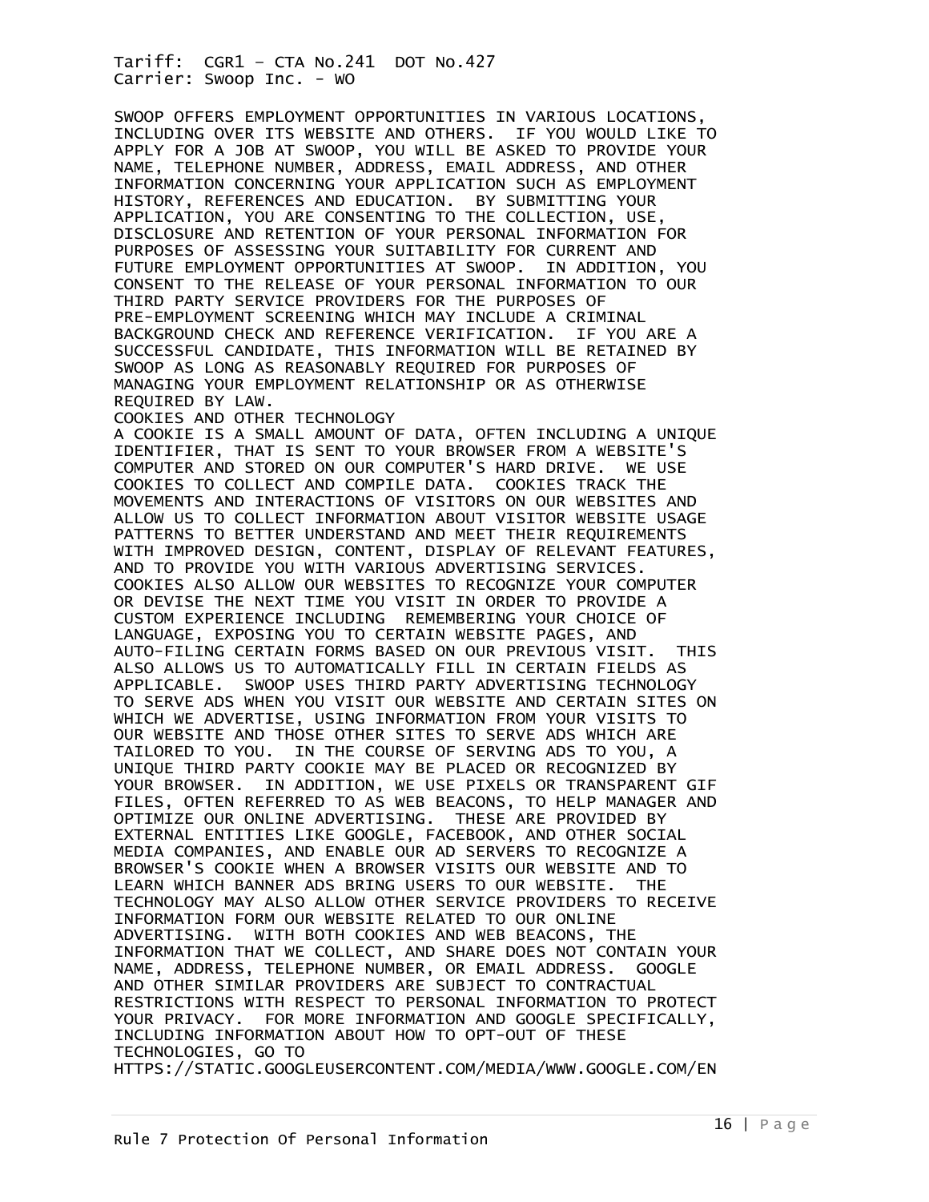SWOOP OFFERS EMPLOYMENT OPPORTUNITIES IN VARIOUS LOCATIONS, INCLUDING OVER ITS WEBSITE AND OTHERS. IF YOU WOULD LIKE TO APPLY FOR A JOB AT SWOOP, YOU WILL BE ASKED TO PROVIDE YOUR NAME, TELEPHONE NUMBER, ADDRESS, EMAIL ADDRESS, AND OTHER INFORMATION CONCERNING YOUR APPLICATION SUCH AS EMPLOYMENT HISTORY, REFERENCES AND EDUCATION. BY SUBMITTING YOUR APPLICATION, YOU ARE CONSENTING TO THE COLLECTION, USE, DISCLOSURE AND RETENTION OF YOUR PERSONAL INFORMATION FOR PURPOSES OF ASSESSING YOUR SUITABILITY FOR CURRENT AND FUTURE EMPLOYMENT OPPORTUNITIES AT SWOOP. IN ADDITION, YOU CONSENT TO THE RELEASE OF YOUR PERSONAL INFORMATION TO OUR THIRD PARTY SERVICE PROVIDERS FOR THE PURPOSES OF PRE-EMPLOYMENT SCREENING WHICH MAY INCLUDE A CRIMINAL BACKGROUND CHECK AND REFERENCE VERIFICATION. IF YOU ARE A SUCCESSFUL CANDIDATE, THIS INFORMATION WILL BE RETAINED BY SWOOP AS LONG AS REASONABLY REQUIRED FOR PURPOSES OF MANAGING YOUR EMPLOYMENT RELATIONSHIP OR AS OTHERWISE REQUIRED BY LAW.

COOKIES AND OTHER TECHNOLOGY

A COOKIE IS A SMALL AMOUNT OF DATA, OFTEN INCLUDING A UNIQUE IDENTIFIER, THAT IS SENT TO YOUR BROWSER FROM A WEBSITE'S COMPUTER AND STORED ON OUR COMPUTER'S HARD DRIVE. WE USE COOKIES TO COLLECT AND COMPILE DATA. COOKIES TRACK THE MOVEMENTS AND INTERACTIONS OF VISITORS ON OUR WEBSITES AND ALLOW US TO COLLECT INFORMATION ABOUT VISITOR WEBSITE USAGE PATTERNS TO BETTER UNDERSTAND AND MEET THEIR REQUIREMENTS WITH IMPROVED DESIGN, CONTENT, DISPLAY OF RELEVANT FEATURES, AND TO PROVIDE YOU WITH VARIOUS ADVERTISING SERVICES. COOKIES ALSO ALLOW OUR WEBSITES TO RECOGNIZE YOUR COMPUTER OR DEVISE THE NEXT TIME YOU VISIT IN ORDER TO PROVIDE A CUSTOM EXPERIENCE INCLUDING REMEMBERING YOUR CHOICE OF LANGUAGE, EXPOSING YOU TO CERTAIN WEBSITE PAGES, AND AUTO-FILING CERTAIN FORMS BASED ON OUR PREVIOUS VISIT. THIS ALSO ALLOWS US TO AUTOMATICALLY FILL IN CERTAIN FIELDS AS APPLICABLE. SWOOP USES THIRD PARTY ADVERTISING TECHNOLOGY TO SERVE ADS WHEN YOU VISIT OUR WEBSITE AND CERTAIN SITES ON WHICH WE ADVERTISE, USING INFORMATION FROM YOUR VISITS TO OUR WEBSITE AND THOSE OTHER SITES TO SERVE ADS WHICH ARE TAILORED TO YOU. IN THE COURSE OF SERVING ADS TO YOU, A UNIQUE THIRD PARTY COOKIE MAY BE PLACED OR RECOGNIZED BY YOUR BROWSER. IN ADDITION, WE USE PIXELS OR TRANSPARENT GIF FILES, OFTEN REFERRED TO AS WEB BEACONS, TO HELP MANAGER AND OPTIMIZE OUR ONLINE ADVERTISING. THESE ARE PROVIDED BY EXTERNAL ENTITIES LIKE GOOGLE, FACEBOOK, AND OTHER SOCIAL MEDIA COMPANIES, AND ENABLE OUR AD SERVERS TO RECOGNIZE A BROWSER'S COOKIE WHEN A BROWSER VISITS OUR WEBSITE AND TO LEARN WHICH BANNER ADS BRING USERS TO OUR WEBSITE. THE TECHNOLOGY MAY ALSO ALLOW OTHER SERVICE PROVIDERS TO RECEIVE INFORMATION FORM OUR WEBSITE RELATED TO OUR ONLINE ADVERTISING. WITH BOTH COOKIES AND WEB BEACONS, THE INFORMATION THAT WE COLLECT, AND SHARE DOES NOT CONTAIN YOUR NAME, ADDRESS, TELEPHONE NUMBER, OR EMAIL ADDRESS. GOOGLE AND OTHER SIMILAR PROVIDERS ARE SUBJECT TO CONTRACTUAL RESTRICTIONS WITH RESPECT TO PERSONAL INFORMATION TO PROTECT YOUR PRIVACY. FOR MORE INFORMATION AND GOOGLE SPECIFICALLY, INCLUDING INFORMATION ABOUT HOW TO OPT-OUT OF THESE TECHNOLOGIES, GO TO
HTTPS://STATIC.GOOGLEUSERCONTENT.COM/MEDIA/WWW.GOOGLE.COM/EN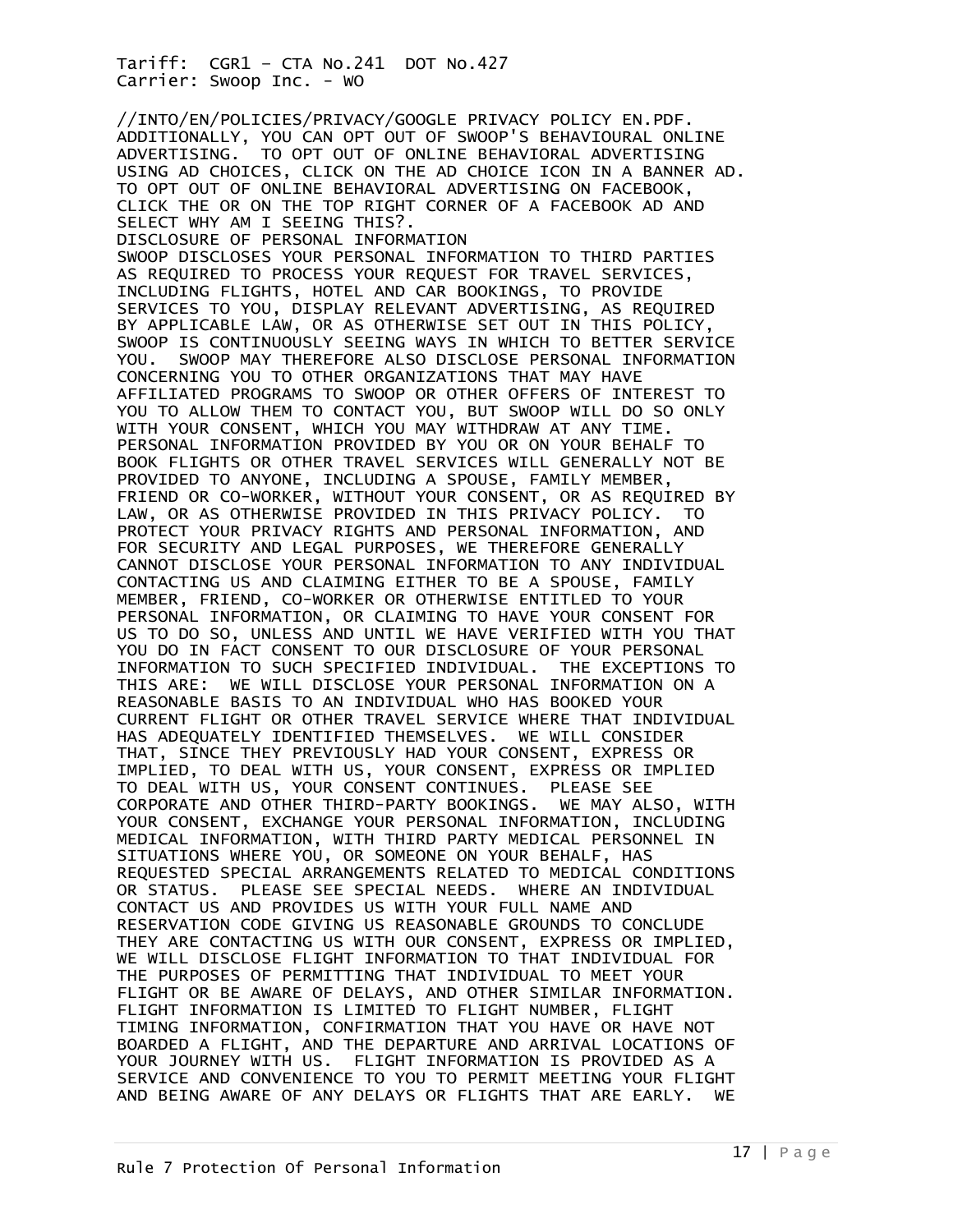//INTO/EN/POLICIES/PRIVACY/GOOGLE PRIVACY POLICY EN.PDF. ADDITIONALLY, YOU CAN OPT OUT OF SWOOP'S BEHAVIOURAL ONLINE ADVERTISING. TO OPT OUT OF ONLINE BEHAVIORAL ADVERTISING USING AD CHOICES, CLICK ON THE AD CHOICE ICON IN A BANNER AD. TO OPT OUT OF ONLINE BEHAVIORAL ADVERTISING ON FACEBOOK, CLICK THE OR ON THE TOP RIGHT CORNER OF A FACEBOOK AD AND SELECT WHY AM I SEEING THIS?.

DISCLOSURE OF PERSONAL INFORMATION

SWOOP DISCLOSES YOUR PERSONAL INFORMATION TO THIRD PARTIES AS REQUIRED TO PROCESS YOUR REQUEST FOR TRAVEL SERVICES, INCLUDING FLIGHTS, HOTEL AND CAR BOOKINGS, TO PROVIDE SERVICES TO YOU, DISPLAY RELEVANT ADVERTISING, AS REQUIRED BY APPLICABLE LAW, OR AS OTHERWISE SET OUT IN THIS POLICY, SWOOP IS CONTINUOUSLY SEEING WAYS IN WHICH TO BETTER SERVICE YOU. SWOOP MAY THEREFORE ALSO DISCLOSE PERSONAL INFORMATION CONCERNING YOU TO OTHER ORGANIZATIONS THAT MAY HAVE AFFILIATED PROGRAMS TO SWOOP OR OTHER OFFERS OF INTEREST TO YOU TO ALLOW THEM TO CONTACT YOU, BUT SWOOP WILL DO SO ONLY WITH YOUR CONSENT, WHICH YOU MAY WITHDRAW AT ANY TIME. PERSONAL INFORMATION PROVIDED BY YOU OR ON YOUR BEHALF TO BOOK FLIGHTS OR OTHER TRAVEL SERVICES WILL GENERALLY NOT BE PROVIDED TO ANYONE, INCLUDING A SPOUSE, FAMILY MEMBER, FRIEND OR CO-WORKER, WITHOUT YOUR CONSENT, OR AS REQUIRED BY LAW, OR AS OTHERWISE PROVIDED IN THIS PRIVACY POLICY. TO PROTECT YOUR PRIVACY RIGHTS AND PERSONAL INFORMATION, AND FOR SECURITY AND LEGAL PURPOSES, WE THEREFORE GENERALLY CANNOT DISCLOSE YOUR PERSONAL INFORMATION TO ANY INDIVIDUAL CONTACTING US AND CLAIMING EITHER TO BE A SPOUSE, FAMILY MEMBER, FRIEND, CO-WORKER OR OTHERWISE ENTITLED TO YOUR PERSONAL INFORMATION, OR CLAIMING TO HAVE YOUR CONSENT FOR US TO DO SO, UNLESS AND UNTIL WE HAVE VERIFIED WITH YOU THAT YOU DO IN FACT CONSENT TO OUR DISCLOSURE OF YOUR PERSONAL INFORMATION TO SUCH SPECIFIED INDIVIDUAL. THE EXCEPTIONS TO THIS ARE: WE WILL DISCLOSE YOUR PERSONAL INFORMATION ON A REASONABLE BASIS TO AN INDIVIDUAL WHO HAS BOOKED YOUR CURRENT FLIGHT OR OTHER TRAVEL SERVICE WHERE THAT INDIVIDUAL HAS ADEQUATELY IDENTIFIED THEMSELVES. WE WILL CONSIDER THAT, SINCE THEY PREVIOUSLY HAD YOUR CONSENT, EXPRESS OR IMPLIED, TO DEAL WITH US, YOUR CONSENT, EXPRESS OR IMPLIED TO DEAL WITH US, YOUR CONSENT CONTINUES. PLEASE SEE CORPORATE AND OTHER THIRD-PARTY BOOKINGS. WE MAY ALSO, WITH YOUR CONSENT, EXCHANGE YOUR PERSONAL INFORMATION, INCLUDING MEDICAL INFORMATION, WITH THIRD PARTY MEDICAL PERSONNEL IN SITUATIONS WHERE YOU, OR SOMEONE ON YOUR BEHALF, HAS REQUESTED SPECIAL ARRANGEMENTS RELATED TO MEDICAL CONDITIONS OR STATUS. PLEASE SEE SPECIAL NEEDS. WHERE AN INDIVIDUAL CONTACT US AND PROVIDES US WITH YOUR FULL NAME AND RESERVATION CODE GIVING US REASONABLE GROUNDS TO CONCLUDE THEY ARE CONTACTING US WITH OUR CONSENT, EXPRESS OR IMPLIED, WE WILL DISCLOSE FLIGHT INFORMATION TO THAT INDIVIDUAL FOR THE PURPOSES OF PERMITTING THAT INDIVIDUAL TO MEET YOUR FLIGHT OR BE AWARE OF DELAYS, AND OTHER SIMILAR INFORMATION. FLIGHT INFORMATION IS LIMITED TO FLIGHT NUMBER, FLIGHT TIMING INFORMATION, CONFIRMATION THAT YOU HAVE OR HAVE NOT BOARDED A FLIGHT, AND THE DEPARTURE AND ARRIVAL LOCATIONS OF YOUR JOURNEY WITH US. FLIGHT INFORMATION IS PROVIDED AS A SERVICE AND CONVENIENCE TO YOU TO PERMIT MEETING YOUR FLIGHT AND BEING AWARE OF ANY DELAYS OR FLIGHTS THAT ARE EARLY. WE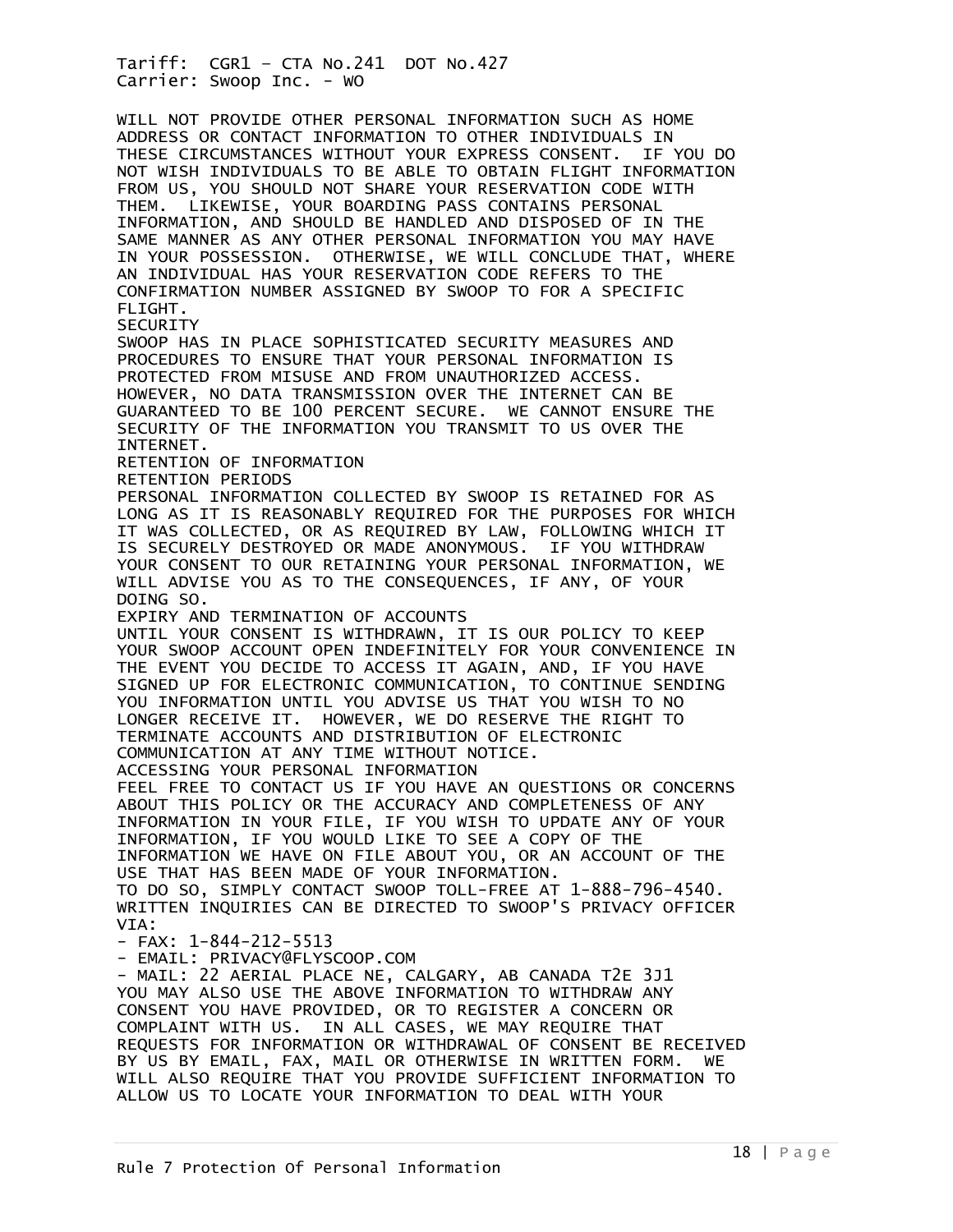WILL NOT PROVIDE OTHER PERSONAL INFORMATION SUCH AS HOME ADDRESS OR CONTACT INFORMATION TO OTHER INDIVIDUALS IN THESE CIRCUMSTANCES WITHOUT YOUR EXPRESS CONSENT. IF YOU DO NOT WISH INDIVIDUALS TO BE ABLE TO OBTAIN FLIGHT INFORMATION FROM US, YOU SHOULD NOT SHARE YOUR RESERVATION CODE WITH THEM. LIKEWISE, YOUR BOARDING PASS CONTAINS PERSONAL INFORMATION, AND SHOULD BE HANDLED AND DISPOSED OF IN THE SAME MANNER AS ANY OTHER PERSONAL INFORMATION YOU MAY HAVE IN YOUR POSSESSION. OTHERWISE, WE WILL CONCLUDE THAT, WHERE AN INDIVIDUAL HAS YOUR RESERVATION CODE REFERS TO THE CONFIRMATION NUMBER ASSIGNED BY SWOOP TO FOR A SPECIFIC FLIGHT.

SECURITY

SWOOP HAS IN PLACE SOPHISTICATED SECURITY MEASURES AND PROCEDURES TO ENSURE THAT YOUR PERSONAL INFORMATION IS PROTECTED FROM MISUSE AND FROM UNAUTHORIZED ACCESS. HOWEVER, NO DATA TRANSMISSION OVER THE INTERNET CAN BE GUARANTEED TO BE 100 PERCENT SECURE. WE CANNOT ENSURE THE SECURITY OF THE INFORMATION YOU TRANSMIT TO US OVER THE INTERNET.

RETENTION OF INFORMATION

RETENTION PERIODS

PERSONAL INFORMATION COLLECTED BY SWOOP IS RETAINED FOR AS LONG AS IT IS REASONABLY REQUIRED FOR THE PURPOSES FOR WHICH IT WAS COLLECTED, OR AS REQUIRED BY LAW, FOLLOWING WHICH IT IS SECURELY DESTROYED OR MADE ANONYMOUS. IF YOU WITHDRAW YOUR CONSENT TO OUR RETAINING YOUR PERSONAL INFORMATION, WE WILL ADVISE YOU AS TO THE CONSEQUENCES, IF ANY, OF YOUR DOING SO.

EXPIRY AND TERMINATION OF ACCOUNTS

UNTIL YOUR CONSENT IS WITHDRAWN, IT IS OUR POLICY TO KEEP YOUR SWOOP ACCOUNT OPEN INDEFINITELY FOR YOUR CONVENIENCE IN THE EVENT YOU DECIDE TO ACCESS IT AGAIN, AND, IF YOU HAVE SIGNED UP FOR ELECTRONIC COMMUNICATION, TO CONTINUE SENDING YOU INFORMATION UNTIL YOU ADVISE US THAT YOU WISH TO NO LONGER RECEIVE IT. HOWEVER, WE DO RESERVE THE RIGHT TO TERMINATE ACCOUNTS AND DISTRIBUTION OF ELECTRONIC COMMUNICATION AT ANY TIME WITHOUT NOTICE.

ACCESSING YOUR PERSONAL INFORMATION

FEEL FREE TO CONTACT US IF YOU HAVE AN QUESTIONS OR CONCERNS ABOUT THIS POLICY OR THE ACCURACY AND COMPLETENESS OF ANY INFORMATION IN YOUR FILE, IF YOU WISH TO UPDATE ANY OF YOUR INFORMATION, IF YOU WOULD LIKE TO SEE A COPY OF THE INFORMATION WE HAVE ON FILE ABOUT YOU, OR AN ACCOUNT OF THE USE THAT HAS BEEN MADE OF YOUR INFORMATION.

TO DO SO, SIMPLY CONTACT SWOOP TOLL-FREE AT 1-888-796-4540. WRITTEN INQUIRIES CAN BE DIRECTED TO SWOOP'S PRIVACY OFFICER VIA:

- FAX: 1-844-212-5513
- EMAIL: PRIVACY@FLYSCOOP.COM
- MAIL: 22 AERIAL PLACE NE, CALGARY, AB CANADA T2E 3J1

YOU MAY ALSO USE THE ABOVE INFORMATION TO WITHDRAW ANY CONSENT YOU HAVE PROVIDED, OR TO REGISTER A CONCERN OR COMPLAINT WITH US. IN ALL CASES, WE MAY REQUIRE THAT REQUESTS FOR INFORMATION OR WITHDRAWAL OF CONSENT BE RECEIVED BY US BY EMAIL, FAX, MAIL OR OTHERWISE IN WRITTEN FORM. WE WILL ALSO REQUIRE THAT YOU PROVIDE SUFFICIENT INFORMATION TO ALLOW US TO LOCATE YOUR INFORMATION TO DEAL WITH YOUR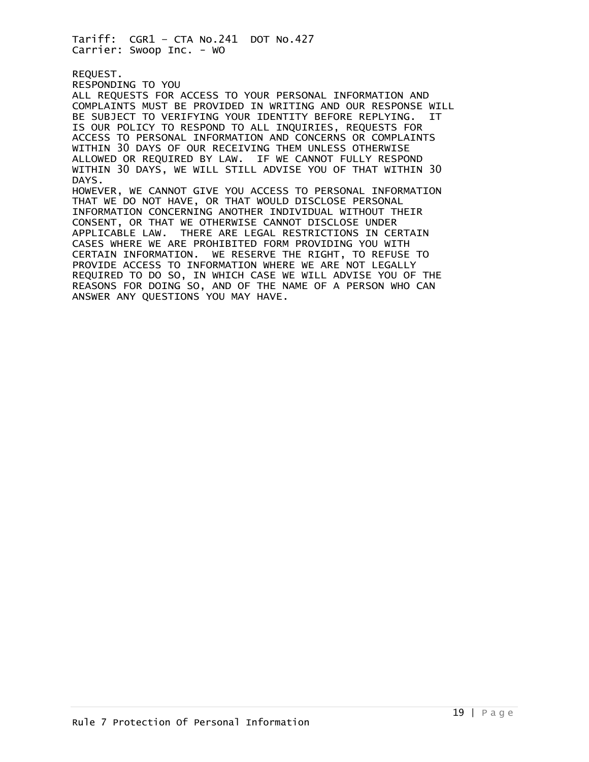REQUEST.

RESPONDING TO YOU

ALL REQUESTS FOR ACCESS TO YOUR PERSONAL INFORMATION AND COMPLAINTS MUST BE PROVIDED IN WRITING AND OUR RESPONSE WILL BE SUBJECT TO VERIFYING YOUR IDENTITY BEFORE REPLYING. IT IS OUR POLICY TO RESPOND TO ALL INQUIRIES, REQUESTS FOR ACCESS TO PERSONAL INFORMATION AND CONCERNS OR COMPLAINTS WITHIN 30 DAYS OF OUR RECEIVING THEM UNLESS OTHERWISE ALLOWED OR REQUIRED BY LAW. IF WE CANNOT FULLY RESPOND WITHIN 30 DAYS, WE WILL STILL ADVISE YOU OF THAT WITHIN 30 DAYS.

HOWEVER, WE CANNOT GIVE YOU ACCESS TO PERSONAL INFORMATION THAT WE DO NOT HAVE, OR THAT WOULD DISCLOSE PERSONAL INFORMATION CONCERNING ANOTHER INDIVIDUAL WITHOUT THEIR CONSENT, OR THAT WE OTHERWISE CANNOT DISCLOSE UNDER APPLICABLE LAW. THERE ARE LEGAL RESTRICTIONS IN CERTAIN CASES WHERE WE ARE PROHIBITED FORM PROVIDING YOU WITH CERTAIN INFORMATION. WE RESERVE THE RIGHT, TO REFUSE TO PROVIDE ACCESS TO INFORMATION WHERE WE ARE NOT LEGALLY REQUIRED TO DO SO, IN WHICH CASE WE WILL ADVISE YOU OF THE REASONS FOR DOING SO, AND OF THE NAME OF A PERSON WHO CAN ANSWER ANY QUESTIONS YOU MAY HAVE.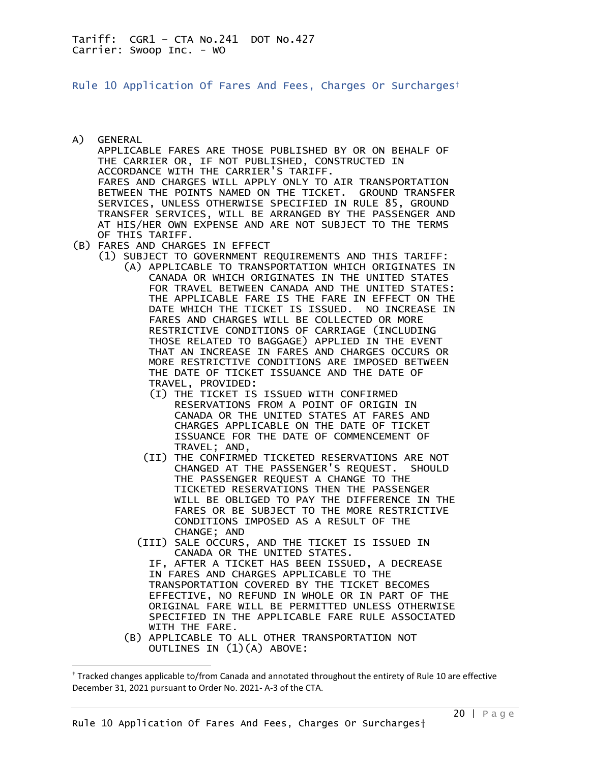Tariff: CGR1 – CTA No.241 DOT No.427
Carrier: Swoop Inc. - WO

## Rule 10 Application Of Fares And Fees, Charges Or Surcharges†

A) GENERAL
APPLICABLE FARES ARE THOSE PUBLISHED BY OR ON BEHALF OF THE CARRIER OR, IF NOT PUBLISHED, CONSTRUCTED IN ACCORDANCE WITH THE CARRIER'S TARIFF.
FARES AND CHARGES WILL APPLY ONLY TO AIR TRANSPORTATION BETWEEN THE POINTS NAMED ON THE TICKET. GROUND TRANSFER SERVICES, UNLESS OTHERWISE SPECIFIED IN RULE 85, GROUND TRANSFER SERVICES, WILL BE ARRANGED BY THE PASSENGER AND AT HIS/HER OWN EXPENSE AND ARE NOT SUBJECT TO THE TERMS OF THIS TARIFF.

(B) FARES AND CHARGES IN EFFECT
- (1) SUBJECT TO GOVERNMENT REQUIREMENTS AND THIS TARIFF:
  - (A) APPLICABLE TO TRANSPORTATION WHICH ORIGINATES IN CANADA OR WHICH ORIGINATES IN THE UNITED STATES FOR TRAVEL BETWEEN CANADA AND THE UNITED STATES: THE APPLICABLE FARE IS THE FARE IN EFFECT ON THE DATE WHICH THE TICKET IS ISSUED. NO INCREASE IN FARES AND CHARGES WILL BE COLLECTED OR MORE RESTRICTIVE CONDITIONS OF CARRIAGE (INCLUDING THOSE RELATED TO BAGGAGE) APPLIED IN THE EVENT THAT AN INCREASE IN FARES AND CHARGES OCCURS OR MORE RESTRICTIVE CONDITIONS ARE IMPOSED BETWEEN THE DATE OF TICKET ISSUANCE AND THE DATE OF TRAVEL, PROVIDED:
    - (I) THE TICKET IS ISSUED WITH CONFIRMED RESERVATIONS FROM A POINT OF ORIGIN IN CANADA OR THE UNITED STATES AT FARES AND CHARGES APPLICABLE ON THE DATE OF TICKET ISSUANCE FOR THE DATE OF COMMENCEMENT OF TRAVEL; AND,
    - (II) THE CONFIRMED TICKETED RESERVATIONS ARE NOT CHANGED AT THE PASSENGER'S REQUEST. SHOULD THE PASSENGER REQUEST A CHANGE TO THE TICKETED RESERVATIONS THEN THE PASSENGER WILL BE OBLIGED TO PAY THE DIFFERENCE IN THE FARES OR BE SUBJECT TO THE MORE RESTRICTIVE CONDITIONS IMPOSED AS A RESULT OF THE CHANGE; AND
    - (III) SALE OCCURS, AND THE TICKET IS ISSUED IN CANADA OR THE UNITED STATES.

    IF, AFTER A TICKET HAS BEEN ISSUED, A DECREASE IN FARES AND CHARGES APPLICABLE TO THE TRANSPORTATION COVERED BY THE TICKET BECOMES EFFECTIVE, NO REFUND IN WHOLE OR IN PART OF THE ORIGINAL FARE WILL BE PERMITTED UNLESS OTHERWISE SPECIFIED IN THE APPLICABLE FARE RULE ASSOCIATED WITH THE FARE.
  - (B) APPLICABLE TO ALL OTHER TRANSPORTATION NOT OUTLINES IN (1)(A) ABOVE:

† Tracked changes applicable to/from Canada and annotated throughout the entirety of Rule 10 are effective December 31, 2021 pursuant to Order No. 2021- A-3 of the CTA.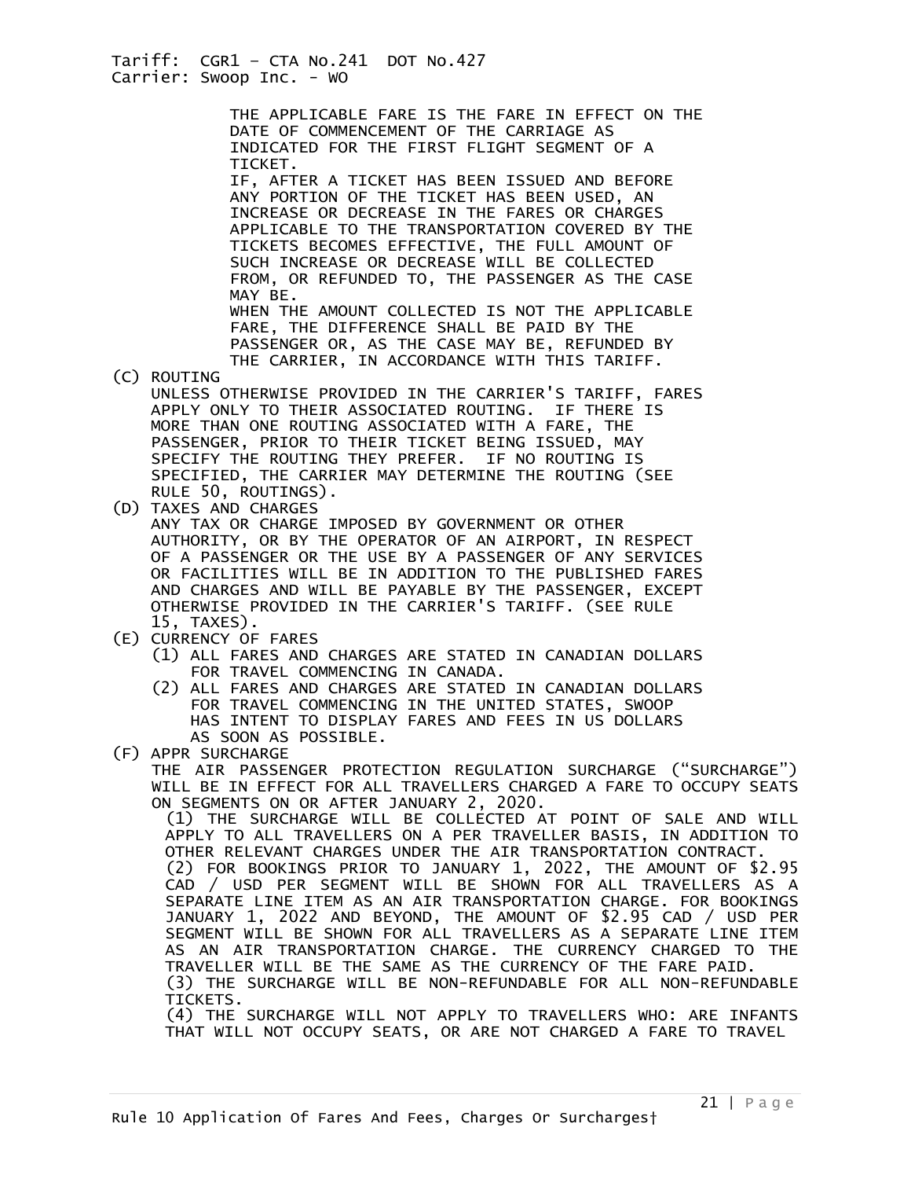THE APPLICABLE FARE IS THE FARE IN EFFECT ON THE DATE OF COMMENCEMENT OF THE CARRIAGE AS INDICATED FOR THE FIRST FLIGHT SEGMENT OF A TICKET.

IF, AFTER A TICKET HAS BEEN ISSUED AND BEFORE ANY PORTION OF THE TICKET HAS BEEN USED, AN INCREASE OR DECREASE IN THE FARES OR CHARGES APPLICABLE TO THE TRANSPORTATION COVERED BY THE TICKETS BECOMES EFFECTIVE, THE FULL AMOUNT OF SUCH INCREASE OR DECREASE WILL BE COLLECTED FROM, OR REFUNDED TO, THE PASSENGER AS THE CASE MAY BE.

WHEN THE AMOUNT COLLECTED IS NOT THE APPLICABLE FARE, THE DIFFERENCE SHALL BE PAID BY THE PASSENGER OR, AS THE CASE MAY BE, REFUNDED BY THE CARRIER, IN ACCORDANCE WITH THIS TARIFF.

(C) ROUTING

UNLESS OTHERWISE PROVIDED IN THE CARRIER'S TARIFF, FARES APPLY ONLY TO THEIR ASSOCIATED ROUTING. IF THERE IS MORE THAN ONE ROUTING ASSOCIATED WITH A FARE, THE PASSENGER, PRIOR TO THEIR TICKET BEING ISSUED, MAY SPECIFY THE ROUTING THEY PREFER. IF NO ROUTING IS SPECIFIED, THE CARRIER MAY DETERMINE THE ROUTING (SEE RULE 50, ROUTINGS).

(D) TAXES AND CHARGES

ANY TAX OR CHARGE IMPOSED BY GOVERNMENT OR OTHER AUTHORITY, OR BY THE OPERATOR OF AN AIRPORT, IN RESPECT OF A PASSENGER OR THE USE BY A PASSENGER OF ANY SERVICES OR FACILITIES WILL BE IN ADDITION TO THE PUBLISHED FARES AND CHARGES AND WILL BE PAYABLE BY THE PASSENGER, EXCEPT OTHERWISE PROVIDED IN THE CARRIER'S TARIFF. (SEE RULE 15, TAXES).

(E) CURRENCY OF FARES

(1) ALL FARES AND CHARGES ARE STATED IN CANADIAN DOLLARS FOR TRAVEL COMMENCING IN CANADA.

(2) ALL FARES AND CHARGES ARE STATED IN CANADIAN DOLLARS FOR TRAVEL COMMENCING IN THE UNITED STATES, SWOOP HAS INTENT TO DISPLAY FARES AND FEES IN US DOLLARS AS SOON AS POSSIBLE.

(F) APPR SURCHARGE

THE AIR PASSENGER PROTECTION REGULATION SURCHARGE ("SURCHARGE") WILL BE IN EFFECT FOR ALL TRAVELLERS CHARGED A FARE TO OCCUPY SEATS ON SEGMENTS ON OR AFTER JANUARY 2, 2020.

(1) THE SURCHARGE WILL BE COLLECTED AT POINT OF SALE AND WILL APPLY TO ALL TRAVELLERS ON A PER TRAVELLER BASIS, IN ADDITION TO OTHER RELEVANT CHARGES UNDER THE AIR TRANSPORTATION CONTRACT.

(2) FOR BOOKINGS PRIOR TO JANUARY 1, 2022, THE AMOUNT OF $2.95 CAD / USD PER SEGMENT WILL BE SHOWN FOR ALL TRAVELLERS AS A SEPARATE LINE ITEM AS AN AIR TRANSPORTATION CHARGE. FOR BOOKINGS JANUARY 1, 2022 AND BEYOND, THE AMOUNT OF $2.95 CAD / USD PER SEGMENT WILL BE SHOWN FOR ALL TRAVELLERS AS A SEPARATE LINE ITEM AS AN AIR TRANSPORTATION CHARGE. THE CURRENCY CHARGED TO THE TRAVELLER WILL BE THE SAME AS THE CURRENCY OF THE FARE PAID.

(3) THE SURCHARGE WILL BE NON-REFUNDABLE FOR ALL NON-REFUNDABLE TICKETS.

(4) THE SURCHARGE WILL NOT APPLY TO TRAVELLERS WHO: ARE INFANTS THAT WILL NOT OCCUPY SEATS, OR ARE NOT CHARGED A FARE TO TRAVEL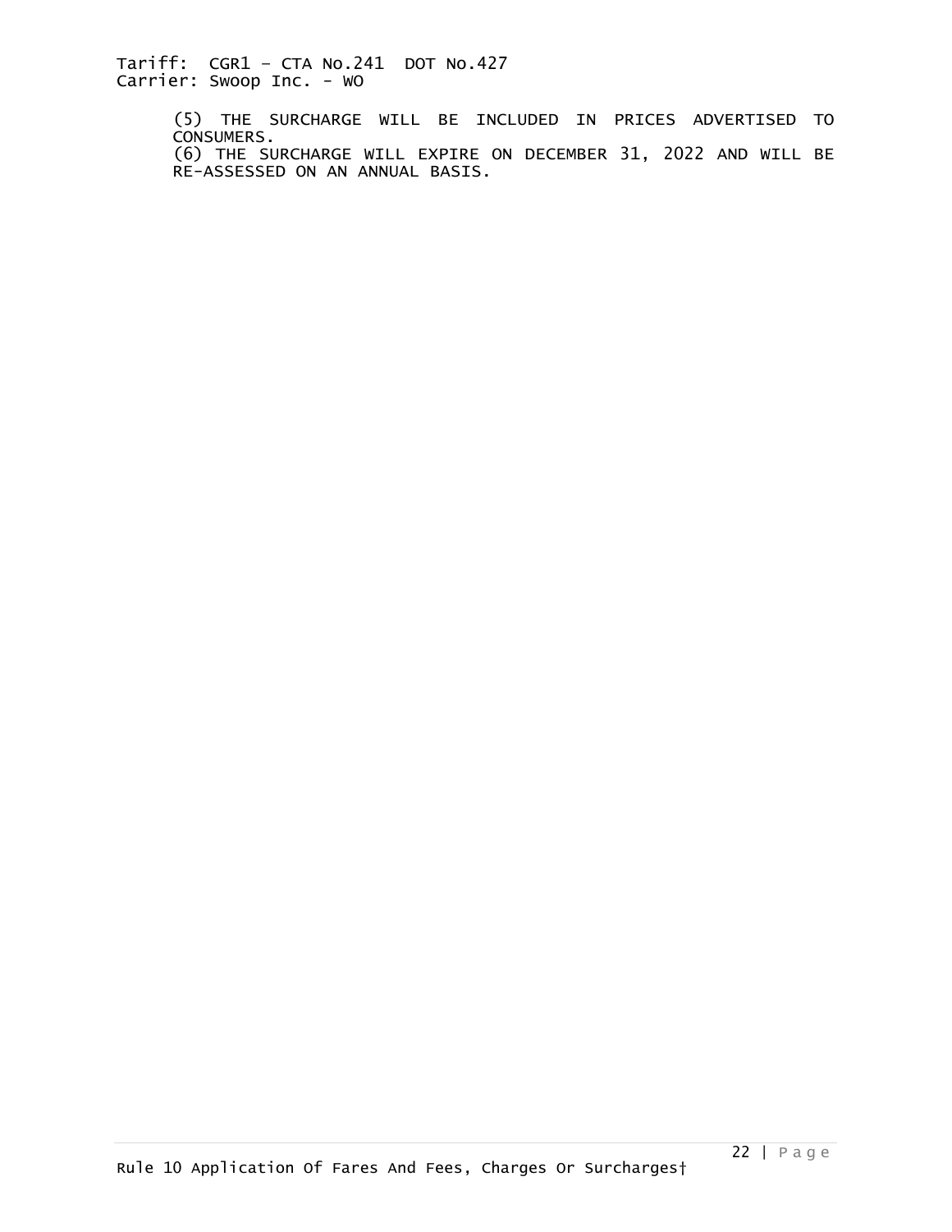(5) THE SURCHARGE WILL BE INCLUDED IN PRICES ADVERTISED TO CONSUMERS.
(6) THE SURCHARGE WILL EXPIRE ON DECEMBER 31, 2022 AND WILL BE RE-ASSESSED ON AN ANNUAL BASIS.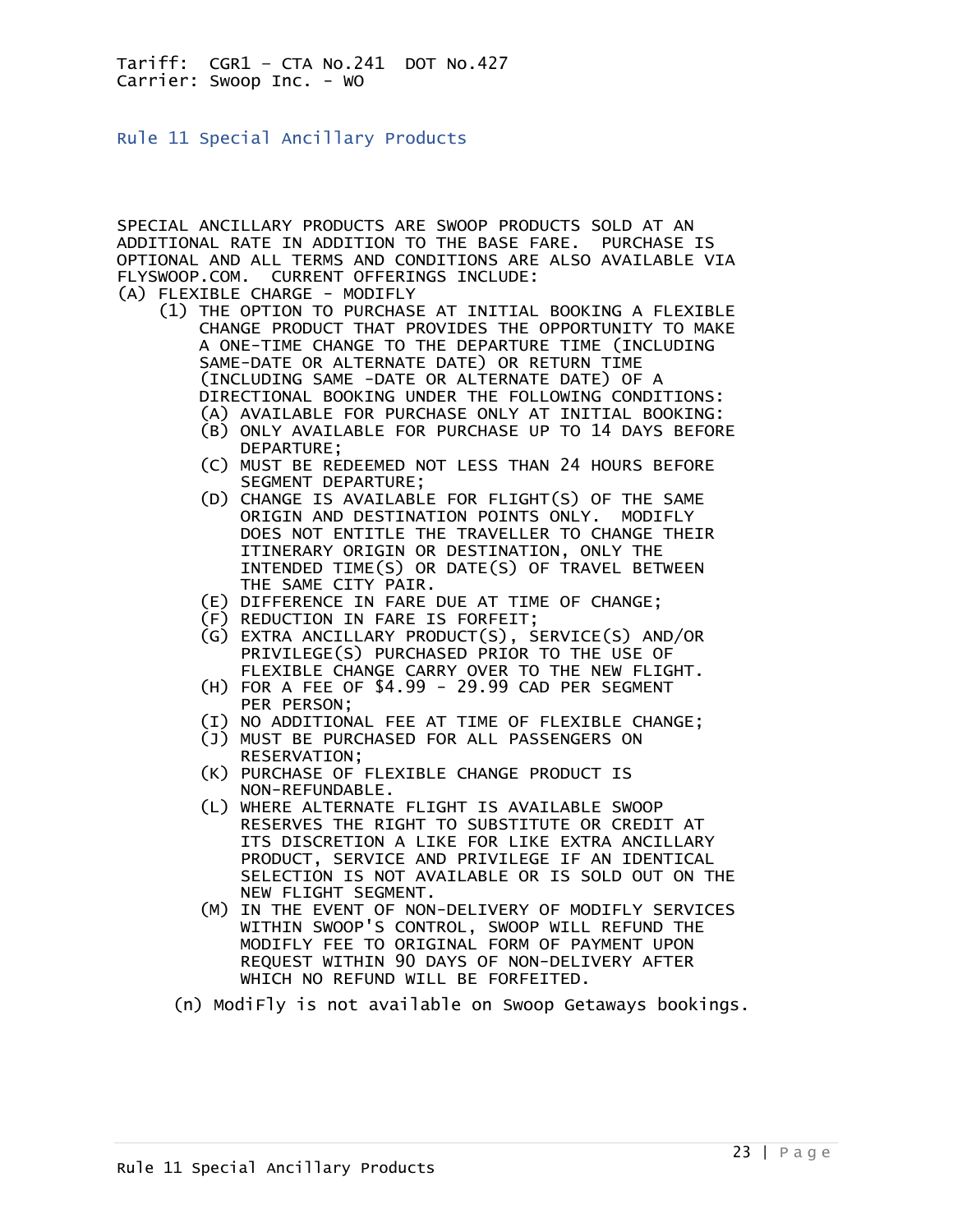Tariff: CGR1 – CTA No.241 DOT No.427
Carrier: Swoop Inc. - WO

## Rule 11 Special Ancillary Products

SPECIAL ANCILLARY PRODUCTS ARE SWOOP PRODUCTS SOLD AT AN ADDITIONAL RATE IN ADDITION TO THE BASE FARE. PURCHASE IS OPTIONAL AND ALL TERMS AND CONDITIONS ARE ALSO AVAILABLE VIA FLYSWOOP.COM. CURRENT OFFERINGS INCLUDE:

(A) FLEXIBLE CHARGE - MODIFLY

- (1) THE OPTION TO PURCHASE AT INITIAL BOOKING A FLEXIBLE CHANGE PRODUCT THAT PROVIDES THE OPPORTUNITY TO MAKE A ONE-TIME CHANGE TO THE DEPARTURE TIME (INCLUDING SAME-DATE OR ALTERNATE DATE) OR RETURN TIME (INCLUDING SAME -DATE OR ALTERNATE DATE) OF A DIRECTIONAL BOOKING UNDER THE FOLLOWING CONDITIONS:
  - (A) AVAILABLE FOR PURCHASE ONLY AT INITIAL BOOKING:
  - (B) ONLY AVAILABLE FOR PURCHASE UP TO 14 DAYS BEFORE DEPARTURE;
  - (C) MUST BE REDEEMED NOT LESS THAN 24 HOURS BEFORE SEGMENT DEPARTURE;
  - (D) CHANGE IS AVAILABLE FOR FLIGHT(S) OF THE SAME ORIGIN AND DESTINATION POINTS ONLY. MODIFLY DOES NOT ENTITLE THE TRAVELLER TO CHANGE THEIR ITINERARY ORIGIN OR DESTINATION, ONLY THE INTENDED TIME(S) OR DATE(S) OF TRAVEL BETWEEN THE SAME CITY PAIR.
  - (E) DIFFERENCE IN FARE DUE AT TIME OF CHANGE;
  - (F) REDUCTION IN FARE IS FORFEIT;
  - (G) EXTRA ANCILLARY PRODUCT(S), SERVICE(S) AND/OR PRIVILEGE(S) PURCHASED PRIOR TO THE USE OF FLEXIBLE CHANGE CARRY OVER TO THE NEW FLIGHT.
  - (H) FOR A FEE OF $4.99 - 29.99 CAD PER SEGMENT PER PERSON;
  - (I) NO ADDITIONAL FEE AT TIME OF FLEXIBLE CHANGE;
  - (J) MUST BE PURCHASED FOR ALL PASSENGERS ON RESERVATION;
  - (K) PURCHASE OF FLEXIBLE CHANGE PRODUCT IS NON-REFUNDABLE.
  - (L) WHERE ALTERNATE FLIGHT IS AVAILABLE SWOOP RESERVES THE RIGHT TO SUBSTITUTE OR CREDIT AT ITS DISCRETION A LIKE FOR LIKE EXTRA ANCILLARY PRODUCT, SERVICE AND PRIVILEGE IF AN IDENTICAL SELECTION IS NOT AVAILABLE OR IS SOLD OUT ON THE NEW FLIGHT SEGMENT.
  - (M) IN THE EVENT OF NON-DELIVERY OF MODIFLY SERVICES WITHIN SWOOP'S CONTROL, SWOOP WILL REFUND THE MODIFLY FEE TO ORIGINAL FORM OF PAYMENT UPON REQUEST WITHIN 90 DAYS OF NON-DELIVERY AFTER WHICH NO REFUND WILL BE FORFEITED.
  - (n) ModiFly is not available on Swoop Getaways bookings.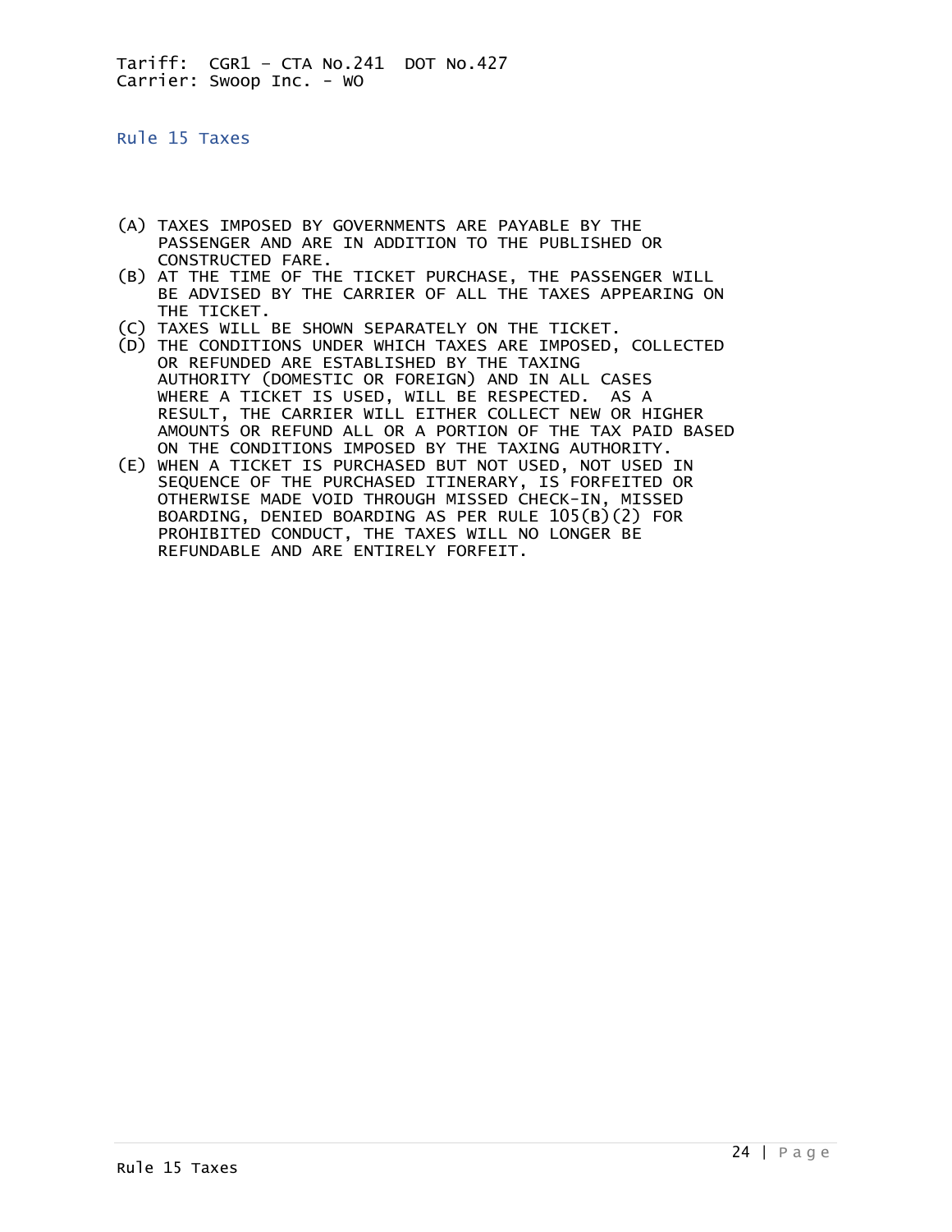Tariff: CGR1 – CTA No.241 DOT No.427
Carrier: Swoop Inc. - WO

## Rule 15 Taxes

(A) TAXES IMPOSED BY GOVERNMENTS ARE PAYABLE BY THE PASSENGER AND ARE IN ADDITION TO THE PUBLISHED OR CONSTRUCTED FARE.
(B) AT THE TIME OF THE TICKET PURCHASE, THE PASSENGER WILL BE ADVISED BY THE CARRIER OF ALL THE TAXES APPEARING ON THE TICKET.
(C) TAXES WILL BE SHOWN SEPARATELY ON THE TICKET.
(D) THE CONDITIONS UNDER WHICH TAXES ARE IMPOSED, COLLECTED OR REFUNDED ARE ESTABLISHED BY THE TAXING AUTHORITY (DOMESTIC OR FOREIGN) AND IN ALL CASES WHERE A TICKET IS USED, WILL BE RESPECTED. AS A RESULT, THE CARRIER WILL EITHER COLLECT NEW OR HIGHER AMOUNTS OR REFUND ALL OR A PORTION OF THE TAX PAID BASED ON THE CONDITIONS IMPOSED BY THE TAXING AUTHORITY.
(E) WHEN A TICKET IS PURCHASED BUT NOT USED, NOT USED IN SEQUENCE OF THE PURCHASED ITINERARY, IS FORFEITED OR OTHERWISE MADE VOID THROUGH MISSED CHECK-IN, MISSED BOARDING, DENIED BOARDING AS PER RULE 105(B)(2) FOR PROHIBITED CONDUCT, THE TAXES WILL NO LONGER BE REFUNDABLE AND ARE ENTIRELY FORFEIT.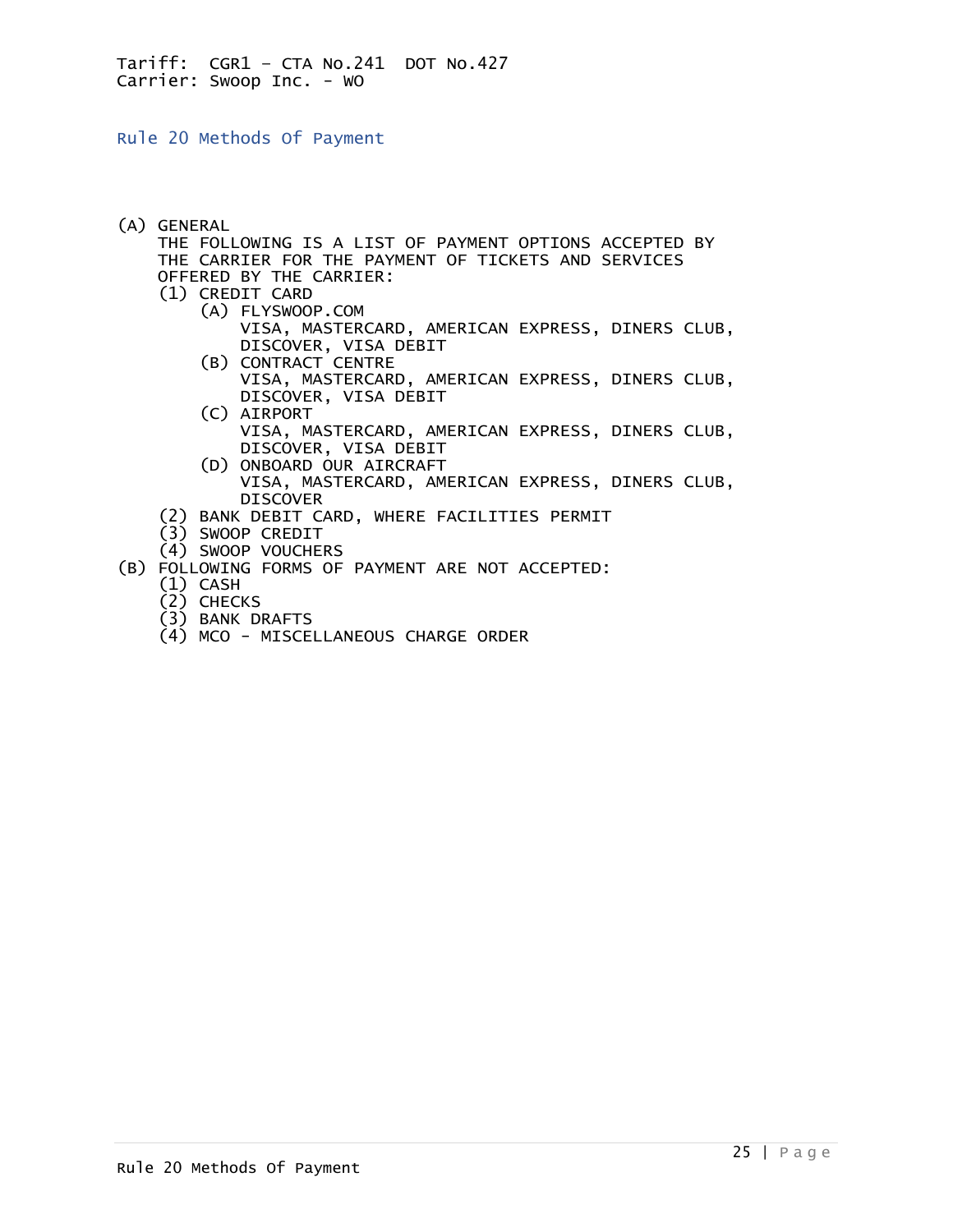Tariff: CGR1 – CTA No.241 DOT No.427
Carrier: Swoop Inc. - WO

## Rule 20 Methods Of Payment

(A) GENERAL
THE FOLLOWING IS A LIST OF PAYMENT OPTIONS ACCEPTED BY THE CARRIER FOR THE PAYMENT OF TICKETS AND SERVICES OFFERED BY THE CARRIER:

- (1) CREDIT CARD
  - (A) FLYSWOOP.COM
    VISA, MASTERCARD, AMERICAN EXPRESS, DINERS CLUB, DISCOVER, VISA DEBIT
  - (B) CONTRACT CENTRE
    VISA, MASTERCARD, AMERICAN EXPRESS, DINERS CLUB, DISCOVER, VISA DEBIT
  - (C) AIRPORT
    VISA, MASTERCARD, AMERICAN EXPRESS, DINERS CLUB, DISCOVER, VISA DEBIT
  - (D) ONBOARD OUR AIRCRAFT
    VISA, MASTERCARD, AMERICAN EXPRESS, DINERS CLUB, DISCOVER
- (2) BANK DEBIT CARD, WHERE FACILITIES PERMIT
- (3) SWOOP CREDIT
- (4) SWOOP VOUCHERS

(B) FOLLOWING FORMS OF PAYMENT ARE NOT ACCEPTED:

- (1) CASH
- (2) CHECKS
- (3) BANK DRAFTS
- (4) MCO - MISCELLANEOUS CHARGE ORDER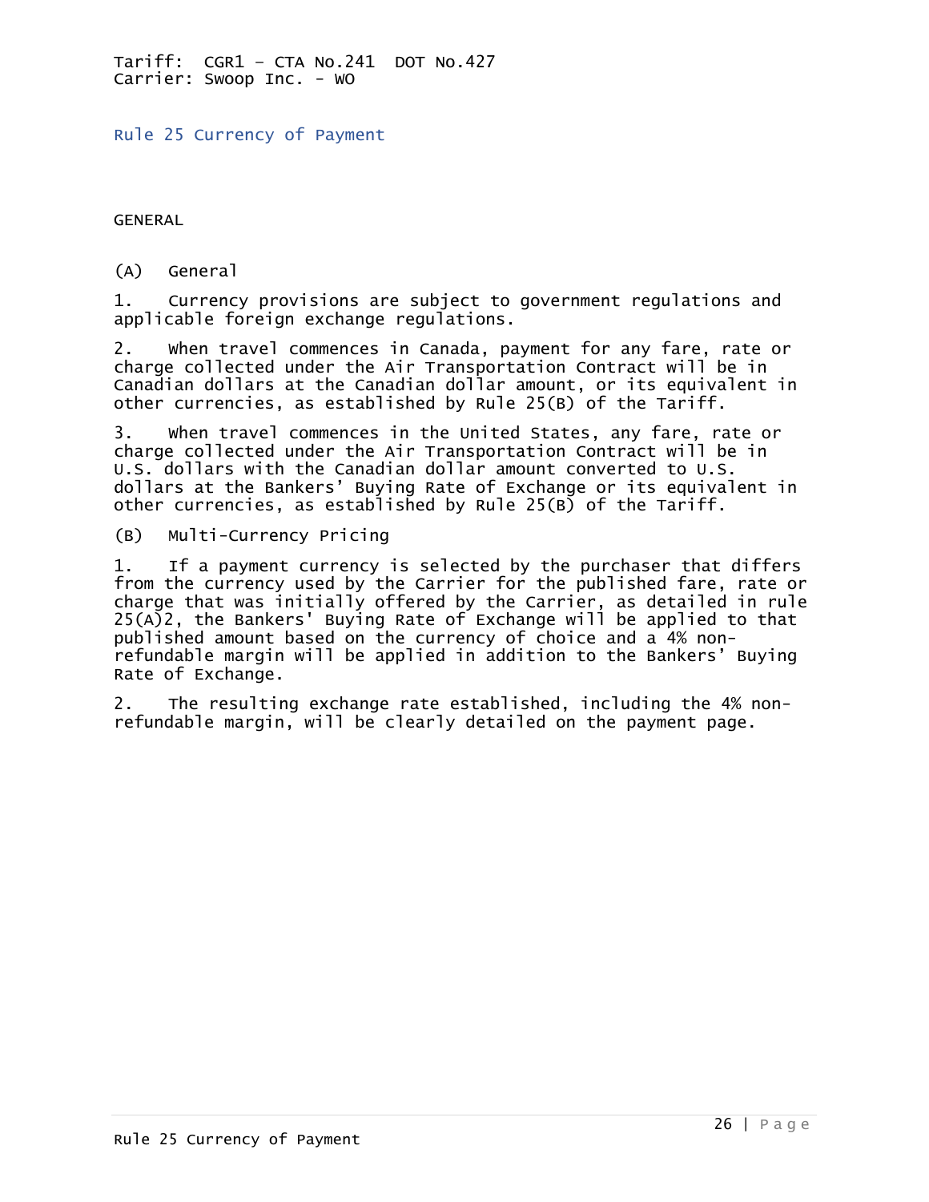Tariff: CGR1 – CTA No.241 DOT No.427
Carrier: Swoop Inc. - WO

## Rule 25 Currency of Payment

GENERAL

### (A) General

1. Currency provisions are subject to government regulations and applicable foreign exchange regulations.

2. When travel commences in Canada, payment for any fare, rate or charge collected under the Air Transportation Contract will be in Canadian dollars at the Canadian dollar amount, or its equivalent in other currencies, as established by Rule 25(B) of the Tariff.

3. When travel commences in the United States, any fare, rate or charge collected under the Air Transportation Contract will be in U.S. dollars with the Canadian dollar amount converted to U.S. dollars at the Bankers' Buying Rate of Exchange or its equivalent in other currencies, as established by Rule 25(B) of the Tariff.

### (B) Multi-Currency Pricing

1. If a payment currency is selected by the purchaser that differs from the currency used by the Carrier for the published fare, rate or charge that was initially offered by the Carrier, as detailed in rule 25(A)2, the Bankers' Buying Rate of Exchange will be applied to that published amount based on the currency of choice and a 4% non-refundable margin will be applied in addition to the Bankers' Buying Rate of Exchange.

2. The resulting exchange rate established, including the 4% non-refundable margin, will be clearly detailed on the payment page.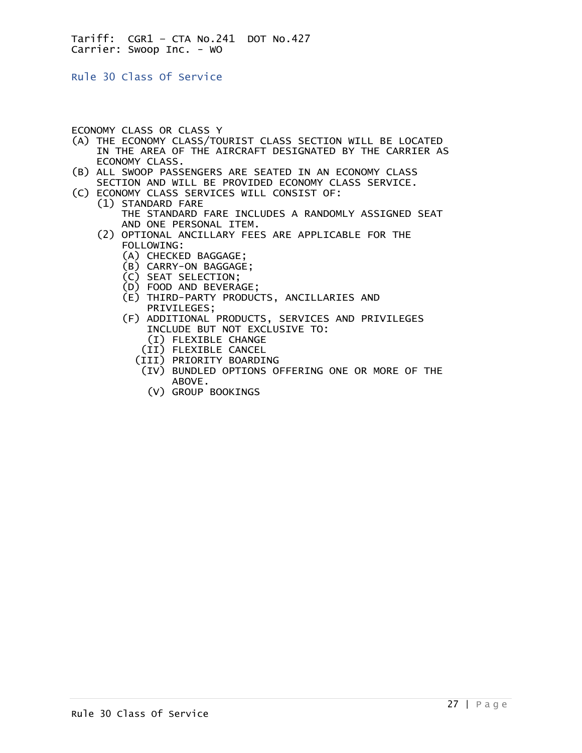Tariff: CGR1 – CTA No.241 DOT No.427
Carrier: Swoop Inc. - WO

## Rule 30 Class Of Service

ECONOMY CLASS OR CLASS Y

(A) THE ECONOMY CLASS/TOURIST CLASS SECTION WILL BE LOCATED IN THE AREA OF THE AIRCRAFT DESIGNATED BY THE CARRIER AS ECONOMY CLASS.

(B) ALL SWOOP PASSENGERS ARE SEATED IN AN ECONOMY CLASS SECTION AND WILL BE PROVIDED ECONOMY CLASS SERVICE.

(C) ECONOMY CLASS SERVICES WILL CONSIST OF:

- (1) STANDARD FARE
  THE STANDARD FARE INCLUDES A RANDOMLY ASSIGNED SEAT AND ONE PERSONAL ITEM.
- (2) OPTIONAL ANCILLARY FEES ARE APPLICABLE FOR THE FOLLOWING:
  - (A) CHECKED BAGGAGE;
  - (B) CARRY-ON BAGGAGE;
  - (C) SEAT SELECTION;
  - (D) FOOD AND BEVERAGE;
  - (E) THIRD-PARTY PRODUCTS, ANCILLARIES AND PRIVILEGES;
  - (F) ADDITIONAL PRODUCTS, SERVICES AND PRIVILEGES INCLUDE BUT NOT EXCLUSIVE TO:
    - (I) FLEXIBLE CHANGE
    - (II) FLEXIBLE CANCEL
    - (III) PRIORITY BOARDING
    - (IV) BUNDLED OPTIONS OFFERING ONE OR MORE OF THE ABOVE.
    - (V) GROUP BOOKINGS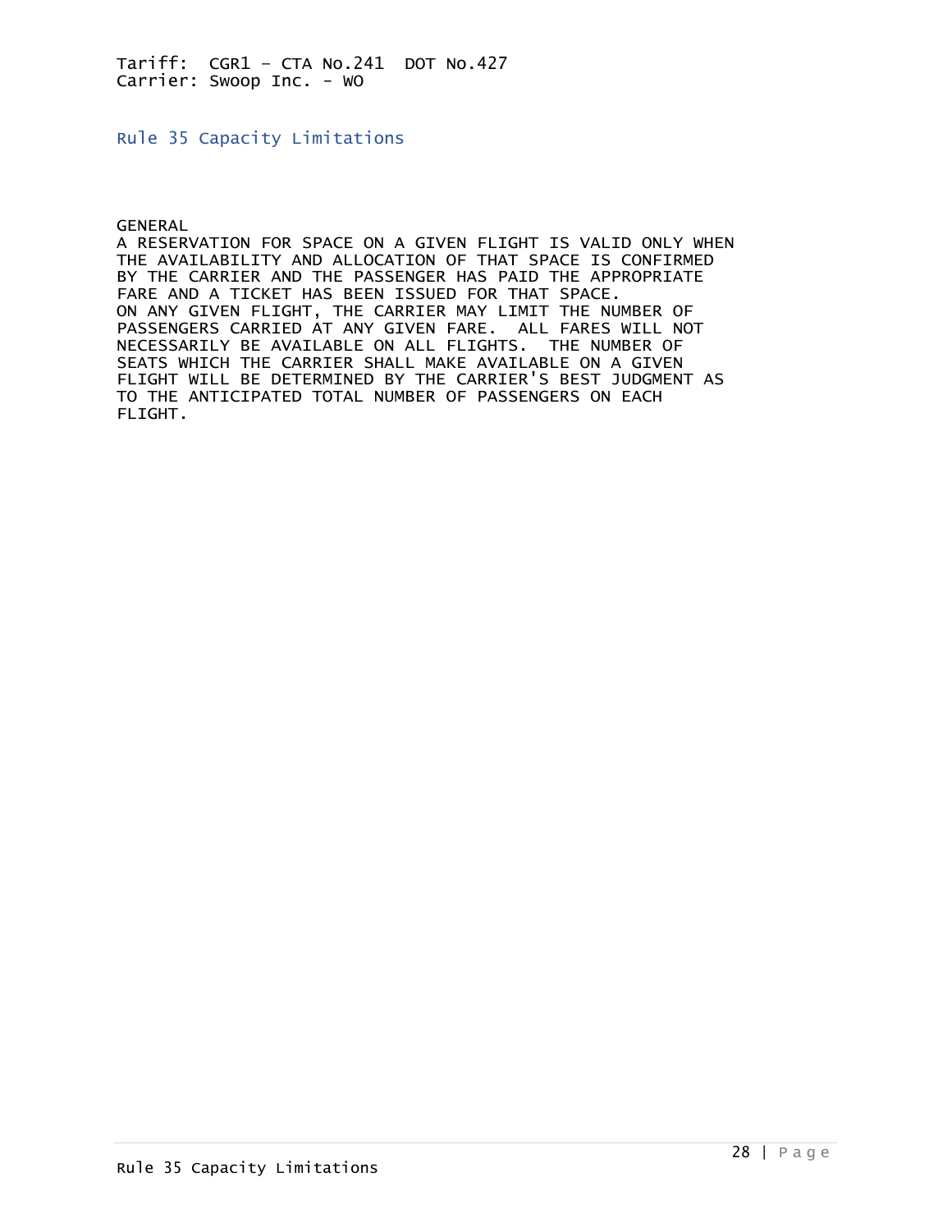Tariff: CGR1 – CTA No.241 DOT No.427
Carrier: Swoop Inc. - WO

## Rule 35 Capacity Limitations

GENERAL

A RESERVATION FOR SPACE ON A GIVEN FLIGHT IS VALID ONLY WHEN THE AVAILABILITY AND ALLOCATION OF THAT SPACE IS CONFIRMED BY THE CARRIER AND THE PASSENGER HAS PAID THE APPROPRIATE FARE AND A TICKET HAS BEEN ISSUED FOR THAT SPACE.
ON ANY GIVEN FLIGHT, THE CARRIER MAY LIMIT THE NUMBER OF PASSENGERS CARRIED AT ANY GIVEN FARE. ALL FARES WILL NOT NECESSARILY BE AVAILABLE ON ALL FLIGHTS. THE NUMBER OF SEATS WHICH THE CARRIER SHALL MAKE AVAILABLE ON A GIVEN FLIGHT WILL BE DETERMINED BY THE CARRIER'S BEST JUDGMENT AS TO THE ANTICIPATED TOTAL NUMBER OF PASSENGERS ON EACH FLIGHT.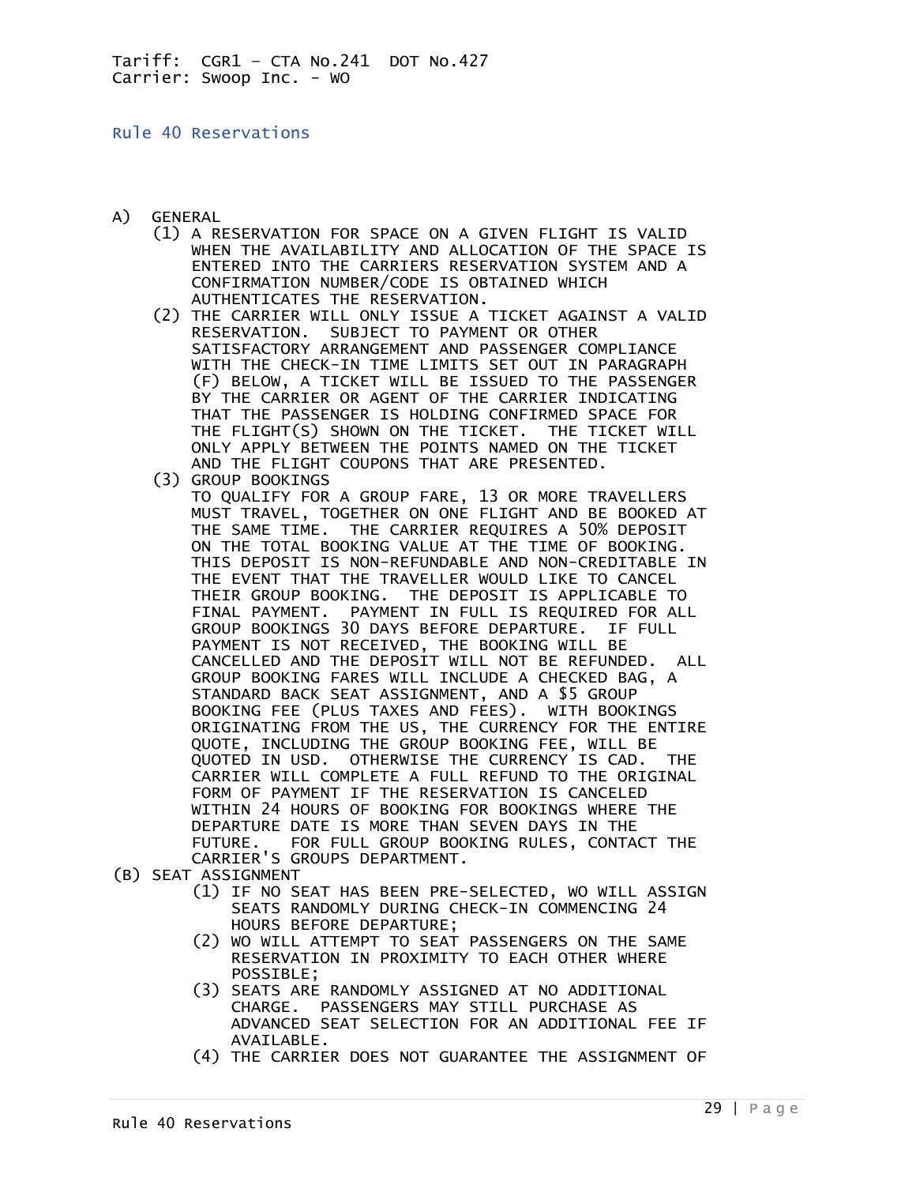Tariff: CGR1 – CTA No.241 DOT No.427
Carrier: Swoop Inc. - WO

## Rule 40 Reservations

A) GENERAL

(1) A RESERVATION FOR SPACE ON A GIVEN FLIGHT IS VALID WHEN THE AVAILABILITY AND ALLOCATION OF THE SPACE IS ENTERED INTO THE CARRIERS RESERVATION SYSTEM AND A CONFIRMATION NUMBER/CODE IS OBTAINED WHICH AUTHENTICATES THE RESERVATION.

(2) THE CARRIER WILL ONLY ISSUE A TICKET AGAINST A VALID RESERVATION. SUBJECT TO PAYMENT OR OTHER SATISFACTORY ARRANGEMENT AND PASSENGER COMPLIANCE WITH THE CHECK-IN TIME LIMITS SET OUT IN PARAGRAPH (F) BELOW, A TICKET WILL BE ISSUED TO THE PASSENGER BY THE CARRIER OR AGENT OF THE CARRIER INDICATING THAT THE PASSENGER IS HOLDING CONFIRMED SPACE FOR THE FLIGHT(S) SHOWN ON THE TICKET. THE TICKET WILL ONLY APPLY BETWEEN THE POINTS NAMED ON THE TICKET AND THE FLIGHT COUPONS THAT ARE PRESENTED.

(3) GROUP BOOKINGS
TO QUALIFY FOR A GROUP FARE, 13 OR MORE TRAVELLERS MUST TRAVEL, TOGETHER ON ONE FLIGHT AND BE BOOKED AT THE SAME TIME. THE CARRIER REQUIRES A 50% DEPOSIT ON THE TOTAL BOOKING VALUE AT THE TIME OF BOOKING. THIS DEPOSIT IS NON-REFUNDABLE AND NON-CREDITABLE IN THE EVENT THAT THE TRAVELLER WOULD LIKE TO CANCEL THEIR GROUP BOOKING. THE DEPOSIT IS APPLICABLE TO FINAL PAYMENT. PAYMENT IN FULL IS REQUIRED FOR ALL GROUP BOOKINGS 30 DAYS BEFORE DEPARTURE. IF FULL PAYMENT IS NOT RECEIVED, THE BOOKING WILL BE CANCELLED AND THE DEPOSIT WILL NOT BE REFUNDED. ALL GROUP BOOKING FARES WILL INCLUDE A CHECKED BAG, A STANDARD BACK SEAT ASSIGNMENT, AND A $5 GROUP BOOKING FEE (PLUS TAXES AND FEES). WITH BOOKINGS ORIGINATING FROM THE US, THE CURRENCY FOR THE ENTIRE QUOTE, INCLUDING THE GROUP BOOKING FEE, WILL BE QUOTED IN USD. OTHERWISE THE CURRENCY IS CAD. THE CARRIER WILL COMPLETE A FULL REFUND TO THE ORIGINAL FORM OF PAYMENT IF THE RESERVATION IS CANCELED WITHIN 24 HOURS OF BOOKING FOR BOOKINGS WHERE THE DEPARTURE DATE IS MORE THAN SEVEN DAYS IN THE FUTURE. FOR FULL GROUP BOOKING RULES, CONTACT THE CARRIER'S GROUPS DEPARTMENT.

(B) SEAT ASSIGNMENT

(1) IF NO SEAT HAS BEEN PRE-SELECTED, WO WILL ASSIGN SEATS RANDOMLY DURING CHECK-IN COMMENCING 24 HOURS BEFORE DEPARTURE;

(2) WO WILL ATTEMPT TO SEAT PASSENGERS ON THE SAME RESERVATION IN PROXIMITY TO EACH OTHER WHERE POSSIBLE;

(3) SEATS ARE RANDOMLY ASSIGNED AT NO ADDITIONAL CHARGE. PASSENGERS MAY STILL PURCHASE AS ADVANCED SEAT SELECTION FOR AN ADDITIONAL FEE IF AVAILABLE.

(4) THE CARRIER DOES NOT GUARANTEE THE ASSIGNMENT OF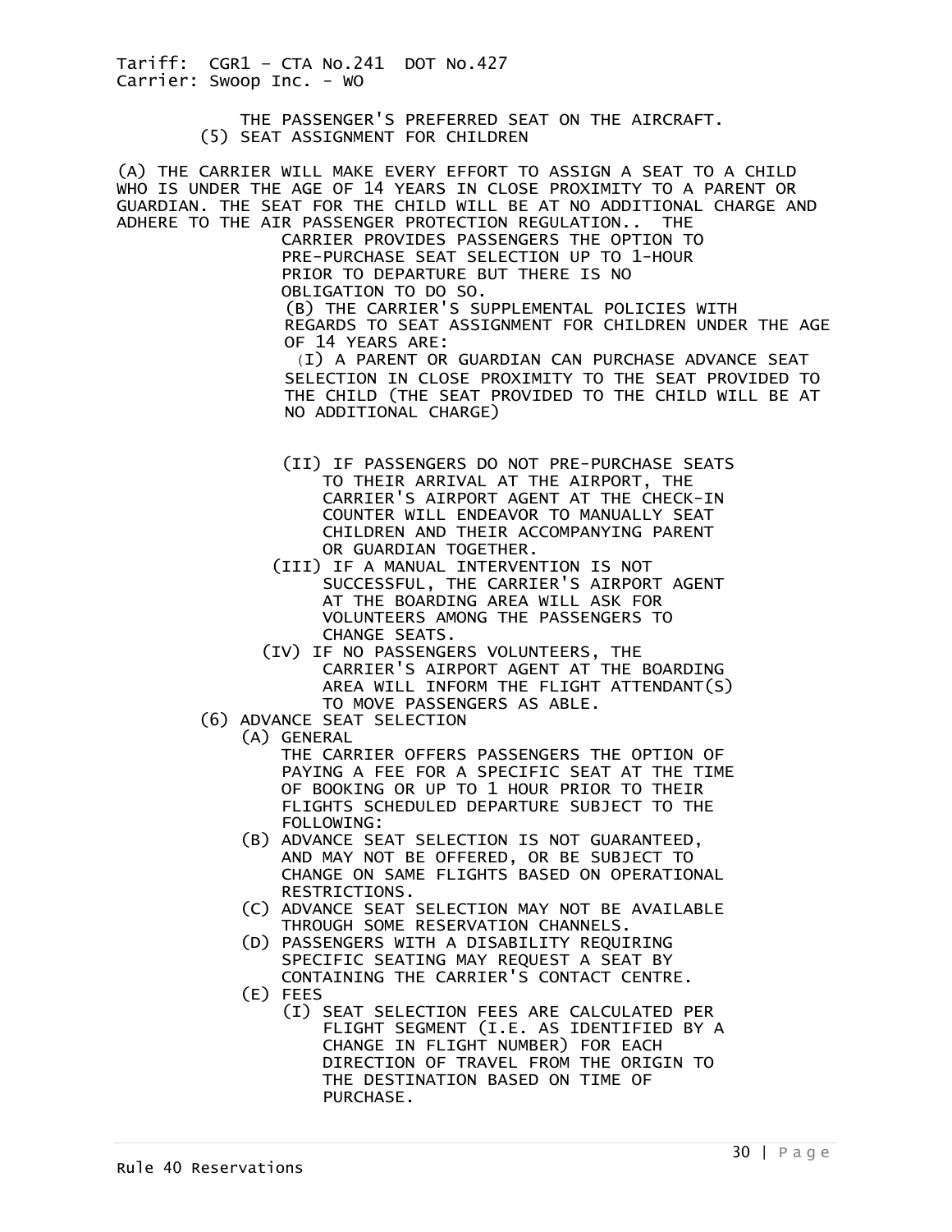THE PASSENGER'S PREFERRED SEAT ON THE AIRCRAFT.

(5) SEAT ASSIGNMENT FOR CHILDREN

(A) THE CARRIER WILL MAKE EVERY EFFORT TO ASSIGN A SEAT TO A CHILD WHO IS UNDER THE AGE OF 14 YEARS IN CLOSE PROXIMITY TO A PARENT OR GUARDIAN. THE SEAT FOR THE CHILD WILL BE AT NO ADDITIONAL CHARGE AND ADHERE TO THE AIR PASSENGER PROTECTION REGULATION.. THE CARRIER PROVIDES PASSENGERS THE OPTION TO PRE-PURCHASE SEAT SELECTION UP TO 1-HOUR PRIOR TO DEPARTURE BUT THERE IS NO OBLIGATION TO DO SO.

(B) THE CARRIER'S SUPPLEMENTAL POLICIES WITH REGARDS TO SEAT ASSIGNMENT FOR CHILDREN UNDER THE AGE OF 14 YEARS ARE:

(I) A PARENT OR GUARDIAN CAN PURCHASE ADVANCE SEAT SELECTION IN CLOSE PROXIMITY TO THE SEAT PROVIDED TO THE CHILD (THE SEAT PROVIDED TO THE CHILD WILL BE AT NO ADDITIONAL CHARGE)

(II) IF PASSENGERS DO NOT PRE-PURCHASE SEATS TO THEIR ARRIVAL AT THE AIRPORT, THE CARRIER'S AIRPORT AGENT AT THE CHECK-IN COUNTER WILL ENDEAVOR TO MANUALLY SEAT CHILDREN AND THEIR ACCOMPANYING PARENT OR GUARDIAN TOGETHER.

(III) IF A MANUAL INTERVENTION IS NOT SUCCESSFUL, THE CARRIER'S AIRPORT AGENT AT THE BOARDING AREA WILL ASK FOR VOLUNTEERS AMONG THE PASSENGERS TO CHANGE SEATS.

(IV) IF NO PASSENGERS VOLUNTEERS, THE CARRIER'S AIRPORT AGENT AT THE BOARDING AREA WILL INFORM THE FLIGHT ATTENDANT(S) TO MOVE PASSENGERS AS ABLE.

(6) ADVANCE SEAT SELECTION

(A) GENERAL
THE CARRIER OFFERS PASSENGERS THE OPTION OF PAYING A FEE FOR A SPECIFIC SEAT AT THE TIME OF BOOKING OR UP TO 1 HOUR PRIOR TO THEIR FLIGHTS SCHEDULED DEPARTURE SUBJECT TO THE FOLLOWING:

(B) ADVANCE SEAT SELECTION IS NOT GUARANTEED, AND MAY NOT BE OFFERED, OR BE SUBJECT TO CHANGE ON SAME FLIGHTS BASED ON OPERATIONAL RESTRICTIONS.

(C) ADVANCE SEAT SELECTION MAY NOT BE AVAILABLE THROUGH SOME RESERVATION CHANNELS.

(D) PASSENGERS WITH A DISABILITY REQUIRING SPECIFIC SEATING MAY REQUEST A SEAT BY CONTAINING THE CARRIER'S CONTACT CENTRE.

(E) FEES

(I) SEAT SELECTION FEES ARE CALCULATED PER FLIGHT SEGMENT (I.E. AS IDENTIFIED BY A CHANGE IN FLIGHT NUMBER) FOR EACH DIRECTION OF TRAVEL FROM THE ORIGIN TO THE DESTINATION BASED ON TIME OF PURCHASE.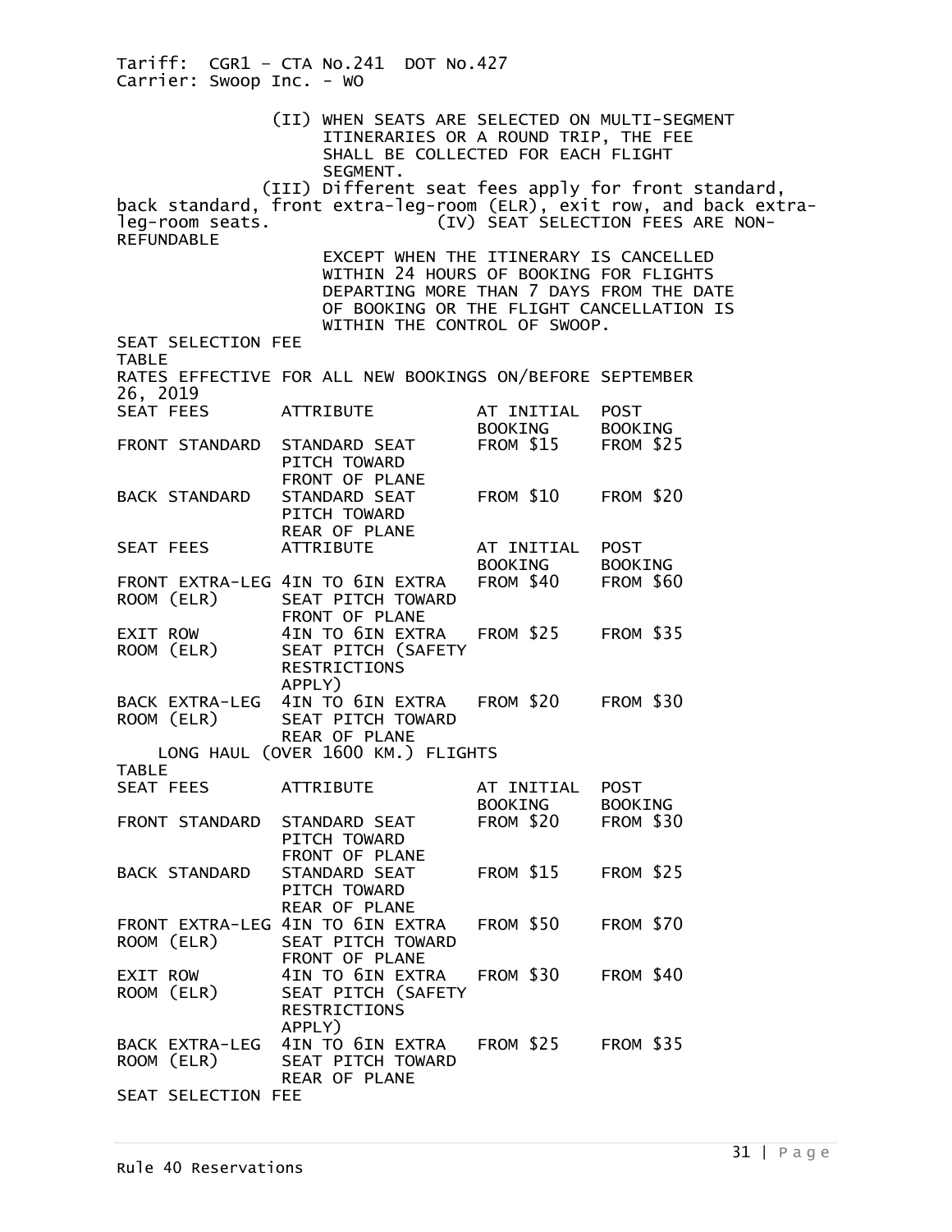(II) WHEN SEATS ARE SELECTED ON MULTI-SEGMENT ITINERARIES OR A ROUND TRIP, THE FEE SHALL BE COLLECTED FOR EACH FLIGHT SEGMENT.

(III) Different seat fees apply for front standard, back standard, front extra-leg-room (ELR), exit row, and back extra-leg-room seats.

(IV) SEAT SELECTION FEES ARE NON-REFUNDABLE EXCEPT WHEN THE ITINERARY IS CANCELLED WITHIN 24 HOURS OF BOOKING FOR FLIGHTS DEPARTING MORE THAN 7 DAYS FROM THE DATE OF BOOKING OR THE FLIGHT CANCELLATION IS WITHIN THE CONTROL OF SWOOP.

SEAT SELECTION FEE TABLE

RATES EFFECTIVE FOR ALL NEW BOOKINGS ON/BEFORE SEPTEMBER 26, 2019

| SEAT FEES | ATTRIBUTE | AT INITIAL BOOKING | POST BOOKING |
|---|---|---|---|
| FRONT STANDARD | STANDARD SEAT PITCH TOWARD FRONT OF PLANE | FROM $15 | FROM $25 |
| BACK STANDARD | STANDARD SEAT PITCH TOWARD REAR OF PLANE | FROM $10 | FROM $20 |
| SEAT FEES | ATTRIBUTE | AT INITIAL BOOKING | POST BOOKING |
| FRONT EXTRA-LEG ROOM (ELR) | 4IN TO 6IN EXTRA SEAT PITCH TOWARD FRONT OF PLANE | FROM $40 | FROM $60 |
| EXIT ROW ROOM (ELR) | 4IN TO 6IN EXTRA SEAT PITCH (SAFETY RESTRICTIONS APPLY) | FROM $25 | FROM $35 |
| BACK EXTRA-LEG ROOM (ELR) | 4IN TO 6IN EXTRA SEAT PITCH TOWARD REAR OF PLANE | FROM $20 | FROM $30 |

LONG HAUL (OVER 1600 KM.) FLIGHTS TABLE

| SEAT FEES | ATTRIBUTE | AT INITIAL BOOKING | POST BOOKING |
|---|---|---|---|
| FRONT STANDARD | STANDARD SEAT PITCH TOWARD FRONT OF PLANE | FROM $20 | FROM $30 |
| BACK STANDARD | STANDARD SEAT PITCH TOWARD REAR OF PLANE | FROM $15 | FROM $25 |
| FRONT EXTRA-LEG ROOM (ELR) | 4IN TO 6IN EXTRA SEAT PITCH TOWARD FRONT OF PLANE | FROM $50 | FROM $70 |
| EXIT ROW ROOM (ELR) | 4IN TO 6IN EXTRA SEAT PITCH (SAFETY RESTRICTIONS APPLY) | FROM $30 | FROM $40 |
| BACK EXTRA-LEG ROOM (ELR) | 4IN TO 6IN EXTRA SEAT PITCH TOWARD REAR OF PLANE | FROM $25 | FROM $35 |

SEAT SELECTION FEE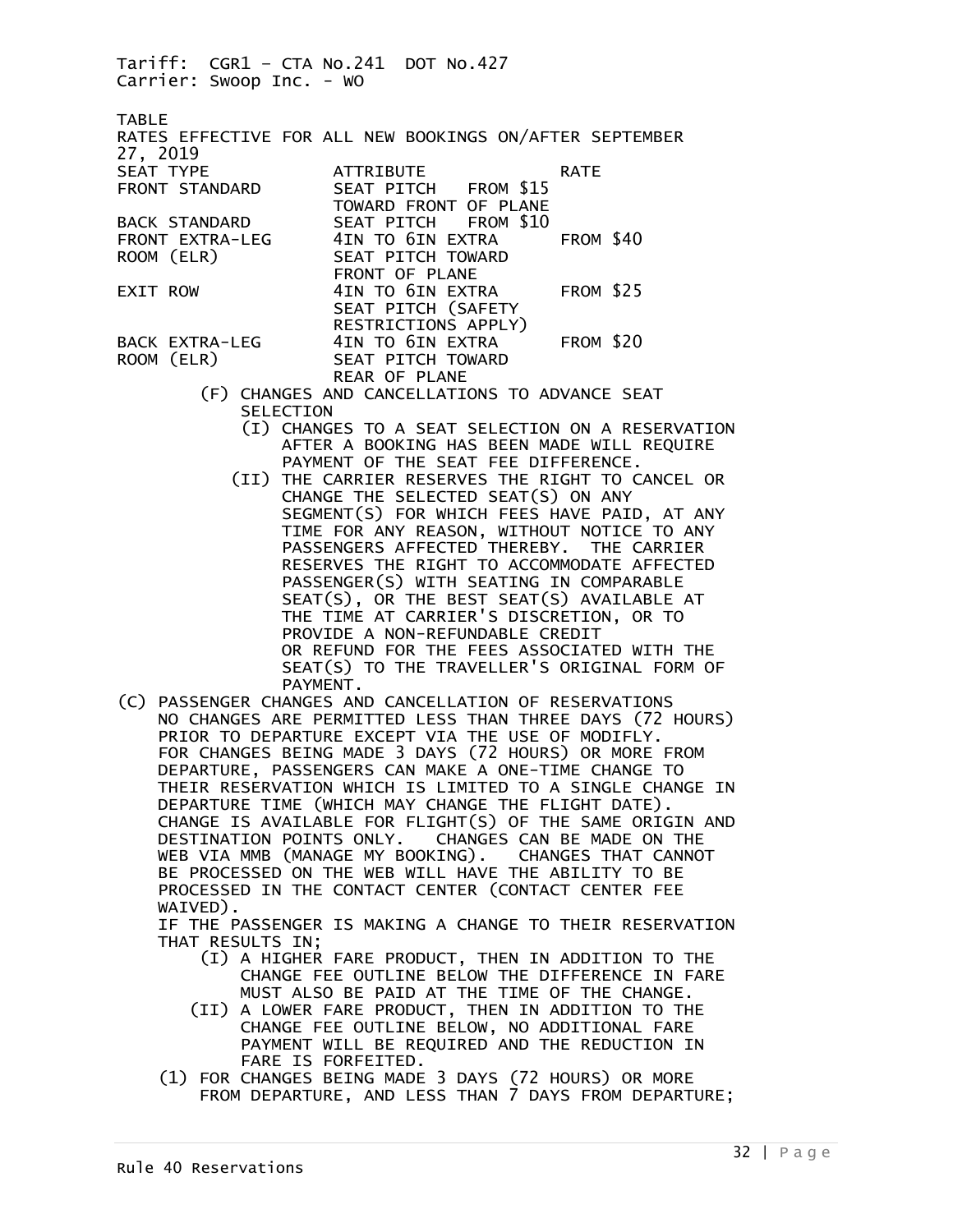Tariff: CGR1 – CTA No.241 DOT No.427
Carrier: Swoop Inc. - WO

TABLE
RATES EFFECTIVE FOR ALL NEW BOOKINGS ON/AFTER SEPTEMBER 27, 2019

| SEAT TYPE | ATTRIBUTE | RATE |
|---|---|---|
| FRONT STANDARD | SEAT PITCH TOWARD FRONT OF PLANE | FROM $15 |
| BACK STANDARD | SEAT PITCH | FROM $10 |
| FRONT EXTRA-LEG ROOM (ELR) | 4IN TO 6IN EXTRA SEAT PITCH TOWARD FRONT OF PLANE | FROM $40 |
| EXIT ROW | 4IN TO 6IN EXTRA SEAT PITCH (SAFETY RESTRICTIONS APPLY) | FROM $25 |
| BACK EXTRA-LEG ROOM (ELR) | 4IN TO 6IN EXTRA SEAT PITCH TOWARD REAR OF PLANE | FROM $20 |

(F) CHANGES AND CANCELLATIONS TO ADVANCE SEAT SELECTION

(I) CHANGES TO A SEAT SELECTION ON A RESERVATION AFTER A BOOKING HAS BEEN MADE WILL REQUIRE PAYMENT OF THE SEAT FEE DIFFERENCE.

(II) THE CARRIER RESERVES THE RIGHT TO CANCEL OR CHANGE THE SELECTED SEAT(S) ON ANY SEGMENT(S) FOR WHICH FEES HAVE PAID, AT ANY TIME FOR ANY REASON, WITHOUT NOTICE TO ANY PASSENGERS AFFECTED THEREBY. THE CARRIER RESERVES THE RIGHT TO ACCOMMODATE AFFECTED PASSENGER(S) WITH SEATING IN COMPARABLE SEAT(S), OR THE BEST SEAT(S) AVAILABLE AT THE TIME AT CARRIER'S DISCRETION, OR TO PROVIDE A NON-REFUNDABLE CREDIT OR REFUND FOR THE FEES ASSOCIATED WITH THE SEAT(S) TO THE TRAVELLER'S ORIGINAL FORM OF PAYMENT.

(C) PASSENGER CHANGES AND CANCELLATION OF RESERVATIONS
NO CHANGES ARE PERMITTED LESS THAN THREE DAYS (72 HOURS) PRIOR TO DEPARTURE EXCEPT VIA THE USE OF MODIFLY. FOR CHANGES BEING MADE 3 DAYS (72 HOURS) OR MORE FROM DEPARTURE, PASSENGERS CAN MAKE A ONE-TIME CHANGE TO THEIR RESERVATION WHICH IS LIMITED TO A SINGLE CHANGE IN DEPARTURE TIME (WHICH MAY CHANGE THE FLIGHT DATE). CHANGE IS AVAILABLE FOR FLIGHT(S) OF THE SAME ORIGIN AND DESTINATION POINTS ONLY. CHANGES CAN BE MADE ON THE WEB VIA MMB (MANAGE MY BOOKING). CHANGES THAT CANNOT BE PROCESSED ON THE WEB WILL HAVE THE ABILITY TO BE PROCESSED IN THE CONTACT CENTER (CONTACT CENTER FEE WAIVED).
IF THE PASSENGER IS MAKING A CHANGE TO THEIR RESERVATION THAT RESULTS IN;

(I) A HIGHER FARE PRODUCT, THEN IN ADDITION TO THE CHANGE FEE OUTLINE BELOW THE DIFFERENCE IN FARE MUST ALSO BE PAID AT THE TIME OF THE CHANGE.

(II) A LOWER FARE PRODUCT, THEN IN ADDITION TO THE CHANGE FEE OUTLINE BELOW, NO ADDITIONAL FARE PAYMENT WILL BE REQUIRED AND THE REDUCTION IN FARE IS FORFEITED.

(1) FOR CHANGES BEING MADE 3 DAYS (72 HOURS) OR MORE FROM DEPARTURE, AND LESS THAN 7 DAYS FROM DEPARTURE;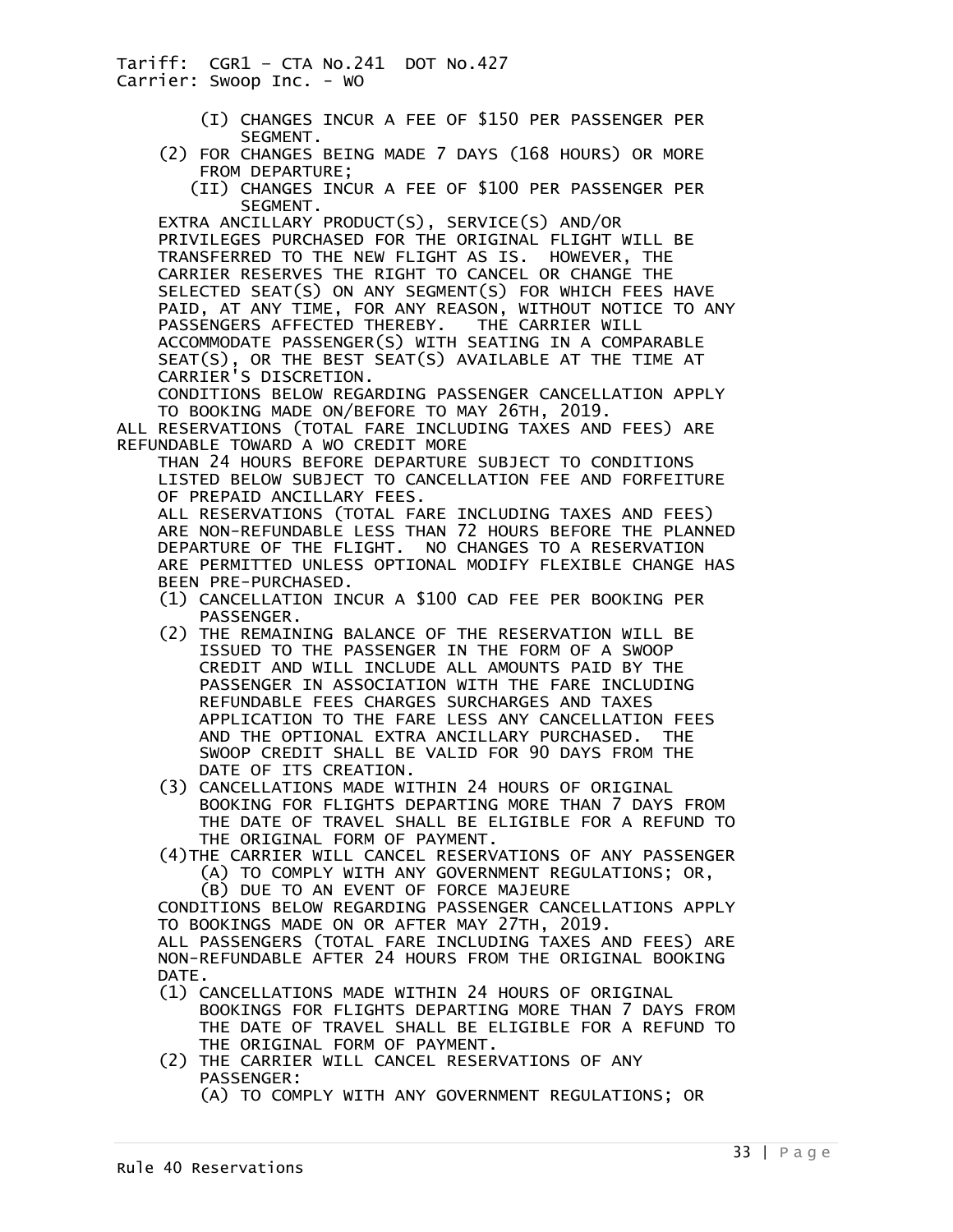(I) CHANGES INCUR A FEE OF $150 PER PASSENGER PER SEGMENT.

(2) FOR CHANGES BEING MADE 7 DAYS (168 HOURS) OR MORE FROM DEPARTURE;

(II) CHANGES INCUR A FEE OF $100 PER PASSENGER PER SEGMENT.

EXTRA ANCILLARY PRODUCT(S), SERVICE(S) AND/OR PRIVILEGES PURCHASED FOR THE ORIGINAL FLIGHT WILL BE TRANSFERRED TO THE NEW FLIGHT AS IS. HOWEVER, THE CARRIER RESERVES THE RIGHT TO CANCEL OR CHANGE THE SELECTED SEAT(S) ON ANY SEGMENT(S) FOR WHICH FEES HAVE PAID, AT ANY TIME, FOR ANY REASON, WITHOUT NOTICE TO ANY PASSENGERS AFFECTED THEREBY. THE CARRIER WILL ACCOMMODATE PASSENGER(S) WITH SEATING IN A COMPARABLE SEAT(S), OR THE BEST SEAT(S) AVAILABLE AT THE TIME AT CARRIER'S DISCRETION.

CONDITIONS BELOW REGARDING PASSENGER CANCELLATION APPLY TO BOOKING MADE ON/BEFORE TO MAY 26TH, 2019.

ALL RESERVATIONS (TOTAL FARE INCLUDING TAXES AND FEES) ARE REFUNDABLE TOWARD A WO CREDIT MORE THAN 24 HOURS BEFORE DEPARTURE SUBJECT TO CONDITIONS LISTED BELOW SUBJECT TO CANCELLATION FEE AND FORFEITURE OF PREPAID ANCILLARY FEES.

ALL RESERVATIONS (TOTAL FARE INCLUDING TAXES AND FEES) ARE NON-REFUNDABLE LESS THAN 72 HOURS BEFORE THE PLANNED DEPARTURE OF THE FLIGHT. NO CHANGES TO A RESERVATION ARE PERMITTED UNLESS OPTIONAL MODIFY FLEXIBLE CHANGE HAS BEEN PRE-PURCHASED.

(1) CANCELLATION INCUR A $100 CAD FEE PER BOOKING PER PASSENGER.

(2) THE REMAINING BALANCE OF THE RESERVATION WILL BE ISSUED TO THE PASSENGER IN THE FORM OF A SWOOP CREDIT AND WILL INCLUDE ALL AMOUNTS PAID BY THE PASSENGER IN ASSOCIATION WITH THE FARE INCLUDING REFUNDABLE FEES CHARGES SURCHARGES AND TAXES APPLICATION TO THE FARE LESS ANY CANCELLATION FEES AND THE OPTIONAL EXTRA ANCILLARY PURCHASED. THE SWOOP CREDIT SHALL BE VALID FOR 90 DAYS FROM THE DATE OF ITS CREATION.

(3) CANCELLATIONS MADE WITHIN 24 HOURS OF ORIGINAL BOOKING FOR FLIGHTS DEPARTING MORE THAN 7 DAYS FROM THE DATE OF TRAVEL SHALL BE ELIGIBLE FOR A REFUND TO THE ORIGINAL FORM OF PAYMENT.

(4)THE CARRIER WILL CANCEL RESERVATIONS OF ANY PASSENGER

(A) TO COMPLY WITH ANY GOVERNMENT REGULATIONS; OR,

(B) DUE TO AN EVENT OF FORCE MAJEURE

CONDITIONS BELOW REGARDING PASSENGER CANCELLATIONS APPLY TO BOOKINGS MADE ON OR AFTER MAY 27TH, 2019.

ALL PASSENGERS (TOTAL FARE INCLUDING TAXES AND FEES) ARE NON-REFUNDABLE AFTER 24 HOURS FROM THE ORIGINAL BOOKING DATE.

(1) CANCELLATIONS MADE WITHIN 24 HOURS OF ORIGINAL BOOKINGS FOR FLIGHTS DEPARTING MORE THAN 7 DAYS FROM THE DATE OF TRAVEL SHALL BE ELIGIBLE FOR A REFUND TO THE ORIGINAL FORM OF PAYMENT.

(2) THE CARRIER WILL CANCEL RESERVATIONS OF ANY PASSENGER:

(A) TO COMPLY WITH ANY GOVERNMENT REGULATIONS; OR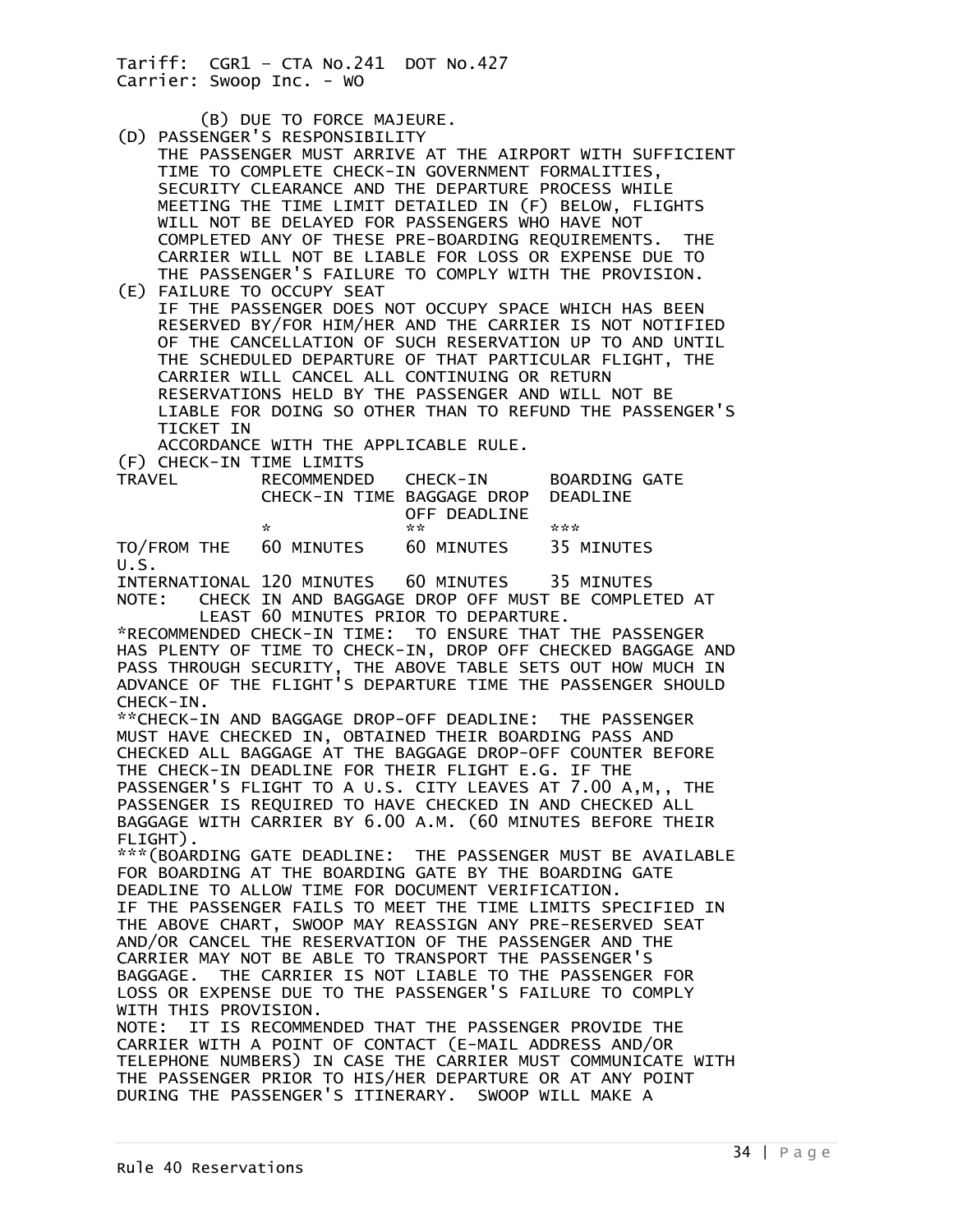(B) DUE TO FORCE MAJEURE.

(D) PASSENGER'S RESPONSIBILITY

THE PASSENGER MUST ARRIVE AT THE AIRPORT WITH SUFFICIENT TIME TO COMPLETE CHECK-IN GOVERNMENT FORMALITIES, SECURITY CLEARANCE AND THE DEPARTURE PROCESS WHILE MEETING THE TIME LIMIT DETAILED IN (F) BELOW, FLIGHTS WILL NOT BE DELAYED FOR PASSENGERS WHO HAVE NOT COMPLETED ANY OF THESE PRE-BOARDING REQUIREMENTS. THE CARRIER WILL NOT BE LIABLE FOR LOSS OR EXPENSE DUE TO THE PASSENGER'S FAILURE TO COMPLY WITH THE PROVISION.

(E) FAILURE TO OCCUPY SEAT

IF THE PASSENGER DOES NOT OCCUPY SPACE WHICH HAS BEEN RESERVED BY/FOR HIM/HER AND THE CARRIER IS NOT NOTIFIED OF THE CANCELLATION OF SUCH RESERVATION UP TO AND UNTIL THE SCHEDULED DEPARTURE OF THAT PARTICULAR FLIGHT, THE CARRIER WILL CANCEL ALL CONTINUING OR RETURN RESERVATIONS HELD BY THE PASSENGER AND WILL NOT BE LIABLE FOR DOING SO OTHER THAN TO REFUND THE PASSENGER'S TICKET IN ACCORDANCE WITH THE APPLICABLE RULE.

(F) CHECK-IN TIME LIMITS

| TRAVEL | RECOMMENDED CHECK-IN TIME * | CHECK-IN BAGGAGE DROP OFF DEADLINE ** | BOARDING GATE DEADLINE *** |
|---|---|---|---|
| TO/FROM THE U.S. | 60 MINUTES | 60 MINUTES | 35 MINUTES |
| INTERNATIONAL | 120 MINUTES | 60 MINUTES | 35 MINUTES |

NOTE: CHECK IN AND BAGGAGE DROP OFF MUST BE COMPLETED AT LEAST 60 MINUTES PRIOR TO DEPARTURE.

*RECOMMENDED CHECK-IN TIME: TO ENSURE THAT THE PASSENGER HAS PLENTY OF TIME TO CHECK-IN, DROP OFF CHECKED BAGGAGE AND PASS THROUGH SECURITY, THE ABOVE TABLE SETS OUT HOW MUCH IN ADVANCE OF THE FLIGHT'S DEPARTURE TIME THE PASSENGER SHOULD CHECK-IN.

**CHECK-IN AND BAGGAGE DROP-OFF DEADLINE: THE PASSENGER MUST HAVE CHECKED IN, OBTAINED THEIR BOARDING PASS AND CHECKED ALL BAGGAGE AT THE BAGGAGE DROP-OFF COUNTER BEFORE THE CHECK-IN DEADLINE FOR THEIR FLIGHT E.G. IF THE PASSENGER'S FLIGHT TO A U.S. CITY LEAVES AT 7.00 A,M,, THE PASSENGER IS REQUIRED TO HAVE CHECKED IN AND CHECKED ALL BAGGAGE WITH CARRIER BY 6.00 A.M. (60 MINUTES BEFORE THEIR FLIGHT).

***(BOARDING GATE DEADLINE: THE PASSENGER MUST BE AVAILABLE FOR BOARDING AT THE BOARDING GATE BY THE BOARDING GATE DEADLINE TO ALLOW TIME FOR DOCUMENT VERIFICATION.

IF THE PASSENGER FAILS TO MEET THE TIME LIMITS SPECIFIED IN THE ABOVE CHART, SWOOP MAY REASSIGN ANY PRE-RESERVED SEAT AND/OR CANCEL THE RESERVATION OF THE PASSENGER AND THE CARRIER MAY NOT BE ABLE TO TRANSPORT THE PASSENGER'S BAGGAGE. THE CARRIER IS NOT LIABLE TO THE PASSENGER FOR LOSS OR EXPENSE DUE TO THE PASSENGER'S FAILURE TO COMPLY WITH THIS PROVISION.

NOTE: IT IS RECOMMENDED THAT THE PASSENGER PROVIDE THE CARRIER WITH A POINT OF CONTACT (E-MAIL ADDRESS AND/OR TELEPHONE NUMBERS) IN CASE THE CARRIER MUST COMMUNICATE WITH THE PASSENGER PRIOR TO HIS/HER DEPARTURE OR AT ANY POINT DURING THE PASSENGER'S ITINERARY. SWOOP WILL MAKE A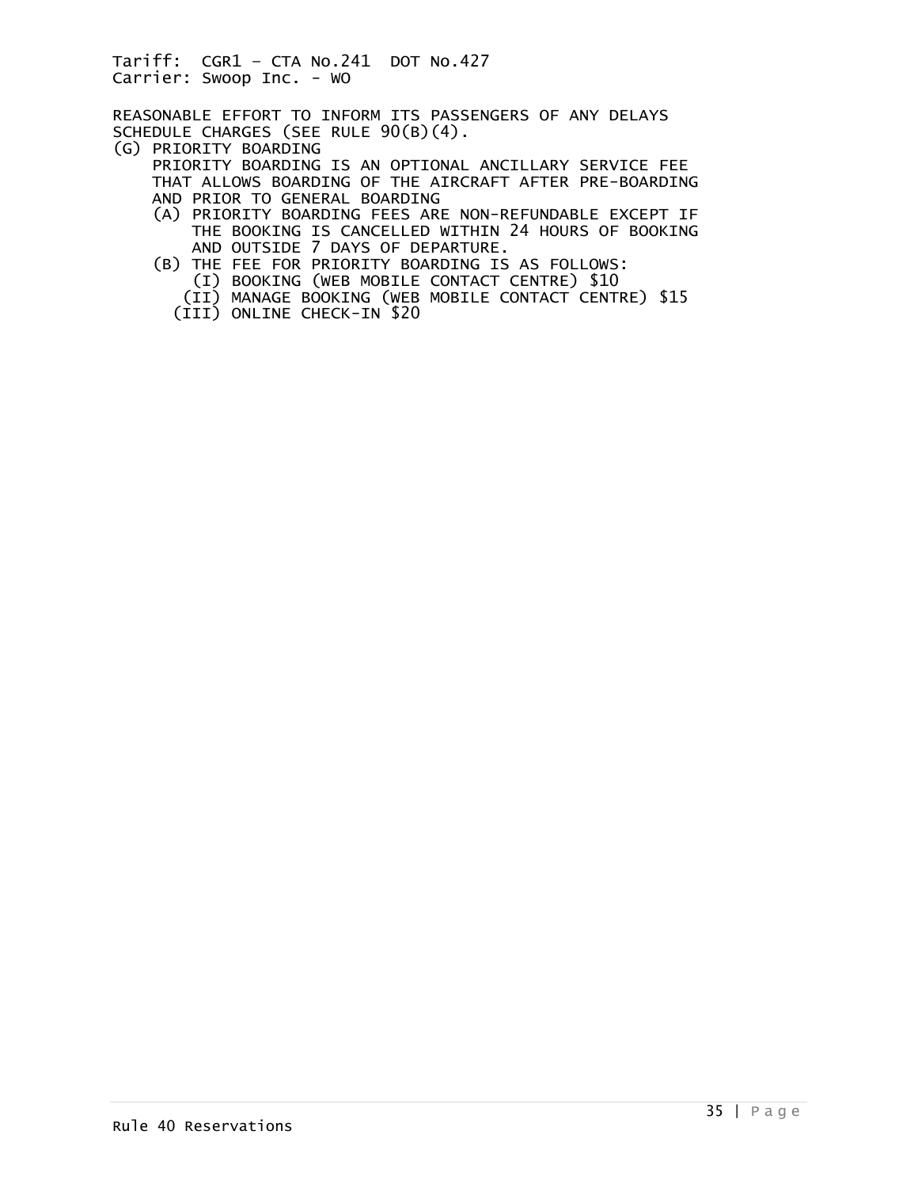REASONABLE EFFORT TO INFORM ITS PASSENGERS OF ANY DELAYS SCHEDULE CHARGES (SEE RULE 90(B)(4).

(G) PRIORITY BOARDING

PRIORITY BOARDING IS AN OPTIONAL ANCILLARY SERVICE FEE THAT ALLOWS BOARDING OF THE AIRCRAFT AFTER PRE-BOARDING AND PRIOR TO GENERAL BOARDING

(A) PRIORITY BOARDING FEES ARE NON-REFUNDABLE EXCEPT IF THE BOOKING IS CANCELLED WITHIN 24 HOURS OF BOOKING AND OUTSIDE 7 DAYS OF DEPARTURE.

(B) THE FEE FOR PRIORITY BOARDING IS AS FOLLOWS:

(I) BOOKING (WEB MOBILE CONTACT CENTRE) $10

(II) MANAGE BOOKING (WEB MOBILE CONTACT CENTRE) $15

(III) ONLINE CHECK-IN $20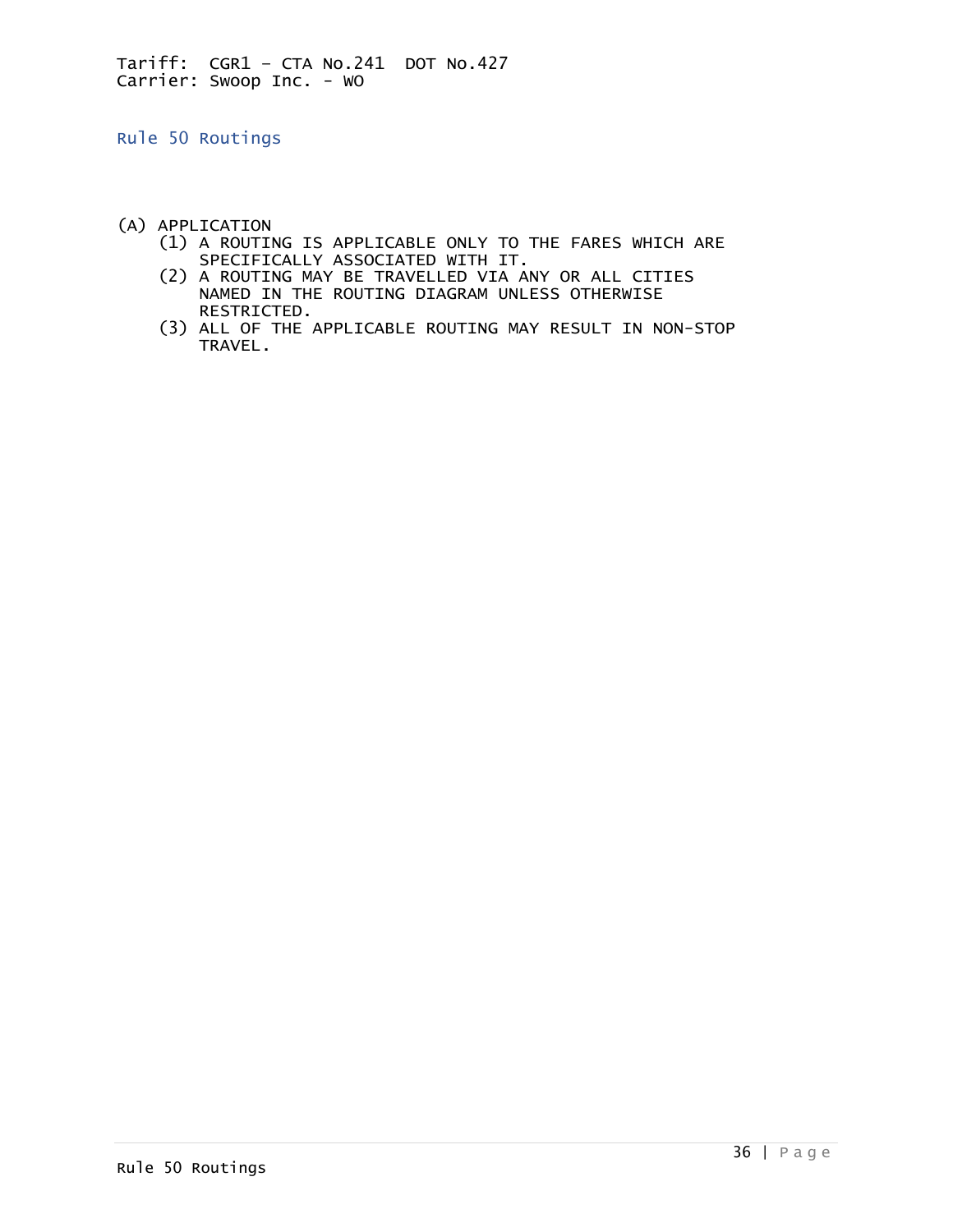Tariff: CGR1 – CTA No.241 DOT No.427
Carrier: Swoop Inc. - WO

## Rule 50 Routings

(A) APPLICATION

- (1) A ROUTING IS APPLICABLE ONLY TO THE FARES WHICH ARE SPECIFICALLY ASSOCIATED WITH IT.
- (2) A ROUTING MAY BE TRAVELLED VIA ANY OR ALL CITIES NAMED IN THE ROUTING DIAGRAM UNLESS OTHERWISE RESTRICTED.
- (3) ALL OF THE APPLICABLE ROUTING MAY RESULT IN NON-STOP TRAVEL.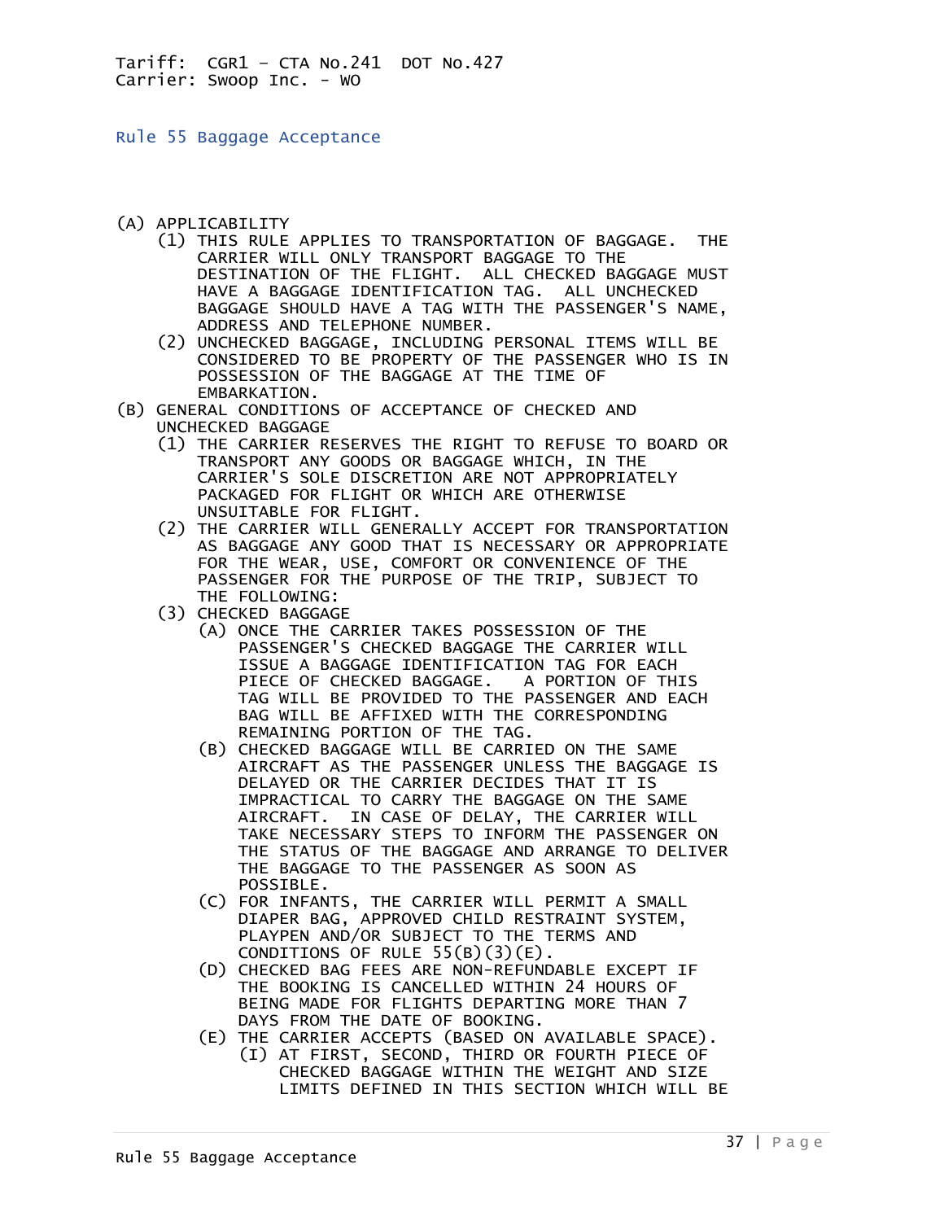Tariff: CGR1 – CTA No.241 DOT No.427
Carrier: Swoop Inc. - WO

## Rule 55 Baggage Acceptance

(A) APPLICABILITY

- (1) THIS RULE APPLIES TO TRANSPORTATION OF BAGGAGE. THE CARRIER WILL ONLY TRANSPORT BAGGAGE TO THE DESTINATION OF THE FLIGHT. ALL CHECKED BAGGAGE MUST HAVE A BAGGAGE IDENTIFICATION TAG. ALL UNCHECKED BAGGAGE SHOULD HAVE A TAG WITH THE PASSENGER'S NAME, ADDRESS AND TELEPHONE NUMBER.
- (2) UNCHECKED BAGGAGE, INCLUDING PERSONAL ITEMS WILL BE CONSIDERED TO BE PROPERTY OF THE PASSENGER WHO IS IN POSSESSION OF THE BAGGAGE AT THE TIME OF EMBARKATION.

(B) GENERAL CONDITIONS OF ACCEPTANCE OF CHECKED AND UNCHECKED BAGGAGE

- (1) THE CARRIER RESERVES THE RIGHT TO REFUSE TO BOARD OR TRANSPORT ANY GOODS OR BAGGAGE WHICH, IN THE CARRIER'S SOLE DISCRETION ARE NOT APPROPRIATELY PACKAGED FOR FLIGHT OR WHICH ARE OTHERWISE UNSUITABLE FOR FLIGHT.
- (2) THE CARRIER WILL GENERALLY ACCEPT FOR TRANSPORTATION AS BAGGAGE ANY GOOD THAT IS NECESSARY OR APPROPRIATE FOR THE WEAR, USE, COMFORT OR CONVENIENCE OF THE PASSENGER FOR THE PURPOSE OF THE TRIP, SUBJECT TO THE FOLLOWING:
- (3) CHECKED BAGGAGE
  - (A) ONCE THE CARRIER TAKES POSSESSION OF THE PASSENGER'S CHECKED BAGGAGE THE CARRIER WILL ISSUE A BAGGAGE IDENTIFICATION TAG FOR EACH PIECE OF CHECKED BAGGAGE. A PORTION OF THIS TAG WILL BE PROVIDED TO THE PASSENGER AND EACH BAG WILL BE AFFIXED WITH THE CORRESPONDING REMAINING PORTION OF THE TAG.
  - (B) CHECKED BAGGAGE WILL BE CARRIED ON THE SAME AIRCRAFT AS THE PASSENGER UNLESS THE BAGGAGE IS DELAYED OR THE CARRIER DECIDES THAT IT IS IMPRACTICAL TO CARRY THE BAGGAGE ON THE SAME AIRCRAFT. IN CASE OF DELAY, THE CARRIER WILL TAKE NECESSARY STEPS TO INFORM THE PASSENGER ON THE STATUS OF THE BAGGAGE AND ARRANGE TO DELIVER THE BAGGAGE TO THE PASSENGER AS SOON AS POSSIBLE.
  - (C) FOR INFANTS, THE CARRIER WILL PERMIT A SMALL DIAPER BAG, APPROVED CHILD RESTRAINT SYSTEM, PLAYPEN AND/OR SUBJECT TO THE TERMS AND CONDITIONS OF RULE 55(B)(3)(E).
  - (D) CHECKED BAG FEES ARE NON-REFUNDABLE EXCEPT IF THE BOOKING IS CANCELLED WITHIN 24 HOURS OF BEING MADE FOR FLIGHTS DEPARTING MORE THAN 7 DAYS FROM THE DATE OF BOOKING.
  - (E) THE CARRIER ACCEPTS (BASED ON AVAILABLE SPACE).
    - (I) AT FIRST, SECOND, THIRD OR FOURTH PIECE OF CHECKED BAGGAGE WITHIN THE WEIGHT AND SIZE LIMITS DEFINED IN THIS SECTION WHICH WILL BE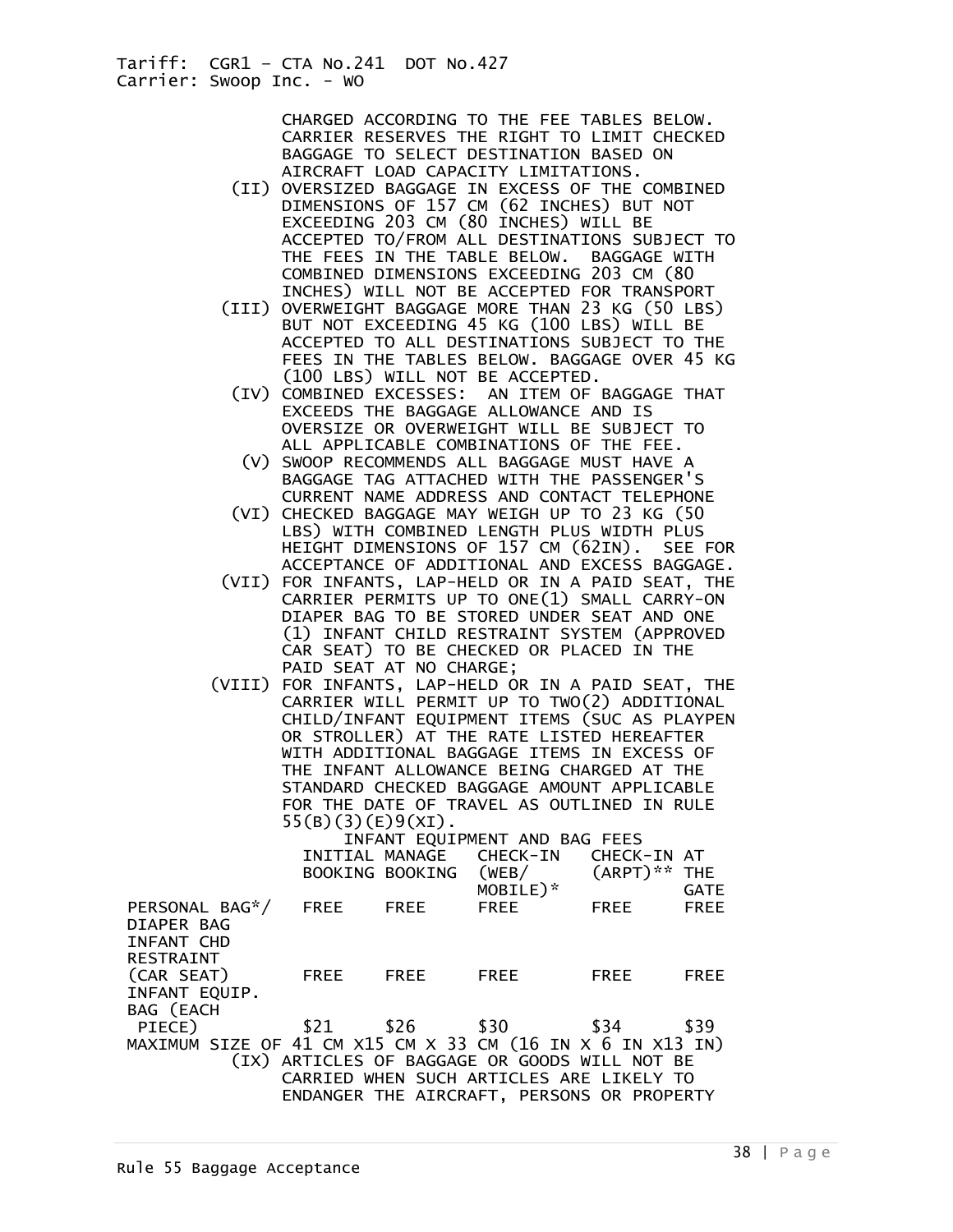CHARGED ACCORDING TO THE FEE TABLES BELOW. CARRIER RESERVES THE RIGHT TO LIMIT CHECKED BAGGAGE TO SELECT DESTINATION BASED ON AIRCRAFT LOAD CAPACITY LIMITATIONS.

(II) OVERSIZED BAGGAGE IN EXCESS OF THE COMBINED DIMENSIONS OF 157 CM (62 INCHES) BUT NOT EXCEEDING 203 CM (80 INCHES) WILL BE ACCEPTED TO/FROM ALL DESTINATIONS SUBJECT TO THE FEES IN THE TABLE BELOW. BAGGAGE WITH COMBINED DIMENSIONS EXCEEDING 203 CM (80 INCHES) WILL NOT BE ACCEPTED FOR TRANSPORT

(III) OVERWEIGHT BAGGAGE MORE THAN 23 KG (50 LBS) BUT NOT EXCEEDING 45 KG (100 LBS) WILL BE ACCEPTED TO ALL DESTINATIONS SUBJECT TO THE FEES IN THE TABLES BELOW. BAGGAGE OVER 45 KG (100 LBS) WILL NOT BE ACCEPTED.

(IV) COMBINED EXCESSES: AN ITEM OF BAGGAGE THAT EXCEEDS THE BAGGAGE ALLOWANCE AND IS OVERSIZE OR OVERWEIGHT WILL BE SUBJECT TO ALL APPLICABLE COMBINATIONS OF THE FEE.

(V) SWOOP RECOMMENDS ALL BAGGAGE MUST HAVE A BAGGAGE TAG ATTACHED WITH THE PASSENGER'S CURRENT NAME ADDRESS AND CONTACT TELEPHONE

(VI) CHECKED BAGGAGE MAY WEIGH UP TO 23 KG (50 LBS) WITH COMBINED LENGTH PLUS WIDTH PLUS HEIGHT DIMENSIONS OF 157 CM (62IN). SEE FOR ACCEPTANCE OF ADDITIONAL AND EXCESS BAGGAGE.

(VII) FOR INFANTS, LAP-HELD OR IN A PAID SEAT, THE CARRIER PERMITS UP TO ONE(1) SMALL CARRY-ON DIAPER BAG TO BE STORED UNDER SEAT AND ONE (1) INFANT CHILD RESTRAINT SYSTEM (APPROVED CAR SEAT) TO BE CHECKED OR PLACED IN THE PAID SEAT AT NO CHARGE;

(VIII) FOR INFANTS, LAP-HELD OR IN A PAID SEAT, THE CARRIER WILL PERMIT UP TO TWO(2) ADDITIONAL CHILD/INFANT EQUIPMENT ITEMS (SUC AS PLAYPEN OR STROLLER) AT THE RATE LISTED HEREAFTER WITH ADDITIONAL BAGGAGE ITEMS IN EXCESS OF THE INFANT ALLOWANCE BEING CHARGED AT THE STANDARD CHECKED BAGGAGE AMOUNT APPLICABLE FOR THE DATE OF TRAVEL AS OUTLINED IN RULE 55(B)(3)(E)9(XI).

INFANT EQUIPMENT AND BAG FEES

| | INITIAL BOOKING | MANAGE BOOKING | CHECK-IN (WEB/ MOBILE)* | CHECK-IN (ARPT)** | AT THE GATE |
|---|---|---|---|---|---|
| PERSONAL BAG*/ DIAPER BAG | FREE | FREE | FREE | FREE | FREE |
| INFANT CHD RESTRAINT (CAR SEAT) | FREE | FREE | FREE | FREE | FREE |
| INFANT EQUIP. BAG (EACH PIECE) | $21 | $26 | $30 | $34 | $39 |

MAXIMUM SIZE OF 41 CM X15 CM X 33 CM (16 IN X 6 IN X13 IN)

(IX) ARTICLES OF BAGGAGE OR GOODS WILL NOT BE CARRIED WHEN SUCH ARTICLES ARE LIKELY TO ENDANGER THE AIRCRAFT, PERSONS OR PROPERTY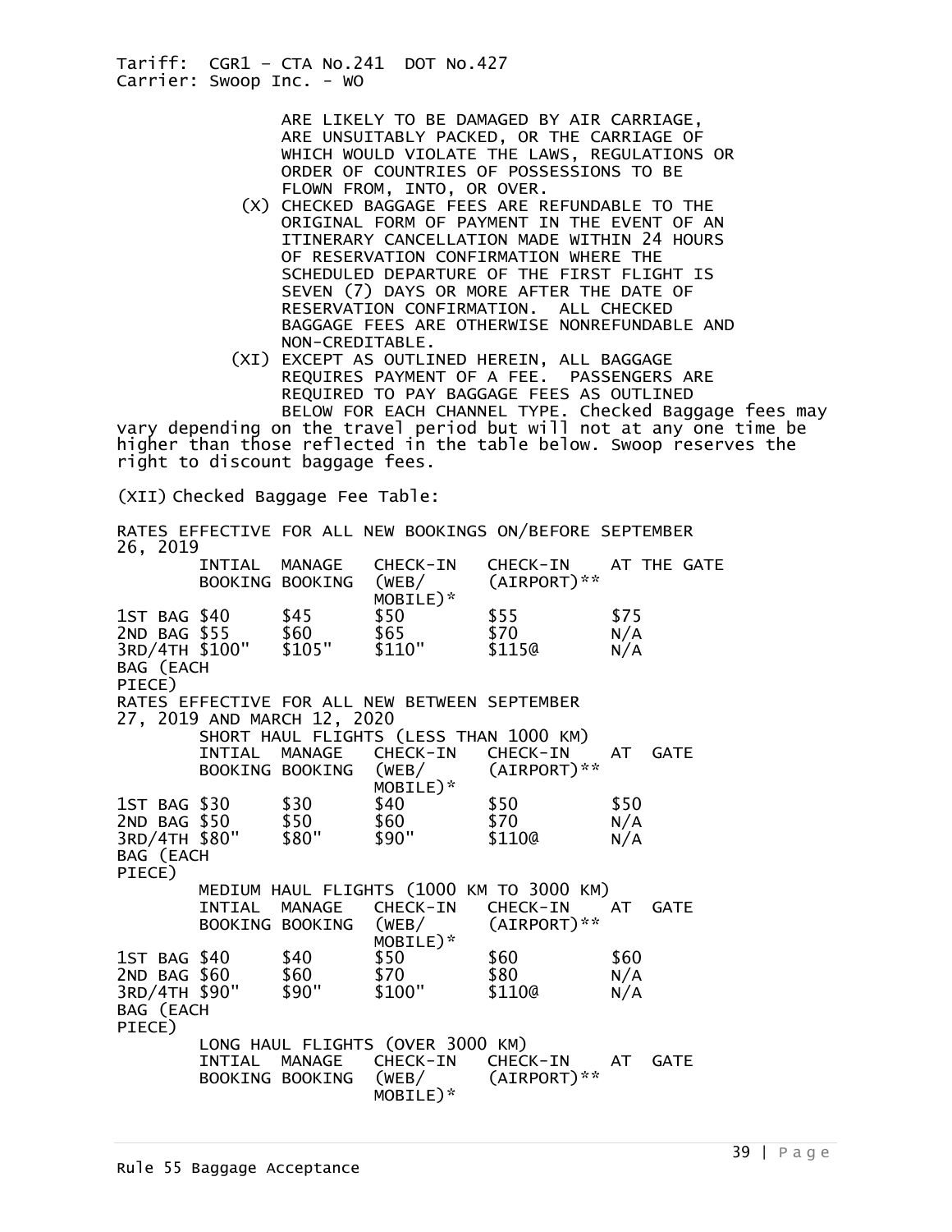ARE LIKELY TO BE DAMAGED BY AIR CARRIAGE, ARE UNSUITABLY PACKED, OR THE CARRIAGE OF WHICH WOULD VIOLATE THE LAWS, REGULATIONS OR ORDER OF COUNTRIES OF POSSESSIONS TO BE FLOWN FROM, INTO, OR OVER.

(X) CHECKED BAGGAGE FEES ARE REFUNDABLE TO THE ORIGINAL FORM OF PAYMENT IN THE EVENT OF AN ITINERARY CANCELLATION MADE WITHIN 24 HOURS OF RESERVATION CONFIRMATION WHERE THE SCHEDULED DEPARTURE OF THE FIRST FLIGHT IS SEVEN (7) DAYS OR MORE AFTER THE DATE OF RESERVATION CONFIRMATION. ALL CHECKED BAGGAGE FEES ARE OTHERWISE NONREFUNDABLE AND NON-CREDITABLE.

(XI) EXCEPT AS OUTLINED HEREIN, ALL BAGGAGE REQUIRES PAYMENT OF A FEE. PASSENGERS ARE REQUIRED TO PAY BAGGAGE FEES AS OUTLINED BELOW FOR EACH CHANNEL TYPE. Checked Baggage fees may vary depending on the travel period but will not at any one time be higher than those reflected in the table below. Swoop reserves the right to discount baggage fees.

(XII) Checked Baggage Fee Table:

RATES EFFECTIVE FOR ALL NEW BOOKINGS ON/BEFORE SEPTEMBER 26, 2019

| | INTIAL BOOKING | MANAGE BOOKING | CHECK-IN (WEB/ MOBILE)* | CHECK-IN (AIRPORT)** | AT THE GATE |
|---|---|---|---|---|---|
| 1ST BAG | $40 | $45 | $50 | $55 | $75 |
| 2ND BAG | $55 | $60 | $65 | $70 | N/A |
| 3RD/4TH BAG (EACH PIECE) | $100" | $105" | $110" | $115@ | N/A |

RATES EFFECTIVE FOR ALL NEW BETWEEN SEPTEMBER 27, 2019 AND MARCH 12, 2020

SHORT HAUL FLIGHTS (LESS THAN 1000 KM)

| | INTIAL BOOKING | MANAGE BOOKING | CHECK-IN (WEB/ MOBILE)* | CHECK-IN (AIRPORT)** | AT GATE |
|---|---|---|---|---|---|
| 1ST BAG | $30 | $30 | $40 | $50 | $50 |
| 2ND BAG | $50 | $50 | $60 | $70 | N/A |
| 3RD/4TH BAG (EACH PIECE) | $80" | $80" | $90" | $110@ | N/A |

MEDIUM HAUL FLIGHTS (1000 KM TO 3000 KM)

| | INTIAL BOOKING | MANAGE BOOKING | CHECK-IN (WEB/ MOBILE)* | CHECK-IN (AIRPORT)** | AT GATE |
|---|---|---|---|---|---|
| 1ST BAG | $40 | $40 | $50 | $60 | $60 |
| 2ND BAG | $60 | $60 | $70 | $80 | N/A |
| 3RD/4TH BAG (EACH PIECE) | $90" | $90" | $100" | $110@ | N/A |

LONG HAUL FLIGHTS (OVER 3000 KM)

| | INTIAL BOOKING | MANAGE BOOKING | CHECK-IN (WEB/ MOBILE)* | CHECK-IN (AIRPORT)** | AT GATE |
|---|---|---|---|---|---|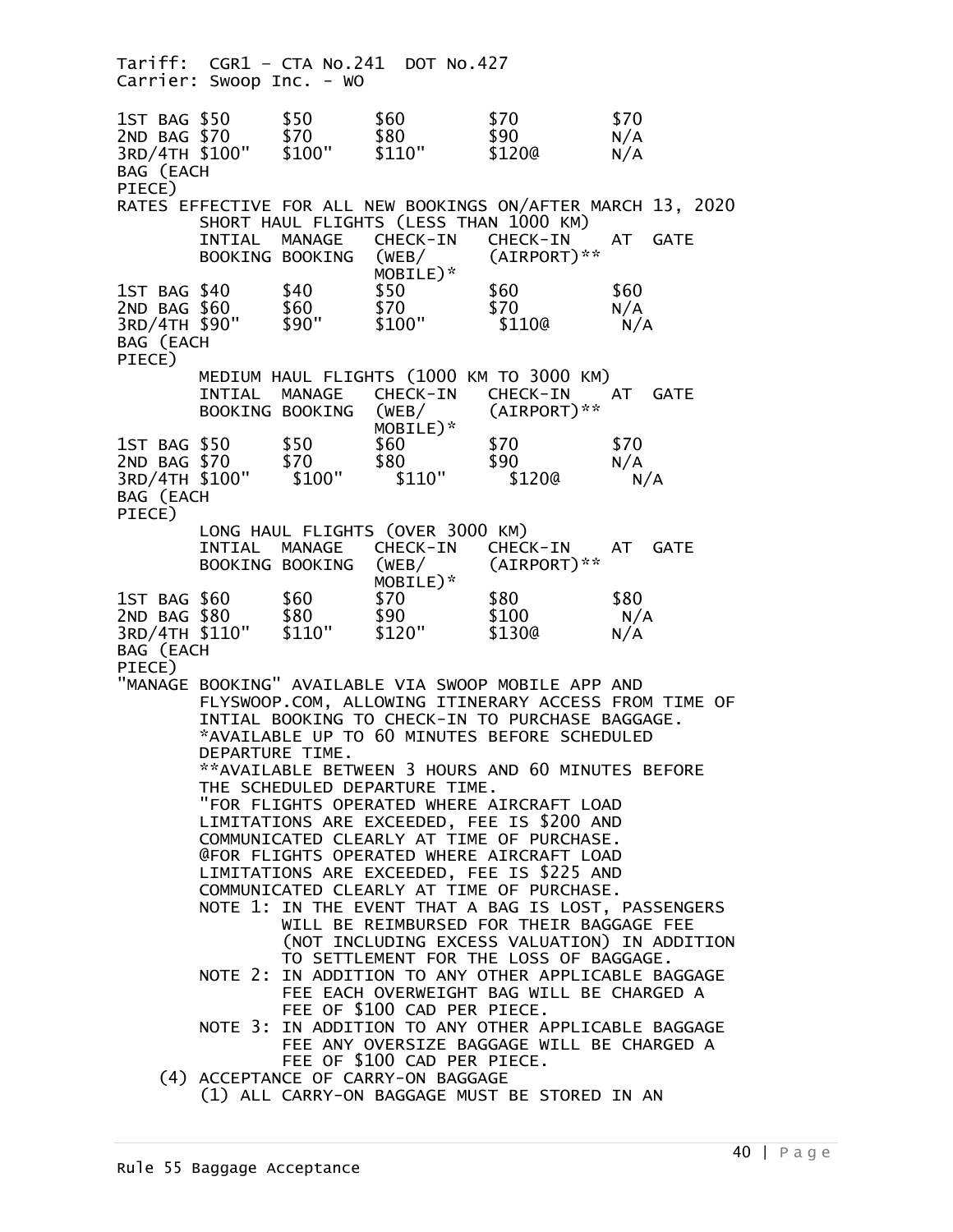Tariff: CGR1 – CTA No.241 DOT No.427
Carrier: Swoop Inc. - WO

| | | | | | |
|---|---|---|---|---|---|
| 1ST BAG | $50 | $50 | $60 | $70 | $70 |
| 2ND BAG | $70 | $70 | $80 | $90 | N/A |
| 3RD/4TH BAG (EACH PIECE) | $100" | $100" | $110" | $120@ | N/A |

RATES EFFECTIVE FOR ALL NEW BOOKINGS ON/AFTER MARCH 13, 2020

SHORT HAUL FLIGHTS (LESS THAN 1000 KM)

| | INTIAL BOOKING | MANAGE BOOKING | CHECK-IN (WEB/ MOBILE)* | CHECK-IN (AIRPORT)** | AT GATE |
|---|---|---|---|---|---|
| 1ST BAG | $40 | $40 | $50 | $60 | $60 |
| 2ND BAG | $60 | $60 | $70 | $70 | N/A |
| 3RD/4TH BAG (EACH PIECE) | $90" | $90" | $100" | $110@ | N/A |

MEDIUM HAUL FLIGHTS (1000 KM TO 3000 KM)

| | INTIAL BOOKING | MANAGE BOOKING | CHECK-IN (WEB/ MOBILE)* | CHECK-IN (AIRPORT)** | AT GATE |
|---|---|---|---|---|---|
| 1ST BAG | $50 | $50 | $60 | $70 | $70 |
| 2ND BAG | $70 | $70 | $80 | $90 | N/A |
| 3RD/4TH BAG (EACH PIECE) | $100" | $100" | $110" | $120@ | N/A |

LONG HAUL FLIGHTS (OVER 3000 KM)

| | INTIAL BOOKING | MANAGE BOOKING | CHECK-IN (WEB/ MOBILE)* | CHECK-IN (AIRPORT)** | AT GATE |
|---|---|---|---|---|---|
| 1ST BAG | $60 | $60 | $70 | $80 | $80 |
| 2ND BAG | $80 | $80 | $90 | $100 | N/A |
| 3RD/4TH BAG (EACH PIECE) | $110" | $110" | $120" | $130@ | N/A |

"MANAGE BOOKING" AVAILABLE VIA SWOOP MOBILE APP AND FLYSWOOP.COM, ALLOWING ITINERARY ACCESS FROM TIME OF INTIAL BOOKING TO CHECK-IN TO PURCHASE BAGGAGE.

*AVAILABLE UP TO 60 MINUTES BEFORE SCHEDULED DEPARTURE TIME.

**AVAILABLE BETWEEN 3 HOURS AND 60 MINUTES BEFORE THE SCHEDULED DEPARTURE TIME.

"FOR FLIGHTS OPERATED WHERE AIRCRAFT LOAD LIMITATIONS ARE EXCEEDED, FEE IS $200 AND COMMUNICATED CLEARLY AT TIME OF PURCHASE.

@FOR FLIGHTS OPERATED WHERE AIRCRAFT LOAD LIMITATIONS ARE EXCEEDED, FEE IS $225 AND COMMUNICATED CLEARLY AT TIME OF PURCHASE.

NOTE 1: IN THE EVENT THAT A BAG IS LOST, PASSENGERS WILL BE REIMBURSED FOR THEIR BAGGAGE FEE (NOT INCLUDING EXCESS VALUATION) IN ADDITION TO SETTLEMENT FOR THE LOSS OF BAGGAGE.

NOTE 2: IN ADDITION TO ANY OTHER APPLICABLE BAGGAGE FEE EACH OVERWEIGHT BAG WILL BE CHARGED A FEE OF $100 CAD PER PIECE.

NOTE 3: IN ADDITION TO ANY OTHER APPLICABLE BAGGAGE FEE ANY OVERSIZE BAGGAGE WILL BE CHARGED A FEE OF $100 CAD PER PIECE.

(4) ACCEPTANCE OF CARRY-ON BAGGAGE

(1) ALL CARRY-ON BAGGAGE MUST BE STORED IN AN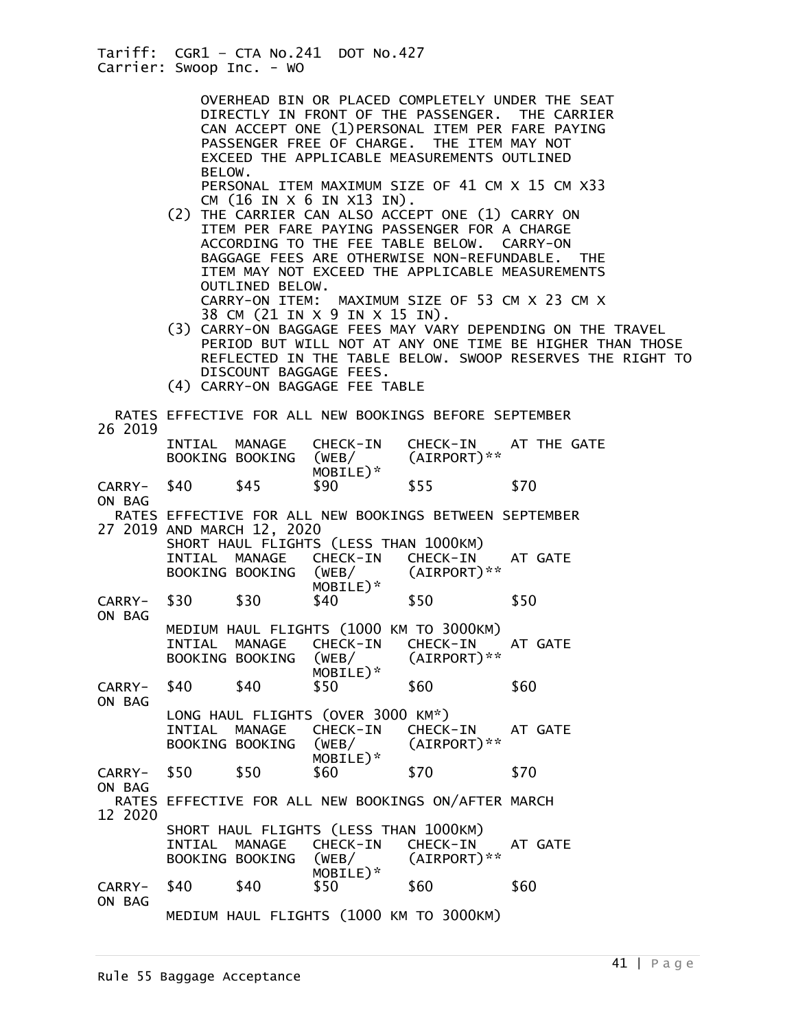OVERHEAD BIN OR PLACED COMPLETELY UNDER THE SEAT DIRECTLY IN FRONT OF THE PASSENGER. THE CARRIER CAN ACCEPT ONE (1)PERSONAL ITEM PER FARE PAYING PASSENGER FREE OF CHARGE. THE ITEM MAY NOT EXCEED THE APPLICABLE MEASUREMENTS OUTLINED BELOW.
PERSONAL ITEM MAXIMUM SIZE OF 41 CM X 15 CM X33 CM (16 IN X 6 IN X13 IN).

(2) THE CARRIER CAN ALSO ACCEPT ONE (1) CARRY ON ITEM PER FARE PAYING PASSENGER FOR A CHARGE ACCORDING TO THE FEE TABLE BELOW. CARRY-ON BAGGAGE FEES ARE OTHERWISE NON-REFUNDABLE. THE ITEM MAY NOT EXCEED THE APPLICABLE MEASUREMENTS OUTLINED BELOW.
CARRY-ON ITEM: MAXIMUM SIZE OF 53 CM X 23 CM X 38 CM (21 IN X 9 IN X 15 IN).

(3) CARRY-ON BAGGAGE FEES MAY VARY DEPENDING ON THE TRAVEL PERIOD BUT WILL NOT AT ANY ONE TIME BE HIGHER THAN THOSE REFLECTED IN THE TABLE BELOW. SWOOP RESERVES THE RIGHT TO DISCOUNT BAGGAGE FEES.

(4) CARRY-ON BAGGAGE FEE TABLE

RATES EFFECTIVE FOR ALL NEW BOOKINGS BEFORE SEPTEMBER 26 2019

| | INTIAL BOOKING | MANAGE BOOKING | CHECK-IN (WEB/ MOBILE)* | CHECK-IN (AIRPORT)** | AT THE GATE |
|---|---|---|---|---|---|
| CARRY-ON BAG | $40 | $45 | $90 | $55 | $70 |

RATES EFFECTIVE FOR ALL NEW BOOKINGS BETWEEN SEPTEMBER 27 2019 AND MARCH 12, 2020

SHORT HAUL FLIGHTS (LESS THAN 1000KM)

| | INTIAL BOOKING | MANAGE BOOKING | CHECK-IN (WEB/ MOBILE)* | CHECK-IN (AIRPORT)** | AT GATE |
|---|---|---|---|---|---|
| CARRY-ON BAG | $30 | $30 | $40 | $50 | $50 |

MEDIUM HAUL FLIGHTS (1000 KM TO 3000KM)

| | INTIAL BOOKING | MANAGE BOOKING | CHECK-IN (WEB/ MOBILE)* | CHECK-IN (AIRPORT)** | AT GATE |
|---|---|---|---|---|---|
| CARRY-ON BAG | $40 | $40 | $50 | $60 | $60 |

LONG HAUL FLIGHTS (OVER 3000 KM*)

| | INTIAL BOOKING | MANAGE BOOKING | CHECK-IN (WEB/ MOBILE)* | CHECK-IN (AIRPORT)** | AT GATE |
|---|---|---|---|---|---|
| CARRY-ON BAG | $50 | $50 | $60 | $70 | $70 |

RATES EFFECTIVE FOR ALL NEW BOOKINGS ON/AFTER MARCH 12 2020

SHORT HAUL FLIGHTS (LESS THAN 1000KM)

| | INTIAL BOOKING | MANAGE BOOKING | CHECK-IN (WEB/ MOBILE)* | CHECK-IN (AIRPORT)** | AT GATE |
|---|---|---|---|---|---|
| CARRY-ON BAG | $40 | $40 | $50 | $60 | $60 |

MEDIUM HAUL FLIGHTS (1000 KM TO 3000KM)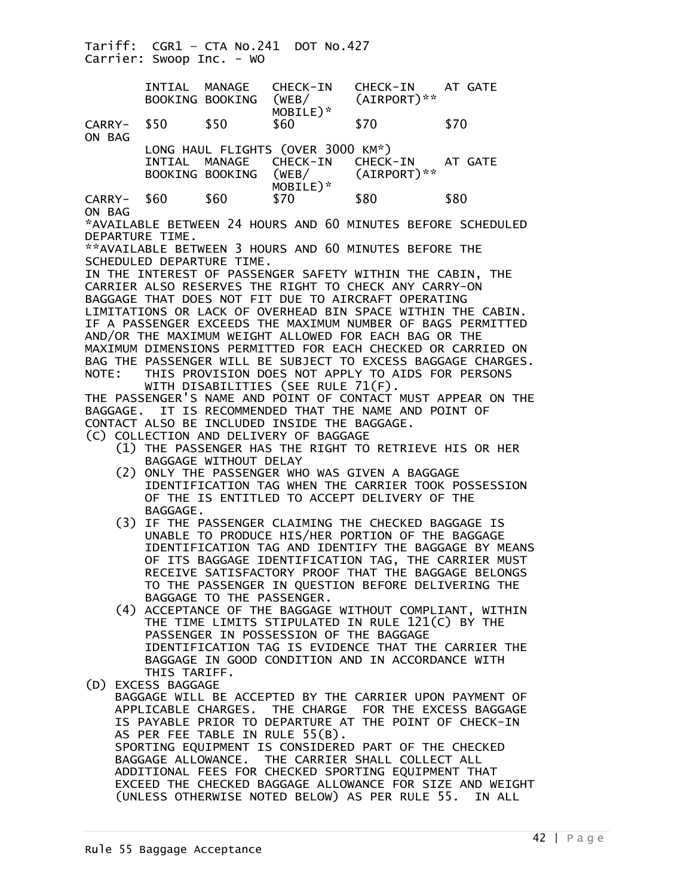Tariff: CGR1 – CTA No.241 DOT No.427
Carrier: Swoop Inc. - WO

| | INTIAL BOOKING | MANAGE BOOKING | CHECK-IN (WEB/ MOBILE)* | CHECK-IN (AIRPORT)** | AT GATE |
|---|---|---|---|---|---|
| CARRY-ON BAG | $50 | $50 | $60 | $70 | $70 |

LONG HAUL FLIGHTS (OVER 3000 KM*)

| | INTIAL BOOKING | MANAGE BOOKING | CHECK-IN (WEB/ MOBILE)* | CHECK-IN (AIRPORT)** | AT GATE |
|---|---|---|---|---|---|
| CARRY-ON BAG | $60 | $60 | $70 | $80 | $80 |

*AVAILABLE BETWEEN 24 HOURS AND 60 MINUTES BEFORE SCHEDULED DEPARTURE TIME.
**AVAILABLE BETWEEN 3 HOURS AND 60 MINUTES BEFORE THE SCHEDULED DEPARTURE TIME.

IN THE INTEREST OF PASSENGER SAFETY WITHIN THE CABIN, THE CARRIER ALSO RESERVES THE RIGHT TO CHECK ANY CARRY-ON BAGGAGE THAT DOES NOT FIT DUE TO AIRCRAFT OPERATING LIMITATIONS OR LACK OF OVERHEAD BIN SPACE WITHIN THE CABIN. IF A PASSENGER EXCEEDS THE MAXIMUM NUMBER OF BAGS PERMITTED AND/OR THE MAXIMUM WEIGHT ALLOWED FOR EACH BAG OR THE MAXIMUM DIMENSIONS PERMITTED FOR EACH CHECKED OR CARRIED ON BAG THE PASSENGER WILL BE SUBJECT TO EXCESS BAGGAGE CHARGES.

NOTE: THIS PROVISION DOES NOT APPLY TO AIDS FOR PERSONS WITH DISABILITIES (SEE RULE 71(F).

THE PASSENGER'S NAME AND POINT OF CONTACT MUST APPEAR ON THE BAGGAGE. IT IS RECOMMENDED THAT THE NAME AND POINT OF CONTACT ALSO BE INCLUDED INSIDE THE BAGGAGE.

(C) COLLECTION AND DELIVERY OF BAGGAGE
   (1) THE PASSENGER HAS THE RIGHT TO RETRIEVE HIS OR HER BAGGAGE WITHOUT DELAY
   (2) ONLY THE PASSENGER WHO WAS GIVEN A BAGGAGE IDENTIFICATION TAG WHEN THE CARRIER TOOK POSSESSION OF THE IS ENTITLED TO ACCEPT DELIVERY OF THE BAGGAGE.
   (3) IF THE PASSENGER CLAIMING THE CHECKED BAGGAGE IS UNABLE TO PRODUCE HIS/HER PORTION OF THE BAGGAGE IDENTIFICATION TAG AND IDENTIFY THE BAGGAGE BY MEANS OF ITS BAGGAGE IDENTIFICATION TAG, THE CARRIER MUST RECEIVE SATISFACTORY PROOF THAT THE BAGGAGE BELONGS TO THE PASSENGER IN QUESTION BEFORE DELIVERING THE BAGGAGE TO THE PASSENGER.
   (4) ACCEPTANCE OF THE BAGGAGE WITHOUT COMPLIANT, WITHIN THE TIME LIMITS STIPULATED IN RULE 121(C) BY THE PASSENGER IN POSSESSION OF THE BAGGAGE IDENTIFICATION TAG IS EVIDENCE THAT THE CARRIER THE BAGGAGE IN GOOD CONDITION AND IN ACCORDANCE WITH THIS TARIFF.

(D) EXCESS BAGGAGE
   BAGGAGE WILL BE ACCEPTED BY THE CARRIER UPON PAYMENT OF APPLICABLE CHARGES. THE CHARGE FOR THE EXCESS BAGGAGE IS PAYABLE PRIOR TO DEPARTURE AT THE POINT OF CHECK-IN AS PER FEE TABLE IN RULE 55(B).
   SPORTING EQUIPMENT IS CONSIDERED PART OF THE CHECKED BAGGAGE ALLOWANCE. THE CARRIER SHALL COLLECT ALL ADDITIONAL FEES FOR CHECKED SPORTING EQUIPMENT THAT EXCEED THE CHECKED BAGGAGE ALLOWANCE FOR SIZE AND WEIGHT (UNLESS OTHERWISE NOTED BELOW) AS PER RULE 55. IN ALL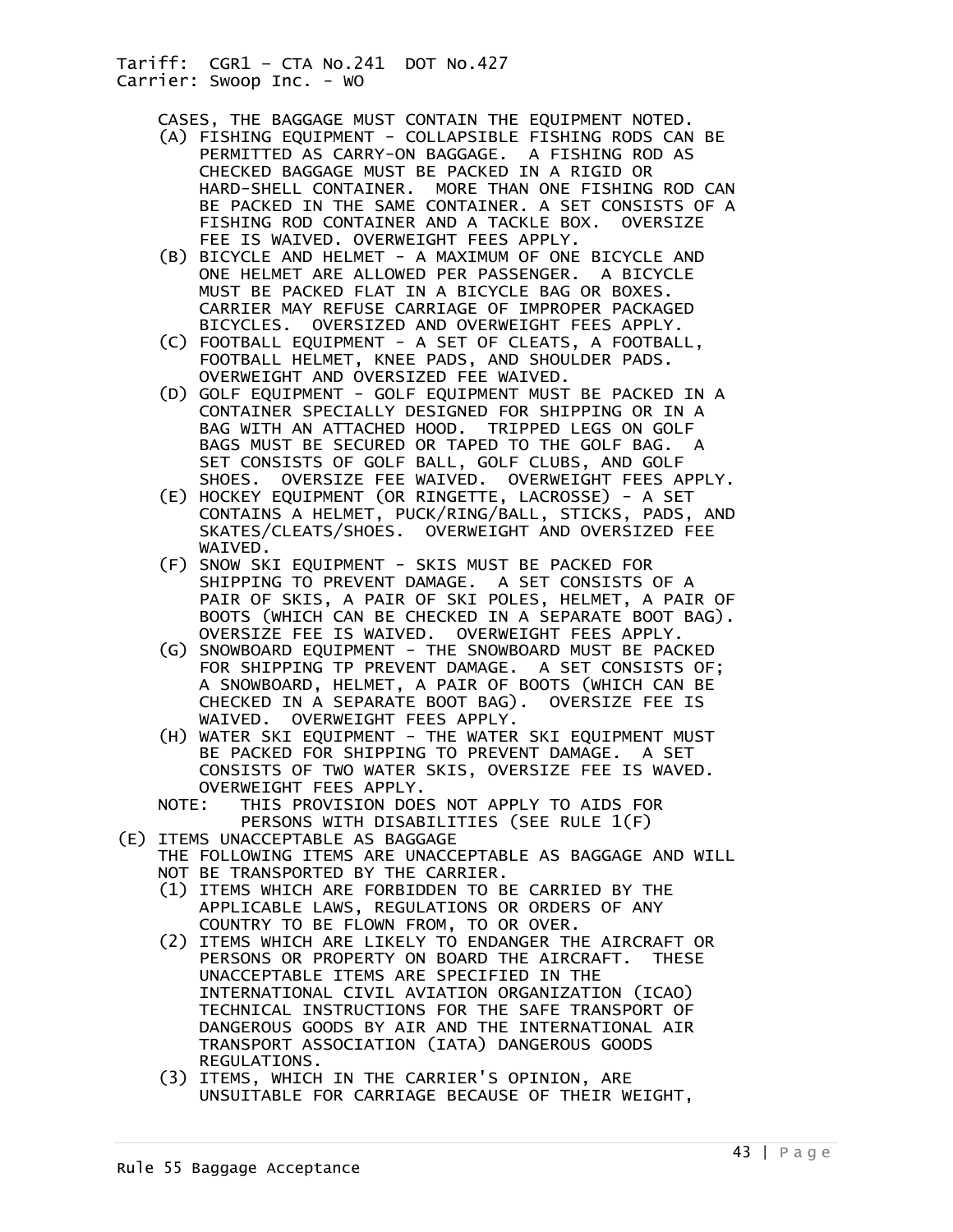CASES, THE BAGGAGE MUST CONTAIN THE EQUIPMENT NOTED.

(A) FISHING EQUIPMENT - COLLAPSIBLE FISHING RODS CAN BE PERMITTED AS CARRY-ON BAGGAGE. A FISHING ROD AS CHECKED BAGGAGE MUST BE PACKED IN A RIGID OR HARD-SHELL CONTAINER. MORE THAN ONE FISHING ROD CAN BE PACKED IN THE SAME CONTAINER. A SET CONSISTS OF A FISHING ROD CONTAINER AND A TACKLE BOX. OVERSIZE FEE IS WAIVED. OVERWEIGHT FEES APPLY.

(B) BICYCLE AND HELMET - A MAXIMUM OF ONE BICYCLE AND ONE HELMET ARE ALLOWED PER PASSENGER. A BICYCLE MUST BE PACKED FLAT IN A BICYCLE BAG OR BOXES. CARRIER MAY REFUSE CARRIAGE OF IMPROPER PACKAGED BICYCLES. OVERSIZED AND OVERWEIGHT FEES APPLY.

(C) FOOTBALL EQUIPMENT - A SET OF CLEATS, A FOOTBALL, FOOTBALL HELMET, KNEE PADS, AND SHOULDER PADS. OVERWEIGHT AND OVERSIZED FEE WAIVED.

(D) GOLF EQUIPMENT - GOLF EQUIPMENT MUST BE PACKED IN A CONTAINER SPECIALLY DESIGNED FOR SHIPPING OR IN A BAG WITH AN ATTACHED HOOD. TRIPPED LEGS ON GOLF BAGS MUST BE SECURED OR TAPED TO THE GOLF BAG. A SET CONSISTS OF GOLF BALL, GOLF CLUBS, AND GOLF SHOES. OVERSIZE FEE WAIVED. OVERWEIGHT FEES APPLY.

(E) HOCKEY EQUIPMENT (OR RINGETTE, LACROSSE) - A SET CONTAINS A HELMET, PUCK/RING/BALL, STICKS, PADS, AND SKATES/CLEATS/SHOES. OVERWEIGHT AND OVERSIZED FEE WAIVED.

(F) SNOW SKI EQUIPMENT - SKIS MUST BE PACKED FOR SHIPPING TO PREVENT DAMAGE. A SET CONSISTS OF A PAIR OF SKIS, A PAIR OF SKI POLES, HELMET, A PAIR OF BOOTS (WHICH CAN BE CHECKED IN A SEPARATE BOOT BAG). OVERSIZE FEE IS WAIVED. OVERWEIGHT FEES APPLY.

(G) SNOWBOARD EQUIPMENT - THE SNOWBOARD MUST BE PACKED FOR SHIPPING TP PREVENT DAMAGE. A SET CONSISTS OF; A SNOWBOARD, HELMET, A PAIR OF BOOTS (WHICH CAN BE CHECKED IN A SEPARATE BOOT BAG). OVERSIZE FEE IS WAIVED. OVERWEIGHT FEES APPLY.

(H) WATER SKI EQUIPMENT - THE WATER SKI EQUIPMENT MUST BE PACKED FOR SHIPPING TO PREVENT DAMAGE. A SET CONSISTS OF TWO WATER SKIS, OVERSIZE FEE IS WAVED. OVERWEIGHT FEES APPLY.

NOTE: THIS PROVISION DOES NOT APPLY TO AIDS FOR PERSONS WITH DISABILITIES (SEE RULE 1(F)

(E) ITEMS UNACCEPTABLE AS BAGGAGE

THE FOLLOWING ITEMS ARE UNACCEPTABLE AS BAGGAGE AND WILL NOT BE TRANSPORTED BY THE CARRIER.

(1) ITEMS WHICH ARE FORBIDDEN TO BE CARRIED BY THE APPLICABLE LAWS, REGULATIONS OR ORDERS OF ANY COUNTRY TO BE FLOWN FROM, TO OR OVER.

(2) ITEMS WHICH ARE LIKELY TO ENDANGER THE AIRCRAFT OR PERSONS OR PROPERTY ON BOARD THE AIRCRAFT. THESE UNACCEPTABLE ITEMS ARE SPECIFIED IN THE INTERNATIONAL CIVIL AVIATION ORGANIZATION (ICAO) TECHNICAL INSTRUCTIONS FOR THE SAFE TRANSPORT OF DANGEROUS GOODS BY AIR AND THE INTERNATIONAL AIR TRANSPORT ASSOCIATION (IATA) DANGEROUS GOODS REGULATIONS.

(3) ITEMS, WHICH IN THE CARRIER'S OPINION, ARE UNSUITABLE FOR CARRIAGE BECAUSE OF THEIR WEIGHT,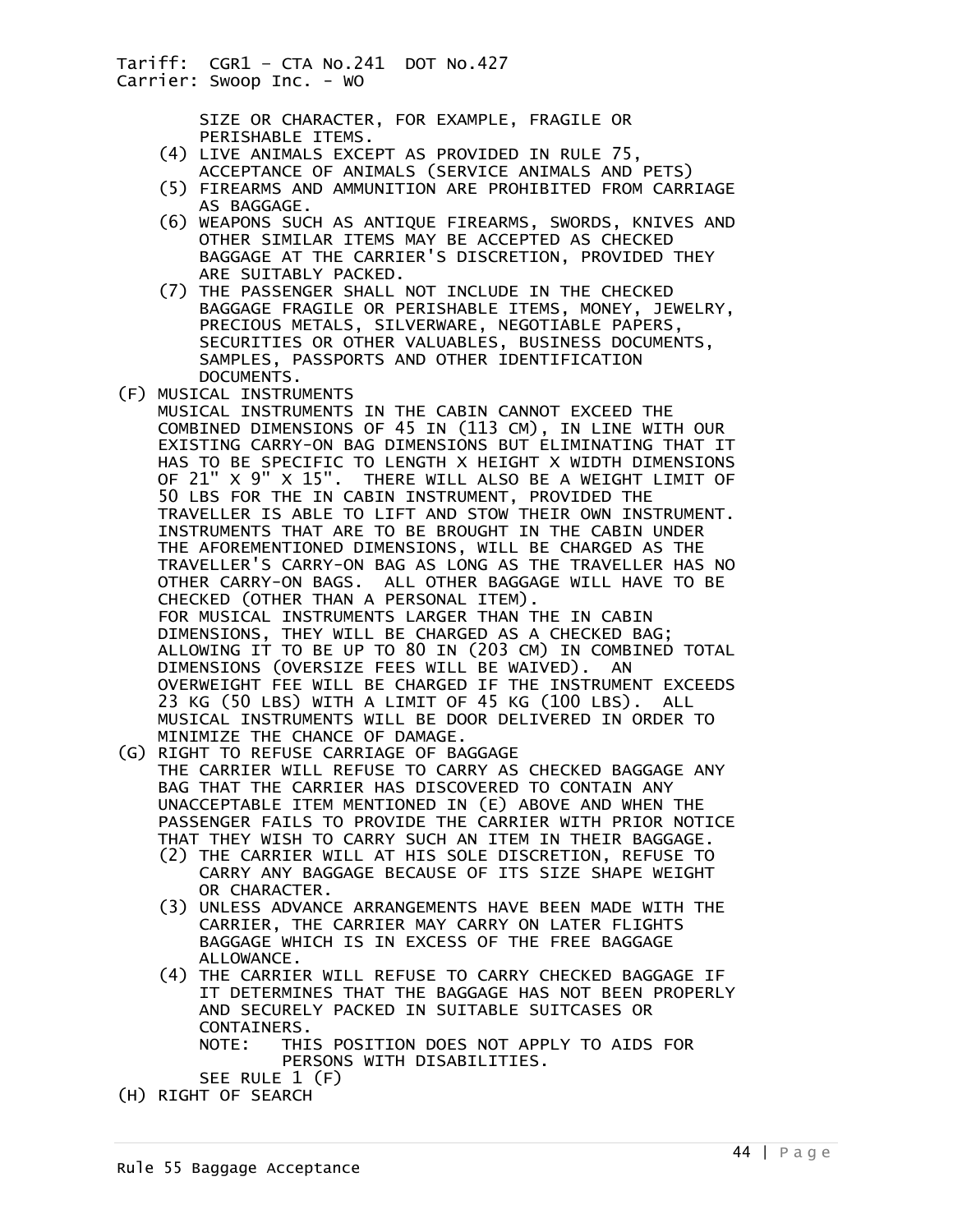SIZE OR CHARACTER, FOR EXAMPLE, FRAGILE OR PERISHABLE ITEMS.

(4) LIVE ANIMALS EXCEPT AS PROVIDED IN RULE 75, ACCEPTANCE OF ANIMALS (SERVICE ANIMALS AND PETS)

(5) FIREARMS AND AMMUNITION ARE PROHIBITED FROM CARRIAGE AS BAGGAGE.

(6) WEAPONS SUCH AS ANTIQUE FIREARMS, SWORDS, KNIVES AND OTHER SIMILAR ITEMS MAY BE ACCEPTED AS CHECKED BAGGAGE AT THE CARRIER'S DISCRETION, PROVIDED THEY ARE SUITABLY PACKED.

(7) THE PASSENGER SHALL NOT INCLUDE IN THE CHECKED BAGGAGE FRAGILE OR PERISHABLE ITEMS, MONEY, JEWELRY, PRECIOUS METALS, SILVERWARE, NEGOTIABLE PAPERS, SECURITIES OR OTHER VALUABLES, BUSINESS DOCUMENTS, SAMPLES, PASSPORTS AND OTHER IDENTIFICATION DOCUMENTS.

(F) MUSICAL INSTRUMENTS

MUSICAL INSTRUMENTS IN THE CABIN CANNOT EXCEED THE COMBINED DIMENSIONS OF 45 IN (113 CM), IN LINE WITH OUR EXISTING CARRY-ON BAG DIMENSIONS BUT ELIMINATING THAT IT HAS TO BE SPECIFIC TO LENGTH X HEIGHT X WIDTH DIMENSIONS OF 21" X 9" X 15". THERE WILL ALSO BE A WEIGHT LIMIT OF 50 LBS FOR THE IN CABIN INSTRUMENT, PROVIDED THE TRAVELLER IS ABLE TO LIFT AND STOW THEIR OWN INSTRUMENT. INSTRUMENTS THAT ARE TO BE BROUGHT IN THE CABIN UNDER THE AFOREMENTIONED DIMENSIONS, WILL BE CHARGED AS THE TRAVELLER'S CARRY-ON BAG AS LONG AS THE TRAVELLER HAS NO OTHER CARRY-ON BAGS. ALL OTHER BAGGAGE WILL HAVE TO BE CHECKED (OTHER THAN A PERSONAL ITEM).

FOR MUSICAL INSTRUMENTS LARGER THAN THE IN CABIN DIMENSIONS, THEY WILL BE CHARGED AS A CHECKED BAG; ALLOWING IT TO BE UP TO 80 IN (203 CM) IN COMBINED TOTAL DIMENSIONS (OVERSIZE FEES WILL BE WAIVED). AN OVERWEIGHT FEE WILL BE CHARGED IF THE INSTRUMENT EXCEEDS 23 KG (50 LBS) WITH A LIMIT OF 45 KG (100 LBS). ALL MUSICAL INSTRUMENTS WILL BE DOOR DELIVERED IN ORDER TO MINIMIZE THE CHANCE OF DAMAGE.

(G) RIGHT TO REFUSE CARRIAGE OF BAGGAGE

THE CARRIER WILL REFUSE TO CARRY AS CHECKED BAGGAGE ANY BAG THAT THE CARRIER HAS DISCOVERED TO CONTAIN ANY UNACCEPTABLE ITEM MENTIONED IN (E) ABOVE AND WHEN THE PASSENGER FAILS TO PROVIDE THE CARRIER WITH PRIOR NOTICE THAT THEY WISH TO CARRY SUCH AN ITEM IN THEIR BAGGAGE.

(2) THE CARRIER WILL AT HIS SOLE DISCRETION, REFUSE TO CARRY ANY BAGGAGE BECAUSE OF ITS SIZE SHAPE WEIGHT OR CHARACTER.

(3) UNLESS ADVANCE ARRANGEMENTS HAVE BEEN MADE WITH THE CARRIER, THE CARRIER MAY CARRY ON LATER FLIGHTS BAGGAGE WHICH IS IN EXCESS OF THE FREE BAGGAGE ALLOWANCE.

(4) THE CARRIER WILL REFUSE TO CARRY CHECKED BAGGAGE IF IT DETERMINES THAT THE BAGGAGE HAS NOT BEEN PROPERLY AND SECURELY PACKED IN SUITABLE SUITCASES OR CONTAINERS.

NOTE: THIS POSITION DOES NOT APPLY TO AIDS FOR PERSONS WITH DISABILITIES.

SEE RULE 1 (F)

(H) RIGHT OF SEARCH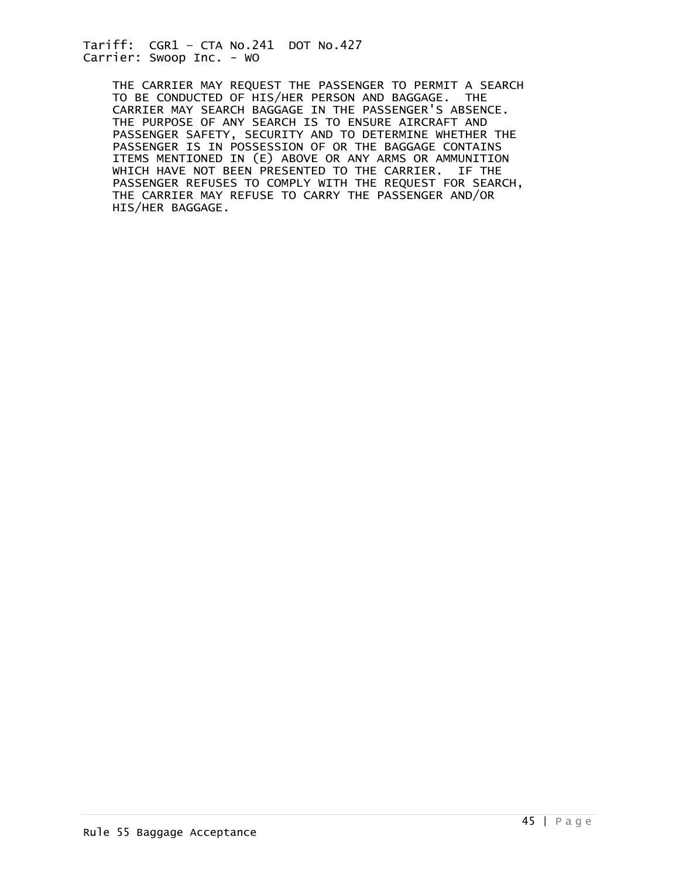THE CARRIER MAY REQUEST THE PASSENGER TO PERMIT A SEARCH TO BE CONDUCTED OF HIS/HER PERSON AND BAGGAGE. THE CARRIER MAY SEARCH BAGGAGE IN THE PASSENGER'S ABSENCE. THE PURPOSE OF ANY SEARCH IS TO ENSURE AIRCRAFT AND PASSENGER SAFETY, SECURITY AND TO DETERMINE WHETHER THE PASSENGER IS IN POSSESSION OF OR THE BAGGAGE CONTAINS ITEMS MENTIONED IN (E) ABOVE OR ANY ARMS OR AMMUNITION WHICH HAVE NOT BEEN PRESENTED TO THE CARRIER. IF THE PASSENGER REFUSES TO COMPLY WITH THE REQUEST FOR SEARCH, THE CARRIER MAY REFUSE TO CARRY THE PASSENGER AND/OR HIS/HER BAGGAGE.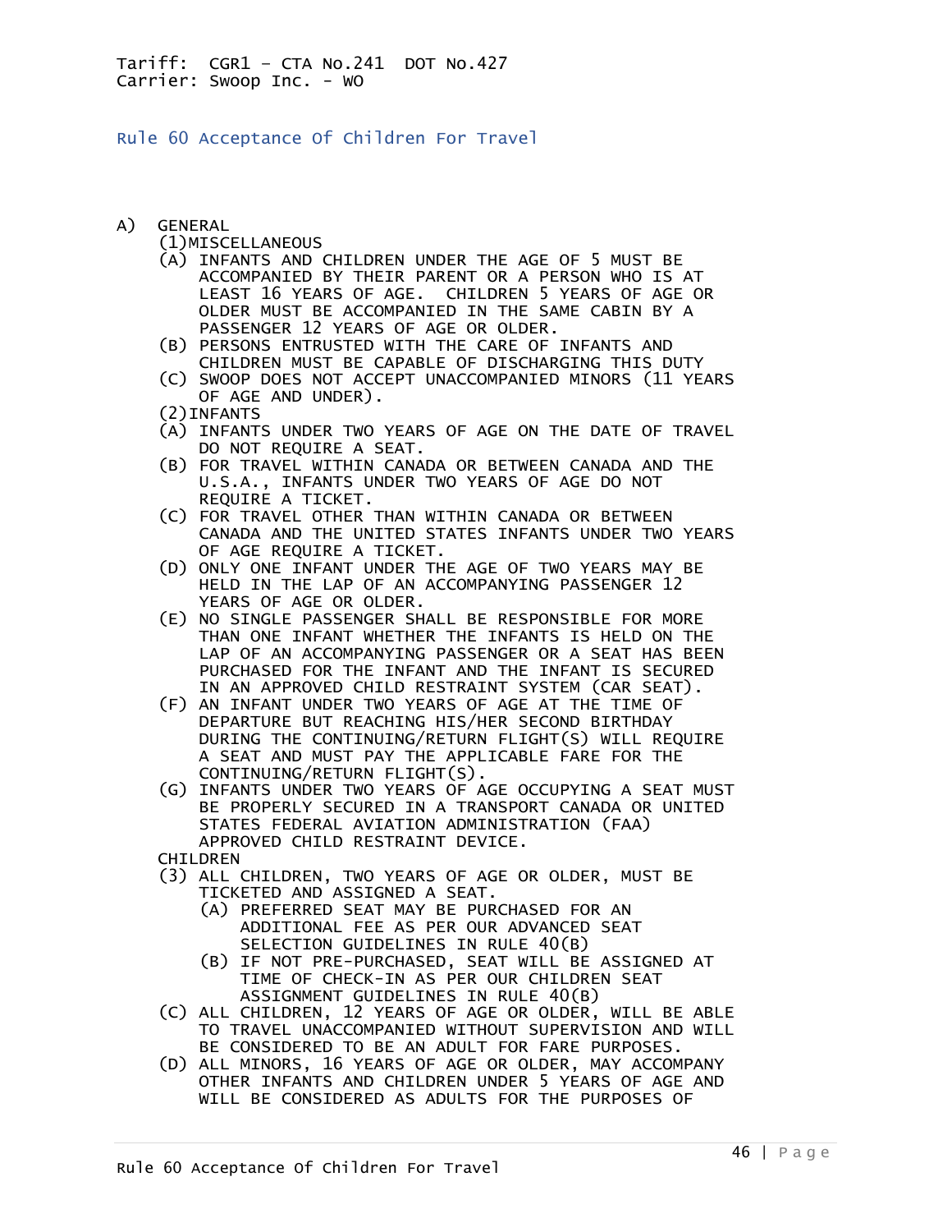Tariff: CGR1 – CTA No.241 DOT No.427
Carrier: Swoop Inc. - WO

## Rule 60 Acceptance Of Children For Travel

A) GENERAL

(1)MISCELLANEOUS

(A) INFANTS AND CHILDREN UNDER THE AGE OF 5 MUST BE ACCOMPANIED BY THEIR PARENT OR A PERSON WHO IS AT LEAST 16 YEARS OF AGE. CHILDREN 5 YEARS OF AGE OR OLDER MUST BE ACCOMPANIED IN THE SAME CABIN BY A PASSENGER 12 YEARS OF AGE OR OLDER.

(B) PERSONS ENTRUSTED WITH THE CARE OF INFANTS AND CHILDREN MUST BE CAPABLE OF DISCHARGING THIS DUTY

(C) SWOOP DOES NOT ACCEPT UNACCOMPANIED MINORS (11 YEARS OF AGE AND UNDER).

(2)INFANTS

(A) INFANTS UNDER TWO YEARS OF AGE ON THE DATE OF TRAVEL DO NOT REQUIRE A SEAT.

(B) FOR TRAVEL WITHIN CANADA OR BETWEEN CANADA AND THE U.S.A., INFANTS UNDER TWO YEARS OF AGE DO NOT REQUIRE A TICKET.

(C) FOR TRAVEL OTHER THAN WITHIN CANADA OR BETWEEN CANADA AND THE UNITED STATES INFANTS UNDER TWO YEARS OF AGE REQUIRE A TICKET.

(D) ONLY ONE INFANT UNDER THE AGE OF TWO YEARS MAY BE HELD IN THE LAP OF AN ACCOMPANYING PASSENGER 12 YEARS OF AGE OR OLDER.

(E) NO SINGLE PASSENGER SHALL BE RESPONSIBLE FOR MORE THAN ONE INFANT WHETHER THE INFANTS IS HELD ON THE LAP OF AN ACCOMPANYING PASSENGER OR A SEAT HAS BEEN PURCHASED FOR THE INFANT AND THE INFANT IS SECURED IN AN APPROVED CHILD RESTRAINT SYSTEM (CAR SEAT).

(F) AN INFANT UNDER TWO YEARS OF AGE AT THE TIME OF DEPARTURE BUT REACHING HIS/HER SECOND BIRTHDAY DURING THE CONTINUING/RETURN FLIGHT(S) WILL REQUIRE A SEAT AND MUST PAY THE APPLICABLE FARE FOR THE CONTINUING/RETURN FLIGHT(S).

(G) INFANTS UNDER TWO YEARS OF AGE OCCUPYING A SEAT MUST BE PROPERLY SECURED IN A TRANSPORT CANADA OR UNITED STATES FEDERAL AVIATION ADMINISTRATION (FAA) APPROVED CHILD RESTRAINT DEVICE.

CHILDREN

(3) ALL CHILDREN, TWO YEARS OF AGE OR OLDER, MUST BE TICKETED AND ASSIGNED A SEAT.

  (A) PREFERRED SEAT MAY BE PURCHASED FOR AN ADDITIONAL FEE AS PER OUR ADVANCED SEAT SELECTION GUIDELINES IN RULE 40(B)

  (B) IF NOT PRE-PURCHASED, SEAT WILL BE ASSIGNED AT TIME OF CHECK-IN AS PER OUR CHILDREN SEAT ASSIGNMENT GUIDELINES IN RULE 40(B)

(C) ALL CHILDREN, 12 YEARS OF AGE OR OLDER, WILL BE ABLE TO TRAVEL UNACCOMPANIED WITHOUT SUPERVISION AND WILL BE CONSIDERED TO BE AN ADULT FOR FARE PURPOSES.

(D) ALL MINORS, 16 YEARS OF AGE OR OLDER, MAY ACCOMPANY OTHER INFANTS AND CHILDREN UNDER 5 YEARS OF AGE AND WILL BE CONSIDERED AS ADULTS FOR THE PURPOSES OF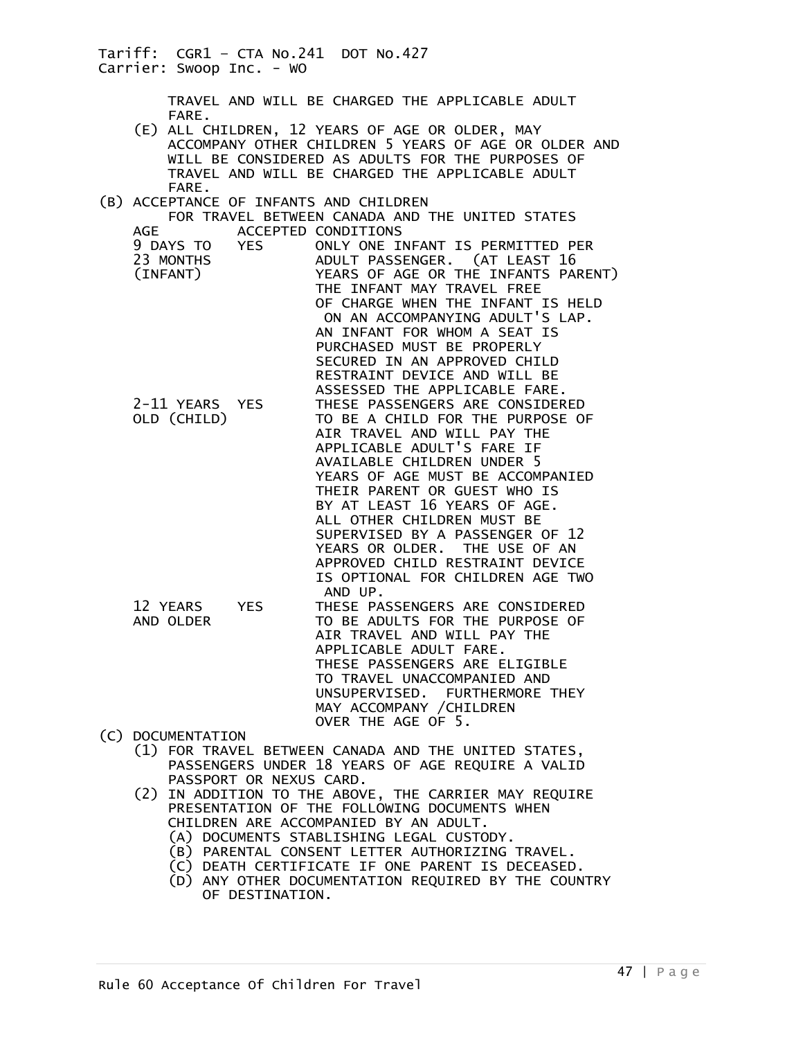TRAVEL AND WILL BE CHARGED THE APPLICABLE ADULT FARE.

(E) ALL CHILDREN, 12 YEARS OF AGE OR OLDER, MAY ACCOMPANY OTHER CHILDREN 5 YEARS OF AGE OR OLDER AND WILL BE CONSIDERED AS ADULTS FOR THE PURPOSES OF TRAVEL AND WILL BE CHARGED THE APPLICABLE ADULT FARE.

(B) ACCEPTANCE OF INFANTS AND CHILDREN

FOR TRAVEL BETWEEN CANADA AND THE UNITED STATES

| AGE | ACCEPTED | CONDITIONS |
|---|---|---|
| 9 DAYS TO 23 MONTHS (INFANT) | YES | ONLY ONE INFANT IS PERMITTED PER ADULT PASSENGER. (AT LEAST 16 YEARS OF AGE OR THE INFANTS PARENT) THE INFANT MAY TRAVEL FREE OF CHARGE WHEN THE INFANT IS HELD ON AN ACCOMPANYING ADULT'S LAP. AN INFANT FOR WHOM A SEAT IS PURCHASED MUST BE PROPERLY SECURED IN AN APPROVED CHILD RESTRAINT DEVICE AND WILL BE ASSESSED THE APPLICABLE FARE. |
| 2-11 YEARS OLD (CHILD) | YES | THESE PASSENGERS ARE CONSIDERED TO BE A CHILD FOR THE PURPOSE OF AIR TRAVEL AND WILL PAY THE APPLICABLE ADULT'S FARE IF AVAILABLE CHILDREN UNDER 5 YEARS OF AGE MUST BE ACCOMPANIED THEIR PARENT OR GUEST WHO IS BY AT LEAST 16 YEARS OF AGE. ALL OTHER CHILDREN MUST BE SUPERVISED BY A PASSENGER OF 12 YEARS OR OLDER. THE USE OF AN APPROVED CHILD RESTRAINT DEVICE IS OPTIONAL FOR CHILDREN AGE TWO AND UP. |
| 12 YEARS AND OLDER | YES | THESE PASSENGERS ARE CONSIDERED TO BE ADULTS FOR THE PURPOSE OF AIR TRAVEL AND WILL PAY THE APPLICABLE ADULT FARE. THESE PASSENGERS ARE ELIGIBLE TO TRAVEL UNACCOMPANIED AND UNSUPERVISED. FURTHERMORE THEY MAY ACCOMPANY /CHILDREN OVER THE AGE OF 5. |

(C) DOCUMENTATION

(1) FOR TRAVEL BETWEEN CANADA AND THE UNITED STATES, PASSENGERS UNDER 18 YEARS OF AGE REQUIRE A VALID PASSPORT OR NEXUS CARD.

(2) IN ADDITION TO THE ABOVE, THE CARRIER MAY REQUIRE PRESENTATION OF THE FOLLOWING DOCUMENTS WHEN CHILDREN ARE ACCOMPANIED BY AN ADULT.

(A) DOCUMENTS STABLISHING LEGAL CUSTODY.

(B) PARENTAL CONSENT LETTER AUTHORIZING TRAVEL.

(C) DEATH CERTIFICATE IF ONE PARENT IS DECEASED.

(D) ANY OTHER DOCUMENTATION REQUIRED BY THE COUNTRY OF DESTINATION.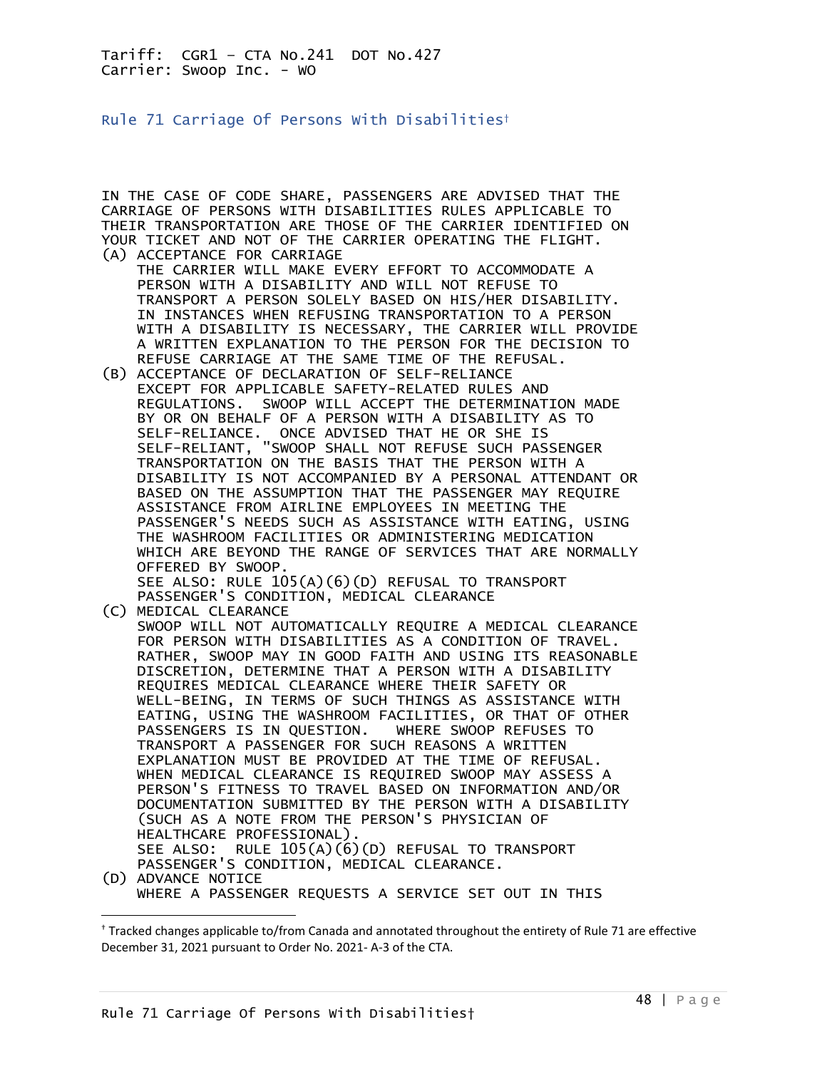Tariff: CGR1 – CTA No.241 DOT No.427
Carrier: Swoop Inc. - WO

## Rule 71 Carriage Of Persons With Disabilities†

IN THE CASE OF CODE SHARE, PASSENGERS ARE ADVISED THAT THE CARRIAGE OF PERSONS WITH DISABILITIES RULES APPLICABLE TO THEIR TRANSPORTATION ARE THOSE OF THE CARRIER IDENTIFIED ON YOUR TICKET AND NOT OF THE CARRIER OPERATING THE FLIGHT.

(A) ACCEPTANCE FOR CARRIAGE
THE CARRIER WILL MAKE EVERY EFFORT TO ACCOMMODATE A PERSON WITH A DISABILITY AND WILL NOT REFUSE TO TRANSPORT A PERSON SOLELY BASED ON HIS/HER DISABILITY. IN INSTANCES WHEN REFUSING TRANSPORTATION TO A PERSON WITH A DISABILITY IS NECESSARY, THE CARRIER WILL PROVIDE A WRITTEN EXPLANATION TO THE PERSON FOR THE DECISION TO REFUSE CARRIAGE AT THE SAME TIME OF THE REFUSAL.

(B) ACCEPTANCE OF DECLARATION OF SELF-RELIANCE
EXCEPT FOR APPLICABLE SAFETY-RELATED RULES AND REGULATIONS. SWOOP WILL ACCEPT THE DETERMINATION MADE BY OR ON BEHALF OF A PERSON WITH A DISABILITY AS TO SELF-RELIANCE. ONCE ADVISED THAT HE OR SHE IS SELF-RELIANT, "SWOOP SHALL NOT REFUSE SUCH PASSENGER TRANSPORTATION ON THE BASIS THAT THE PERSON WITH A DISABILITY IS NOT ACCOMPANIED BY A PERSONAL ATTENDANT OR BASED ON THE ASSUMPTION THAT THE PASSENGER MAY REQUIRE ASSISTANCE FROM AIRLINE EMPLOYEES IN MEETING THE PASSENGER'S NEEDS SUCH AS ASSISTANCE WITH EATING, USING THE WASHROOM FACILITIES OR ADMINISTERING MEDICATION WHICH ARE BEYOND THE RANGE OF SERVICES THAT ARE NORMALLY OFFERED BY SWOOP.
SEE ALSO: RULE 105(A)(6)(D) REFUSAL TO TRANSPORT PASSENGER'S CONDITION, MEDICAL CLEARANCE

(C) MEDICAL CLEARANCE
SWOOP WILL NOT AUTOMATICALLY REQUIRE A MEDICAL CLEARANCE FOR PERSON WITH DISABILITIES AS A CONDITION OF TRAVEL. RATHER, SWOOP MAY IN GOOD FAITH AND USING ITS REASONABLE DISCRETION, DETERMINE THAT A PERSON WITH A DISABILITY REQUIRES MEDICAL CLEARANCE WHERE THEIR SAFETY OR WELL-BEING, IN TERMS OF SUCH THINGS AS ASSISTANCE WITH EATING, USING THE WASHROOM FACILITIES, OR THAT OF OTHER PASSENGERS IS IN QUESTION. WHERE SWOOP REFUSES TO TRANSPORT A PASSENGER FOR SUCH REASONS A WRITTEN EXPLANATION MUST BE PROVIDED AT THE TIME OF REFUSAL. WHEN MEDICAL CLEARANCE IS REQUIRED SWOOP MAY ASSESS A PERSON'S FITNESS TO TRAVEL BASED ON INFORMATION AND/OR DOCUMENTATION SUBMITTED BY THE PERSON WITH A DISABILITY (SUCH AS A NOTE FROM THE PERSON'S PHYSICIAN OF HEALTHCARE PROFESSIONAL).
SEE ALSO: RULE 105(A)(6)(D) REFUSAL TO TRANSPORT PASSENGER'S CONDITION, MEDICAL CLEARANCE.

(D) ADVANCE NOTICE
WHERE A PASSENGER REQUESTS A SERVICE SET OUT IN THIS

---

† Tracked changes applicable to/from Canada and annotated throughout the entirety of Rule 71 are effective December 31, 2021 pursuant to Order No. 2021- A-3 of the CTA.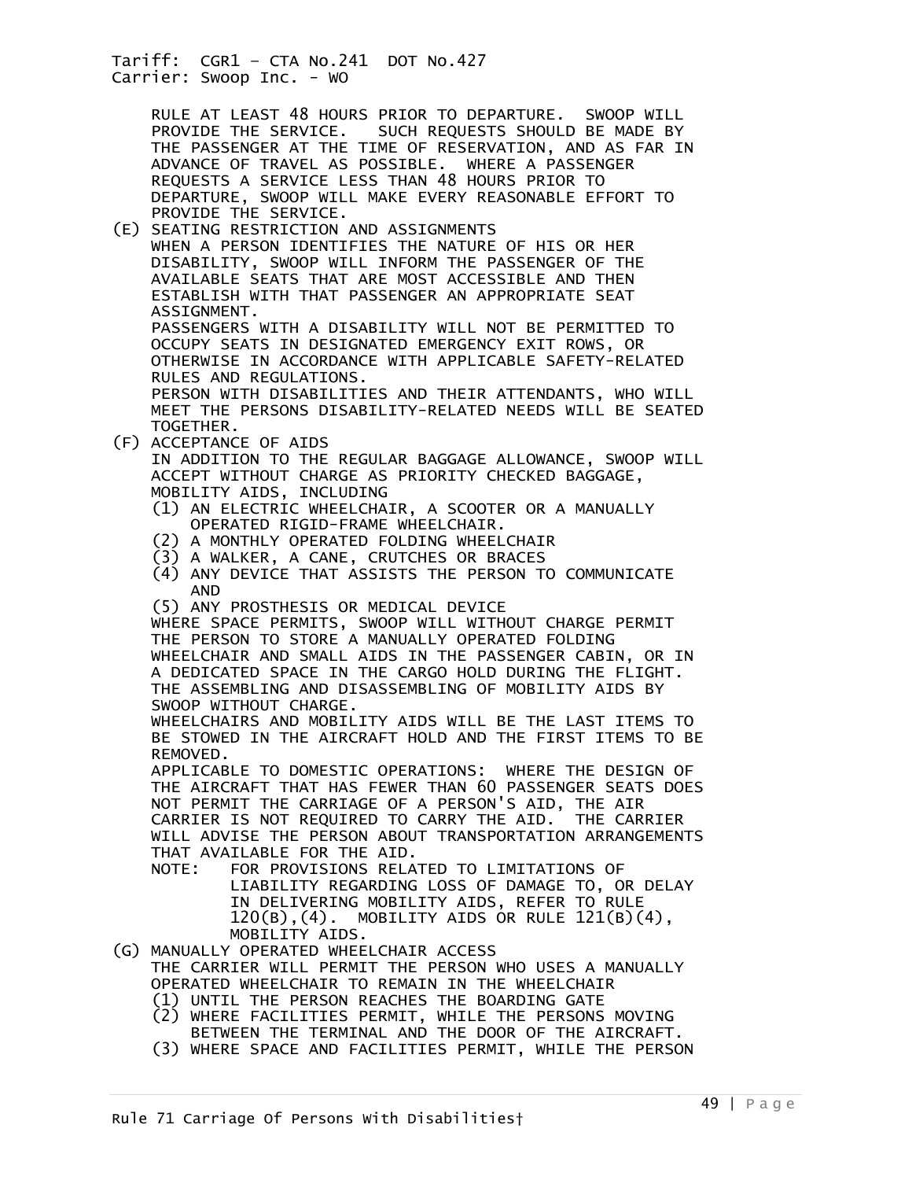RULE AT LEAST 48 HOURS PRIOR TO DEPARTURE. SWOOP WILL PROVIDE THE SERVICE. SUCH REQUESTS SHOULD BE MADE BY THE PASSENGER AT THE TIME OF RESERVATION, AND AS FAR IN ADVANCE OF TRAVEL AS POSSIBLE. WHERE A PASSENGER REQUESTS A SERVICE LESS THAN 48 HOURS PRIOR TO DEPARTURE, SWOOP WILL MAKE EVERY REASONABLE EFFORT TO PROVIDE THE SERVICE.

(E) SEATING RESTRICTION AND ASSIGNMENTS

WHEN A PERSON IDENTIFIES THE NATURE OF HIS OR HER DISABILITY, SWOOP WILL INFORM THE PASSENGER OF THE AVAILABLE SEATS THAT ARE MOST ACCESSIBLE AND THEN ESTABLISH WITH THAT PASSENGER AN APPROPRIATE SEAT ASSIGNMENT.

PASSENGERS WITH A DISABILITY WILL NOT BE PERMITTED TO OCCUPY SEATS IN DESIGNATED EMERGENCY EXIT ROWS, OR OTHERWISE IN ACCORDANCE WITH APPLICABLE SAFETY-RELATED RULES AND REGULATIONS.

PERSON WITH DISABILITIES AND THEIR ATTENDANTS, WHO WILL MEET THE PERSONS DISABILITY-RELATED NEEDS WILL BE SEATED TOGETHER.

(F) ACCEPTANCE OF AIDS

IN ADDITION TO THE REGULAR BAGGAGE ALLOWANCE, SWOOP WILL ACCEPT WITHOUT CHARGE AS PRIORITY CHECKED BAGGAGE, MOBILITY AIDS, INCLUDING

(1) AN ELECTRIC WHEELCHAIR, A SCOOTER OR A MANUALLY OPERATED RIGID-FRAME WHEELCHAIR.
(2) A MONTHLY OPERATED FOLDING WHEELCHAIR
(3) A WALKER, A CANE, CRUTCHES OR BRACES
(4) ANY DEVICE THAT ASSISTS THE PERSON TO COMMUNICATE AND
(5) ANY PROSTHESIS OR MEDICAL DEVICE

WHERE SPACE PERMITS, SWOOP WILL WITHOUT CHARGE PERMIT THE PERSON TO STORE A MANUALLY OPERATED FOLDING WHEELCHAIR AND SMALL AIDS IN THE PASSENGER CABIN, OR IN A DEDICATED SPACE IN THE CARGO HOLD DURING THE FLIGHT. THE ASSEMBLING AND DISASSEMBLING OF MOBILITY AIDS BY SWOOP WITHOUT CHARGE.

WHEELCHAIRS AND MOBILITY AIDS WILL BE THE LAST ITEMS TO BE STOWED IN THE AIRCRAFT HOLD AND THE FIRST ITEMS TO BE REMOVED.

APPLICABLE TO DOMESTIC OPERATIONS: WHERE THE DESIGN OF THE AIRCRAFT THAT HAS FEWER THAN 60 PASSENGER SEATS DOES NOT PERMIT THE CARRIAGE OF A PERSON'S AID, THE AIR CARRIER IS NOT REQUIRED TO CARRY THE AID. THE CARRIER WILL ADVISE THE PERSON ABOUT TRANSPORTATION ARRANGEMENTS THAT AVAILABLE FOR THE AID.

NOTE: FOR PROVISIONS RELATED TO LIMITATIONS OF LIABILITY REGARDING LOSS OF DAMAGE TO, OR DELAY IN DELIVERING MOBILITY AIDS, REFER TO RULE 120(B),(4). MOBILITY AIDS OR RULE 121(B)(4), MOBILITY AIDS.

(G) MANUALLY OPERATED WHEELCHAIR ACCESS

THE CARRIER WILL PERMIT THE PERSON WHO USES A MANUALLY OPERATED WHEELCHAIR TO REMAIN IN THE WHEELCHAIR

(1) UNTIL THE PERSON REACHES THE BOARDING GATE
(2) WHERE FACILITIES PERMIT, WHILE THE PERSONS MOVING BETWEEN THE TERMINAL AND THE DOOR OF THE AIRCRAFT.
(3) WHERE SPACE AND FACILITIES PERMIT, WHILE THE PERSON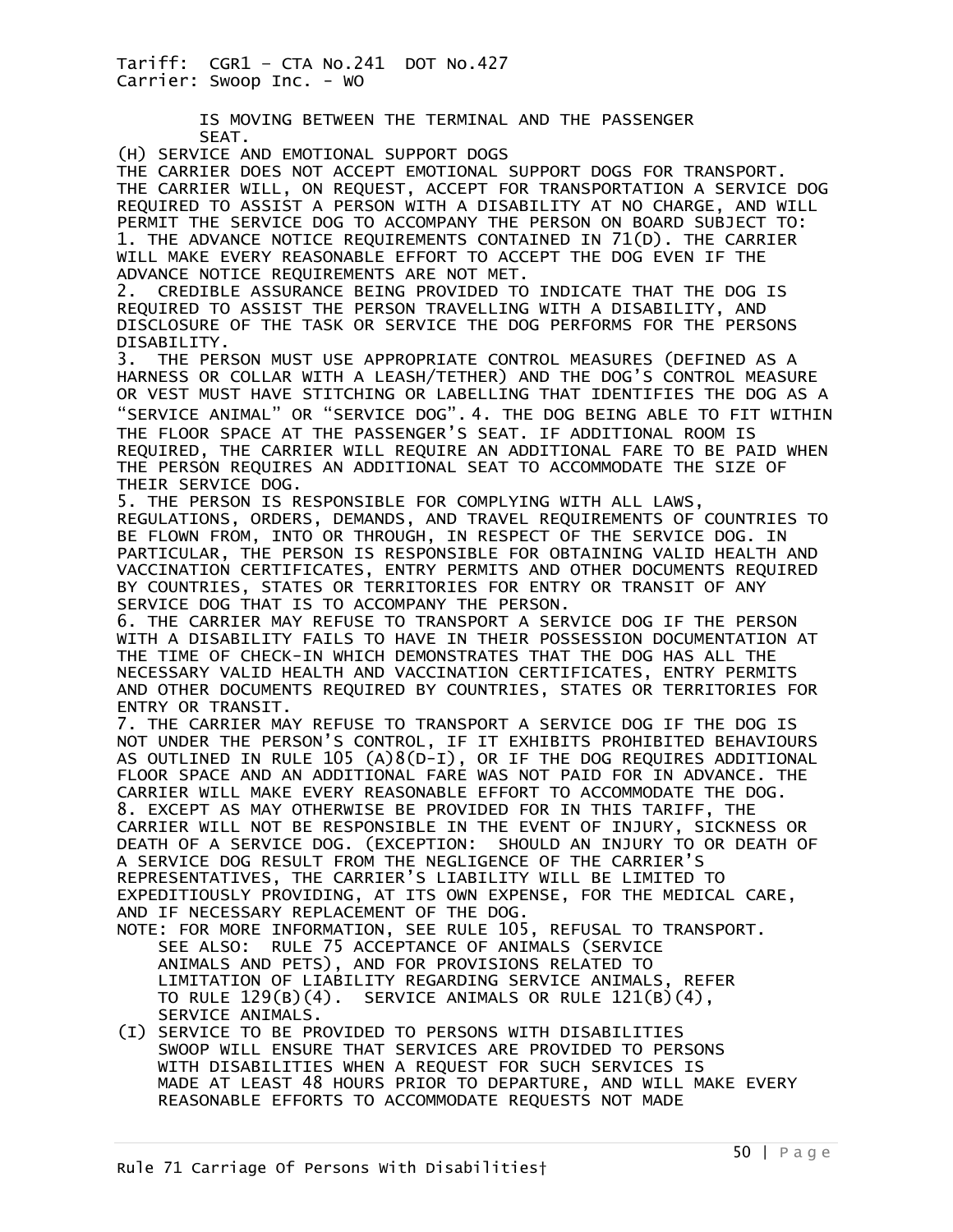IS MOVING BETWEEN THE TERMINAL AND THE PASSENGER SEAT.

(H) SERVICE AND EMOTIONAL SUPPORT DOGS

THE CARRIER DOES NOT ACCEPT EMOTIONAL SUPPORT DOGS FOR TRANSPORT. THE CARRIER WILL, ON REQUEST, ACCEPT FOR TRANSPORTATION A SERVICE DOG REQUIRED TO ASSIST A PERSON WITH A DISABILITY AT NO CHARGE, AND WILL PERMIT THE SERVICE DOG TO ACCOMPANY THE PERSON ON BOARD SUBJECT TO:

1. THE ADVANCE NOTICE REQUIREMENTS CONTAINED IN 71(D). THE CARRIER WILL MAKE EVERY REASONABLE EFFORT TO ACCEPT THE DOG EVEN IF THE ADVANCE NOTICE REQUIREMENTS ARE NOT MET.
2. CREDIBLE ASSURANCE BEING PROVIDED TO INDICATE THAT THE DOG IS REQUIRED TO ASSIST THE PERSON TRAVELLING WITH A DISABILITY, AND DISCLOSURE OF THE TASK OR SERVICE THE DOG PERFORMS FOR THE PERSONS DISABILITY.
3. THE PERSON MUST USE APPROPRIATE CONTROL MEASURES (DEFINED AS A HARNESS OR COLLAR WITH A LEASH/TETHER) AND THE DOG'S CONTROL MEASURE OR VEST MUST HAVE STITCHING OR LABELLING THAT IDENTIFIES THE DOG AS A "SERVICE ANIMAL" OR "SERVICE DOG".
4. THE DOG BEING ABLE TO FIT WITHIN THE FLOOR SPACE AT THE PASSENGER'S SEAT. IF ADDITIONAL ROOM IS REQUIRED, THE CARRIER WILL REQUIRE AN ADDITIONAL FARE TO BE PAID WHEN THE PERSON REQUIRES AN ADDITIONAL SEAT TO ACCOMMODATE THE SIZE OF THEIR SERVICE DOG.
5. THE PERSON IS RESPONSIBLE FOR COMPLYING WITH ALL LAWS, REGULATIONS, ORDERS, DEMANDS, AND TRAVEL REQUIREMENTS OF COUNTRIES TO BE FLOWN FROM, INTO OR THROUGH, IN RESPECT OF THE SERVICE DOG. IN PARTICULAR, THE PERSON IS RESPONSIBLE FOR OBTAINING VALID HEALTH AND VACCINATION CERTIFICATES, ENTRY PERMITS AND OTHER DOCUMENTS REQUIRED BY COUNTRIES, STATES OR TERRITORIES FOR ENTRY OR TRANSIT OF ANY SERVICE DOG THAT IS TO ACCOMPANY THE PERSON.
6. THE CARRIER MAY REFUSE TO TRANSPORT A SERVICE DOG IF THE PERSON WITH A DISABILITY FAILS TO HAVE IN THEIR POSSESSION DOCUMENTATION AT THE TIME OF CHECK-IN WHICH DEMONSTRATES THAT THE DOG HAS ALL THE NECESSARY VALID HEALTH AND VACCINATION CERTIFICATES, ENTRY PERMITS AND OTHER DOCUMENTS REQUIRED BY COUNTRIES, STATES OR TERRITORIES FOR ENTRY OR TRANSIT.
7. THE CARRIER MAY REFUSE TO TRANSPORT A SERVICE DOG IF THE DOG IS NOT UNDER THE PERSON'S CONTROL, IF IT EXHIBITS PROHIBITED BEHAVIOURS AS OUTLINED IN RULE 105 (A)8(D-I), OR IF THE DOG REQUIRES ADDITIONAL FLOOR SPACE AND AN ADDITIONAL FARE WAS NOT PAID FOR IN ADVANCE. THE CARRIER WILL MAKE EVERY REASONABLE EFFORT TO ACCOMMODATE THE DOG.
8. EXCEPT AS MAY OTHERWISE BE PROVIDED FOR IN THIS TARIFF, THE CARRIER WILL NOT BE RESPONSIBLE IN THE EVENT OF INJURY, SICKNESS OR DEATH OF A SERVICE DOG. (EXCEPTION: SHOULD AN INJURY TO OR DEATH OF A SERVICE DOG RESULT FROM THE NEGLIGENCE OF THE CARRIER'S REPRESENTATIVES, THE CARRIER'S LIABILITY WILL BE LIMITED TO EXPEDITIOUSLY PROVIDING, AT ITS OWN EXPENSE, FOR THE MEDICAL CARE, AND IF NECESSARY REPLACEMENT OF THE DOG.

NOTE: FOR MORE INFORMATION, SEE RULE 105, REFUSAL TO TRANSPORT.
SEE ALSO: RULE 75 ACCEPTANCE OF ANIMALS (SERVICE ANIMALS AND PETS), AND FOR PROVISIONS RELATED TO LIMITATION OF LIABILITY REGARDING SERVICE ANIMALS, REFER TO RULE 129(B)(4). SERVICE ANIMALS OR RULE 121(B)(4), SERVICE ANIMALS.

(I) SERVICE TO BE PROVIDED TO PERSONS WITH DISABILITIES
SWOOP WILL ENSURE THAT SERVICES ARE PROVIDED TO PERSONS WITH DISABILITIES WHEN A REQUEST FOR SUCH SERVICES IS MADE AT LEAST 48 HOURS PRIOR TO DEPARTURE, AND WILL MAKE EVERY REASONABLE EFFORTS TO ACCOMMODATE REQUESTS NOT MADE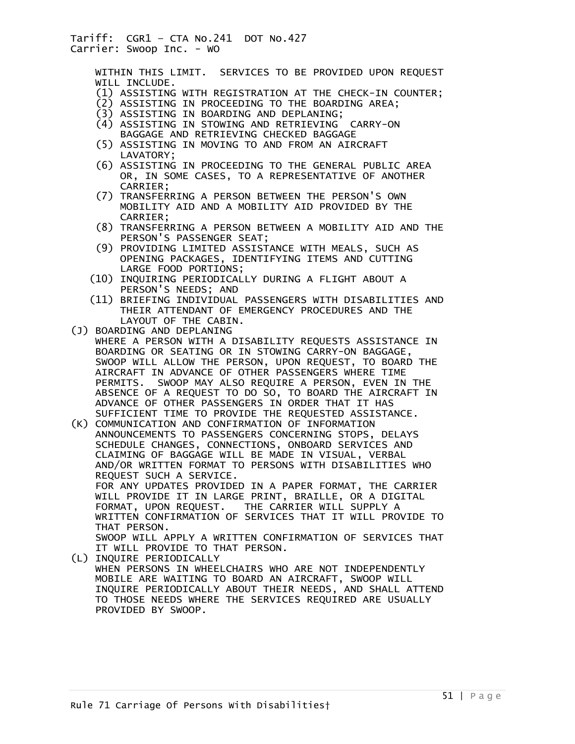WITHIN THIS LIMIT. SERVICES TO BE PROVIDED UPON REQUEST WILL INCLUDE.

(1) ASSISTING WITH REGISTRATION AT THE CHECK-IN COUNTER;
(2) ASSISTING IN PROCEEDING TO THE BOARDING AREA;
(3) ASSISTING IN BOARDING AND DEPLANING;
(4) ASSISTING IN STOWING AND RETRIEVING CARRY-ON BAGGAGE AND RETRIEVING CHECKED BAGGAGE
(5) ASSISTING IN MOVING TO AND FROM AN AIRCRAFT LAVATORY;
(6) ASSISTING IN PROCEEDING TO THE GENERAL PUBLIC AREA OR, IN SOME CASES, TO A REPRESENTATIVE OF ANOTHER CARRIER;
(7) TRANSFERRING A PERSON BETWEEN THE PERSON'S OWN MOBILITY AID AND A MOBILITY AID PROVIDED BY THE CARRIER;
(8) TRANSFERRING A PERSON BETWEEN A MOBILITY AID AND THE PERSON'S PASSENGER SEAT;
(9) PROVIDING LIMITED ASSISTANCE WITH MEALS, SUCH AS OPENING PACKAGES, IDENTIFYING ITEMS AND CUTTING LARGE FOOD PORTIONS;
(10) INQUIRING PERIODICALLY DURING A FLIGHT ABOUT A PERSON'S NEEDS; AND
(11) BRIEFING INDIVIDUAL PASSENGERS WITH DISABILITIES AND THEIR ATTENDANT OF EMERGENCY PROCEDURES AND THE LAYOUT OF THE CABIN.

(J) BOARDING AND DEPLANING

WHERE A PERSON WITH A DISABILITY REQUESTS ASSISTANCE IN BOARDING OR SEATING OR IN STOWING CARRY-ON BAGGAGE, SWOOP WILL ALLOW THE PERSON, UPON REQUEST, TO BOARD THE AIRCRAFT IN ADVANCE OF OTHER PASSENGERS WHERE TIME PERMITS. SWOOP MAY ALSO REQUIRE A PERSON, EVEN IN THE ABSENCE OF A REQUEST TO DO SO, TO BOARD THE AIRCRAFT IN ADVANCE OF OTHER PASSENGERS IN ORDER THAT IT HAS SUFFICIENT TIME TO PROVIDE THE REQUESTED ASSISTANCE.

(K) COMMUNICATION AND CONFIRMATION OF INFORMATION

ANNOUNCEMENTS TO PASSENGERS CONCERNING STOPS, DELAYS SCHEDULE CHANGES, CONNECTIONS, ONBOARD SERVICES AND CLAIMING OF BAGGAGE WILL BE MADE IN VISUAL, VERBAL AND/OR WRITTEN FORMAT TO PERSONS WITH DISABILITIES WHO REQUEST SUCH A SERVICE.

FOR ANY UPDATES PROVIDED IN A PAPER FORMAT, THE CARRIER WILL PROVIDE IT IN LARGE PRINT, BRAILLE, OR A DIGITAL FORMAT, UPON REQUEST. THE CARRIER WILL SUPPLY A WRITTEN CONFIRMATION OF SERVICES THAT IT WILL PROVIDE TO THAT PERSON.

SWOOP WILL APPLY A WRITTEN CONFIRMATION OF SERVICES THAT IT WILL PROVIDE TO THAT PERSON.

(L) INQUIRE PERIODICALLY

WHEN PERSONS IN WHEELCHAIRS WHO ARE NOT INDEPENDENTLY MOBILE ARE WAITING TO BOARD AN AIRCRAFT, SWOOP WILL INQUIRE PERIODICALLY ABOUT THEIR NEEDS, AND SHALL ATTEND TO THOSE NEEDS WHERE THE SERVICES REQUIRED ARE USUALLY PROVIDED BY SWOOP.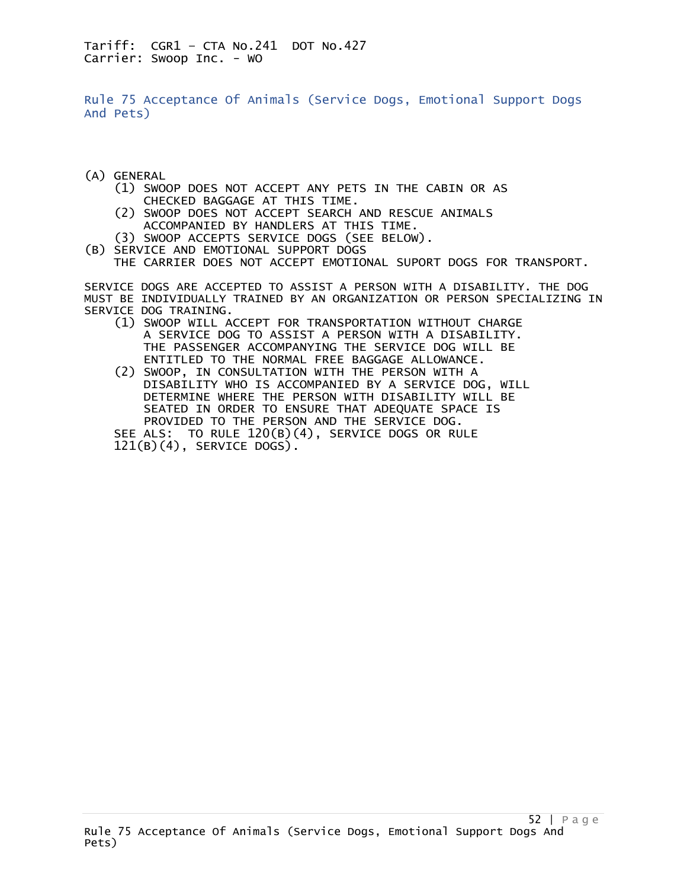Tariff: CGR1 – CTA No.241 DOT No.427
Carrier: Swoop Inc. - WO

## Rule 75 Acceptance Of Animals (Service Dogs, Emotional Support Dogs And Pets)

(A) GENERAL
- (1) SWOOP DOES NOT ACCEPT ANY PETS IN THE CABIN OR AS CHECKED BAGGAGE AT THIS TIME.
- (2) SWOOP DOES NOT ACCEPT SEARCH AND RESCUE ANIMALS ACCOMPANIED BY HANDLERS AT THIS TIME.
- (3) SWOOP ACCEPTS SERVICE DOGS (SEE BELOW).

(B) SERVICE AND EMOTIONAL SUPPORT DOGS
THE CARRIER DOES NOT ACCEPT EMOTIONAL SUPORT DOGS FOR TRANSPORT.

SERVICE DOGS ARE ACCEPTED TO ASSIST A PERSON WITH A DISABILITY. THE DOG MUST BE INDIVIDUALLY TRAINED BY AN ORGANIZATION OR PERSON SPECIALIZING IN SERVICE DOG TRAINING.

- (1) SWOOP WILL ACCEPT FOR TRANSPORTATION WITHOUT CHARGE A SERVICE DOG TO ASSIST A PERSON WITH A DISABILITY. THE PASSENGER ACCOMPANYING THE SERVICE DOG WILL BE ENTITLED TO THE NORMAL FREE BAGGAGE ALLOWANCE.
- (2) SWOOP, IN CONSULTATION WITH THE PERSON WITH A DISABILITY WHO IS ACCOMPANIED BY A SERVICE DOG, WILL DETERMINE WHERE THE PERSON WITH DISABILITY WILL BE SEATED IN ORDER TO ENSURE THAT ADEQUATE SPACE IS PROVIDED TO THE PERSON AND THE SERVICE DOG.

SEE ALS: TO RULE 120(B)(4), SERVICE DOGS OR RULE 121(B)(4), SERVICE DOGS).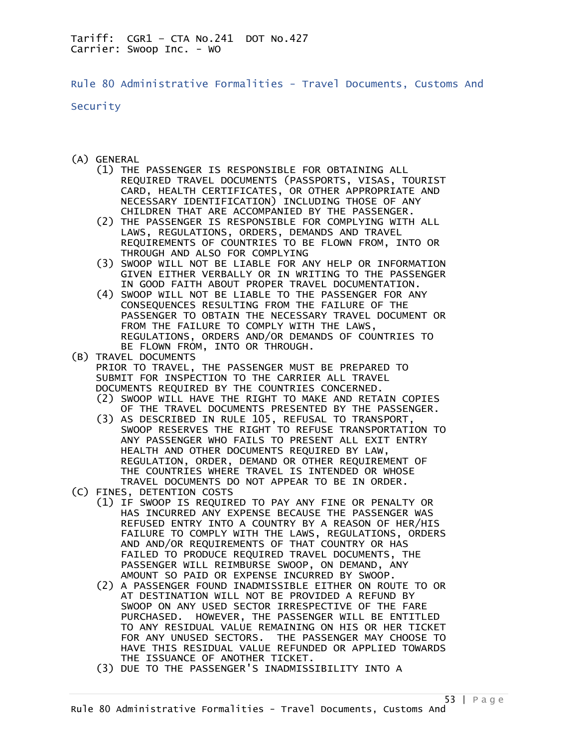Tariff: CGR1 - CTA No.241 DOT No.427
Carrier: Swoop Inc. - WO

## Rule 80 Administrative Formalities - Travel Documents, Customs And Security

(A) GENERAL

(1) THE PASSENGER IS RESPONSIBLE FOR OBTAINING ALL REQUIRED TRAVEL DOCUMENTS (PASSPORTS, VISAS, TOURIST CARD, HEALTH CERTIFICATES, OR OTHER APPROPRIATE AND NECESSARY IDENTIFICATION) INCLUDING THOSE OF ANY CHILDREN THAT ARE ACCOMPANIED BY THE PASSENGER.

(2) THE PASSENGER IS RESPONSIBLE FOR COMPLYING WITH ALL LAWS, REGULATIONS, ORDERS, DEMANDS AND TRAVEL REQUIREMENTS OF COUNTRIES TO BE FLOWN FROM, INTO OR THROUGH AND ALSO FOR COMPLYING

(3) SWOOP WILL NOT BE LIABLE FOR ANY HELP OR INFORMATION GIVEN EITHER VERBALLY OR IN WRITING TO THE PASSENGER IN GOOD FAITH ABOUT PROPER TRAVEL DOCUMENTATION.

(4) SWOOP WILL NOT BE LIABLE TO THE PASSENGER FOR ANY CONSEQUENCES RESULTING FROM THE FAILURE OF THE PASSENGER TO OBTAIN THE NECESSARY TRAVEL DOCUMENT OR FROM THE FAILURE TO COMPLY WITH THE LAWS, REGULATIONS, ORDERS AND/OR DEMANDS OF COUNTRIES TO BE FLOWN FROM, INTO OR THROUGH.

(B) TRAVEL DOCUMENTS

PRIOR TO TRAVEL, THE PASSENGER MUST BE PREPARED TO SUBMIT FOR INSPECTION TO THE CARRIER ALL TRAVEL DOCUMENTS REQUIRED BY THE COUNTRIES CONCERNED.

(2) SWOOP WILL HAVE THE RIGHT TO MAKE AND RETAIN COPIES OF THE TRAVEL DOCUMENTS PRESENTED BY THE PASSENGER.

(3) AS DESCRIBED IN RULE 105, REFUSAL TO TRANSPORT, SWOOP RESERVES THE RIGHT TO REFUSE TRANSPORTATION TO ANY PASSENGER WHO FAILS TO PRESENT ALL EXIT ENTRY HEALTH AND OTHER DOCUMENTS REQUIRED BY LAW, REGULATION, ORDER, DEMAND OR OTHER REQUIREMENT OF THE COUNTRIES WHERE TRAVEL IS INTENDED OR WHOSE TRAVEL DOCUMENTS DO NOT APPEAR TO BE IN ORDER.

(C) FINES, DETENTION COSTS

(1) IF SWOOP IS REQUIRED TO PAY ANY FINE OR PENALTY OR HAS INCURRED ANY EXPENSE BECAUSE THE PASSENGER WAS REFUSED ENTRY INTO A COUNTRY BY A REASON OF HER/HIS FAILURE TO COMPLY WITH THE LAWS, REGULATIONS, ORDERS AND AND/OR REQUIREMENTS OF THAT COUNTRY OR HAS FAILED TO PRODUCE REQUIRED TRAVEL DOCUMENTS, THE PASSENGER WILL REIMBURSE SWOOP, ON DEMAND, ANY AMOUNT SO PAID OR EXPENSE INCURRED BY SWOOP.

(2) A PASSENGER FOUND INADMISSIBLE EITHER ON ROUTE TO OR AT DESTINATION WILL NOT BE PROVIDED A REFUND BY SWOOP ON ANY USED SECTOR IRRESPECTIVE OF THE FARE PURCHASED. HOWEVER, THE PASSENGER WILL BE ENTITLED TO ANY RESIDUAL VALUE REMAINING ON HIS OR HER TICKET FOR ANY UNUSED SECTORS. THE PASSENGER MAY CHOOSE TO HAVE THIS RESIDUAL VALUE REFUNDED OR APPLIED TOWARDS THE ISSUANCE OF ANOTHER TICKET.

(3) DUE TO THE PASSENGER'S INADMISSIBILITY INTO A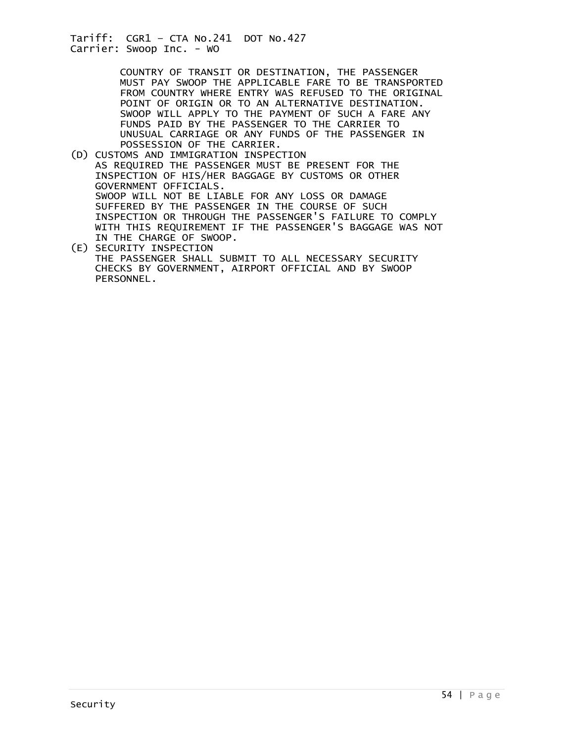COUNTRY OF TRANSIT OR DESTINATION, THE PASSENGER MUST PAY SWOOP THE APPLICABLE FARE TO BE TRANSPORTED FROM COUNTRY WHERE ENTRY WAS REFUSED TO THE ORIGINAL POINT OF ORIGIN OR TO AN ALTERNATIVE DESTINATION. SWOOP WILL APPLY TO THE PAYMENT OF SUCH A FARE ANY FUNDS PAID BY THE PASSENGER TO THE CARRIER TO UNUSUAL CARRIAGE OR ANY FUNDS OF THE PASSENGER IN POSSESSION OF THE CARRIER.

(D) CUSTOMS AND IMMIGRATION INSPECTION
AS REQUIRED THE PASSENGER MUST BE PRESENT FOR THE INSPECTION OF HIS/HER BAGGAGE BY CUSTOMS OR OTHER GOVERNMENT OFFICIALS.
SWOOP WILL NOT BE LIABLE FOR ANY LOSS OR DAMAGE SUFFERED BY THE PASSENGER IN THE COURSE OF SUCH INSPECTION OR THROUGH THE PASSENGER'S FAILURE TO COMPLY WITH THIS REQUIREMENT IF THE PASSENGER'S BAGGAGE WAS NOT IN THE CHARGE OF SWOOP.

(E) SECURITY INSPECTION
THE PASSENGER SHALL SUBMIT TO ALL NECESSARY SECURITY CHECKS BY GOVERNMENT, AIRPORT OFFICIAL AND BY SWOOP PERSONNEL.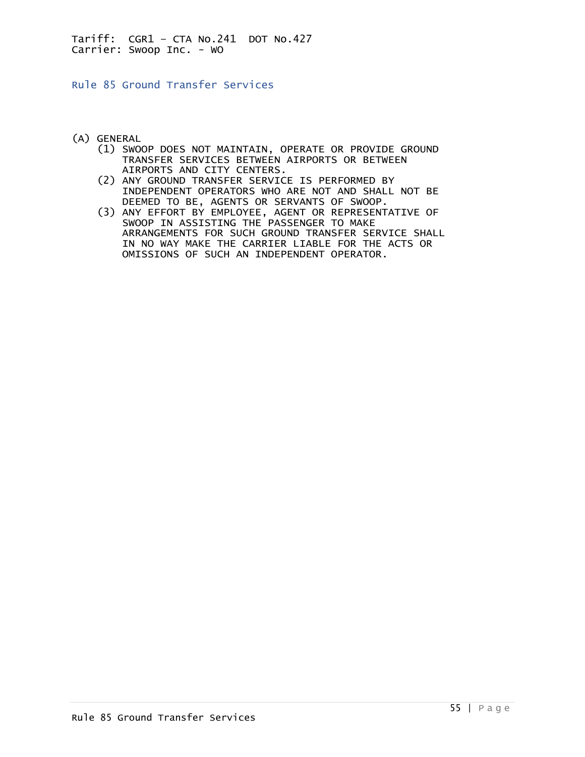Tariff: CGR1 – CTA No.241 DOT No.427
Carrier: Swoop Inc. - WO

## Rule 85 Ground Transfer Services

(A) GENERAL

(1) SWOOP DOES NOT MAINTAIN, OPERATE OR PROVIDE GROUND TRANSFER SERVICES BETWEEN AIRPORTS OR BETWEEN AIRPORTS AND CITY CENTERS.

(2) ANY GROUND TRANSFER SERVICE IS PERFORMED BY INDEPENDENT OPERATORS WHO ARE NOT AND SHALL NOT BE DEEMED TO BE, AGENTS OR SERVANTS OF SWOOP.

(3) ANY EFFORT BY EMPLOYEE, AGENT OR REPRESENTATIVE OF SWOOP IN ASSISTING THE PASSENGER TO MAKE ARRANGEMENTS FOR SUCH GROUND TRANSFER SERVICE SHALL IN NO WAY MAKE THE CARRIER LIABLE FOR THE ACTS OR OMISSIONS OF SUCH AN INDEPENDENT OPERATOR.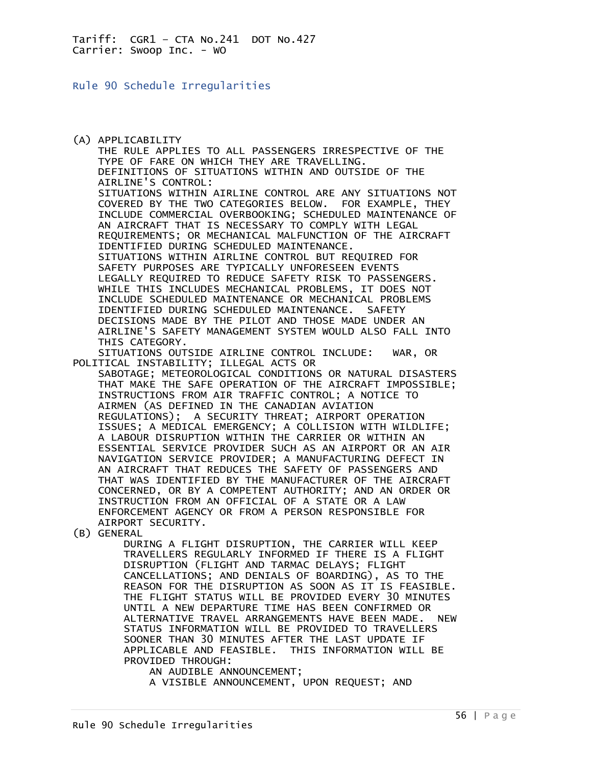Tariff: CGR1 – CTA No.241 DOT No.427
Carrier: Swoop Inc. - WO

## Rule 90 Schedule Irregularities

(A) APPLICABILITY

THE RULE APPLIES TO ALL PASSENGERS IRRESPECTIVE OF THE TYPE OF FARE ON WHICH THEY ARE TRAVELLING.

DEFINITIONS OF SITUATIONS WITHIN AND OUTSIDE OF THE AIRLINE'S CONTROL:

SITUATIONS WITHIN AIRLINE CONTROL ARE ANY SITUATIONS NOT COVERED BY THE TWO CATEGORIES BELOW. FOR EXAMPLE, THEY INCLUDE COMMERCIAL OVERBOOKING; SCHEDULED MAINTENANCE OF AN AIRCRAFT THAT IS NECESSARY TO COMPLY WITH LEGAL REQUIREMENTS; OR MECHANICAL MALFUNCTION OF THE AIRCRAFT IDENTIFIED DURING SCHEDULED MAINTENANCE.

SITUATIONS WITHIN AIRLINE CONTROL BUT REQUIRED FOR SAFETY PURPOSES ARE TYPICALLY UNFORESEEN EVENTS LEGALLY REQUIRED TO REDUCE SAFETY RISK TO PASSENGERS. WHILE THIS INCLUDES MECHANICAL PROBLEMS, IT DOES NOT INCLUDE SCHEDULED MAINTENANCE OR MECHANICAL PROBLEMS IDENTIFIED DURING SCHEDULED MAINTENANCE. SAFETY DECISIONS MADE BY THE PILOT AND THOSE MADE UNDER AN AIRLINE'S SAFETY MANAGEMENT SYSTEM WOULD ALSO FALL INTO THIS CATEGORY.

SITUATIONS OUTSIDE AIRLINE CONTROL INCLUDE: WAR, OR POLITICAL INSTABILITY; ILLEGAL ACTS OR SABOTAGE; METEOROLOGICAL CONDITIONS OR NATURAL DISASTERS THAT MAKE THE SAFE OPERATION OF THE AIRCRAFT IMPOSSIBLE; INSTRUCTIONS FROM AIR TRAFFIC CONTROL; A NOTICE TO AIRMEN (AS DEFINED IN THE CANADIAN AVIATION REGULATIONS); A SECURITY THREAT; AIRPORT OPERATION ISSUES; A MEDICAL EMERGENCY; A COLLISION WITH WILDLIFE; A LABOUR DISRUPTION WITHIN THE CARRIER OR WITHIN AN ESSENTIAL SERVICE PROVIDER SUCH AS AN AIRPORT OR AN AIR NAVIGATION SERVICE PROVIDER; A MANUFACTURING DEFECT IN AN AIRCRAFT THAT REDUCES THE SAFETY OF PASSENGERS AND THAT WAS IDENTIFIED BY THE MANUFACTURER OF THE AIRCRAFT CONCERNED, OR BY A COMPETENT AUTHORITY; AND AN ORDER OR INSTRUCTION FROM AN OFFICIAL OF A STATE OR A LAW ENFORCEMENT AGENCY OR FROM A PERSON RESPONSIBLE FOR AIRPORT SECURITY.

(B) GENERAL

DURING A FLIGHT DISRUPTION, THE CARRIER WILL KEEP TRAVELLERS REGULARLY INFORMED IF THERE IS A FLIGHT DISRUPTION (FLIGHT AND TARMAC DELAYS; FLIGHT CANCELLATIONS; AND DENIALS OF BOARDING), AS TO THE REASON FOR THE DISRUPTION AS SOON AS IT IS FEASIBLE. THE FLIGHT STATUS WILL BE PROVIDED EVERY 30 MINUTES UNTIL A NEW DEPARTURE TIME HAS BEEN CONFIRMED OR ALTERNATIVE TRAVEL ARRANGEMENTS HAVE BEEN MADE. NEW STATUS INFORMATION WILL BE PROVIDED TO TRAVELLERS SOONER THAN 30 MINUTES AFTER THE LAST UPDATE IF APPLICABLE AND FEASIBLE. THIS INFORMATION WILL BE PROVIDED THROUGH:

AN AUDIBLE ANNOUNCEMENT;
A VISIBLE ANNOUNCEMENT, UPON REQUEST; AND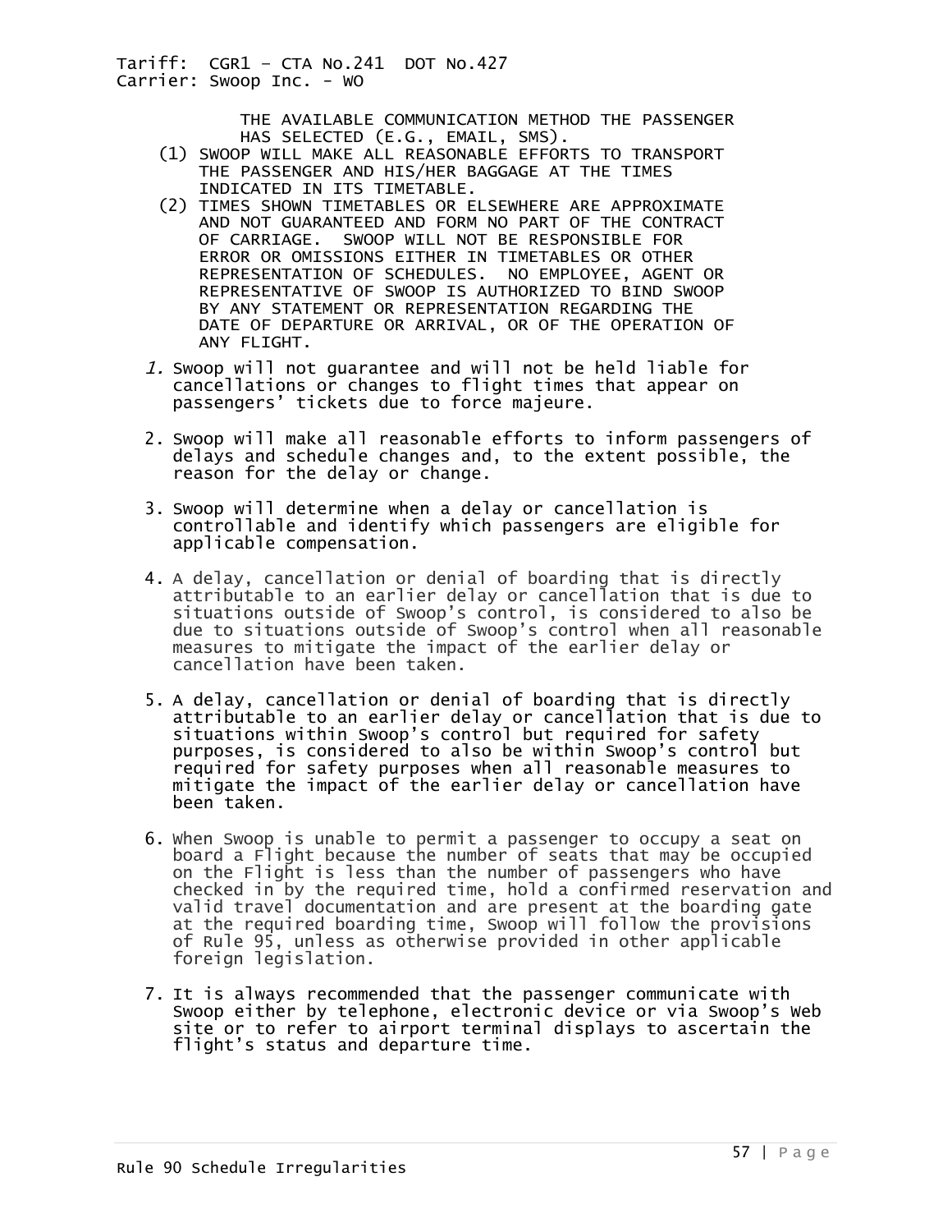THE AVAILABLE COMMUNICATION METHOD THE PASSENGER HAS SELECTED (E.G., EMAIL, SMS).

(1) SWOOP WILL MAKE ALL REASONABLE EFFORTS TO TRANSPORT THE PASSENGER AND HIS/HER BAGGAGE AT THE TIMES INDICATED IN ITS TIMETABLE.

(2) TIMES SHOWN TIMETABLES OR ELSEWHERE ARE APPROXIMATE AND NOT GUARANTEED AND FORM NO PART OF THE CONTRACT OF CARRIAGE. SWOOP WILL NOT BE RESPONSIBLE FOR ERROR OR OMISSIONS EITHER IN TIMETABLES OR OTHER REPRESENTATION OF SCHEDULES. NO EMPLOYEE, AGENT OR REPRESENTATIVE OF SWOOP IS AUTHORIZED TO BIND SWOOP BY ANY STATEMENT OR REPRESENTATION REGARDING THE DATE OF DEPARTURE OR ARRIVAL, OR OF THE OPERATION OF ANY FLIGHT.

1. Swoop will not guarantee and will not be held liable for cancellations or changes to flight times that appear on passengers' tickets due to force majeure.

2. Swoop will make all reasonable efforts to inform passengers of delays and schedule changes and, to the extent possible, the reason for the delay or change.

3. Swoop will determine when a delay or cancellation is controllable and identify which passengers are eligible for applicable compensation.

4. A delay, cancellation or denial of boarding that is directly attributable to an earlier delay or cancellation that is due to situations outside of Swoop's control, is considered to also be due to situations outside of Swoop's control when all reasonable measures to mitigate the impact of the earlier delay or cancellation have been taken.

5. A delay, cancellation or denial of boarding that is directly attributable to an earlier delay or cancellation that is due to situations within Swoop's control but required for safety purposes, is considered to also be within Swoop's control but required for safety purposes when all reasonable measures to mitigate the impact of the earlier delay or cancellation have been taken.

6. When Swoop is unable to permit a passenger to occupy a seat on board a Flight because the number of seats that may be occupied on the Flight is less than the number of passengers who have checked in by the required time, hold a confirmed reservation and valid travel documentation and are present at the boarding gate at the required boarding time, Swoop will follow the provisions of Rule 95, unless as otherwise provided in other applicable foreign legislation.

7. It is always recommended that the passenger communicate with Swoop either by telephone, electronic device or via Swoop's Web site or to refer to airport terminal displays to ascertain the flight's status and departure time.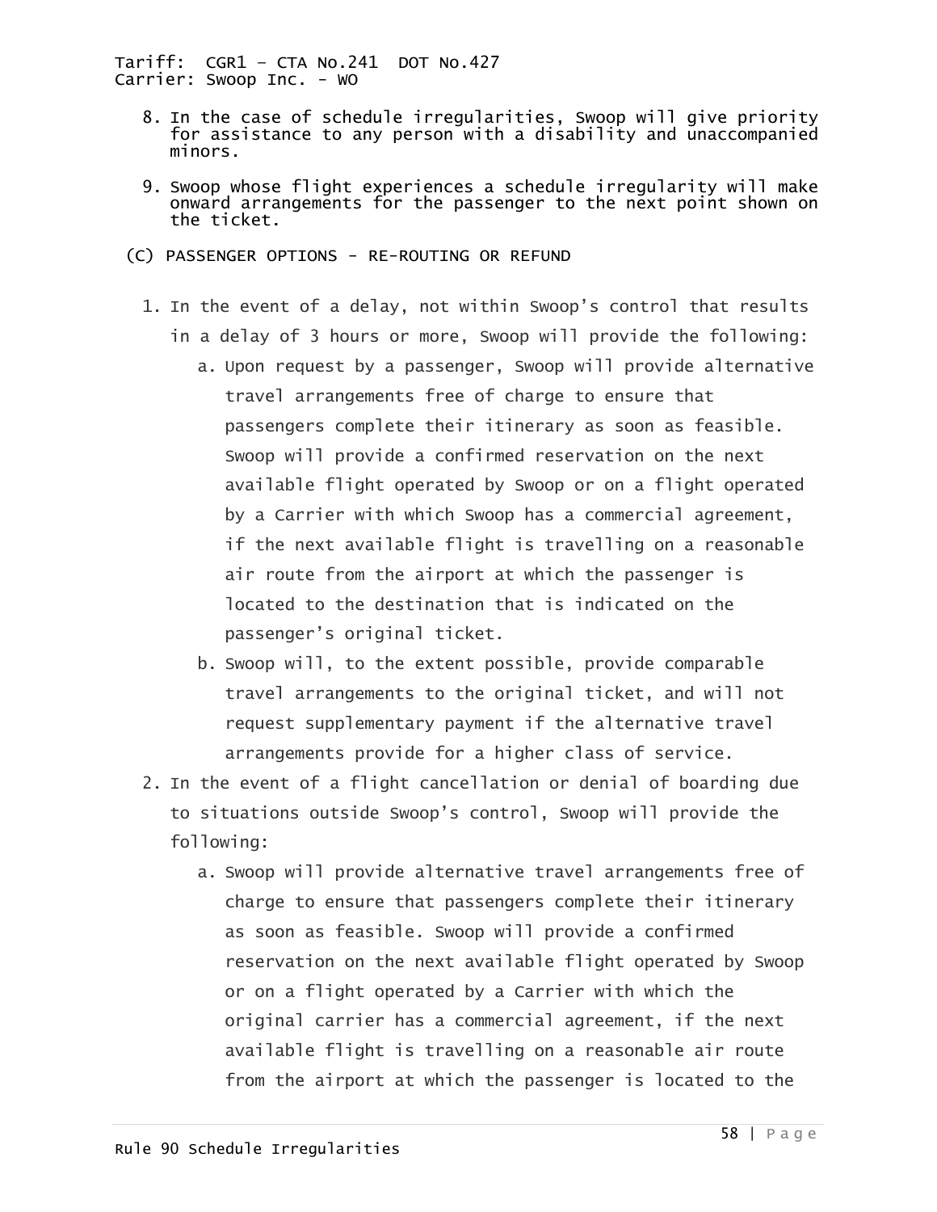8. In the case of schedule irregularities, Swoop will give priority for assistance to any person with a disability and unaccompanied minors.

9. Swoop whose flight experiences a schedule irregularity will make onward arrangements for the passenger to the next point shown on the ticket.

(C) PASSENGER OPTIONS - RE-ROUTING OR REFUND

1. In the event of a delay, not within Swoop's control that results in a delay of 3 hours or more, Swoop will provide the following:
   a. Upon request by a passenger, Swoop will provide alternative travel arrangements free of charge to ensure that passengers complete their itinerary as soon as feasible. Swoop will provide a confirmed reservation on the next available flight operated by Swoop or on a flight operated by a Carrier with which Swoop has a commercial agreement, if the next available flight is travelling on a reasonable air route from the airport at which the passenger is located to the destination that is indicated on the passenger's original ticket.
   b. Swoop will, to the extent possible, provide comparable travel arrangements to the original ticket, and will not request supplementary payment if the alternative travel arrangements provide for a higher class of service.
2. In the event of a flight cancellation or denial of boarding due to situations outside Swoop's control, Swoop will provide the following:
   a. Swoop will provide alternative travel arrangements free of charge to ensure that passengers complete their itinerary as soon as feasible. Swoop will provide a confirmed reservation on the next available flight operated by Swoop or on a flight operated by a Carrier with which the original carrier has a commercial agreement, if the next available flight is travelling on a reasonable air route from the airport at which the passenger is located to the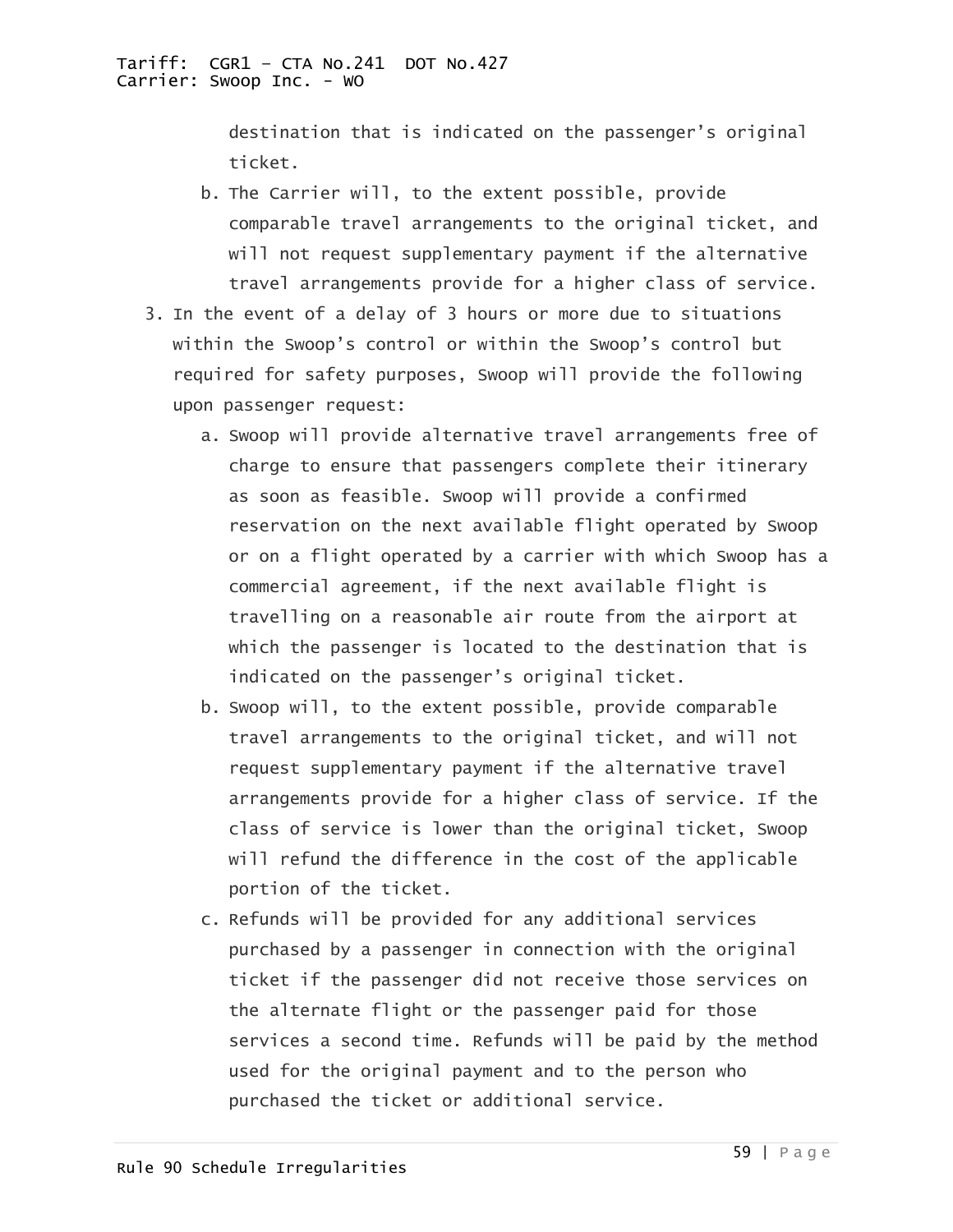destination that is indicated on the passenger's original ticket.

   b. The Carrier will, to the extent possible, provide comparable travel arrangements to the original ticket, and will not request supplementary payment if the alternative travel arrangements provide for a higher class of service.

3. In the event of a delay of 3 hours or more due to situations within the Swoop's control or within the Swoop's control but required for safety purposes, Swoop will provide the following upon passenger request:

   a. Swoop will provide alternative travel arrangements free of charge to ensure that passengers complete their itinerary as soon as feasible. Swoop will provide a confirmed reservation on the next available flight operated by Swoop or on a flight operated by a carrier with which Swoop has a commercial agreement, if the next available flight is travelling on a reasonable air route from the airport at which the passenger is located to the destination that is indicated on the passenger's original ticket.

   b. Swoop will, to the extent possible, provide comparable travel arrangements to the original ticket, and will not request supplementary payment if the alternative travel arrangements provide for a higher class of service. If the class of service is lower than the original ticket, Swoop will refund the difference in the cost of the applicable portion of the ticket.

   c. Refunds will be provided for any additional services purchased by a passenger in connection with the original ticket if the passenger did not receive those services on the alternate flight or the passenger paid for those services a second time. Refunds will be paid by the method used for the original payment and to the person who purchased the ticket or additional service.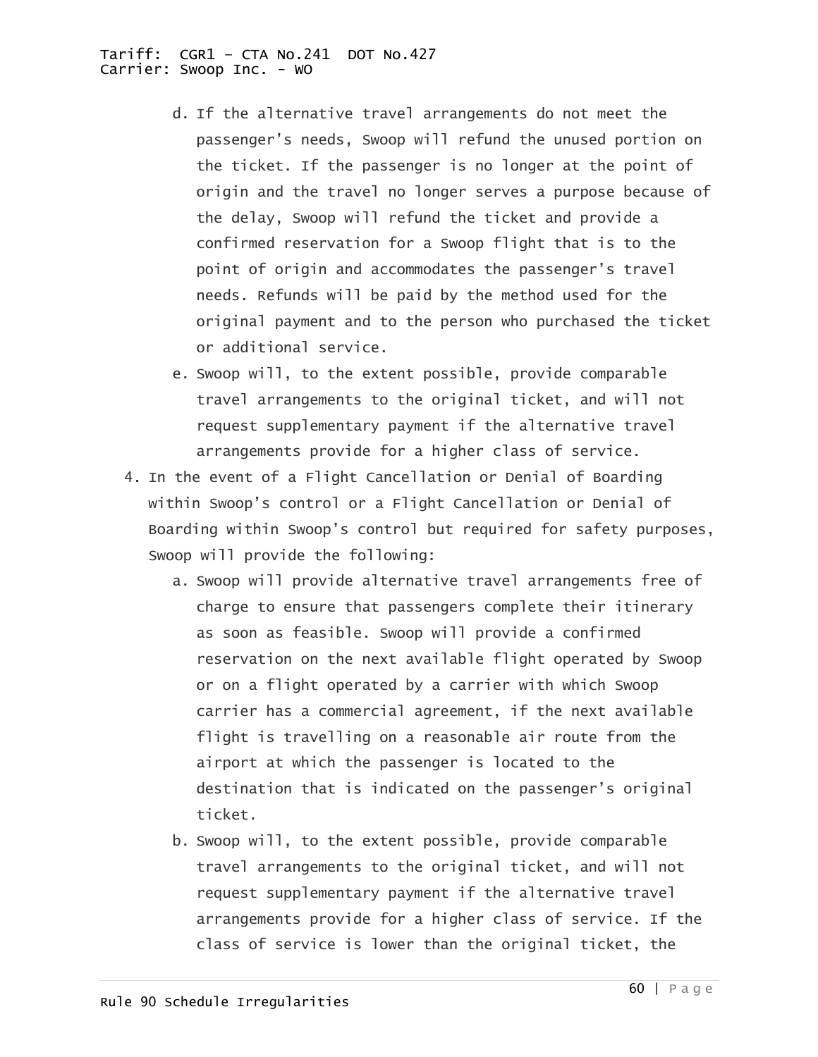d. If the alternative travel arrangements do not meet the passenger's needs, Swoop will refund the unused portion on the ticket. If the passenger is no longer at the point of origin and the travel no longer serves a purpose because of the delay, Swoop will refund the ticket and provide a confirmed reservation for a Swoop flight that is to the point of origin and accommodates the passenger's travel needs. Refunds will be paid by the method used for the original payment and to the person who purchased the ticket or additional service.

e. Swoop will, to the extent possible, provide comparable travel arrangements to the original ticket, and will not request supplementary payment if the alternative travel arrangements provide for a higher class of service.

4. In the event of a Flight Cancellation or Denial of Boarding within Swoop's control or a Flight Cancellation or Denial of Boarding within Swoop's control but required for safety purposes, Swoop will provide the following:

   a. Swoop will provide alternative travel arrangements free of charge to ensure that passengers complete their itinerary as soon as feasible. Swoop will provide a confirmed reservation on the next available flight operated by Swoop or on a flight operated by a carrier with which Swoop carrier has a commercial agreement, if the next available flight is travelling on a reasonable air route from the airport at which the passenger is located to the destination that is indicated on the passenger's original ticket.

   b. Swoop will, to the extent possible, provide comparable travel arrangements to the original ticket, and will not request supplementary payment if the alternative travel arrangements provide for a higher class of service. If the class of service is lower than the original ticket, the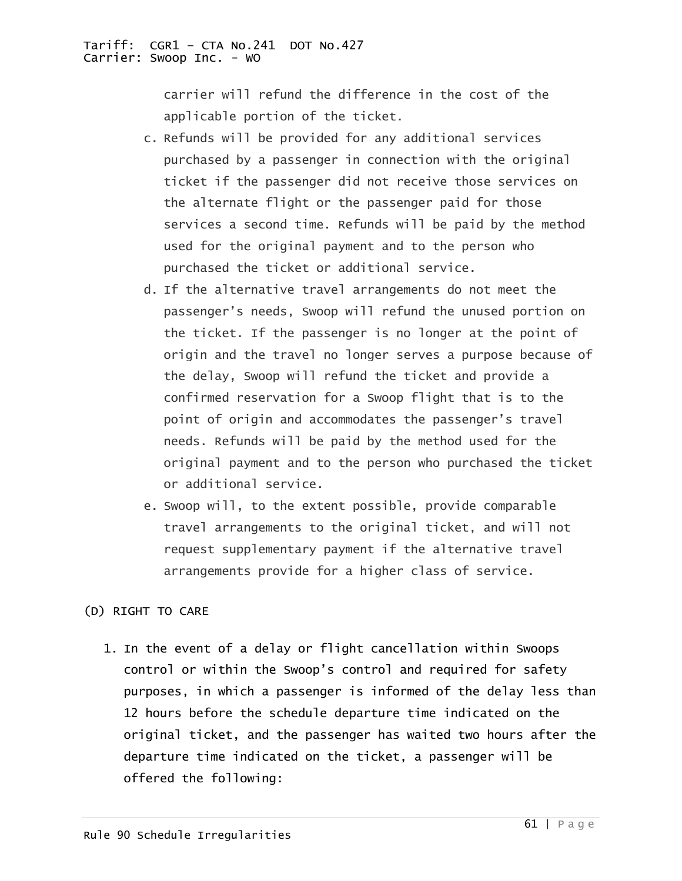carrier will refund the difference in the cost of the applicable portion of the ticket.

c. Refunds will be provided for any additional services purchased by a passenger in connection with the original ticket if the passenger did not receive those services on the alternate flight or the passenger paid for those services a second time. Refunds will be paid by the method used for the original payment and to the person who purchased the ticket or additional service.

d. If the alternative travel arrangements do not meet the passenger's needs, Swoop will refund the unused portion on the ticket. If the passenger is no longer at the point of origin and the travel no longer serves a purpose because of the delay, Swoop will refund the ticket and provide a confirmed reservation for a Swoop flight that is to the point of origin and accommodates the passenger's travel needs. Refunds will be paid by the method used for the original payment and to the person who purchased the ticket or additional service.

e. Swoop will, to the extent possible, provide comparable travel arrangements to the original ticket, and will not request supplementary payment if the alternative travel arrangements provide for a higher class of service.

(D) RIGHT TO CARE

1. In the event of a delay or flight cancellation within Swoops control or within the Swoop's control and required for safety purposes, in which a passenger is informed of the delay less than 12 hours before the schedule departure time indicated on the original ticket, and the passenger has waited two hours after the departure time indicated on the ticket, a passenger will be offered the following: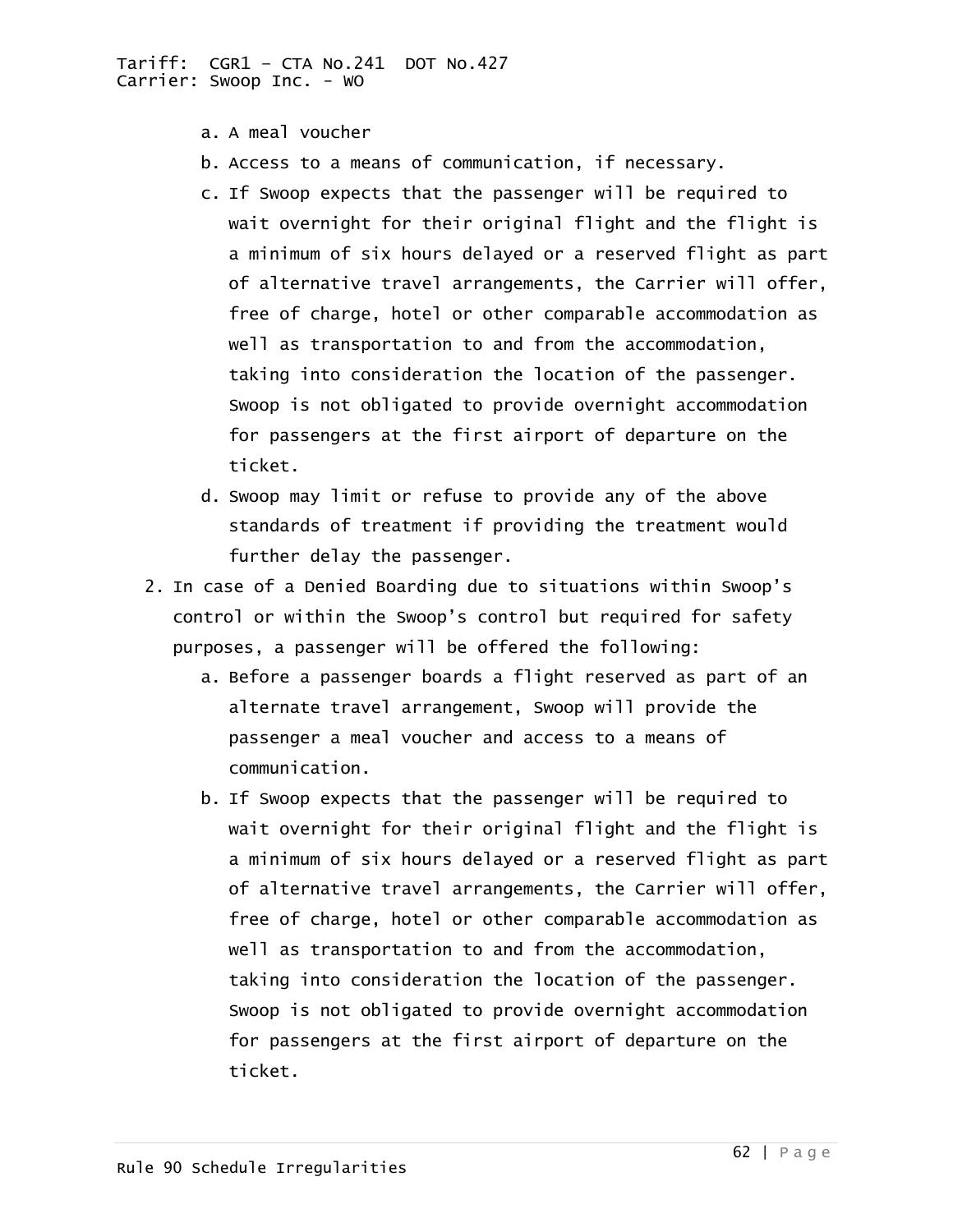a. A meal voucher
b. Access to a means of communication, if necessary.
c. If Swoop expects that the passenger will be required to wait overnight for their original flight and the flight is a minimum of six hours delayed or a reserved flight as part of alternative travel arrangements, the Carrier will offer, free of charge, hotel or other comparable accommodation as well as transportation to and from the accommodation, taking into consideration the location of the passenger. Swoop is not obligated to provide overnight accommodation for passengers at the first airport of departure on the ticket.
d. Swoop may limit or refuse to provide any of the above standards of treatment if providing the treatment would further delay the passenger.

2. In case of a Denied Boarding due to situations within Swoop's control or within the Swoop's control but required for safety purposes, a passenger will be offered the following:
   a. Before a passenger boards a flight reserved as part of an alternate travel arrangement, Swoop will provide the passenger a meal voucher and access to a means of communication.
   b. If Swoop expects that the passenger will be required to wait overnight for their original flight and the flight is a minimum of six hours delayed or a reserved flight as part of alternative travel arrangements, the Carrier will offer, free of charge, hotel or other comparable accommodation as well as transportation to and from the accommodation, taking into consideration the location of the passenger. Swoop is not obligated to provide overnight accommodation for passengers at the first airport of departure on the ticket.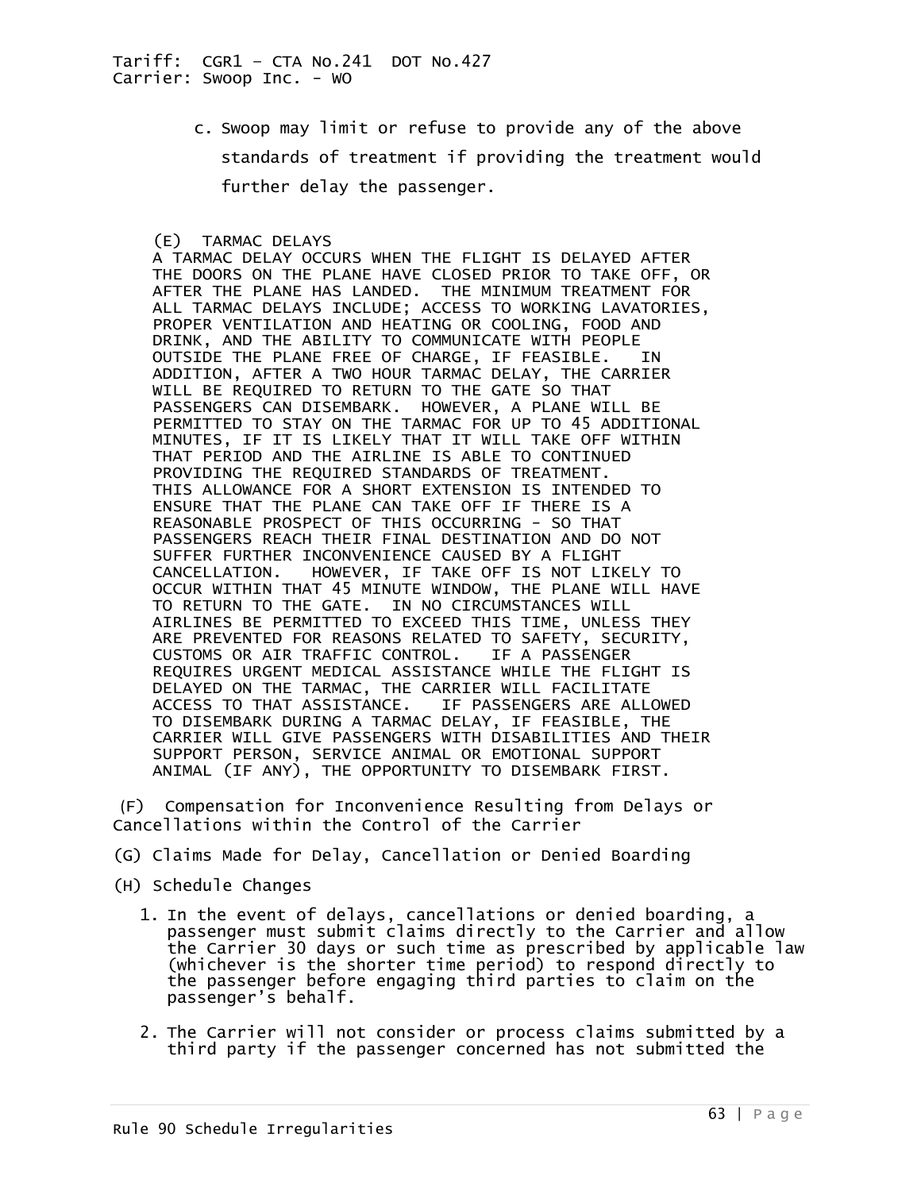c. Swoop may limit or refuse to provide any of the above standards of treatment if providing the treatment would further delay the passenger.

(E) TARMAC DELAYS

A TARMAC DELAY OCCURS WHEN THE FLIGHT IS DELAYED AFTER THE DOORS ON THE PLANE HAVE CLOSED PRIOR TO TAKE OFF, OR AFTER THE PLANE HAS LANDED. THE MINIMUM TREATMENT FOR ALL TARMAC DELAYS INCLUDE; ACCESS TO WORKING LAVATORIES, PROPER VENTILATION AND HEATING OR COOLING, FOOD AND DRINK, AND THE ABILITY TO COMMUNICATE WITH PEOPLE OUTSIDE THE PLANE FREE OF CHARGE, IF FEASIBLE. IN ADDITION, AFTER A TWO HOUR TARMAC DELAY, THE CARRIER WILL BE REQUIRED TO RETURN TO THE GATE SO THAT PASSENGERS CAN DISEMBARK. HOWEVER, A PLANE WILL BE PERMITTED TO STAY ON THE TARMAC FOR UP TO 45 ADDITIONAL MINUTES, IF IT IS LIKELY THAT IT WILL TAKE OFF WITHIN THAT PERIOD AND THE AIRLINE IS ABLE TO CONTINUED PROVIDING THE REQUIRED STANDARDS OF TREATMENT. THIS ALLOWANCE FOR A SHORT EXTENSION IS INTENDED TO ENSURE THAT THE PLANE CAN TAKE OFF IF THERE IS A REASONABLE PROSPECT OF THIS OCCURRING - SO THAT PASSENGERS REACH THEIR FINAL DESTINATION AND DO NOT SUFFER FURTHER INCONVENIENCE CAUSED BY A FLIGHT CANCELLATION. HOWEVER, IF TAKE OFF IS NOT LIKELY TO OCCUR WITHIN THAT 45 MINUTE WINDOW, THE PLANE WILL HAVE TO RETURN TO THE GATE. IN NO CIRCUMSTANCES WILL AIRLINES BE PERMITTED TO EXCEED THIS TIME, UNLESS THEY ARE PREVENTED FOR REASONS RELATED TO SAFETY, SECURITY, CUSTOMS OR AIR TRAFFIC CONTROL. IF A PASSENGER REQUIRES URGENT MEDICAL ASSISTANCE WHILE THE FLIGHT IS DELAYED ON THE TARMAC, THE CARRIER WILL FACILITATE ACCESS TO THAT ASSISTANCE. IF PASSENGERS ARE ALLOWED TO DISEMBARK DURING A TARMAC DELAY, IF FEASIBLE, THE CARRIER WILL GIVE PASSENGERS WITH DISABILITIES AND THEIR SUPPORT PERSON, SERVICE ANIMAL OR EMOTIONAL SUPPORT ANIMAL (IF ANY), THE OPPORTUNITY TO DISEMBARK FIRST.

(F) Compensation for Inconvenience Resulting from Delays or Cancellations within the Control of the Carrier

(G) Claims Made for Delay, Cancellation or Denied Boarding

(H) Schedule Changes

1. In the event of delays, cancellations or denied boarding, a passenger must submit claims directly to the Carrier and allow the Carrier 30 days or such time as prescribed by applicable law (whichever is the shorter time period) to respond directly to the passenger before engaging third parties to claim on the passenger's behalf.

2. The Carrier will not consider or process claims submitted by a third party if the passenger concerned has not submitted the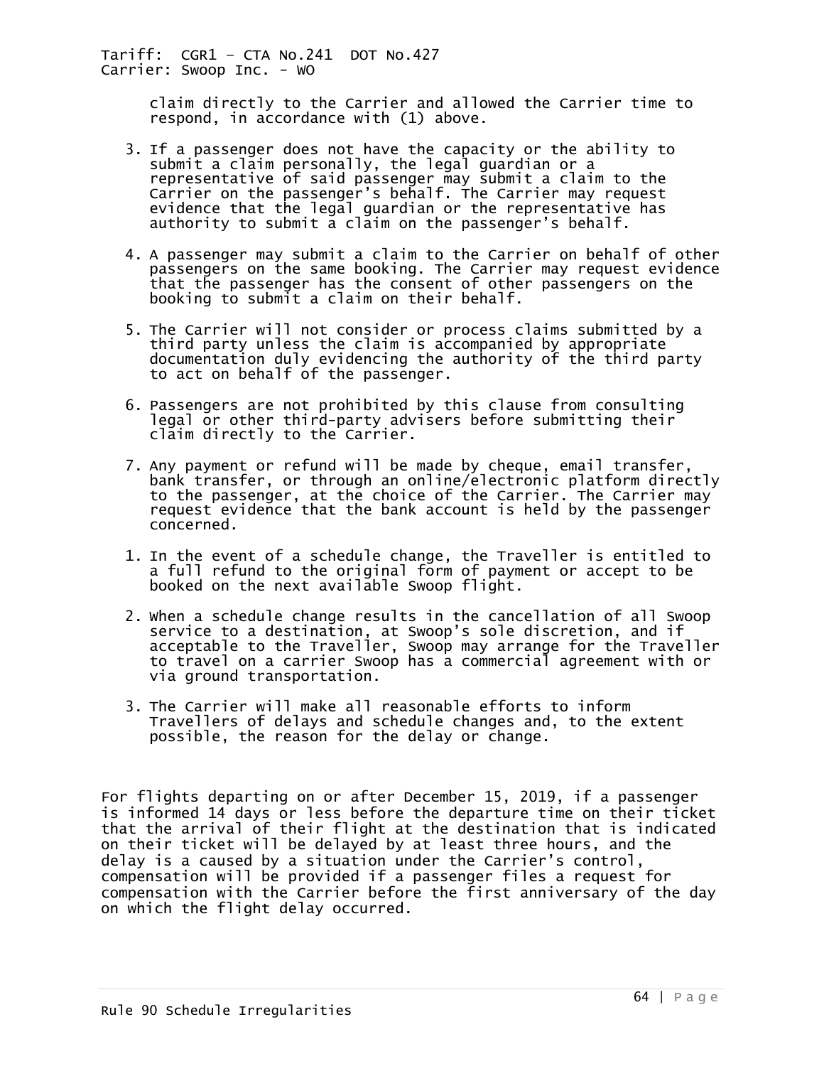claim directly to the Carrier and allowed the Carrier time to respond, in accordance with (1) above.

3. If a passenger does not have the capacity or the ability to submit a claim personally, the legal guardian or a representative of said passenger may submit a claim to the Carrier on the passenger's behalf. The Carrier may request evidence that the legal guardian or the representative has authority to submit a claim on the passenger's behalf.

4. A passenger may submit a claim to the Carrier on behalf of other passengers on the same booking. The Carrier may request evidence that the passenger has the consent of other passengers on the booking to submit a claim on their behalf.

5. The Carrier will not consider or process claims submitted by a third party unless the claim is accompanied by appropriate documentation duly evidencing the authority of the third party to act on behalf of the passenger.

6. Passengers are not prohibited by this clause from consulting legal or other third-party advisers before submitting their claim directly to the Carrier.

7. Any payment or refund will be made by cheque, email transfer, bank transfer, or through an online/electronic platform directly to the passenger, at the choice of the Carrier. The Carrier may request evidence that the bank account is held by the passenger concerned.

1. In the event of a schedule change, the Traveller is entitled to a full refund to the original form of payment or accept to be booked on the next available Swoop flight.

2. When a schedule change results in the cancellation of all Swoop service to a destination, at Swoop's sole discretion, and if acceptable to the Traveller, Swoop may arrange for the Traveller to travel on a carrier Swoop has a commercial agreement with or via ground transportation.

3. The Carrier will make all reasonable efforts to inform Travellers of delays and schedule changes and, to the extent possible, the reason for the delay or change.

For flights departing on or after December 15, 2019, if a passenger is informed 14 days or less before the departure time on their ticket that the arrival of their flight at the destination that is indicated on their ticket will be delayed by at least three hours, and the delay is a caused by a situation under the Carrier's control, compensation will be provided if a passenger files a request for compensation with the Carrier before the first anniversary of the day on which the flight delay occurred.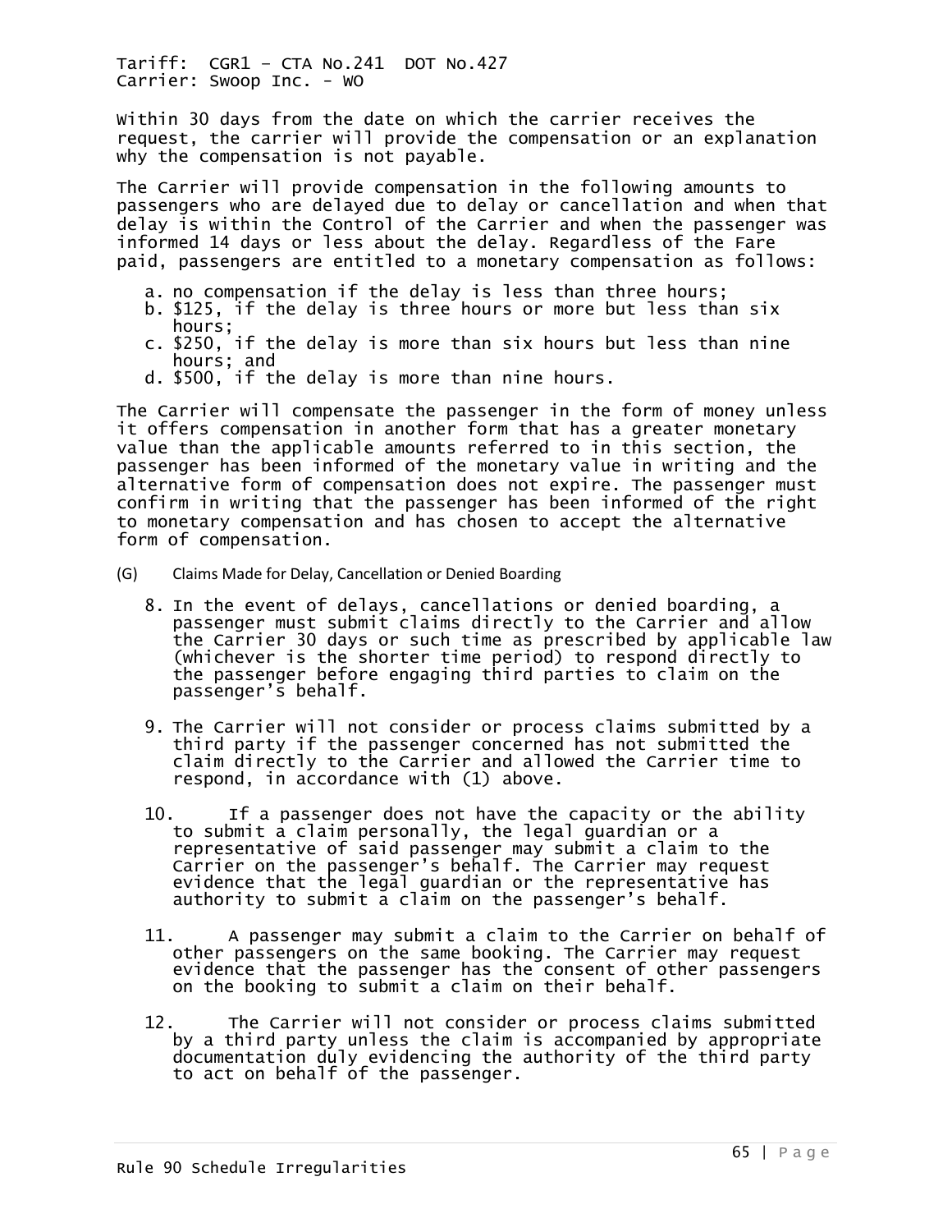Within 30 days from the date on which the carrier receives the request, the carrier will provide the compensation or an explanation why the compensation is not payable.

The Carrier will provide compensation in the following amounts to passengers who are delayed due to delay or cancellation and when that delay is within the Control of the Carrier and when the passenger was informed 14 days or less about the delay. Regardless of the Fare paid, passengers are entitled to a monetary compensation as follows:

a. no compensation if the delay is less than three hours;
b. $125, if the delay is three hours or more but less than six hours;
c. $250, if the delay is more than six hours but less than nine hours; and
d. $500, if the delay is more than nine hours.

The Carrier will compensate the passenger in the form of money unless it offers compensation in another form that has a greater monetary value than the applicable amounts referred to in this section, the passenger has been informed of the monetary value in writing and the alternative form of compensation does not expire. The passenger must confirm in writing that the passenger has been informed of the right to monetary compensation and has chosen to accept the alternative form of compensation.

(G) Claims Made for Delay, Cancellation or Denied Boarding

8. In the event of delays, cancellations or denied boarding, a passenger must submit claims directly to the Carrier and allow the Carrier 30 days or such time as prescribed by applicable law (whichever is the shorter time period) to respond directly to the passenger before engaging third parties to claim on the passenger's behalf.

9. The Carrier will not consider or process claims submitted by a third party if the passenger concerned has not submitted the claim directly to the Carrier and allowed the Carrier time to respond, in accordance with (1) above.

10. If a passenger does not have the capacity or the ability to submit a claim personally, the legal guardian or a representative of said passenger may submit a claim to the Carrier on the passenger's behalf. The Carrier may request evidence that the legal guardian or the representative has authority to submit a claim on the passenger's behalf.

11. A passenger may submit a claim to the Carrier on behalf of other passengers on the same booking. The Carrier may request evidence that the passenger has the consent of other passengers on the booking to submit a claim on their behalf.

12. The Carrier will not consider or process claims submitted by a third party unless the claim is accompanied by appropriate documentation duly evidencing the authority of the third party to act on behalf of the passenger.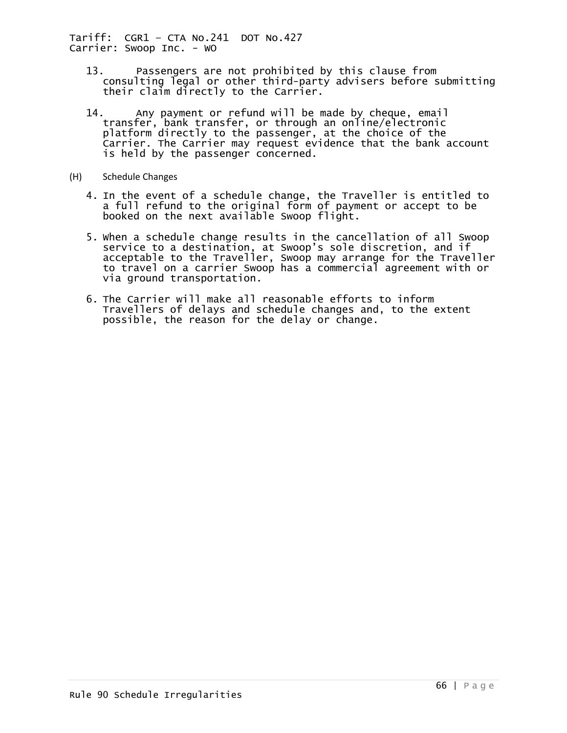13. Passengers are not prohibited by this clause from consulting legal or other third-party advisers before submitting their claim directly to the Carrier.

14. Any payment or refund will be made by cheque, email transfer, bank transfer, or through an online/electronic platform directly to the passenger, at the choice of the Carrier. The Carrier may request evidence that the bank account is held by the passenger concerned.

(H) Schedule Changes

4. In the event of a schedule change, the Traveller is entitled to a full refund to the original form of payment or accept to be booked on the next available Swoop flight.

5. When a schedule change results in the cancellation of all Swoop service to a destination, at Swoop's sole discretion, and if acceptable to the Traveller, Swoop may arrange for the Traveller to travel on a carrier Swoop has a commercial agreement with or via ground transportation.

6. The Carrier will make all reasonable efforts to inform Travellers of delays and schedule changes and, to the extent possible, the reason for the delay or change.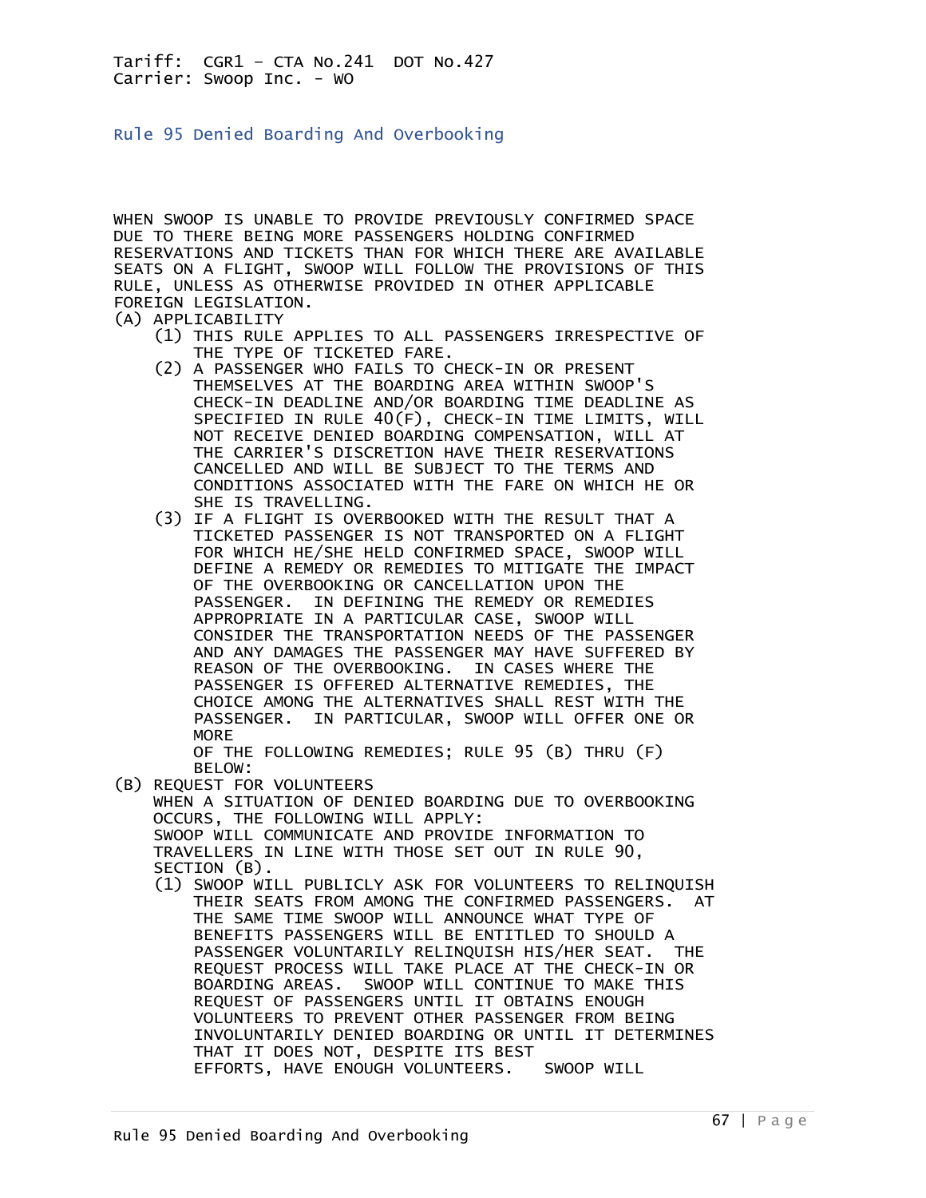Tariff: CGR1 – CTA No.241 DOT No.427
Carrier: Swoop Inc. - WO

## Rule 95 Denied Boarding And Overbooking

WHEN SWOOP IS UNABLE TO PROVIDE PREVIOUSLY CONFIRMED SPACE DUE TO THERE BEING MORE PASSENGERS HOLDING CONFIRMED RESERVATIONS AND TICKETS THAN FOR WHICH THERE ARE AVAILABLE SEATS ON A FLIGHT, SWOOP WILL FOLLOW THE PROVISIONS OF THIS RULE, UNLESS AS OTHERWISE PROVIDED IN OTHER APPLICABLE FOREIGN LEGISLATION.

(A) APPLICABILITY

(1) THIS RULE APPLIES TO ALL PASSENGERS IRRESPECTIVE OF THE TYPE OF TICKETED FARE.

(2) A PASSENGER WHO FAILS TO CHECK-IN OR PRESENT THEMSELVES AT THE BOARDING AREA WITHIN SWOOP'S CHECK-IN DEADLINE AND/OR BOARDING TIME DEADLINE AS SPECIFIED IN RULE 40(F), CHECK-IN TIME LIMITS, WILL NOT RECEIVE DENIED BOARDING COMPENSATION, WILL AT THE CARRIER'S DISCRETION HAVE THEIR RESERVATIONS CANCELLED AND WILL BE SUBJECT TO THE TERMS AND CONDITIONS ASSOCIATED WITH THE FARE ON WHICH HE OR SHE IS TRAVELLING.

(3) IF A FLIGHT IS OVERBOOKED WITH THE RESULT THAT A TICKETED PASSENGER IS NOT TRANSPORTED ON A FLIGHT FOR WHICH HE/SHE HELD CONFIRMED SPACE, SWOOP WILL DEFINE A REMEDY OR REMEDIES TO MITIGATE THE IMPACT OF THE OVERBOOKING OR CANCELLATION UPON THE PASSENGER. IN DEFINING THE REMEDY OR REMEDIES APPROPRIATE IN A PARTICULAR CASE, SWOOP WILL CONSIDER THE TRANSPORTATION NEEDS OF THE PASSENGER AND ANY DAMAGES THE PASSENGER MAY HAVE SUFFERED BY REASON OF THE OVERBOOKING. IN CASES WHERE THE PASSENGER IS OFFERED ALTERNATIVE REMEDIES, THE CHOICE AMONG THE ALTERNATIVES SHALL REST WITH THE PASSENGER. IN PARTICULAR, SWOOP WILL OFFER ONE OR MORE OF THE FOLLOWING REMEDIES; RULE 95 (B) THRU (F) BELOW:

(B) REQUEST FOR VOLUNTEERS

WHEN A SITUATION OF DENIED BOARDING DUE TO OVERBOOKING OCCURS, THE FOLLOWING WILL APPLY:
SWOOP WILL COMMUNICATE AND PROVIDE INFORMATION TO TRAVELLERS IN LINE WITH THOSE SET OUT IN RULE 90, SECTION (B).

(1) SWOOP WILL PUBLICLY ASK FOR VOLUNTEERS TO RELINQUISH THEIR SEATS FROM AMONG THE CONFIRMED PASSENGERS. AT THE SAME TIME SWOOP WILL ANNOUNCE WHAT TYPE OF BENEFITS PASSENGERS WILL BE ENTITLED TO SHOULD A PASSENGER VOLUNTARILY RELINQUISH HIS/HER SEAT. THE REQUEST PROCESS WILL TAKE PLACE AT THE CHECK-IN OR BOARDING AREAS. SWOOP WILL CONTINUE TO MAKE THIS REQUEST OF PASSENGERS UNTIL IT OBTAINS ENOUGH VOLUNTEERS TO PREVENT OTHER PASSENGER FROM BEING INVOLUNTARILY DENIED BOARDING OR UNTIL IT DETERMINES THAT IT DOES NOT, DESPITE ITS BEST EFFORTS, HAVE ENOUGH VOLUNTEERS. SWOOP WILL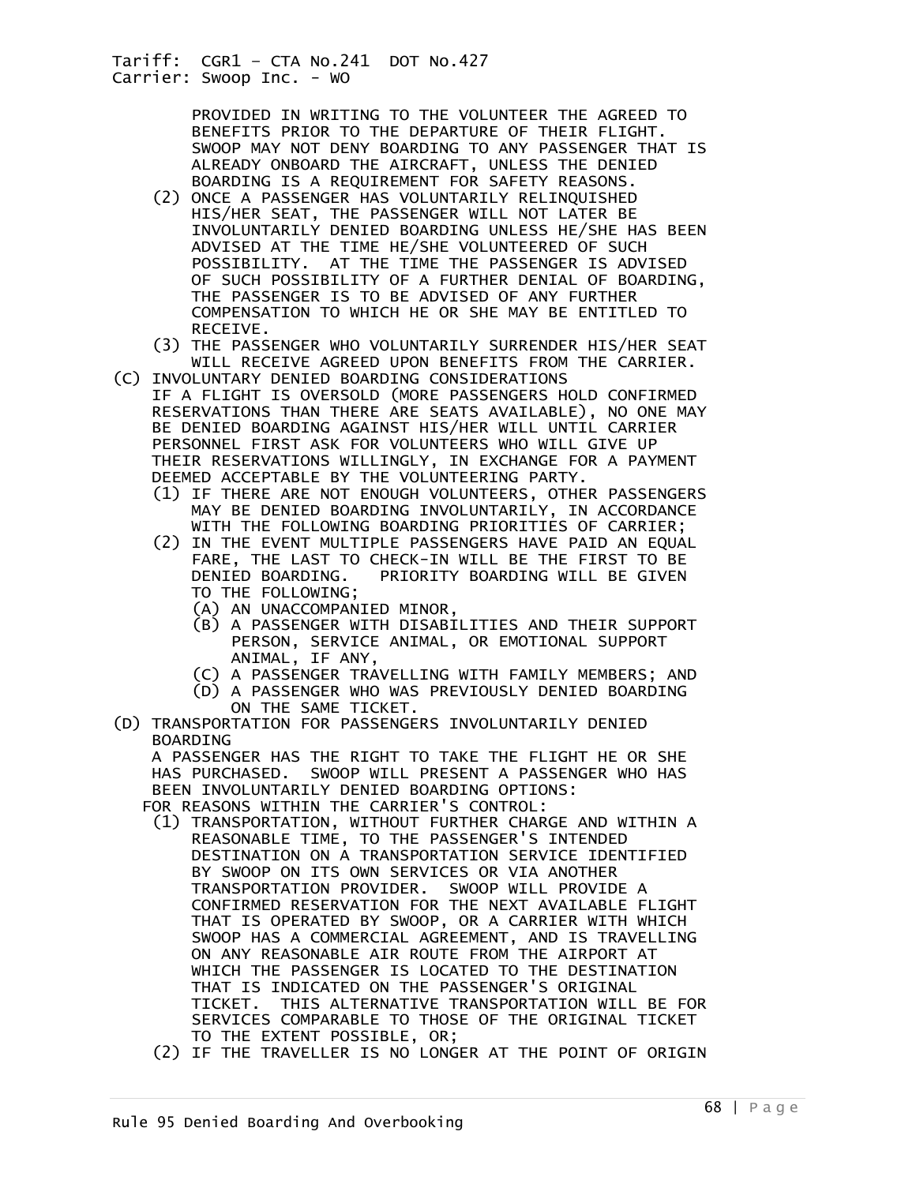PROVIDED IN WRITING TO THE VOLUNTEER THE AGREED TO BENEFITS PRIOR TO THE DEPARTURE OF THEIR FLIGHT. SWOOP MAY NOT DENY BOARDING TO ANY PASSENGER THAT IS ALREADY ONBOARD THE AIRCRAFT, UNLESS THE DENIED BOARDING IS A REQUIREMENT FOR SAFETY REASONS.

(2) ONCE A PASSENGER HAS VOLUNTARILY RELINQUISHED HIS/HER SEAT, THE PASSENGER WILL NOT LATER BE INVOLUNTARILY DENIED BOARDING UNLESS HE/SHE HAS BEEN ADVISED AT THE TIME HE/SHE VOLUNTEERED OF SUCH POSSIBILITY. AT THE TIME THE PASSENGER IS ADVISED OF SUCH POSSIBILITY OF A FURTHER DENIAL OF BOARDING, THE PASSENGER IS TO BE ADVISED OF ANY FURTHER COMPENSATION TO WHICH HE OR SHE MAY BE ENTITLED TO RECEIVE.

(3) THE PASSENGER WHO VOLUNTARILY SURRENDER HIS/HER SEAT WILL RECEIVE AGREED UPON BENEFITS FROM THE CARRIER.

(C) INVOLUNTARY DENIED BOARDING CONSIDERATIONS

IF A FLIGHT IS OVERSOLD (MORE PASSENGERS HOLD CONFIRMED RESERVATIONS THAN THERE ARE SEATS AVAILABLE), NO ONE MAY BE DENIED BOARDING AGAINST HIS/HER WILL UNTIL CARRIER PERSONNEL FIRST ASK FOR VOLUNTEERS WHO WILL GIVE UP THEIR RESERVATIONS WILLINGLY, IN EXCHANGE FOR A PAYMENT DEEMED ACCEPTABLE BY THE VOLUNTEERING PARTY.

(1) IF THERE ARE NOT ENOUGH VOLUNTEERS, OTHER PASSENGERS MAY BE DENIED BOARDING INVOLUNTARILY, IN ACCORDANCE WITH THE FOLLOWING BOARDING PRIORITIES OF CARRIER;

(2) IN THE EVENT MULTIPLE PASSENGERS HAVE PAID AN EQUAL FARE, THE LAST TO CHECK-IN WILL BE THE FIRST TO BE DENIED BOARDING. PRIORITY BOARDING WILL BE GIVEN TO THE FOLLOWING;

   (A) AN UNACCOMPANIED MINOR,
   (B) A PASSENGER WITH DISABILITIES AND THEIR SUPPORT PERSON, SERVICE ANIMAL, OR EMOTIONAL SUPPORT ANIMAL, IF ANY,
   (C) A PASSENGER TRAVELLING WITH FAMILY MEMBERS; AND
   (D) A PASSENGER WHO WAS PREVIOUSLY DENIED BOARDING ON THE SAME TICKET.

(D) TRANSPORTATION FOR PASSENGERS INVOLUNTARILY DENIED BOARDING

A PASSENGER HAS THE RIGHT TO TAKE THE FLIGHT HE OR SHE HAS PURCHASED. SWOOP WILL PRESENT A PASSENGER WHO HAS BEEN INVOLUNTARILY DENIED BOARDING OPTIONS:

FOR REASONS WITHIN THE CARRIER'S CONTROL:

(1) TRANSPORTATION, WITHOUT FURTHER CHARGE AND WITHIN A REASONABLE TIME, TO THE PASSENGER'S INTENDED DESTINATION ON A TRANSPORTATION SERVICE IDENTIFIED BY SWOOP ON ITS OWN SERVICES OR VIA ANOTHER TRANSPORTATION PROVIDER. SWOOP WILL PROVIDE A CONFIRMED RESERVATION FOR THE NEXT AVAILABLE FLIGHT THAT IS OPERATED BY SWOOP, OR A CARRIER WITH WHICH SWOOP HAS A COMMERCIAL AGREEMENT, AND IS TRAVELLING ON ANY REASONABLE AIR ROUTE FROM THE AIRPORT AT WHICH THE PASSENGER IS LOCATED TO THE DESTINATION THAT IS INDICATED ON THE PASSENGER'S ORIGINAL TICKET. THIS ALTERNATIVE TRANSPORTATION WILL BE FOR SERVICES COMPARABLE TO THOSE OF THE ORIGINAL TICKET TO THE EXTENT POSSIBLE, OR;

(2) IF THE TRAVELLER IS NO LONGER AT THE POINT OF ORIGIN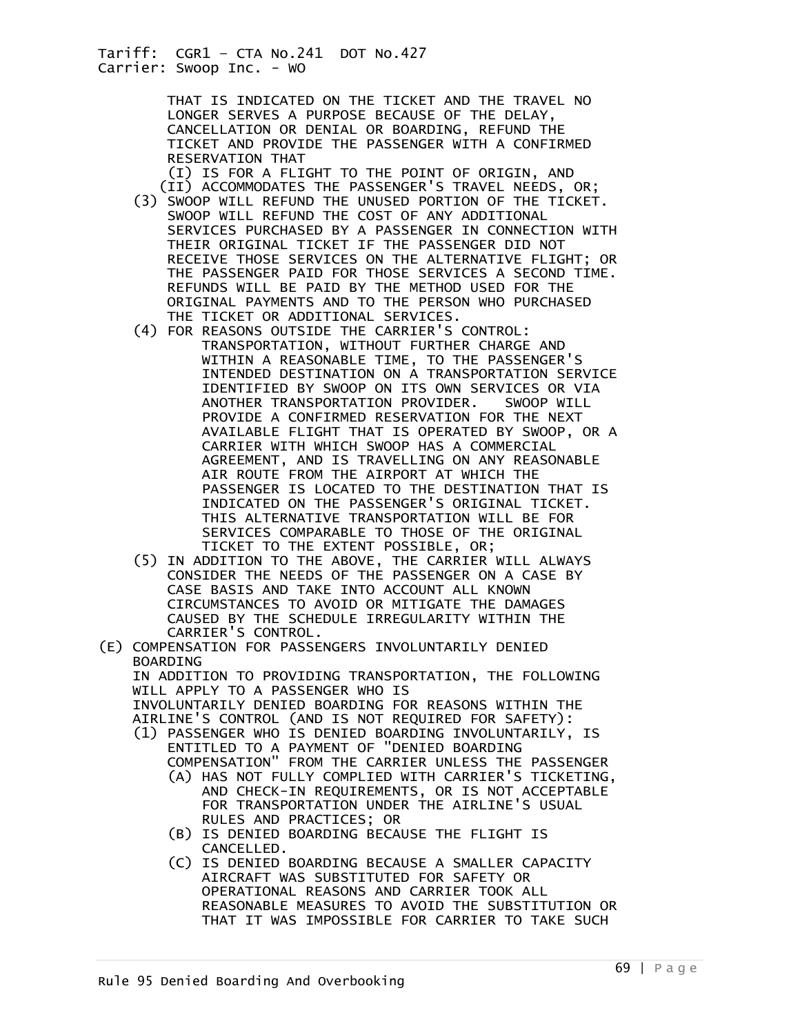THAT IS INDICATED ON THE TICKET AND THE TRAVEL NO LONGER SERVES A PURPOSE BECAUSE OF THE DELAY, CANCELLATION OR DENIAL OR BOARDING, REFUND THE TICKET AND PROVIDE THE PASSENGER WITH A CONFIRMED RESERVATION THAT

(I) IS FOR A FLIGHT TO THE POINT OF ORIGIN, AND

(II) ACCOMMODATES THE PASSENGER'S TRAVEL NEEDS, OR;

(3) SWOOP WILL REFUND THE UNUSED PORTION OF THE TICKET. SWOOP WILL REFUND THE COST OF ANY ADDITIONAL SERVICES PURCHASED BY A PASSENGER IN CONNECTION WITH THEIR ORIGINAL TICKET IF THE PASSENGER DID NOT RECEIVE THOSE SERVICES ON THE ALTERNATIVE FLIGHT; OR THE PASSENGER PAID FOR THOSE SERVICES A SECOND TIME. REFUNDS WILL BE PAID BY THE METHOD USED FOR THE ORIGINAL PAYMENTS AND TO THE PERSON WHO PURCHASED THE TICKET OR ADDITIONAL SERVICES.

(4) FOR REASONS OUTSIDE THE CARRIER'S CONTROL: TRANSPORTATION, WITHOUT FURTHER CHARGE AND WITHIN A REASONABLE TIME, TO THE PASSENGER'S INTENDED DESTINATION ON A TRANSPORTATION SERVICE IDENTIFIED BY SWOOP ON ITS OWN SERVICES OR VIA ANOTHER TRANSPORTATION PROVIDER. SWOOP WILL PROVIDE A CONFIRMED RESERVATION FOR THE NEXT AVAILABLE FLIGHT THAT IS OPERATED BY SWOOP, OR A CARRIER WITH WHICH SWOOP HAS A COMMERCIAL AGREEMENT, AND IS TRAVELLING ON ANY REASONABLE AIR ROUTE FROM THE AIRPORT AT WHICH THE PASSENGER IS LOCATED TO THE DESTINATION THAT IS INDICATED ON THE PASSENGER'S ORIGINAL TICKET. THIS ALTERNATIVE TRANSPORTATION WILL BE FOR SERVICES COMPARABLE TO THOSE OF THE ORIGINAL TICKET TO THE EXTENT POSSIBLE, OR;

(5) IN ADDITION TO THE ABOVE, THE CARRIER WILL ALWAYS CONSIDER THE NEEDS OF THE PASSENGER ON A CASE BY CASE BASIS AND TAKE INTO ACCOUNT ALL KNOWN CIRCUMSTANCES TO AVOID OR MITIGATE THE DAMAGES CAUSED BY THE SCHEDULE IRREGULARITY WITHIN THE CARRIER'S CONTROL.

(E) COMPENSATION FOR PASSENGERS INVOLUNTARILY DENIED BOARDING

IN ADDITION TO PROVIDING TRANSPORTATION, THE FOLLOWING WILL APPLY TO A PASSENGER WHO IS INVOLUNTARILY DENIED BOARDING FOR REASONS WITHIN THE AIRLINE'S CONTROL (AND IS NOT REQUIRED FOR SAFETY):

(1) PASSENGER WHO IS DENIED BOARDING INVOLUNTARILY, IS ENTITLED TO A PAYMENT OF "DENIED BOARDING COMPENSATION" FROM THE CARRIER UNLESS THE PASSENGER

(A) HAS NOT FULLY COMPLIED WITH CARRIER'S TICKETING, AND CHECK-IN REQUIREMENTS, OR IS NOT ACCEPTABLE FOR TRANSPORTATION UNDER THE AIRLINE'S USUAL RULES AND PRACTICES; OR

(B) IS DENIED BOARDING BECAUSE THE FLIGHT IS CANCELLED.

(C) IS DENIED BOARDING BECAUSE A SMALLER CAPACITY AIRCRAFT WAS SUBSTITUTED FOR SAFETY OR OPERATIONAL REASONS AND CARRIER TOOK ALL REASONABLE MEASURES TO AVOID THE SUBSTITUTION OR THAT IT WAS IMPOSSIBLE FOR CARRIER TO TAKE SUCH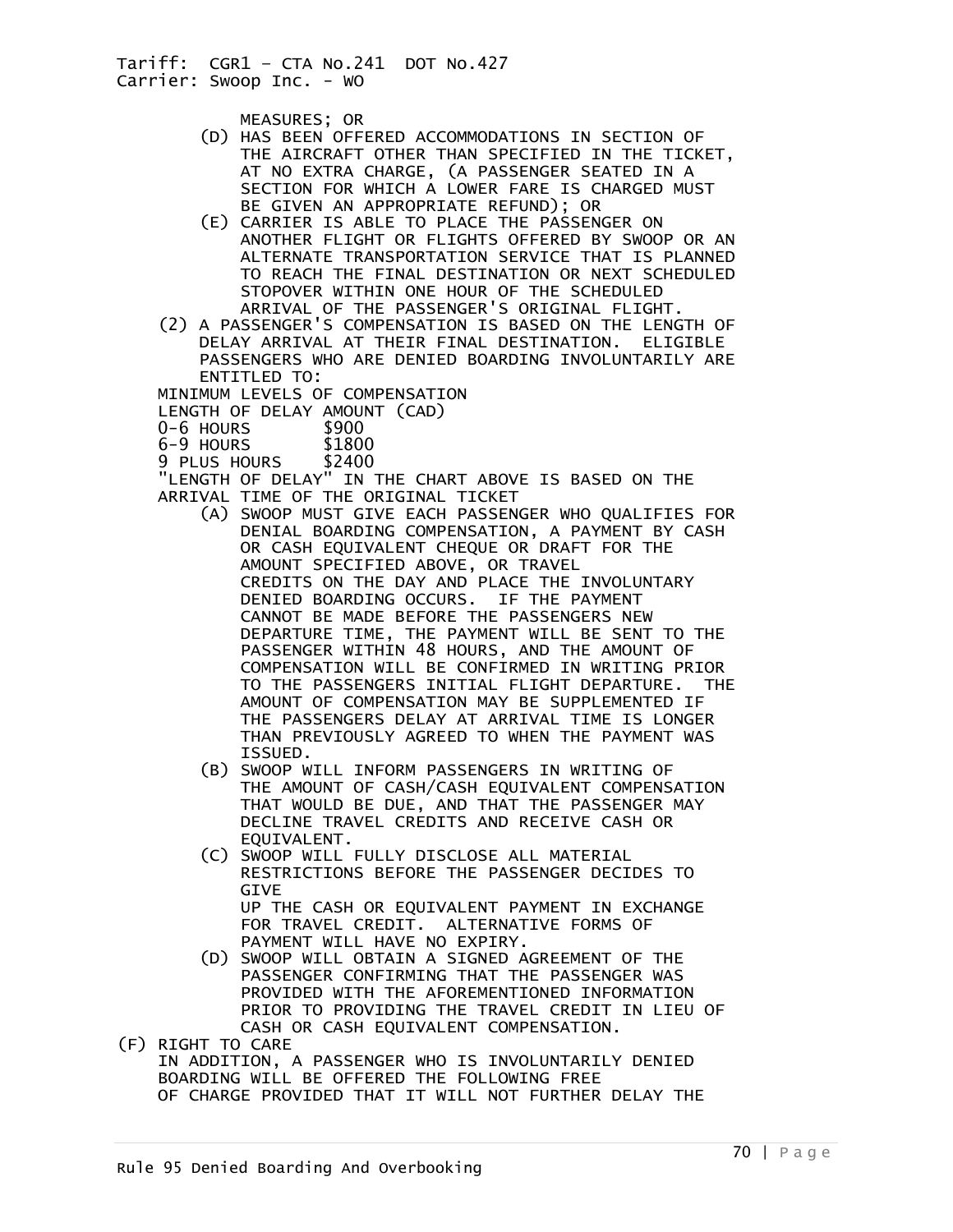MEASURES; OR

(D) HAS BEEN OFFERED ACCOMMODATIONS IN SECTION OF THE AIRCRAFT OTHER THAN SPECIFIED IN THE TICKET, AT NO EXTRA CHARGE, (A PASSENGER SEATED IN A SECTION FOR WHICH A LOWER FARE IS CHARGED MUST BE GIVEN AN APPROPRIATE REFUND); OR

(E) CARRIER IS ABLE TO PLACE THE PASSENGER ON ANOTHER FLIGHT OR FLIGHTS OFFERED BY SWOOP OR AN ALTERNATE TRANSPORTATION SERVICE THAT IS PLANNED TO REACH THE FINAL DESTINATION OR NEXT SCHEDULED STOPOVER WITHIN ONE HOUR OF THE SCHEDULED ARRIVAL OF THE PASSENGER'S ORIGINAL FLIGHT.

(2) A PASSENGER'S COMPENSATION IS BASED ON THE LENGTH OF DELAY ARRIVAL AT THEIR FINAL DESTINATION. ELIGIBLE PASSENGERS WHO ARE DENIED BOARDING INVOLUNTARILY ARE ENTITLED TO:

MINIMUM LEVELS OF COMPENSATION

| LENGTH OF DELAY | AMOUNT (CAD) |
|---|---|
| 0-6 HOURS | $900 |
| 6-9 HOURS | $1800 |
| 9 PLUS HOURS | $2400 |

"LENGTH OF DELAY" IN THE CHART ABOVE IS BASED ON THE ARRIVAL TIME OF THE ORIGINAL TICKET

(A) SWOOP MUST GIVE EACH PASSENGER WHO QUALIFIES FOR DENIAL BOARDING COMPENSATION, A PAYMENT BY CASH OR CASH EQUIVALENT CHEQUE OR DRAFT FOR THE AMOUNT SPECIFIED ABOVE, OR TRAVEL CREDITS ON THE DAY AND PLACE THE INVOLUNTARY DENIED BOARDING OCCURS. IF THE PAYMENT CANNOT BE MADE BEFORE THE PASSENGERS NEW DEPARTURE TIME, THE PAYMENT WILL BE SENT TO THE PASSENGER WITHIN 48 HOURS, AND THE AMOUNT OF COMPENSATION WILL BE CONFIRMED IN WRITING PRIOR TO THE PASSENGERS INITIAL FLIGHT DEPARTURE. THE AMOUNT OF COMPENSATION MAY BE SUPPLEMENTED IF THE PASSENGERS DELAY AT ARRIVAL TIME IS LONGER THAN PREVIOUSLY AGREED TO WHEN THE PAYMENT WAS ISSUED.

(B) SWOOP WILL INFORM PASSENGERS IN WRITING OF THE AMOUNT OF CASH/CASH EQUIVALENT COMPENSATION THAT WOULD BE DUE, AND THAT THE PASSENGER MAY DECLINE TRAVEL CREDITS AND RECEIVE CASH OR EQUIVALENT.

(C) SWOOP WILL FULLY DISCLOSE ALL MATERIAL RESTRICTIONS BEFORE THE PASSENGER DECIDES TO GIVE UP THE CASH OR EQUIVALENT PAYMENT IN EXCHANGE FOR TRAVEL CREDIT. ALTERNATIVE FORMS OF PAYMENT WILL HAVE NO EXPIRY.

(D) SWOOP WILL OBTAIN A SIGNED AGREEMENT OF THE PASSENGER CONFIRMING THAT THE PASSENGER WAS PROVIDED WITH THE AFOREMENTIONED INFORMATION PRIOR TO PROVIDING THE TRAVEL CREDIT IN LIEU OF CASH OR CASH EQUIVALENT COMPENSATION.

(F) RIGHT TO CARE

IN ADDITION, A PASSENGER WHO IS INVOLUNTARILY DENIED BOARDING WILL BE OFFERED THE FOLLOWING FREE OF CHARGE PROVIDED THAT IT WILL NOT FURTHER DELAY THE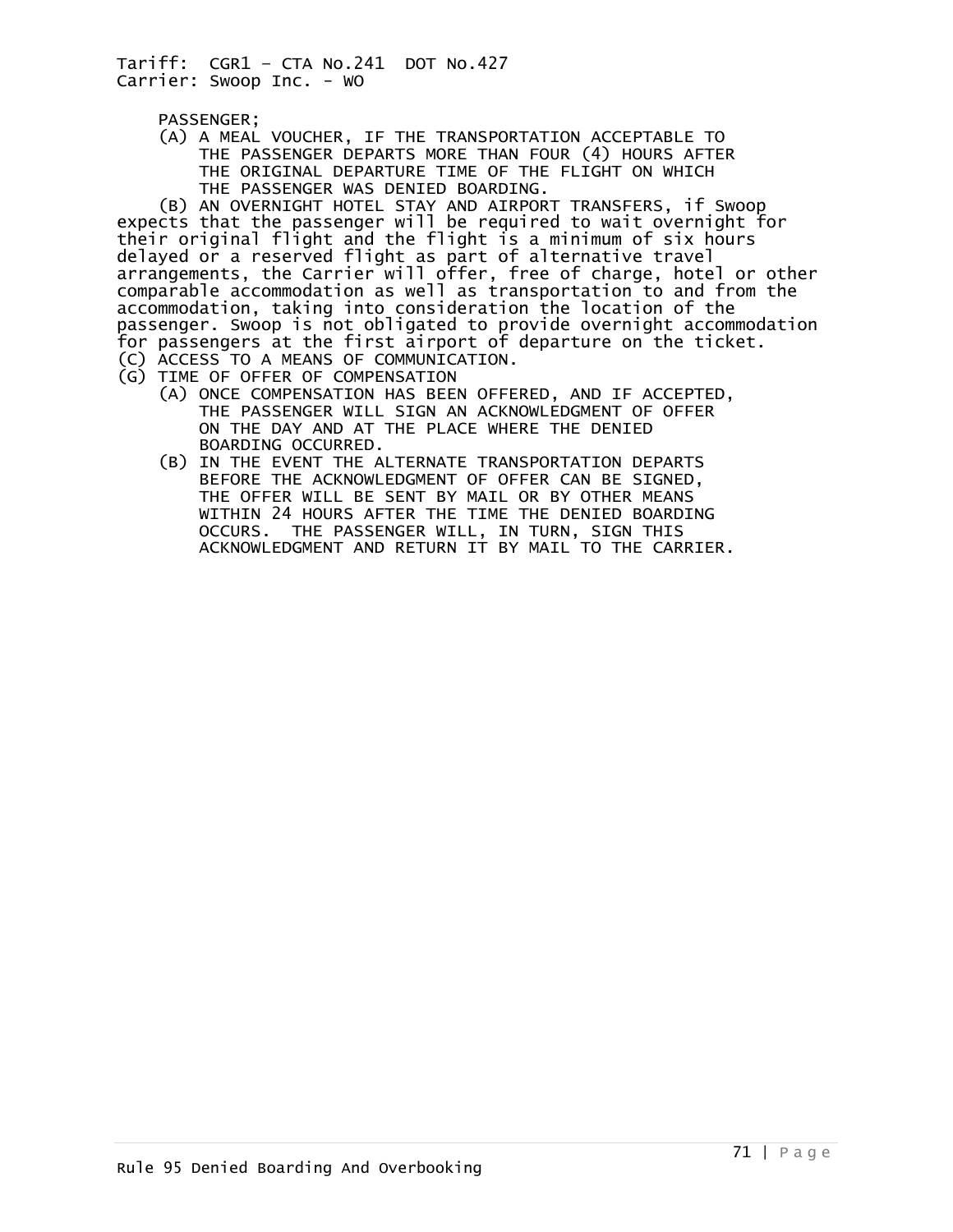PASSENGER;

(A) A MEAL VOUCHER, IF THE TRANSPORTATION ACCEPTABLE TO THE PASSENGER DEPARTS MORE THAN FOUR (4) HOURS AFTER THE ORIGINAL DEPARTURE TIME OF THE FLIGHT ON WHICH THE PASSENGER WAS DENIED BOARDING.

(B) AN OVERNIGHT HOTEL STAY AND AIRPORT TRANSFERS, if Swoop expects that the passenger will be required to wait overnight for their original flight and the flight is a minimum of six hours delayed or a reserved flight as part of alternative travel arrangements, the Carrier will offer, free of charge, hotel or other comparable accommodation as well as transportation to and from the accommodation, taking into consideration the location of the passenger. Swoop is not obligated to provide overnight accommodation for passengers at the first airport of departure on the ticket.

(C) ACCESS TO A MEANS OF COMMUNICATION.

(G) TIME OF OFFER OF COMPENSATION

(A) ONCE COMPENSATION HAS BEEN OFFERED, AND IF ACCEPTED, THE PASSENGER WILL SIGN AN ACKNOWLEDGMENT OF OFFER ON THE DAY AND AT THE PLACE WHERE THE DENIED BOARDING OCCURRED.

(B) IN THE EVENT THE ALTERNATE TRANSPORTATION DEPARTS BEFORE THE ACKNOWLEDGMENT OF OFFER CAN BE SIGNED, THE OFFER WILL BE SENT BY MAIL OR BY OTHER MEANS WITHIN 24 HOURS AFTER THE TIME THE DENIED BOARDING OCCURS. THE PASSENGER WILL, IN TURN, SIGN THIS ACKNOWLEDGMENT AND RETURN IT BY MAIL TO THE CARRIER.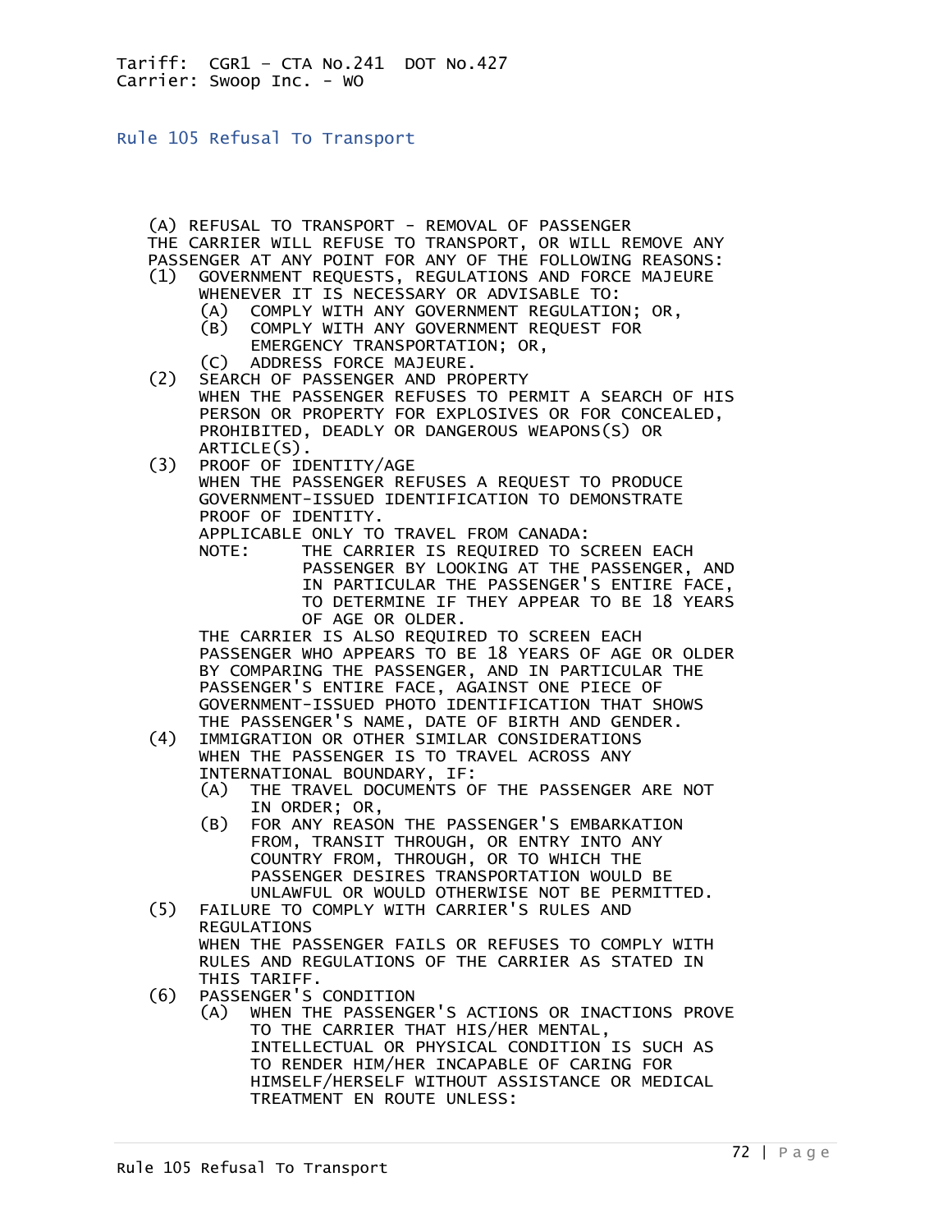Tariff: CGR1 – CTA No.241 DOT No.427
Carrier: Swoop Inc. - WO

## Rule 105 Refusal To Transport

(A) REFUSAL TO TRANSPORT - REMOVAL OF PASSENGER
THE CARRIER WILL REFUSE TO TRANSPORT, OR WILL REMOVE ANY PASSENGER AT ANY POINT FOR ANY OF THE FOLLOWING REASONS:

(1) GOVERNMENT REQUESTS, REGULATIONS AND FORCE MAJEURE
WHENEVER IT IS NECESSARY OR ADVISABLE TO:
- (A) COMPLY WITH ANY GOVERNMENT REGULATION; OR,
- (B) COMPLY WITH ANY GOVERNMENT REQUEST FOR EMERGENCY TRANSPORTATION; OR,
- (C) ADDRESS FORCE MAJEURE.

(2) SEARCH OF PASSENGER AND PROPERTY
WHEN THE PASSENGER REFUSES TO PERMIT A SEARCH OF HIS PERSON OR PROPERTY FOR EXPLOSIVES OR FOR CONCEALED, PROHIBITED, DEADLY OR DANGEROUS WEAPONS(S) OR ARTICLE(S).

(3) PROOF OF IDENTITY/AGE
WHEN THE PASSENGER REFUSES A REQUEST TO PRODUCE GOVERNMENT-ISSUED IDENTIFICATION TO DEMONSTRATE PROOF OF IDENTITY.
APPLICABLE ONLY TO TRAVEL FROM CANADA:
NOTE: THE CARRIER IS REQUIRED TO SCREEN EACH PASSENGER BY LOOKING AT THE PASSENGER, AND IN PARTICULAR THE PASSENGER'S ENTIRE FACE, TO DETERMINE IF THEY APPEAR TO BE 18 YEARS OF AGE OR OLDER.
THE CARRIER IS ALSO REQUIRED TO SCREEN EACH PASSENGER WHO APPEARS TO BE 18 YEARS OF AGE OR OLDER BY COMPARING THE PASSENGER, AND IN PARTICULAR THE PASSENGER'S ENTIRE FACE, AGAINST ONE PIECE OF GOVERNMENT-ISSUED PHOTO IDENTIFICATION THAT SHOWS THE PASSENGER'S NAME, DATE OF BIRTH AND GENDER.

(4) IMMIGRATION OR OTHER SIMILAR CONSIDERATIONS
WHEN THE PASSENGER IS TO TRAVEL ACROSS ANY INTERNATIONAL BOUNDARY, IF:
- (A) THE TRAVEL DOCUMENTS OF THE PASSENGER ARE NOT IN ORDER; OR,
- (B) FOR ANY REASON THE PASSENGER'S EMBARKATION FROM, TRANSIT THROUGH, OR ENTRY INTO ANY COUNTRY FROM, THROUGH, OR TO WHICH THE PASSENGER DESIRES TRANSPORTATION WOULD BE UNLAWFUL OR WOULD OTHERWISE NOT BE PERMITTED.

(5) FAILURE TO COMPLY WITH CARRIER'S RULES AND REGULATIONS
WHEN THE PASSENGER FAILS OR REFUSES TO COMPLY WITH RULES AND REGULATIONS OF THE CARRIER AS STATED IN THIS TARIFF.

(6) PASSENGER'S CONDITION
- (A) WHEN THE PASSENGER'S ACTIONS OR INACTIONS PROVE TO THE CARRIER THAT HIS/HER MENTAL, INTELLECTUAL OR PHYSICAL CONDITION IS SUCH AS TO RENDER HIM/HER INCAPABLE OF CARING FOR HIMSELF/HERSELF WITHOUT ASSISTANCE OR MEDICAL TREATMENT EN ROUTE UNLESS: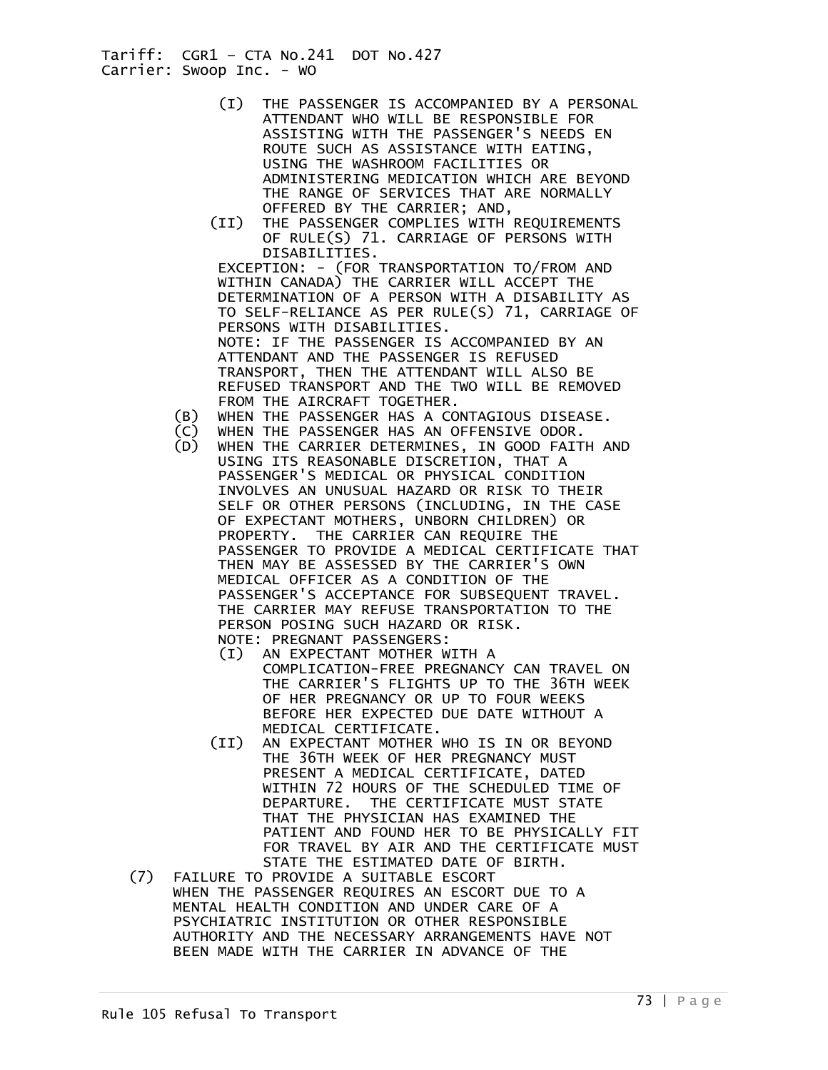(I) THE PASSENGER IS ACCOMPANIED BY A PERSONAL ATTENDANT WHO WILL BE RESPONSIBLE FOR ASSISTING WITH THE PASSENGER'S NEEDS EN ROUTE SUCH AS ASSISTANCE WITH EATING, USING THE WASHROOM FACILITIES OR ADMINISTERING MEDICATION WHICH ARE BEYOND THE RANGE OF SERVICES THAT ARE NORMALLY OFFERED BY THE CARRIER; AND,

(II) THE PASSENGER COMPLIES WITH REQUIREMENTS OF RULE(S) 71. CARRIAGE OF PERSONS WITH DISABILITIES.

EXCEPTION: - (FOR TRANSPORTATION TO/FROM AND WITHIN CANADA) THE CARRIER WILL ACCEPT THE DETERMINATION OF A PERSON WITH A DISABILITY AS TO SELF-RELIANCE AS PER RULE(S) 71, CARRIAGE OF PERSONS WITH DISABILITIES.

NOTE: IF THE PASSENGER IS ACCOMPANIED BY AN ATTENDANT AND THE PASSENGER IS REFUSED TRANSPORT, THEN THE ATTENDANT WILL ALSO BE REFUSED TRANSPORT AND THE TWO WILL BE REMOVED FROM THE AIRCRAFT TOGETHER.

(B) WHEN THE PASSENGER HAS A CONTAGIOUS DISEASE.

(C) WHEN THE PASSENGER HAS AN OFFENSIVE ODOR.

(D) WHEN THE CARRIER DETERMINES, IN GOOD FAITH AND USING ITS REASONABLE DISCRETION, THAT A PASSENGER'S MEDICAL OR PHYSICAL CONDITION INVOLVES AN UNUSUAL HAZARD OR RISK TO THEIR SELF OR OTHER PERSONS (INCLUDING, IN THE CASE OF EXPECTANT MOTHERS, UNBORN CHILDREN) OR PROPERTY. THE CARRIER CAN REQUIRE THE PASSENGER TO PROVIDE A MEDICAL CERTIFICATE THAT THEN MAY BE ASSESSED BY THE CARRIER'S OWN MEDICAL OFFICER AS A CONDITION OF THE PASSENGER'S ACCEPTANCE FOR SUBSEQUENT TRAVEL. THE CARRIER MAY REFUSE TRANSPORTATION TO THE PERSON POSING SUCH HAZARD OR RISK.

NOTE: PREGNANT PASSENGERS:

(I) AN EXPECTANT MOTHER WITH A COMPLICATION-FREE PREGNANCY CAN TRAVEL ON THE CARRIER'S FLIGHTS UP TO THE 36TH WEEK OF HER PREGNANCY OR UP TO FOUR WEEKS BEFORE HER EXPECTED DUE DATE WITHOUT A MEDICAL CERTIFICATE.

(II) AN EXPECTANT MOTHER WHO IS IN OR BEYOND THE 36TH WEEK OF HER PREGNANCY MUST PRESENT A MEDICAL CERTIFICATE, DATED WITHIN 72 HOURS OF THE SCHEDULED TIME OF DEPARTURE. THE CERTIFICATE MUST STATE THAT THE PHYSICIAN HAS EXAMINED THE PATIENT AND FOUND HER TO BE PHYSICALLY FIT FOR TRAVEL BY AIR AND THE CERTIFICATE MUST STATE THE ESTIMATED DATE OF BIRTH.

(7) FAILURE TO PROVIDE A SUITABLE ESCORT
WHEN THE PASSENGER REQUIRES AN ESCORT DUE TO A MENTAL HEALTH CONDITION AND UNDER CARE OF A PSYCHIATRIC INSTITUTION OR OTHER RESPONSIBLE AUTHORITY AND THE NECESSARY ARRANGEMENTS HAVE NOT BEEN MADE WITH THE CARRIER IN ADVANCE OF THE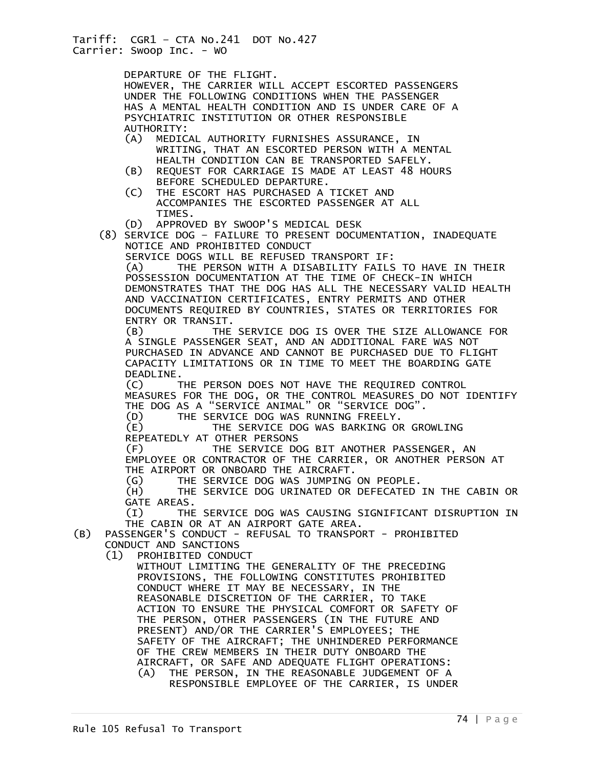DEPARTURE OF THE FLIGHT.
HOWEVER, THE CARRIER WILL ACCEPT ESCORTED PASSENGERS UNDER THE FOLLOWING CONDITIONS WHEN THE PASSENGER HAS A MENTAL HEALTH CONDITION AND IS UNDER CARE OF A PSYCHIATRIC INSTITUTION OR OTHER RESPONSIBLE AUTHORITY:

- (A) MEDICAL AUTHORITY FURNISHES ASSURANCE, IN WRITING, THAT AN ESCORTED PERSON WITH A MENTAL HEALTH CONDITION CAN BE TRANSPORTED SAFELY.
- (B) REQUEST FOR CARRIAGE IS MADE AT LEAST 48 HOURS BEFORE SCHEDULED DEPARTURE.
- (C) THE ESCORT HAS PURCHASED A TICKET AND ACCOMPANIES THE ESCORTED PASSENGER AT ALL TIMES.
- (D) APPROVED BY SWOOP'S MEDICAL DESK

(8) SERVICE DOG – FAILURE TO PRESENT DOCUMENTATION, INADEQUATE NOTICE AND PROHIBITED CONDUCT

SERVICE DOGS WILL BE REFUSED TRANSPORT IF:

- (A) THE PERSON WITH A DISABILITY FAILS TO HAVE IN THEIR POSSESSION DOCUMENTATION AT THE TIME OF CHECK-IN WHICH DEMONSTRATES THAT THE DOG HAS ALL THE NECESSARY VALID HEALTH AND VACCINATION CERTIFICATES, ENTRY PERMITS AND OTHER DOCUMENTS REQUIRED BY COUNTRIES, STATES OR TERRITORIES FOR ENTRY OR TRANSIT.
- (B) THE SERVICE DOG IS OVER THE SIZE ALLOWANCE FOR A SINGLE PASSENGER SEAT, AND AN ADDITIONAL FARE WAS NOT PURCHASED IN ADVANCE AND CANNOT BE PURCHASED DUE TO FLIGHT CAPACITY LIMITATIONS OR IN TIME TO MEET THE BOARDING GATE DEADLINE.
- (C) THE PERSON DOES NOT HAVE THE REQUIRED CONTROL MEASURES FOR THE DOG, OR THE CONTROL MEASURES DO NOT IDENTIFY THE DOG AS A "SERVICE ANIMAL" OR "SERVICE DOG".
- (D) THE SERVICE DOG WAS RUNNING FREELY.
- (E) THE SERVICE DOG WAS BARKING OR GROWLING REPEATEDLY AT OTHER PERSONS
- (F) THE SERVICE DOG BIT ANOTHER PASSENGER, AN EMPLOYEE OR CONTRACTOR OF THE CARRIER, OR ANOTHER PERSON AT THE AIRPORT OR ONBOARD THE AIRCRAFT.
- (G) THE SERVICE DOG WAS JUMPING ON PEOPLE.
- (H) THE SERVICE DOG URINATED OR DEFECATED IN THE CABIN OR GATE AREAS.
- (I) THE SERVICE DOG WAS CAUSING SIGNIFICANT DISRUPTION IN THE CABIN OR AT AN AIRPORT GATE AREA.

(B) PASSENGER'S CONDUCT - REFUSAL TO TRANSPORT - PROHIBITED CONDUCT AND SANCTIONS

(1) PROHIBITED CONDUCT

WITHOUT LIMITING THE GENERALITY OF THE PRECEDING PROVISIONS, THE FOLLOWING CONSTITUTES PROHIBITED CONDUCT WHERE IT MAY BE NECESSARY, IN THE REASONABLE DISCRETION OF THE CARRIER, TO TAKE ACTION TO ENSURE THE PHYSICAL COMFORT OR SAFETY OF THE PERSON, OTHER PASSENGERS (IN THE FUTURE AND PRESENT) AND/OR THE CARRIER'S EMPLOYEES; THE SAFETY OF THE AIRCRAFT; THE UNHINDERED PERFORMANCE OF THE CREW MEMBERS IN THEIR DUTY ONBOARD THE AIRCRAFT, OR SAFE AND ADEQUATE FLIGHT OPERATIONS:

- (A) THE PERSON, IN THE REASONABLE JUDGEMENT OF A RESPONSIBLE EMPLOYEE OF THE CARRIER, IS UNDER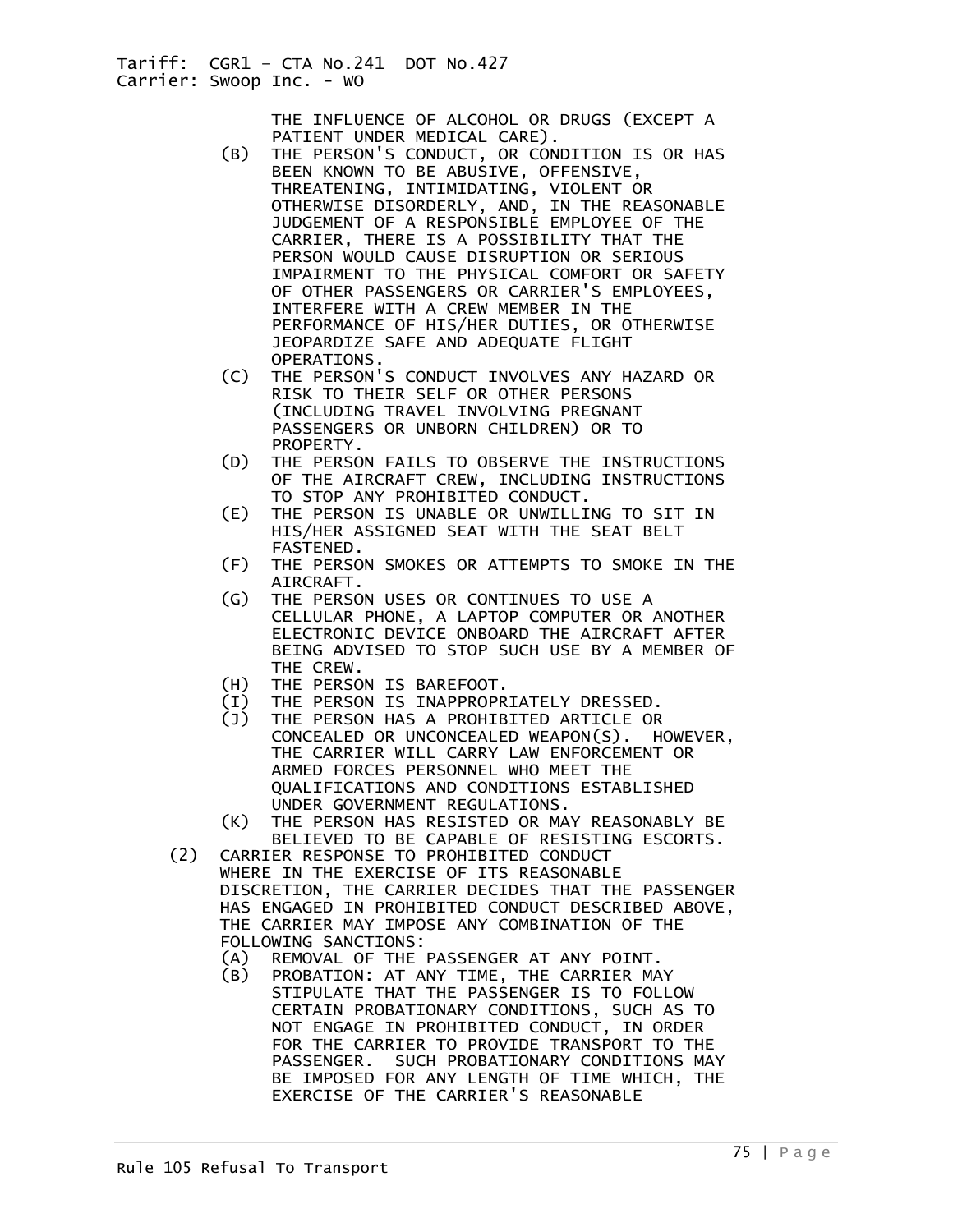THE INFLUENCE OF ALCOHOL OR DRUGS (EXCEPT A PATIENT UNDER MEDICAL CARE).

(B) THE PERSON'S CONDUCT, OR CONDITION IS OR HAS BEEN KNOWN TO BE ABUSIVE, OFFENSIVE, THREATENING, INTIMIDATING, VIOLENT OR OTHERWISE DISORDERLY, AND, IN THE REASONABLE JUDGEMENT OF A RESPONSIBLE EMPLOYEE OF THE CARRIER, THERE IS A POSSIBILITY THAT THE PERSON WOULD CAUSE DISRUPTION OR SERIOUS IMPAIRMENT TO THE PHYSICAL COMFORT OR SAFETY OF OTHER PASSENGERS OR CARRIER'S EMPLOYEES, INTERFERE WITH A CREW MEMBER IN THE PERFORMANCE OF HIS/HER DUTIES, OR OTHERWISE JEOPARDIZE SAFE AND ADEQUATE FLIGHT OPERATIONS.

(C) THE PERSON'S CONDUCT INVOLVES ANY HAZARD OR RISK TO THEIR SELF OR OTHER PERSONS (INCLUDING TRAVEL INVOLVING PREGNANT PASSENGERS OR UNBORN CHILDREN) OR TO PROPERTY.

(D) THE PERSON FAILS TO OBSERVE THE INSTRUCTIONS OF THE AIRCRAFT CREW, INCLUDING INSTRUCTIONS TO STOP ANY PROHIBITED CONDUCT.

(E) THE PERSON IS UNABLE OR UNWILLING TO SIT IN HIS/HER ASSIGNED SEAT WITH THE SEAT BELT FASTENED.

(F) THE PERSON SMOKES OR ATTEMPTS TO SMOKE IN THE AIRCRAFT.

(G) THE PERSON USES OR CONTINUES TO USE A CELLULAR PHONE, A LAPTOP COMPUTER OR ANOTHER ELECTRONIC DEVICE ONBOARD THE AIRCRAFT AFTER BEING ADVISED TO STOP SUCH USE BY A MEMBER OF THE CREW.

(H) THE PERSON IS BAREFOOT.

(I) THE PERSON IS INAPPROPRIATELY DRESSED.

(J) THE PERSON HAS A PROHIBITED ARTICLE OR CONCEALED OR UNCONCEALED WEAPON(S). HOWEVER, THE CARRIER WILL CARRY LAW ENFORCEMENT OR ARMED FORCES PERSONNEL WHO MEET THE QUALIFICATIONS AND CONDITIONS ESTABLISHED UNDER GOVERNMENT REGULATIONS.

(K) THE PERSON HAS RESISTED OR MAY REASONABLY BE BELIEVED TO BE CAPABLE OF RESISTING ESCORTS.

(2) CARRIER RESPONSE TO PROHIBITED CONDUCT
WHERE IN THE EXERCISE OF ITS REASONABLE DISCRETION, THE CARRIER DECIDES THAT THE PASSENGER HAS ENGAGED IN PROHIBITED CONDUCT DESCRIBED ABOVE, THE CARRIER MAY IMPOSE ANY COMBINATION OF THE FOLLOWING SANCTIONS:

(A) REMOVAL OF THE PASSENGER AT ANY POINT.

(B) PROBATION: AT ANY TIME, THE CARRIER MAY STIPULATE THAT THE PASSENGER IS TO FOLLOW CERTAIN PROBATIONARY CONDITIONS, SUCH AS TO NOT ENGAGE IN PROHIBITED CONDUCT, IN ORDER FOR THE CARRIER TO PROVIDE TRANSPORT TO THE PASSENGER. SUCH PROBATIONARY CONDITIONS MAY BE IMPOSED FOR ANY LENGTH OF TIME WHICH, THE EXERCISE OF THE CARRIER'S REASONABLE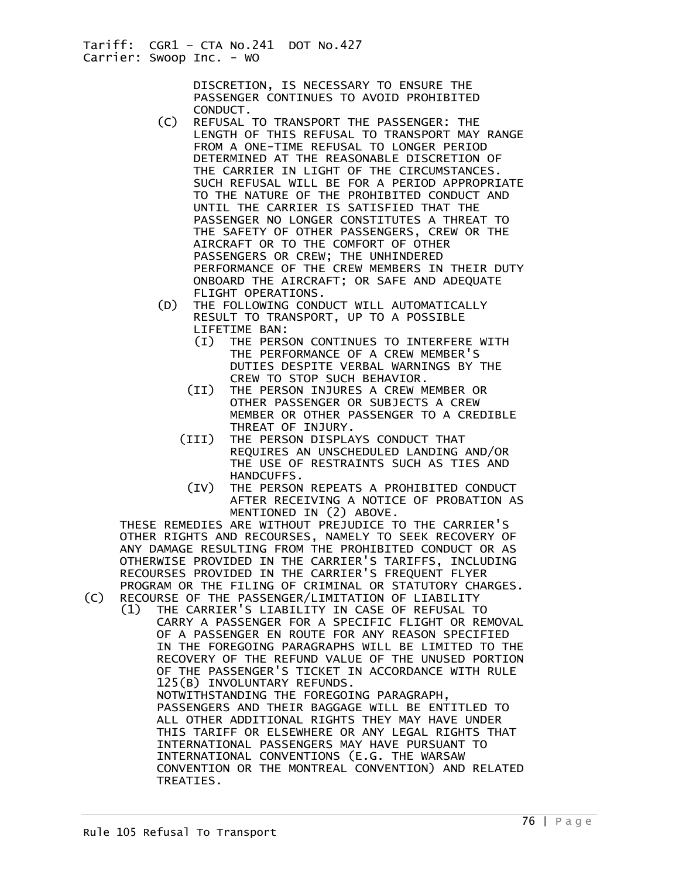DISCRETION, IS NECESSARY TO ENSURE THE PASSENGER CONTINUES TO AVOID PROHIBITED CONDUCT.

(C) REFUSAL TO TRANSPORT THE PASSENGER: THE LENGTH OF THIS REFUSAL TO TRANSPORT MAY RANGE FROM A ONE-TIME REFUSAL TO LONGER PERIOD DETERMINED AT THE REASONABLE DISCRETION OF THE CARRIER IN LIGHT OF THE CIRCUMSTANCES. SUCH REFUSAL WILL BE FOR A PERIOD APPROPRIATE TO THE NATURE OF THE PROHIBITED CONDUCT AND UNTIL THE CARRIER IS SATISFIED THAT THE PASSENGER NO LONGER CONSTITUTES A THREAT TO THE SAFETY OF OTHER PASSENGERS, CREW OR THE AIRCRAFT OR TO THE COMFORT OF OTHER PASSENGERS OR CREW; THE UNHINDERED PERFORMANCE OF THE CREW MEMBERS IN THEIR DUTY ONBOARD THE AIRCRAFT; OR SAFE AND ADEQUATE FLIGHT OPERATIONS.

(D) THE FOLLOWING CONDUCT WILL AUTOMATICALLY RESULT TO TRANSPORT, UP TO A POSSIBLE LIFETIME BAN:

- (I) THE PERSON CONTINUES TO INTERFERE WITH THE PERFORMANCE OF A CREW MEMBER'S DUTIES DESPITE VERBAL WARNINGS BY THE CREW TO STOP SUCH BEHAVIOR.
- (II) THE PERSON INJURES A CREW MEMBER OR OTHER PASSENGER OR SUBJECTS A CREW MEMBER OR OTHER PASSENGER TO A CREDIBLE THREAT OF INJURY.
- (III) THE PERSON DISPLAYS CONDUCT THAT REQUIRES AN UNSCHEDULED LANDING AND/OR THE USE OF RESTRAINTS SUCH AS TIES AND HANDCUFFS.
- (IV) THE PERSON REPEATS A PROHIBITED CONDUCT AFTER RECEIVING A NOTICE OF PROBATION AS MENTIONED IN (2) ABOVE.

THESE REMEDIES ARE WITHOUT PREJUDICE TO THE CARRIER'S OTHER RIGHTS AND RECOURSES, NAMELY TO SEEK RECOVERY OF ANY DAMAGE RESULTING FROM THE PROHIBITED CONDUCT OR AS OTHERWISE PROVIDED IN THE CARRIER'S TARIFFS, INCLUDING RECOURSES PROVIDED IN THE CARRIER'S FREQUENT FLYER PROGRAM OR THE FILING OF CRIMINAL OR STATUTORY CHARGES.

(C) RECOURSE OF THE PASSENGER/LIMITATION OF LIABILITY

(1) THE CARRIER'S LIABILITY IN CASE OF REFUSAL TO CARRY A PASSENGER FOR A SPECIFIC FLIGHT OR REMOVAL OF A PASSENGER EN ROUTE FOR ANY REASON SPECIFIED IN THE FOREGOING PARAGRAPHS WILL BE LIMITED TO THE RECOVERY OF THE REFUND VALUE OF THE UNUSED PORTION OF THE PASSENGER'S TICKET IN ACCORDANCE WITH RULE 125(B) INVOLUNTARY REFUNDS.

NOTWITHSTANDING THE FOREGOING PARAGRAPH, PASSENGERS AND THEIR BAGGAGE WILL BE ENTITLED TO ALL OTHER ADDITIONAL RIGHTS THEY MAY HAVE UNDER THIS TARIFF OR ELSEWHERE OR ANY LEGAL RIGHTS THAT INTERNATIONAL PASSENGERS MAY HAVE PURSUANT TO INTERNATIONAL CONVENTIONS (E.G. THE WARSAW CONVENTION OR THE MONTREAL CONVENTION) AND RELATED TREATIES.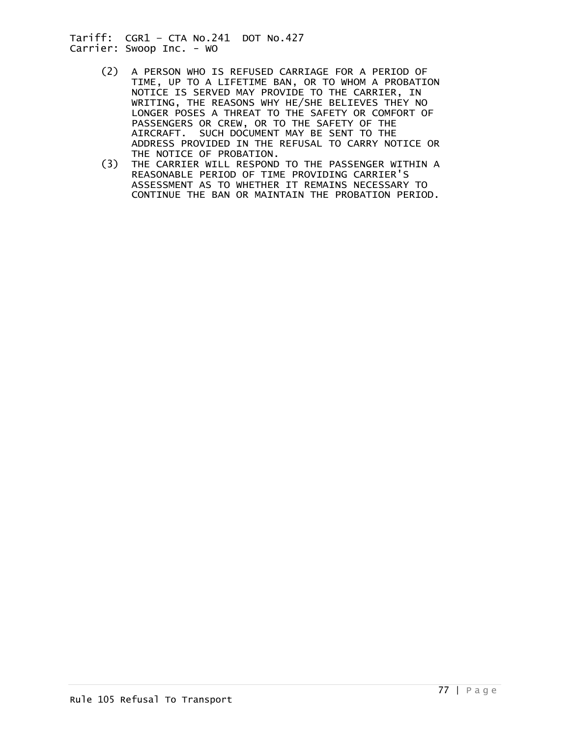(2) A PERSON WHO IS REFUSED CARRIAGE FOR A PERIOD OF TIME, UP TO A LIFETIME BAN, OR TO WHOM A PROBATION NOTICE IS SERVED MAY PROVIDE TO THE CARRIER, IN WRITING, THE REASONS WHY HE/SHE BELIEVES THEY NO LONGER POSES A THREAT TO THE SAFETY OR COMFORT OF PASSENGERS OR CREW, OR TO THE SAFETY OF THE AIRCRAFT. SUCH DOCUMENT MAY BE SENT TO THE ADDRESS PROVIDED IN THE REFUSAL TO CARRY NOTICE OR THE NOTICE OF PROBATION.

(3) THE CARRIER WILL RESPOND TO THE PASSENGER WITHIN A REASONABLE PERIOD OF TIME PROVIDING CARRIER'S ASSESSMENT AS TO WHETHER IT REMAINS NECESSARY TO CONTINUE THE BAN OR MAINTAIN THE PROBATION PERIOD.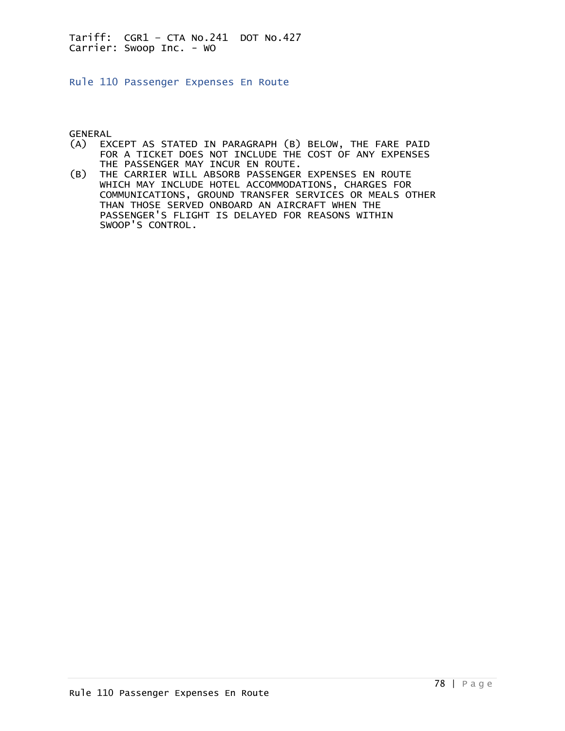Tariff: CGR1 – CTA No.241 DOT No.427
Carrier: Swoop Inc. - WO

## Rule 110 Passenger Expenses En Route

GENERAL

(A) EXCEPT AS STATED IN PARAGRAPH (B) BELOW, THE FARE PAID FOR A TICKET DOES NOT INCLUDE THE COST OF ANY EXPENSES THE PASSENGER MAY INCUR EN ROUTE.

(B) THE CARRIER WILL ABSORB PASSENGER EXPENSES EN ROUTE WHICH MAY INCLUDE HOTEL ACCOMMODATIONS, CHARGES FOR COMMUNICATIONS, GROUND TRANSFER SERVICES OR MEALS OTHER THAN THOSE SERVED ONBOARD AN AIRCRAFT WHEN THE PASSENGER'S FLIGHT IS DELAYED FOR REASONS WITHIN SWOOP'S CONTROL.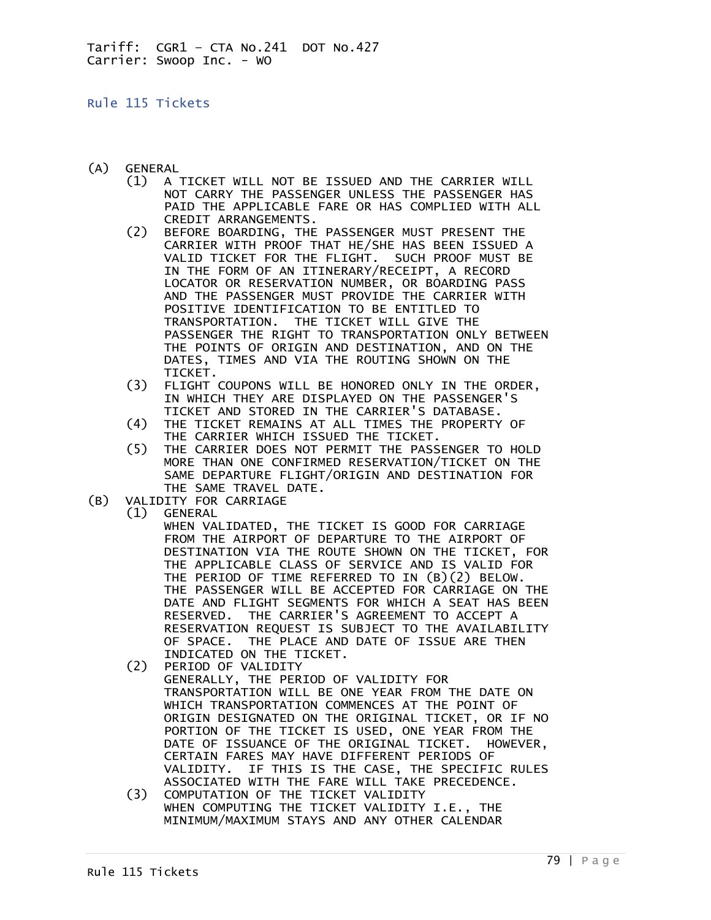Tariff: CGR1 – CTA No.241 DOT No.427
Carrier: Swoop Inc. - WO

## Rule 115 Tickets

(A) GENERAL

- (1) A TICKET WILL NOT BE ISSUED AND THE CARRIER WILL NOT CARRY THE PASSENGER UNLESS THE PASSENGER HAS PAID THE APPLICABLE FARE OR HAS COMPLIED WITH ALL CREDIT ARRANGEMENTS.
- (2) BEFORE BOARDING, THE PASSENGER MUST PRESENT THE CARRIER WITH PROOF THAT HE/SHE HAS BEEN ISSUED A VALID TICKET FOR THE FLIGHT. SUCH PROOF MUST BE IN THE FORM OF AN ITINERARY/RECEIPT, A RECORD LOCATOR OR RESERVATION NUMBER, OR BOARDING PASS AND THE PASSENGER MUST PROVIDE THE CARRIER WITH POSITIVE IDENTIFICATION TO BE ENTITLED TO TRANSPORTATION. THE TICKET WILL GIVE THE PASSENGER THE RIGHT TO TRANSPORTATION ONLY BETWEEN THE POINTS OF ORIGIN AND DESTINATION, AND ON THE DATES, TIMES AND VIA THE ROUTING SHOWN ON THE TICKET.
- (3) FLIGHT COUPONS WILL BE HONORED ONLY IN THE ORDER, IN WHICH THEY ARE DISPLAYED ON THE PASSENGER'S TICKET AND STORED IN THE CARRIER'S DATABASE.
- (4) THE TICKET REMAINS AT ALL TIMES THE PROPERTY OF THE CARRIER WHICH ISSUED THE TICKET.
- (5) THE CARRIER DOES NOT PERMIT THE PASSENGER TO HOLD MORE THAN ONE CONFIRMED RESERVATION/TICKET ON THE SAME DEPARTURE FLIGHT/ORIGIN AND DESTINATION FOR THE SAME TRAVEL DATE.

(B) VALIDITY FOR CARRIAGE

- (1) GENERAL
  WHEN VALIDATED, THE TICKET IS GOOD FOR CARRIAGE FROM THE AIRPORT OF DEPARTURE TO THE AIRPORT OF DESTINATION VIA THE ROUTE SHOWN ON THE TICKET, FOR THE APPLICABLE CLASS OF SERVICE AND IS VALID FOR THE PERIOD OF TIME REFERRED TO IN (B)(2) BELOW. THE PASSENGER WILL BE ACCEPTED FOR CARRIAGE ON THE DATE AND FLIGHT SEGMENTS FOR WHICH A SEAT HAS BEEN RESERVED. THE CARRIER'S AGREEMENT TO ACCEPT A RESERVATION REQUEST IS SUBJECT TO THE AVAILABILITY OF SPACE. THE PLACE AND DATE OF ISSUE ARE THEN INDICATED ON THE TICKET.
- (2) PERIOD OF VALIDITY
  GENERALLY, THE PERIOD OF VALIDITY FOR TRANSPORTATION WILL BE ONE YEAR FROM THE DATE ON WHICH TRANSPORTATION COMMENCES AT THE POINT OF ORIGIN DESIGNATED ON THE ORIGINAL TICKET, OR IF NO PORTION OF THE TICKET IS USED, ONE YEAR FROM THE DATE OF ISSUANCE OF THE ORIGINAL TICKET. HOWEVER, CERTAIN FARES MAY HAVE DIFFERENT PERIODS OF VALIDITY. IF THIS IS THE CASE, THE SPECIFIC RULES ASSOCIATED WITH THE FARE WILL TAKE PRECEDENCE.
- (3) COMPUTATION OF THE TICKET VALIDITY
  WHEN COMPUTING THE TICKET VALIDITY I.E., THE MINIMUM/MAXIMUM STAYS AND ANY OTHER CALENDAR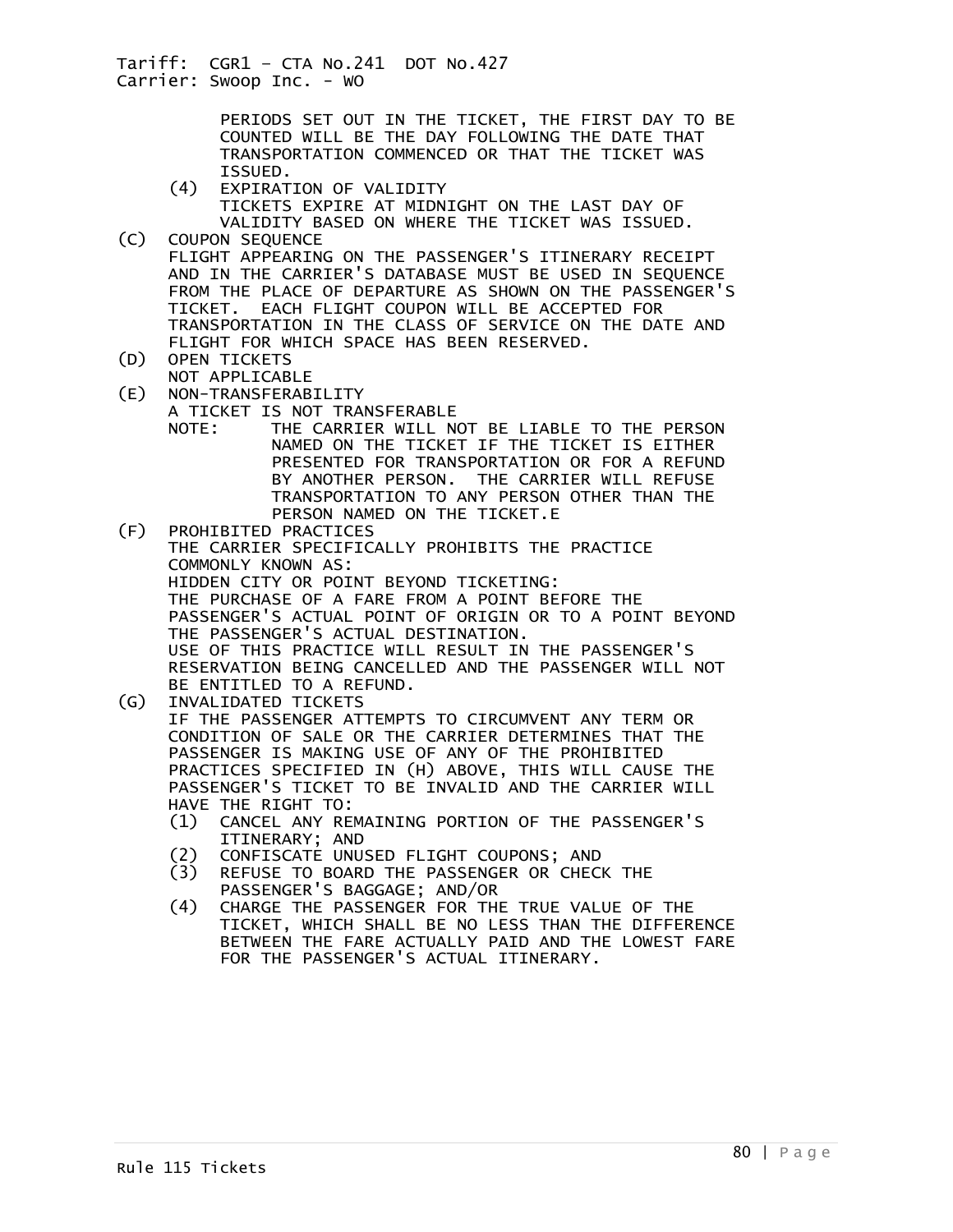PERIODS SET OUT IN THE TICKET, THE FIRST DAY TO BE COUNTED WILL BE THE DAY FOLLOWING THE DATE THAT TRANSPORTATION COMMENCED OR THAT THE TICKET WAS ISSUED.

(4) EXPIRATION OF VALIDITY
TICKETS EXPIRE AT MIDNIGHT ON THE LAST DAY OF VALIDITY BASED ON WHERE THE TICKET WAS ISSUED.

(C) COUPON SEQUENCE
FLIGHT APPEARING ON THE PASSENGER'S ITINERARY RECEIPT AND IN THE CARRIER'S DATABASE MUST BE USED IN SEQUENCE FROM THE PLACE OF DEPARTURE AS SHOWN ON THE PASSENGER'S TICKET. EACH FLIGHT COUPON WILL BE ACCEPTED FOR TRANSPORTATION IN THE CLASS OF SERVICE ON THE DATE AND FLIGHT FOR WHICH SPACE HAS BEEN RESERVED.

(D) OPEN TICKETS
NOT APPLICABLE

(E) NON-TRANSFERABILITY
A TICKET IS NOT TRANSFERABLE
NOTE: THE CARRIER WILL NOT BE LIABLE TO THE PERSON NAMED ON THE TICKET IF THE TICKET IS EITHER PRESENTED FOR TRANSPORTATION OR FOR A REFUND BY ANOTHER PERSON. THE CARRIER WILL REFUSE TRANSPORTATION TO ANY PERSON OTHER THAN THE PERSON NAMED ON THE TICKET.E

(F) PROHIBITED PRACTICES
THE CARRIER SPECIFICALLY PROHIBITS THE PRACTICE COMMONLY KNOWN AS:
HIDDEN CITY OR POINT BEYOND TICKETING:
THE PURCHASE OF A FARE FROM A POINT BEFORE THE PASSENGER'S ACTUAL POINT OF ORIGIN OR TO A POINT BEYOND THE PASSENGER'S ACTUAL DESTINATION.
USE OF THIS PRACTICE WILL RESULT IN THE PASSENGER'S RESERVATION BEING CANCELLED AND THE PASSENGER WILL NOT BE ENTITLED TO A REFUND.

(G) INVALIDATED TICKETS
IF THE PASSENGER ATTEMPTS TO CIRCUMVENT ANY TERM OR CONDITION OF SALE OR THE CARRIER DETERMINES THAT THE PASSENGER IS MAKING USE OF ANY OF THE PROHIBITED PRACTICES SPECIFIED IN (H) ABOVE, THIS WILL CAUSE THE PASSENGER'S TICKET TO BE INVALID AND THE CARRIER WILL HAVE THE RIGHT TO:

(1) CANCEL ANY REMAINING PORTION OF THE PASSENGER'S ITINERARY; AND
(2) CONFISCATE UNUSED FLIGHT COUPONS; AND
(3) REFUSE TO BOARD THE PASSENGER OR CHECK THE PASSENGER'S BAGGAGE; AND/OR
(4) CHARGE THE PASSENGER FOR THE TRUE VALUE OF THE TICKET, WHICH SHALL BE NO LESS THAN THE DIFFERENCE BETWEEN THE FARE ACTUALLY PAID AND THE LOWEST FARE FOR THE PASSENGER'S ACTUAL ITINERARY.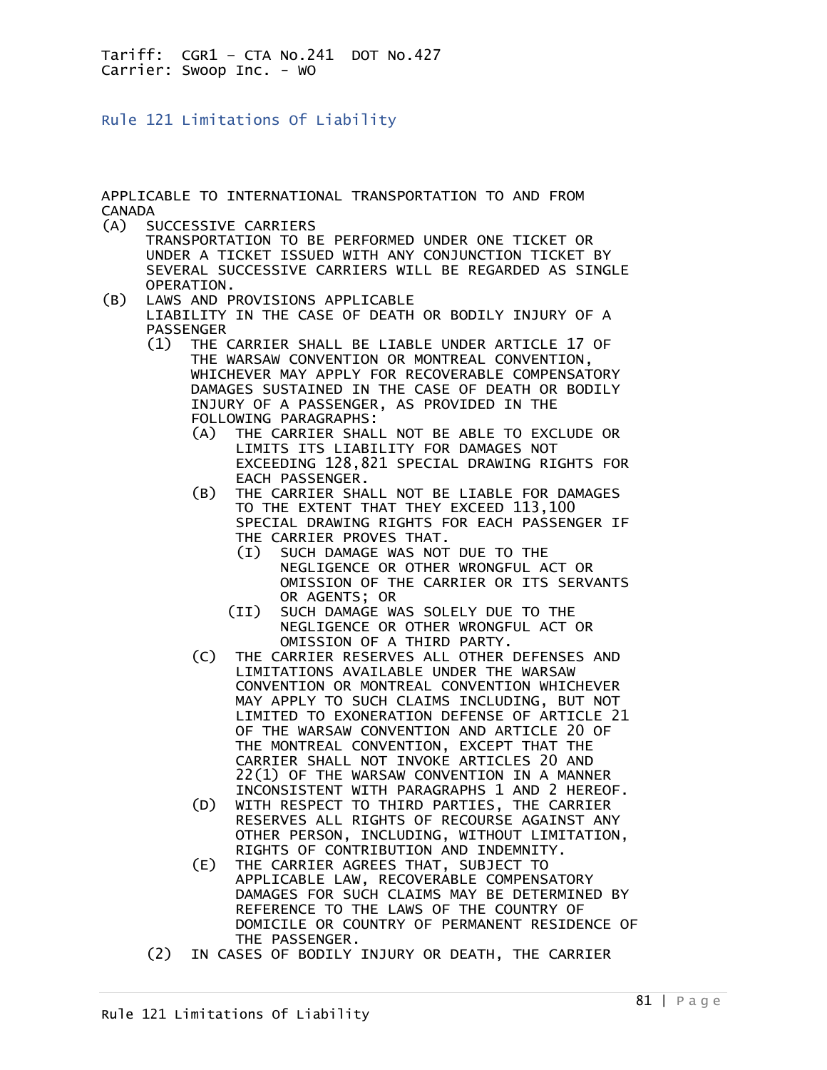Tariff: CGR1 – CTA No.241 DOT No.427
Carrier: Swoop Inc. - WO

## Rule 121 Limitations Of Liability

APPLICABLE TO INTERNATIONAL TRANSPORTATION TO AND FROM CANADA

(A) SUCCESSIVE CARRIERS
TRANSPORTATION TO BE PERFORMED UNDER ONE TICKET OR UNDER A TICKET ISSUED WITH ANY CONJUNCTION TICKET BY SEVERAL SUCCESSIVE CARRIERS WILL BE REGARDED AS SINGLE OPERATION.

(B) LAWS AND PROVISIONS APPLICABLE
LIABILITY IN THE CASE OF DEATH OR BODILY INJURY OF A PASSENGER

- (1) THE CARRIER SHALL BE LIABLE UNDER ARTICLE 17 OF THE WARSAW CONVENTION OR MONTREAL CONVENTION, WHICHEVER MAY APPLY FOR RECOVERABLE COMPENSATORY DAMAGES SUSTAINED IN THE CASE OF DEATH OR BODILY INJURY OF A PASSENGER, AS PROVIDED IN THE FOLLOWING PARAGRAPHS:
  - (A) THE CARRIER SHALL NOT BE ABLE TO EXCLUDE OR LIMITS ITS LIABILITY FOR DAMAGES NOT EXCEEDING 128,821 SPECIAL DRAWING RIGHTS FOR EACH PASSENGER.
  - (B) THE CARRIER SHALL NOT BE LIABLE FOR DAMAGES TO THE EXTENT THAT THEY EXCEED 113,100 SPECIAL DRAWING RIGHTS FOR EACH PASSENGER IF THE CARRIER PROVES THAT.
    - (I) SUCH DAMAGE WAS NOT DUE TO THE NEGLIGENCE OR OTHER WRONGFUL ACT OR OMISSION OF THE CARRIER OR ITS SERVANTS OR AGENTS; OR
    - (II) SUCH DAMAGE WAS SOLELY DUE TO THE NEGLIGENCE OR OTHER WRONGFUL ACT OR OMISSION OF A THIRD PARTY.
  - (C) THE CARRIER RESERVES ALL OTHER DEFENSES AND LIMITATIONS AVAILABLE UNDER THE WARSAW CONVENTION OR MONTREAL CONVENTION WHICHEVER MAY APPLY TO SUCH CLAIMS INCLUDING, BUT NOT LIMITED TO EXONERATION DEFENSE OF ARTICLE 21 OF THE WARSAW CONVENTION AND ARTICLE 20 OF THE MONTREAL CONVENTION, EXCEPT THAT THE CARRIER SHALL NOT INVOKE ARTICLES 20 AND 22(1) OF THE WARSAW CONVENTION IN A MANNER INCONSISTENT WITH PARAGRAPHS 1 AND 2 HEREOF.
  - (D) WITH RESPECT TO THIRD PARTIES, THE CARRIER RESERVES ALL RIGHTS OF RECOURSE AGAINST ANY OTHER PERSON, INCLUDING, WITHOUT LIMITATION, RIGHTS OF CONTRIBUTION AND INDEMNITY.
  - (E) THE CARRIER AGREES THAT, SUBJECT TO APPLICABLE LAW, RECOVERABLE COMPENSATORY DAMAGES FOR SUCH CLAIMS MAY BE DETERMINED BY REFERENCE TO THE LAWS OF THE COUNTRY OF DOMICILE OR COUNTRY OF PERMANENT RESIDENCE OF THE PASSENGER.
- (2) IN CASES OF BODILY INJURY OR DEATH, THE CARRIER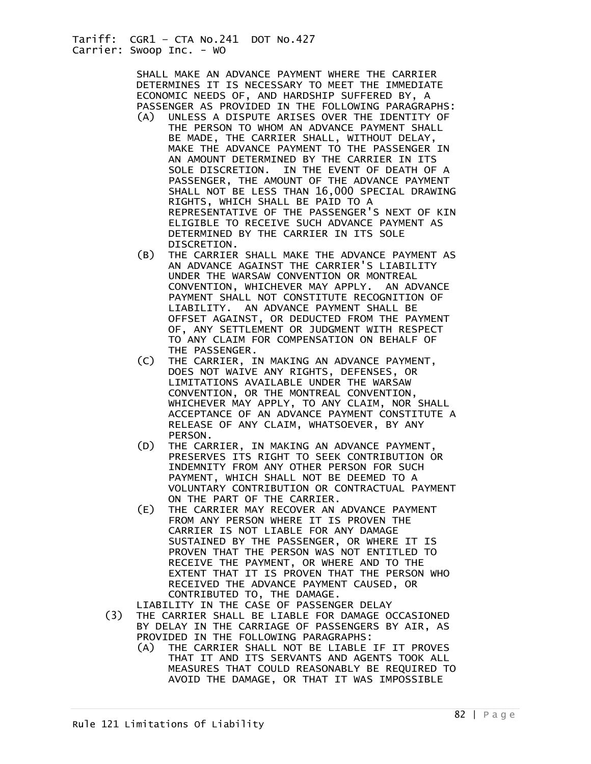SHALL MAKE AN ADVANCE PAYMENT WHERE THE CARRIER DETERMINES IT IS NECESSARY TO MEET THE IMMEDIATE ECONOMIC NEEDS OF, AND HARDSHIP SUFFERED BY, A PASSENGER AS PROVIDED IN THE FOLLOWING PARAGRAPHS:

(A) UNLESS A DISPUTE ARISES OVER THE IDENTITY OF THE PERSON TO WHOM AN ADVANCE PAYMENT SHALL BE MADE, THE CARRIER SHALL, WITHOUT DELAY, MAKE THE ADVANCE PAYMENT TO THE PASSENGER IN AN AMOUNT DETERMINED BY THE CARRIER IN ITS SOLE DISCRETION. IN THE EVENT OF DEATH OF A PASSENGER, THE AMOUNT OF THE ADVANCE PAYMENT SHALL NOT BE LESS THAN 16,000 SPECIAL DRAWING RIGHTS, WHICH SHALL BE PAID TO A REPRESENTATIVE OF THE PASSENGER'S NEXT OF KIN ELIGIBLE TO RECEIVE SUCH ADVANCE PAYMENT AS DETERMINED BY THE CARRIER IN ITS SOLE DISCRETION.

(B) THE CARRIER SHALL MAKE THE ADVANCE PAYMENT AS AN ADVANCE AGAINST THE CARRIER'S LIABILITY UNDER THE WARSAW CONVENTION OR MONTREAL CONVENTION, WHICHEVER MAY APPLY. AN ADVANCE PAYMENT SHALL NOT CONSTITUTE RECOGNITION OF LIABILITY. AN ADVANCE PAYMENT SHALL BE OFFSET AGAINST, OR DEDUCTED FROM THE PAYMENT OF, ANY SETTLEMENT OR JUDGMENT WITH RESPECT TO ANY CLAIM FOR COMPENSATION ON BEHALF OF THE PASSENGER.

(C) THE CARRIER, IN MAKING AN ADVANCE PAYMENT, DOES NOT WAIVE ANY RIGHTS, DEFENSES, OR LIMITATIONS AVAILABLE UNDER THE WARSAW CONVENTION, OR THE MONTREAL CONVENTION, WHICHEVER MAY APPLY, TO ANY CLAIM, NOR SHALL ACCEPTANCE OF AN ADVANCE PAYMENT CONSTITUTE A RELEASE OF ANY CLAIM, WHATSOEVER, BY ANY PERSON.

(D) THE CARRIER, IN MAKING AN ADVANCE PAYMENT, PRESERVES ITS RIGHT TO SEEK CONTRIBUTION OR INDEMNITY FROM ANY OTHER PERSON FOR SUCH PAYMENT, WHICH SHALL NOT BE DEEMED TO A VOLUNTARY CONTRIBUTION OR CONTRACTUAL PAYMENT ON THE PART OF THE CARRIER.

(E) THE CARRIER MAY RECOVER AN ADVANCE PAYMENT FROM ANY PERSON WHERE IT IS PROVEN THE CARRIER IS NOT LIABLE FOR ANY DAMAGE SUSTAINED BY THE PASSENGER, OR WHERE IT IS PROVEN THAT THE PERSON WAS NOT ENTITLED TO RECEIVE THE PAYMENT, OR WHERE AND TO THE EXTENT THAT IT IS PROVEN THAT THE PERSON WHO RECEIVED THE ADVANCE PAYMENT CAUSED, OR CONTRIBUTED TO, THE DAMAGE.

LIABILITY IN THE CASE OF PASSENGER DELAY

(3) THE CARRIER SHALL BE LIABLE FOR DAMAGE OCCASIONED BY DELAY IN THE CARRIAGE OF PASSENGERS BY AIR, AS PROVIDED IN THE FOLLOWING PARAGRAPHS:

(A) THE CARRIER SHALL NOT BE LIABLE IF IT PROVES THAT IT AND ITS SERVANTS AND AGENTS TOOK ALL MEASURES THAT COULD REASONABLY BE REQUIRED TO AVOID THE DAMAGE, OR THAT IT WAS IMPOSSIBLE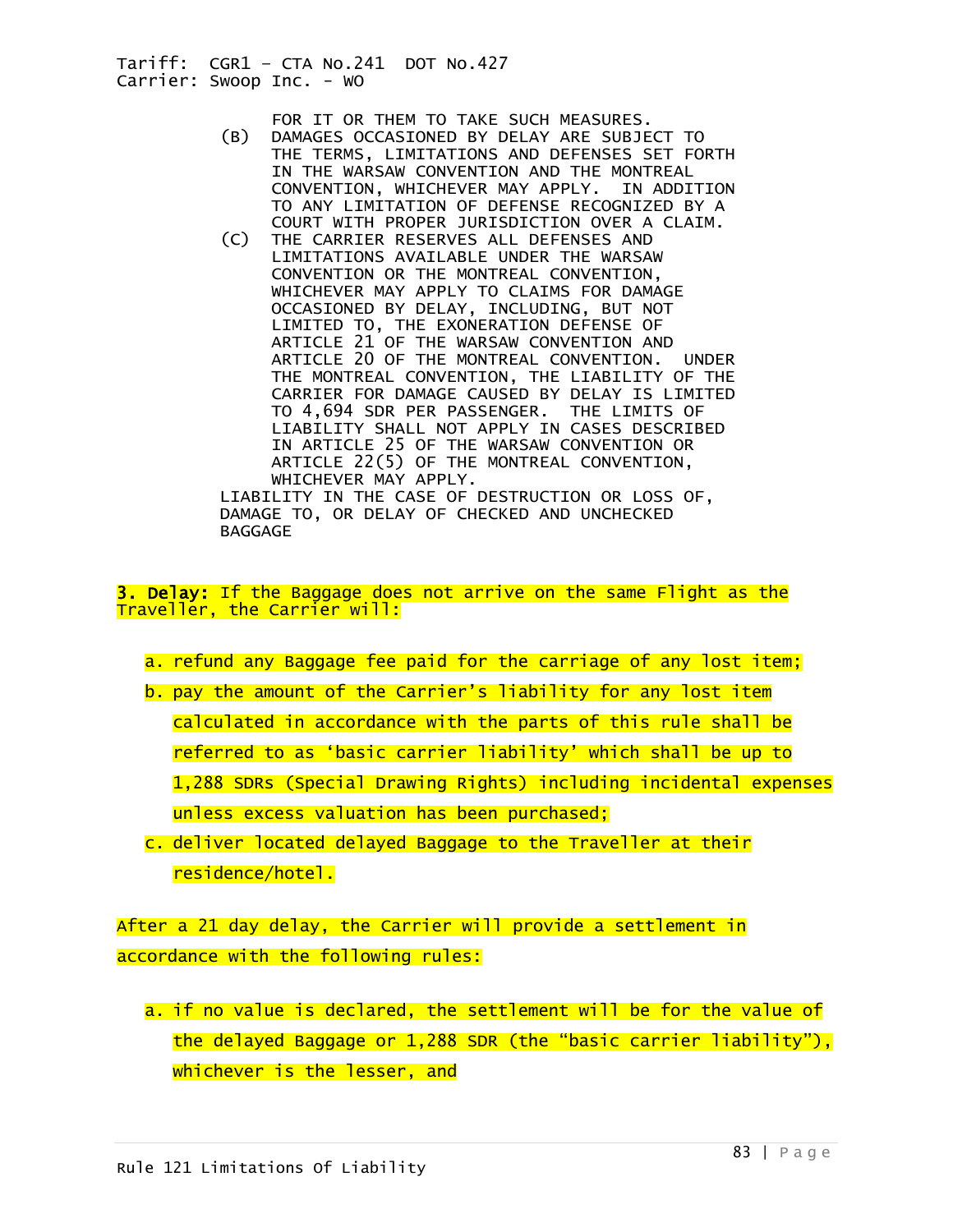FOR IT OR THEM TO TAKE SUCH MEASURES.

(B) DAMAGES OCCASIONED BY DELAY ARE SUBJECT TO THE TERMS, LIMITATIONS AND DEFENSES SET FORTH IN THE WARSAW CONVENTION AND THE MONTREAL CONVENTION, WHICHEVER MAY APPLY. IN ADDITION TO ANY LIMITATION OF DEFENSE RECOGNIZED BY A COURT WITH PROPER JURISDICTION OVER A CLAIM.

(C) THE CARRIER RESERVES ALL DEFENSES AND LIMITATIONS AVAILABLE UNDER THE WARSAW CONVENTION OR THE MONTREAL CONVENTION, WHICHEVER MAY APPLY TO CLAIMS FOR DAMAGE OCCASIONED BY DELAY, INCLUDING, BUT NOT LIMITED TO, THE EXONERATION DEFENSE OF ARTICLE 21 OF THE WARSAW CONVENTION AND ARTICLE 20 OF THE MONTREAL CONVENTION. UNDER THE MONTREAL CONVENTION, THE LIABILITY OF THE CARRIER FOR DAMAGE CAUSED BY DELAY IS LIMITED TO 4,694 SDR PER PASSENGER. THE LIMITS OF LIABILITY SHALL NOT APPLY IN CASES DESCRIBED IN ARTICLE 25 OF THE WARSAW CONVENTION OR ARTICLE 22(5) OF THE MONTREAL CONVENTION, WHICHEVER MAY APPLY.

LIABILITY IN THE CASE OF DESTRUCTION OR LOSS OF, DAMAGE TO, OR DELAY OF CHECKED AND UNCHECKED BAGGAGE

**3. Delay:** If the Baggage does not arrive on the same Flight as the Traveller, the Carrier will:

a. refund any Baggage fee paid for the carriage of any lost item;
b. pay the amount of the Carrier's liability for any lost item calculated in accordance with the parts of this rule shall be referred to as 'basic carrier liability' which shall be up to 1,288 SDRs (Special Drawing Rights) including incidental expenses unless excess valuation has been purchased;
c. deliver located delayed Baggage to the Traveller at their residence/hotel.

After a 21 day delay, the Carrier will provide a settlement in accordance with the following rules:

a. if no value is declared, the settlement will be for the value of the delayed Baggage or 1,288 SDR (the "basic carrier liability"), whichever is the lesser, and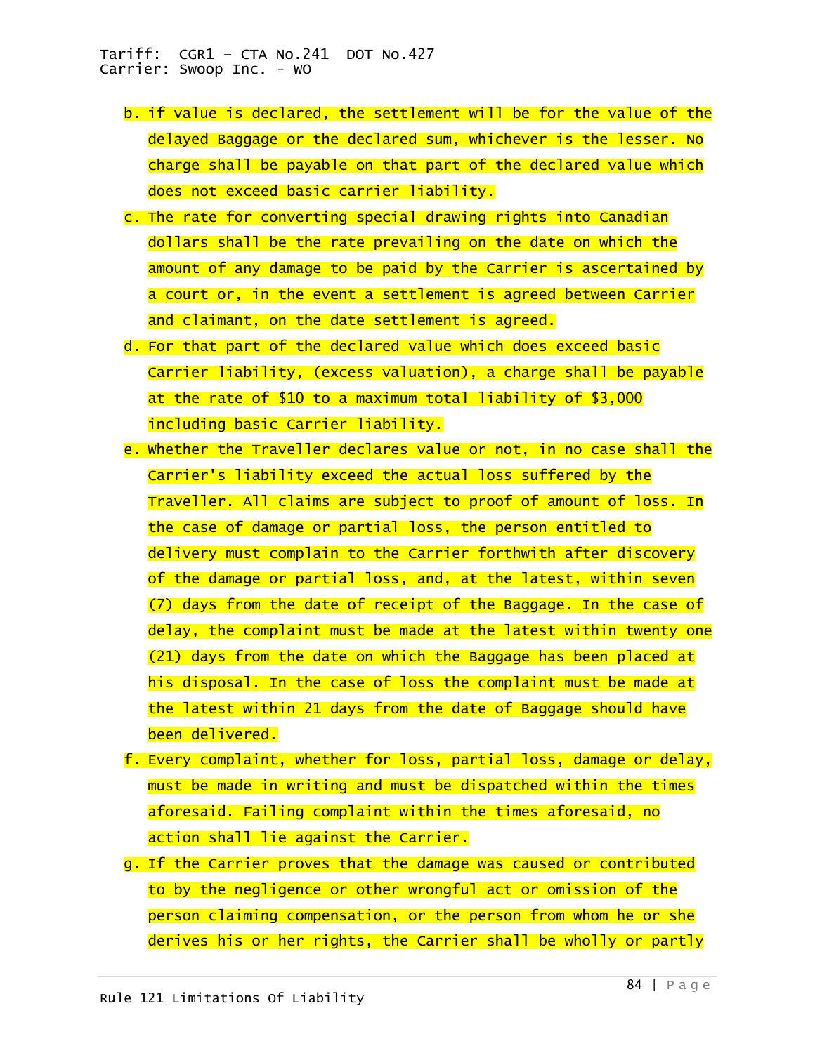b. if value is declared, the settlement will be for the value of the delayed Baggage or the declared sum, whichever is the lesser. No charge shall be payable on that part of the declared value which does not exceed basic carrier liability.
c. The rate for converting special drawing rights into Canadian dollars shall be the rate prevailing on the date on which the amount of any damage to be paid by the Carrier is ascertained by a court or, in the event a settlement is agreed between Carrier and claimant, on the date settlement is agreed.
d. For that part of the declared value which does exceed basic Carrier liability, (excess valuation), a charge shall be payable at the rate of $10 to a maximum total liability of $3,000 including basic Carrier liability.
e. Whether the Traveller declares value or not, in no case shall the Carrier's liability exceed the actual loss suffered by the Traveller. All claims are subject to proof of amount of loss. In the case of damage or partial loss, the person entitled to delivery must complain to the Carrier forthwith after discovery of the damage or partial loss, and, at the latest, within seven (7) days from the date of receipt of the Baggage. In the case of delay, the complaint must be made at the latest within twenty one (21) days from the date on which the Baggage has been placed at his disposal. In the case of loss the complaint must be made at the latest within 21 days from the date of Baggage should have been delivered.
f. Every complaint, whether for loss, partial loss, damage or delay, must be made in writing and must be dispatched within the times aforesaid. Failing complaint within the times aforesaid, no action shall lie against the Carrier.
g. If the Carrier proves that the damage was caused or contributed to by the negligence or other wrongful act or omission of the person claiming compensation, or the person from whom he or she derives his or her rights, the Carrier shall be wholly or partly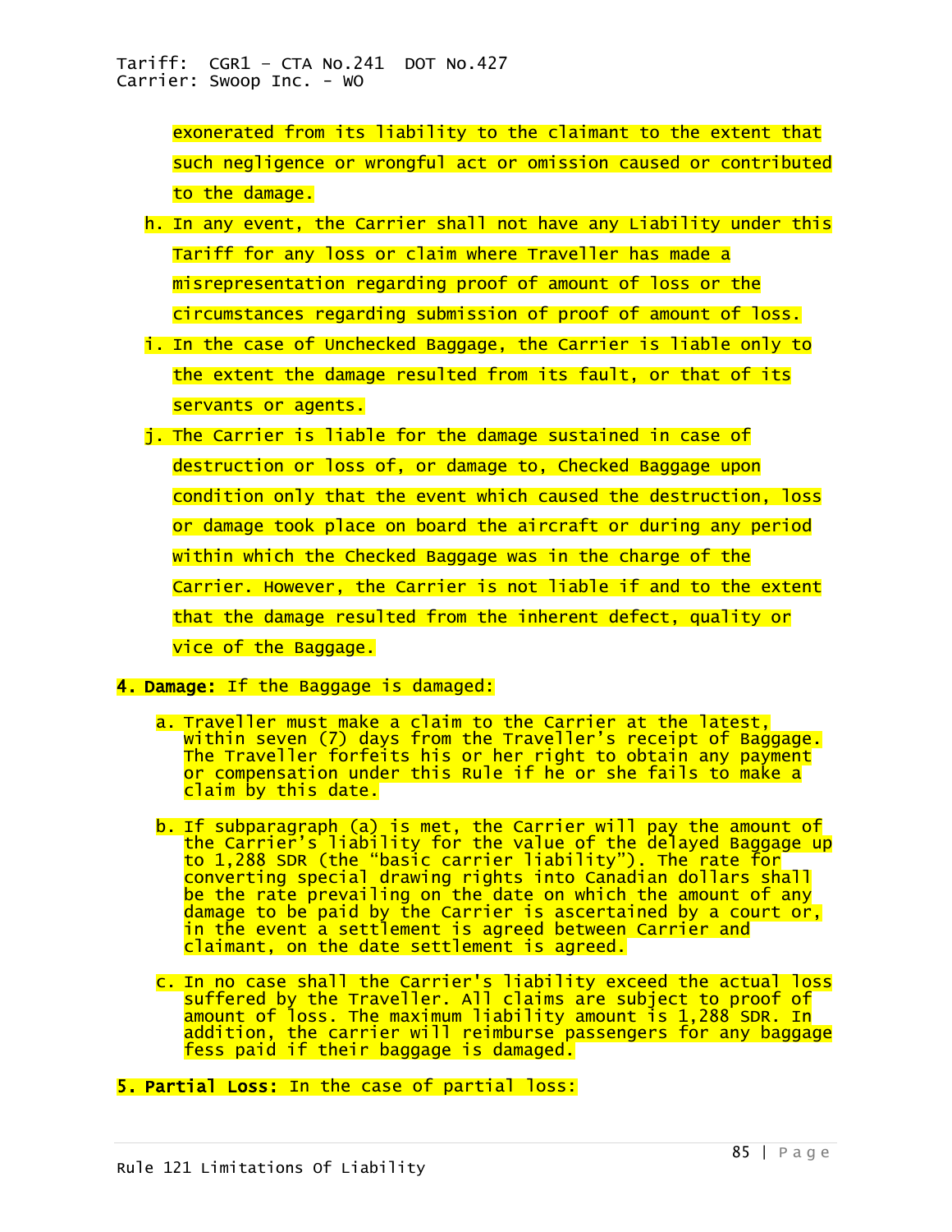exonerated from its liability to the claimant to the extent that such negligence or wrongful act or omission caused or contributed to the damage.

h. In any event, the Carrier shall not have any Liability under this Tariff for any loss or claim where Traveller has made a misrepresentation regarding proof of amount of loss or the circumstances regarding submission of proof of amount of loss.

i. In the case of Unchecked Baggage, the Carrier is liable only to the extent the damage resulted from its fault, or that of its servants or agents.

j. The Carrier is liable for the damage sustained in case of destruction or loss of, or damage to, Checked Baggage upon condition only that the event which caused the destruction, loss or damage took place on board the aircraft or during any period within which the Checked Baggage was in the charge of the Carrier. However, the Carrier is not liable if and to the extent that the damage resulted from the inherent defect, quality or vice of the Baggage.

**4. Damage:** If the Baggage is damaged:

a. Traveller must make a claim to the Carrier at the latest, within seven (7) days from the Traveller's receipt of Baggage. The Traveller forfeits his or her right to obtain any payment or compensation under this Rule if he or she fails to make a claim by this date.

b. If subparagraph (a) is met, the Carrier will pay the amount of the Carrier's liability for the value of the delayed Baggage up to 1,288 SDR (the "basic carrier liability"). The rate for converting special drawing rights into Canadian dollars shall be the rate prevailing on the date on which the amount of any damage to be paid by the Carrier is ascertained by a court or, in the event a settlement is agreed between Carrier and claimant, on the date settlement is agreed.

c. In no case shall the Carrier's liability exceed the actual loss suffered by the Traveller. All claims are subject to proof of amount of loss. The maximum liability amount is 1,288 SDR. In addition, the carrier will reimburse passengers for any baggage fess paid if their baggage is damaged.

**5. Partial Loss:** In the case of partial loss: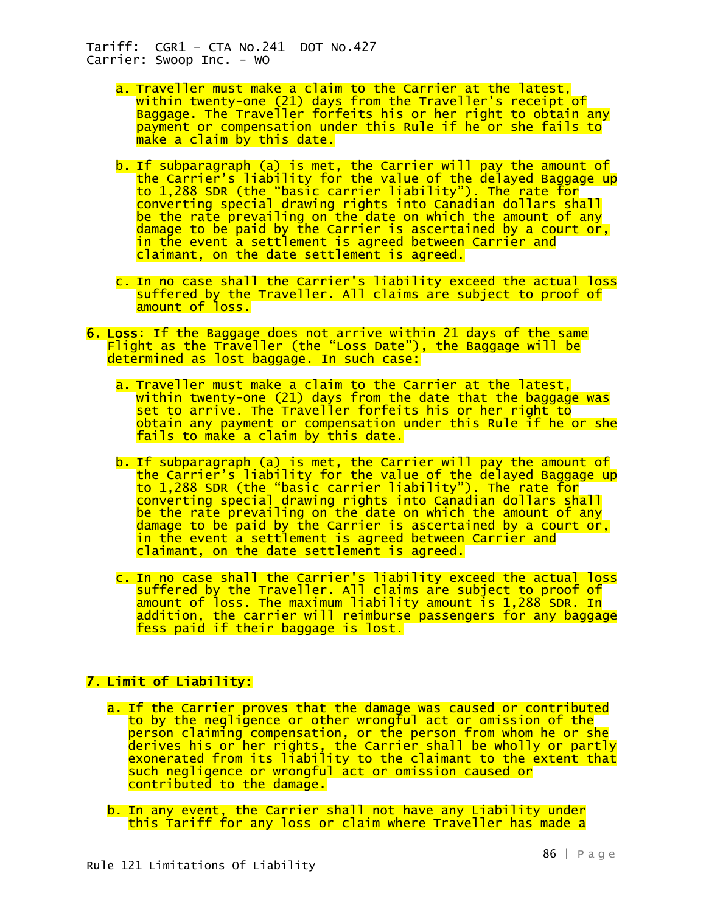a. Traveller must make a claim to the Carrier at the latest, within twenty-one (21) days from the Traveller's receipt of Baggage. The Traveller forfeits his or her right to obtain any payment or compensation under this Rule if he or she fails to make a claim by this date.

b. If subparagraph (a) is met, the Carrier will pay the amount of the Carrier's liability for the value of the delayed Baggage up to 1,288 SDR (the "basic carrier liability"). The rate for converting special drawing rights into Canadian dollars shall be the rate prevailing on the date on which the amount of any damage to be paid by the Carrier is ascertained by a court or, in the event a settlement is agreed between Carrier and claimant, on the date settlement is agreed.

c. In no case shall the Carrier's liability exceed the actual loss suffered by the Traveller. All claims are subject to proof of amount of loss.

6. **Loss**: If the Baggage does not arrive within 21 days of the same Flight as the Traveller (the "Loss Date"), the Baggage will be determined as lost baggage. In such case:

   a. Traveller must make a claim to the Carrier at the latest, within twenty-one (21) days from the date that the baggage was set to arrive. The Traveller forfeits his or her right to obtain any payment or compensation under this Rule if he or she fails to make a claim by this date.

   b. If subparagraph (a) is met, the Carrier will pay the amount of the Carrier's liability for the value of the delayed Baggage up to 1,288 SDR (the "basic carrier liability"). The rate for converting special drawing rights into Canadian dollars shall be the rate prevailing on the date on which the amount of any damage to be paid by the Carrier is ascertained by a court or, in the event a settlement is agreed between Carrier and claimant, on the date settlement is agreed.

   c. In no case shall the Carrier's liability exceed the actual loss suffered by the Traveller. All claims are subject to proof of amount of loss. The maximum liability amount is 1,288 SDR. In addition, the carrier will reimburse passengers for any baggage fess paid if their baggage is lost.

7. **Limit of Liability:**

   a. If the Carrier proves that the damage was caused or contributed to by the negligence or other wrongful act or omission of the person claiming compensation, or the person from whom he or she derives his or her rights, the Carrier shall be wholly or partly exonerated from its liability to the claimant to the extent that such negligence or wrongful act or omission caused or contributed to the damage.

   b. In any event, the Carrier shall not have any Liability under this Tariff for any loss or claim where Traveller has made a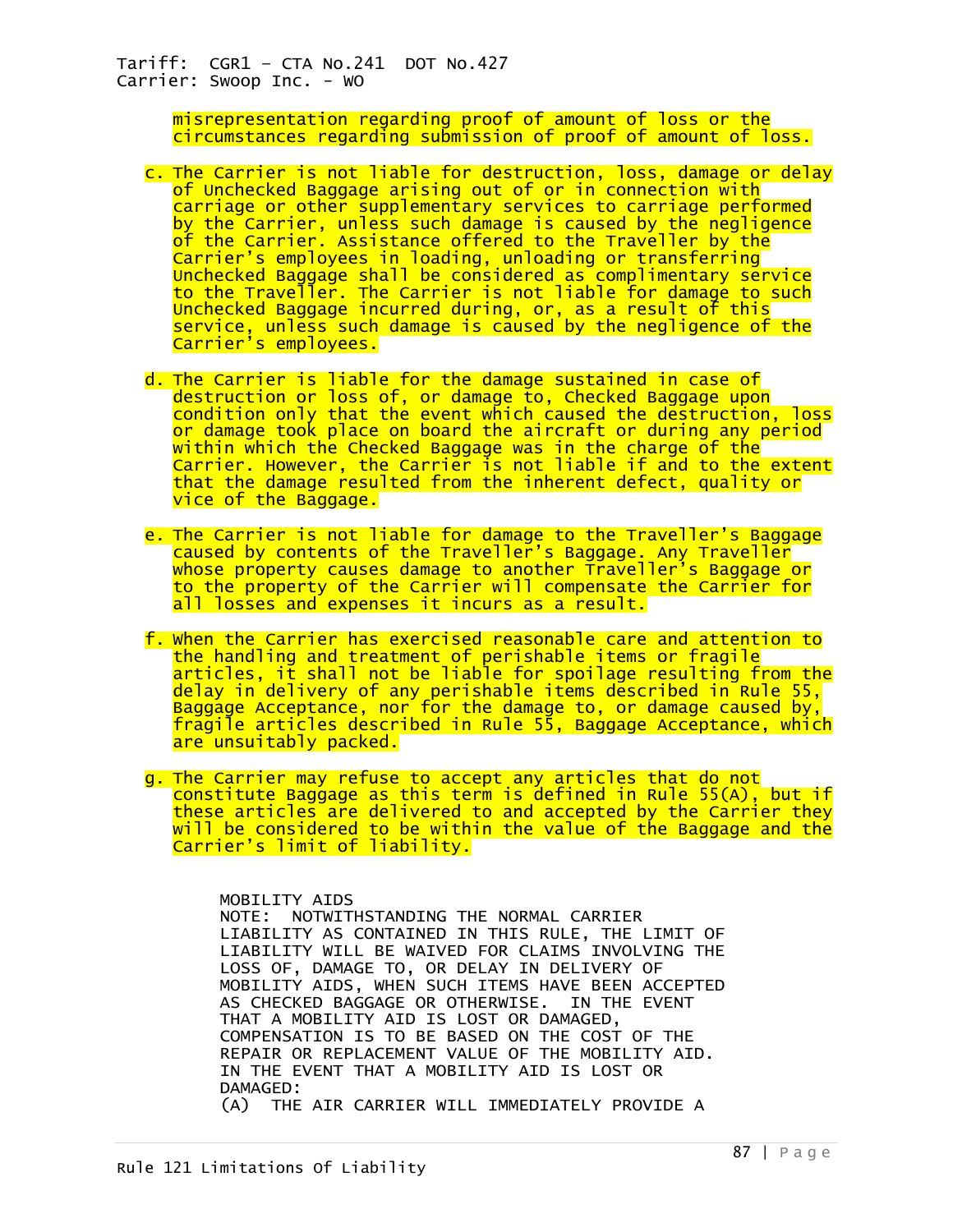misrepresentation regarding proof of amount of loss or the circumstances regarding submission of proof of amount of loss.

c. The Carrier is not liable for destruction, loss, damage or delay of Unchecked Baggage arising out of or in connection with carriage or other supplementary services to carriage performed by the Carrier, unless such damage is caused by the negligence of the Carrier. Assistance offered to the Traveller by the Carrier's employees in loading, unloading or transferring Unchecked Baggage shall be considered as complimentary service to the Traveller. The Carrier is not liable for damage to such Unchecked Baggage incurred during, or, as a result of this service, unless such damage is caused by the negligence of the Carrier's employees.

d. The Carrier is liable for the damage sustained in case of destruction or loss of, or damage to, Checked Baggage upon condition only that the event which caused the destruction, loss or damage took place on board the aircraft or during any period within which the Checked Baggage was in the charge of the Carrier. However, the Carrier is not liable if and to the extent that the damage resulted from the inherent defect, quality or vice of the Baggage.

e. The Carrier is not liable for damage to the Traveller's Baggage caused by contents of the Traveller's Baggage. Any Traveller whose property causes damage to another Traveller's Baggage or to the property of the Carrier will compensate the Carrier for all losses and expenses it incurs as a result.

f. When the Carrier has exercised reasonable care and attention to the handling and treatment of perishable items or fragile articles, it shall not be liable for spoilage resulting from the delay in delivery of any perishable items described in Rule 55, Baggage Acceptance, nor for the damage to, or damage caused by, fragile articles described in Rule 55, Baggage Acceptance, which are unsuitably packed.

g. The Carrier may refuse to accept any articles that do not constitute Baggage as this term is defined in Rule 55(A), but if these articles are delivered to and accepted by the Carrier they will be considered to be within the value of the Baggage and the Carrier's limit of liability.

MOBILITY AIDS

NOTE: NOTWITHSTANDING THE NORMAL CARRIER LIABILITY AS CONTAINED IN THIS RULE, THE LIMIT OF LIABILITY WILL BE WAIVED FOR CLAIMS INVOLVING THE LOSS OF, DAMAGE TO, OR DELAY IN DELIVERY OF MOBILITY AIDS, WHEN SUCH ITEMS HAVE BEEN ACCEPTED AS CHECKED BAGGAGE OR OTHERWISE. IN THE EVENT THAT A MOBILITY AID IS LOST OR DAMAGED, COMPENSATION IS TO BE BASED ON THE COST OF THE REPAIR OR REPLACEMENT VALUE OF THE MOBILITY AID. IN THE EVENT THAT A MOBILITY AID IS LOST OR DAMAGED:

(A) THE AIR CARRIER WILL IMMEDIATELY PROVIDE A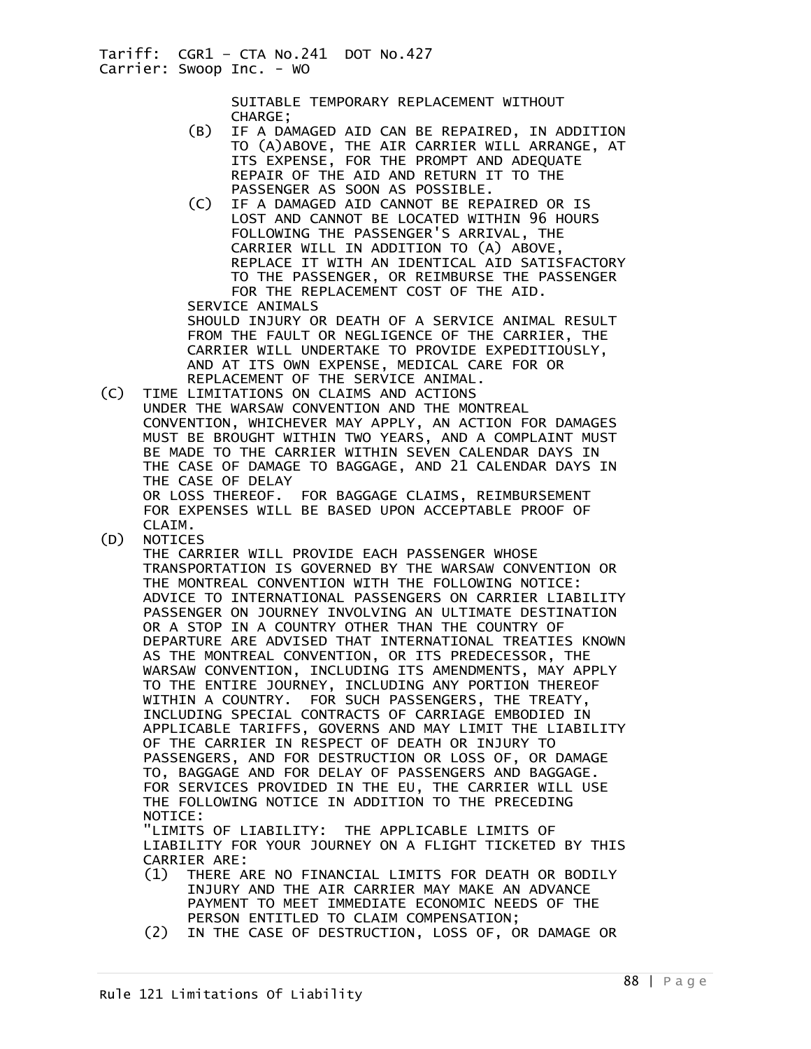SUITABLE TEMPORARY REPLACEMENT WITHOUT CHARGE;

(B) IF A DAMAGED AID CAN BE REPAIRED, IN ADDITION TO (A)ABOVE, THE AIR CARRIER WILL ARRANGE, AT ITS EXPENSE, FOR THE PROMPT AND ADEQUATE REPAIR OF THE AID AND RETURN IT TO THE PASSENGER AS SOON AS POSSIBLE.

(C) IF A DAMAGED AID CANNOT BE REPAIRED OR IS LOST AND CANNOT BE LOCATED WITHIN 96 HOURS FOLLOWING THE PASSENGER'S ARRIVAL, THE CARRIER WILL IN ADDITION TO (A) ABOVE, REPLACE IT WITH AN IDENTICAL AID SATISFACTORY TO THE PASSENGER, OR REIMBURSE THE PASSENGER FOR THE REPLACEMENT COST OF THE AID.

SERVICE ANIMALS

SHOULD INJURY OR DEATH OF A SERVICE ANIMAL RESULT FROM THE FAULT OR NEGLIGENCE OF THE CARRIER, THE CARRIER WILL UNDERTAKE TO PROVIDE EXPEDITIOUSLY, AND AT ITS OWN EXPENSE, MEDICAL CARE FOR OR REPLACEMENT OF THE SERVICE ANIMAL.

(C) TIME LIMITATIONS ON CLAIMS AND ACTIONS

UNDER THE WARSAW CONVENTION AND THE MONTREAL CONVENTION, WHICHEVER MAY APPLY, AN ACTION FOR DAMAGES MUST BE BROUGHT WITHIN TWO YEARS, AND A COMPLAINT MUST BE MADE TO THE CARRIER WITHIN SEVEN CALENDAR DAYS IN THE CASE OF DAMAGE TO BAGGAGE, AND 21 CALENDAR DAYS IN THE CASE OF DELAY OR LOSS THEREOF. FOR BAGGAGE CLAIMS, REIMBURSEMENT FOR EXPENSES WILL BE BASED UPON ACCEPTABLE PROOF OF CLAIM.

(D) NOTICES

THE CARRIER WILL PROVIDE EACH PASSENGER WHOSE TRANSPORTATION IS GOVERNED BY THE WARSAW CONVENTION OR THE MONTREAL CONVENTION WITH THE FOLLOWING NOTICE:

ADVICE TO INTERNATIONAL PASSENGERS ON CARRIER LIABILITY

PASSENGER ON JOURNEY INVOLVING AN ULTIMATE DESTINATION OR A STOP IN A COUNTRY OTHER THAN THE COUNTRY OF DEPARTURE ARE ADVISED THAT INTERNATIONAL TREATIES KNOWN AS THE MONTREAL CONVENTION, OR ITS PREDECESSOR, THE WARSAW CONVENTION, INCLUDING ITS AMENDMENTS, MAY APPLY TO THE ENTIRE JOURNEY, INCLUDING ANY PORTION THEREOF WITHIN A COUNTRY. FOR SUCH PASSENGERS, THE TREATY, INCLUDING SPECIAL CONTRACTS OF CARRIAGE EMBODIED IN APPLICABLE TARIFFS, GOVERNS AND MAY LIMIT THE LIABILITY OF THE CARRIER IN RESPECT OF DEATH OR INJURY TO PASSENGERS, AND FOR DESTRUCTION OR LOSS OF, OR DAMAGE TO, BAGGAGE AND FOR DELAY OF PASSENGERS AND BAGGAGE.

FOR SERVICES PROVIDED IN THE EU, THE CARRIER WILL USE THE FOLLOWING NOTICE IN ADDITION TO THE PRECEDING NOTICE:

"LIMITS OF LIABILITY: THE APPLICABLE LIMITS OF LIABILITY FOR YOUR JOURNEY ON A FLIGHT TICKETED BY THIS CARRIER ARE:

(1) THERE ARE NO FINANCIAL LIMITS FOR DEATH OR BODILY INJURY AND THE AIR CARRIER MAY MAKE AN ADVANCE PAYMENT TO MEET IMMEDIATE ECONOMIC NEEDS OF THE PERSON ENTITLED TO CLAIM COMPENSATION;

(2) IN THE CASE OF DESTRUCTION, LOSS OF, OR DAMAGE OR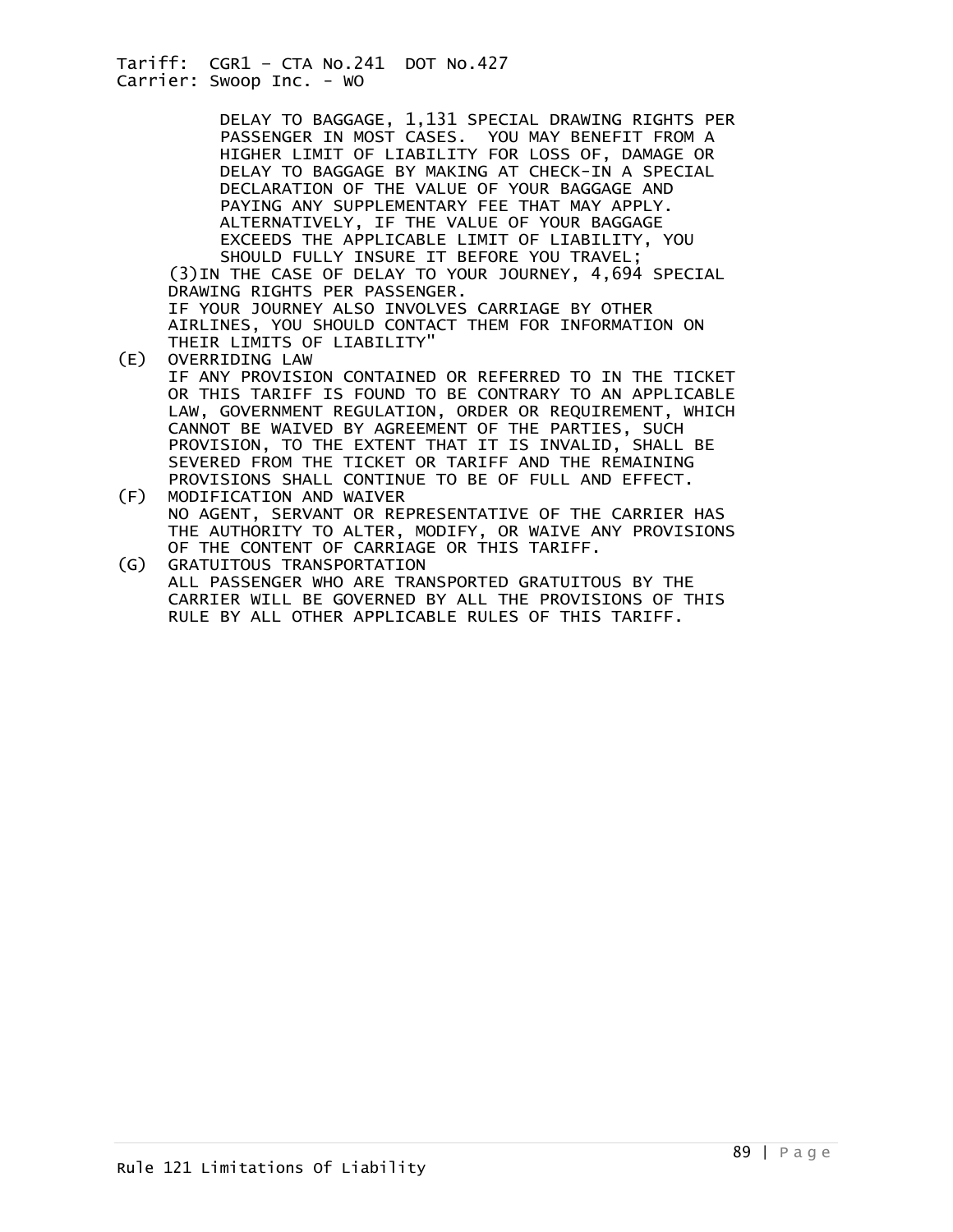DELAY TO BAGGAGE, 1,131 SPECIAL DRAWING RIGHTS PER PASSENGER IN MOST CASES. YOU MAY BENEFIT FROM A HIGHER LIMIT OF LIABILITY FOR LOSS OF, DAMAGE OR DELAY TO BAGGAGE BY MAKING AT CHECK-IN A SPECIAL DECLARATION OF THE VALUE OF YOUR BAGGAGE AND PAYING ANY SUPPLEMENTARY FEE THAT MAY APPLY. ALTERNATIVELY, IF THE VALUE OF YOUR BAGGAGE EXCEEDS THE APPLICABLE LIMIT OF LIABILITY, YOU SHOULD FULLY INSURE IT BEFORE YOU TRAVEL;

(3)IN THE CASE OF DELAY TO YOUR JOURNEY, 4,694 SPECIAL DRAWING RIGHTS PER PASSENGER.

IF YOUR JOURNEY ALSO INVOLVES CARRIAGE BY OTHER AIRLINES, YOU SHOULD CONTACT THEM FOR INFORMATION ON THEIR LIMITS OF LIABILITY"

(E) OVERRIDING LAW

IF ANY PROVISION CONTAINED OR REFERRED TO IN THE TICKET OR THIS TARIFF IS FOUND TO BE CONTRARY TO AN APPLICABLE LAW, GOVERNMENT REGULATION, ORDER OR REQUIREMENT, WHICH CANNOT BE WAIVED BY AGREEMENT OF THE PARTIES, SUCH PROVISION, TO THE EXTENT THAT IT IS INVALID, SHALL BE SEVERED FROM THE TICKET OR TARIFF AND THE REMAINING PROVISIONS SHALL CONTINUE TO BE OF FULL AND EFFECT.

(F) MODIFICATION AND WAIVER

NO AGENT, SERVANT OR REPRESENTATIVE OF THE CARRIER HAS THE AUTHORITY TO ALTER, MODIFY, OR WAIVE ANY PROVISIONS OF THE CONTENT OF CARRIAGE OR THIS TARIFF.

(G) GRATUITOUS TRANSPORTATION

ALL PASSENGER WHO ARE TRANSPORTED GRATUITOUS BY THE CARRIER WILL BE GOVERNED BY ALL THE PROVISIONS OF THIS RULE BY ALL OTHER APPLICABLE RULES OF THIS TARIFF.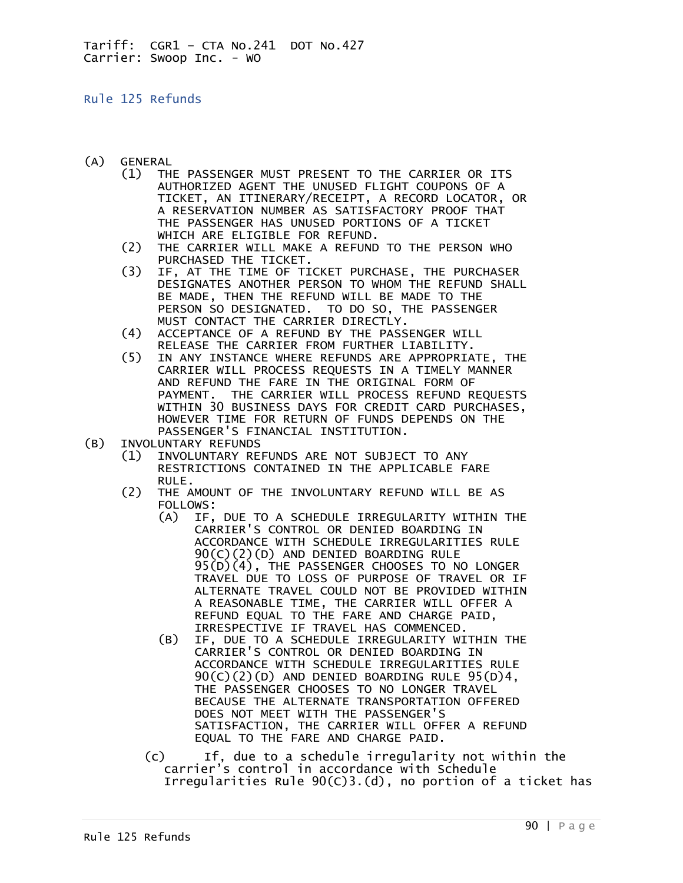Tariff: CGR1 – CTA No.241 DOT No.427
Carrier: Swoop Inc. - WO

## Rule 125 Refunds

(A) GENERAL
- (1) THE PASSENGER MUST PRESENT TO THE CARRIER OR ITS AUTHORIZED AGENT THE UNUSED FLIGHT COUPONS OF A TICKET, AN ITINERARY/RECEIPT, A RECORD LOCATOR, OR A RESERVATION NUMBER AS SATISFACTORY PROOF THAT THE PASSENGER HAS UNUSED PORTIONS OF A TICKET WHICH ARE ELIGIBLE FOR REFUND.
- (2) THE CARRIER WILL MAKE A REFUND TO THE PERSON WHO PURCHASED THE TICKET.
- (3) IF, AT THE TIME OF TICKET PURCHASE, THE PURCHASER DESIGNATES ANOTHER PERSON TO WHOM THE REFUND SHALL BE MADE, THEN THE REFUND WILL BE MADE TO THE PERSON SO DESIGNATED. TO DO SO, THE PASSENGER MUST CONTACT THE CARRIER DIRECTLY.
- (4) ACCEPTANCE OF A REFUND BY THE PASSENGER WILL RELEASE THE CARRIER FROM FURTHER LIABILITY.
- (5) IN ANY INSTANCE WHERE REFUNDS ARE APPROPRIATE, THE CARRIER WILL PROCESS REQUESTS IN A TIMELY MANNER AND REFUND THE FARE IN THE ORIGINAL FORM OF PAYMENT. THE CARRIER WILL PROCESS REFUND REQUESTS WITHIN 30 BUSINESS DAYS FOR CREDIT CARD PURCHASES, HOWEVER TIME FOR RETURN OF FUNDS DEPENDS ON THE PASSENGER'S FINANCIAL INSTITUTION.

(B) INVOLUNTARY REFUNDS
- (1) INVOLUNTARY REFUNDS ARE NOT SUBJECT TO ANY RESTRICTIONS CONTAINED IN THE APPLICABLE FARE RULE.
- (2) THE AMOUNT OF THE INVOLUNTARY REFUND WILL BE AS FOLLOWS:
  - (A) IF, DUE TO A SCHEDULE IRREGULARITY WITHIN THE CARRIER'S CONTROL OR DENIED BOARDING IN ACCORDANCE WITH SCHEDULE IRREGULARITIES RULE 90(C)(2)(D) AND DENIED BOARDING RULE 95(D)(4), THE PASSENGER CHOOSES TO NO LONGER TRAVEL DUE TO LOSS OF PURPOSE OF TRAVEL OR IF ALTERNATE TRAVEL COULD NOT BE PROVIDED WITHIN A REASONABLE TIME, THE CARRIER WILL OFFER A REFUND EQUAL TO THE FARE AND CHARGE PAID, IRRESPECTIVE IF TRAVEL HAS COMMENCED.
  - (B) IF, DUE TO A SCHEDULE IRREGULARITY WITHIN THE CARRIER'S CONTROL OR DENIED BOARDING IN ACCORDANCE WITH SCHEDULE IRREGULARITIES RULE 90(C)(2)(D) AND DENIED BOARDING RULE 95(D)4, THE PASSENGER CHOOSES TO NO LONGER TRAVEL BECAUSE THE ALTERNATE TRANSPORTATION OFFERED DOES NOT MEET WITH THE PASSENGER'S SATISFACTION, THE CARRIER WILL OFFER A REFUND EQUAL TO THE FARE AND CHARGE PAID.
  - (c) If, due to a schedule irregularity not within the carrier's control in accordance with Schedule Irregularities Rule 90(C)3.(d), no portion of a ticket has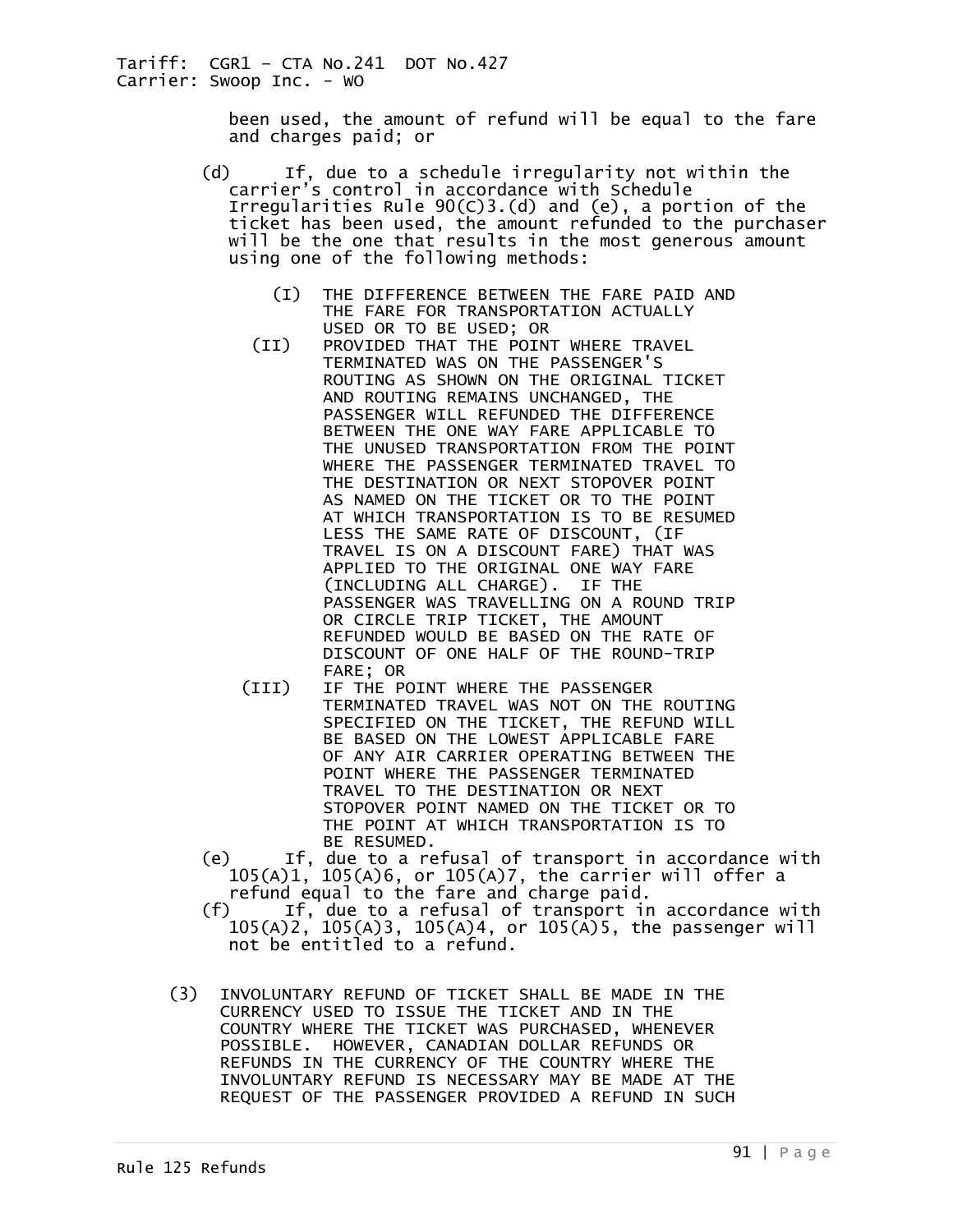been used, the amount of refund will be equal to the fare and charges paid; or

(d) If, due to a schedule irregularity not within the carrier's control in accordance with Schedule Irregularities Rule 90(C)3.(d) and (e), a portion of the ticket has been used, the amount refunded to the purchaser will be the one that results in the most generous amount using one of the following methods:

(I) THE DIFFERENCE BETWEEN THE FARE PAID AND THE FARE FOR TRANSPORTATION ACTUALLY USED OR TO BE USED; OR

(II) PROVIDED THAT THE POINT WHERE TRAVEL TERMINATED WAS ON THE PASSENGER'S ROUTING AS SHOWN ON THE ORIGINAL TICKET AND ROUTING REMAINS UNCHANGED, THE PASSENGER WILL REFUNDED THE DIFFERENCE BETWEEN THE ONE WAY FARE APPLICABLE TO THE UNUSED TRANSPORTATION FROM THE POINT WHERE THE PASSENGER TERMINATED TRAVEL TO THE DESTINATION OR NEXT STOPOVER POINT AS NAMED ON THE TICKET OR TO THE POINT AT WHICH TRANSPORTATION IS TO BE RESUMED LESS THE SAME RATE OF DISCOUNT, (IF TRAVEL IS ON A DISCOUNT FARE) THAT WAS APPLIED TO THE ORIGINAL ONE WAY FARE (INCLUDING ALL CHARGE). IF THE PASSENGER WAS TRAVELLING ON A ROUND TRIP OR CIRCLE TRIP TICKET, THE AMOUNT REFUNDED WOULD BE BASED ON THE RATE OF DISCOUNT OF ONE HALF OF THE ROUND-TRIP FARE; OR

(III) IF THE POINT WHERE THE PASSENGER TERMINATED TRAVEL WAS NOT ON THE ROUTING SPECIFIED ON THE TICKET, THE REFUND WILL BE BASED ON THE LOWEST APPLICABLE FARE OF ANY AIR CARRIER OPERATING BETWEEN THE POINT WHERE THE PASSENGER TERMINATED TRAVEL TO THE DESTINATION OR NEXT STOPOVER POINT NAMED ON THE TICKET OR TO THE POINT AT WHICH TRANSPORTATION IS TO BE RESUMED.

(e) If, due to a refusal of transport in accordance with 105(A)1, 105(A)6, or 105(A)7, the carrier will offer a refund equal to the fare and charge paid.

(f) If, due to a refusal of transport in accordance with 105(A)2, 105(A)3, 105(A)4, or 105(A)5, the passenger will not be entitled to a refund.

(3) INVOLUNTARY REFUND OF TICKET SHALL BE MADE IN THE CURRENCY USED TO ISSUE THE TICKET AND IN THE COUNTRY WHERE THE TICKET WAS PURCHASED, WHENEVER POSSIBLE. HOWEVER, CANADIAN DOLLAR REFUNDS OR REFUNDS IN THE CURRENCY OF THE COUNTRY WHERE THE INVOLUNTARY REFUND IS NECESSARY MAY BE MADE AT THE REQUEST OF THE PASSENGER PROVIDED A REFUND IN SUCH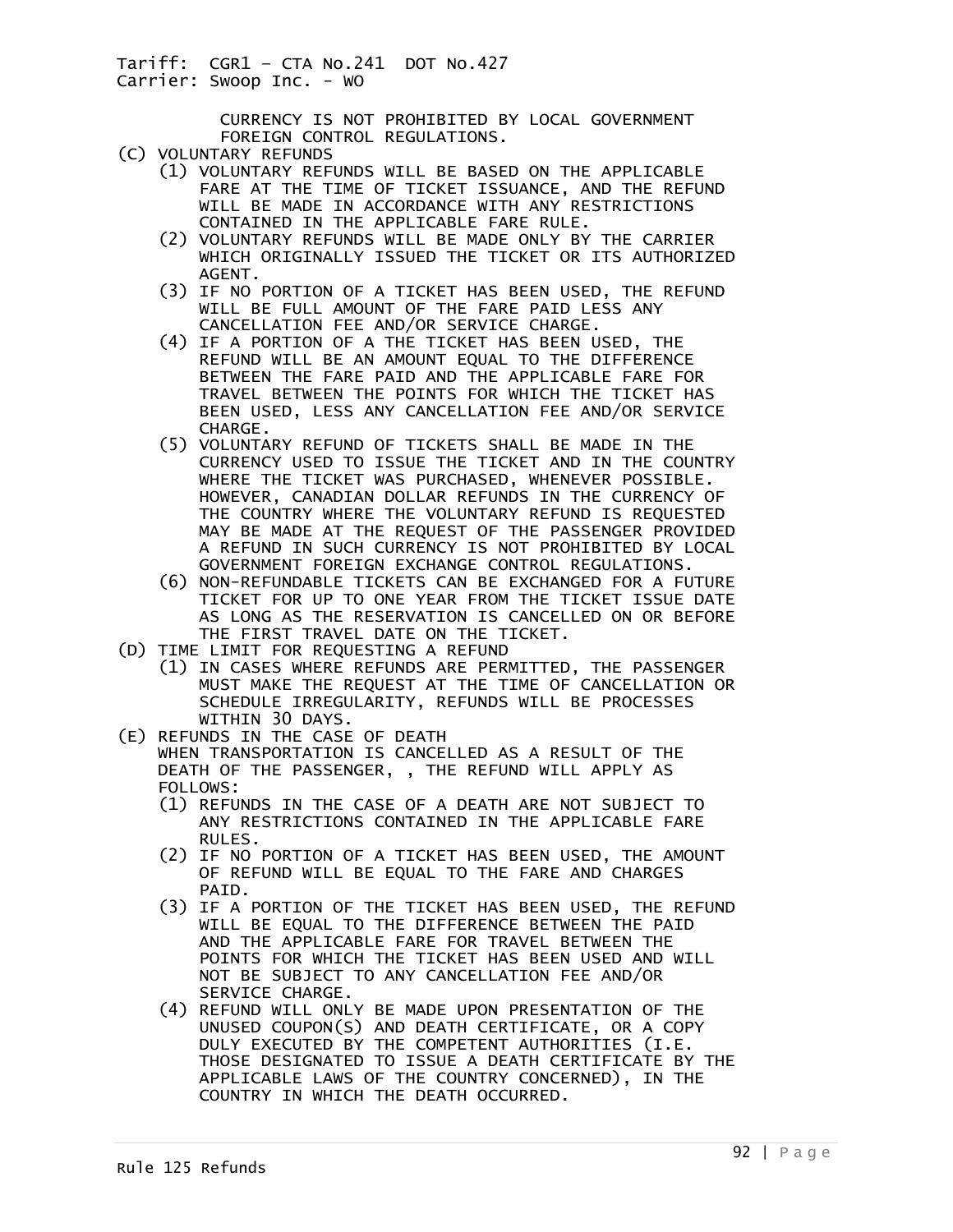CURRENCY IS NOT PROHIBITED BY LOCAL GOVERNMENT FOREIGN CONTROL REGULATIONS.

(C) VOLUNTARY REFUNDS

- (1) VOLUNTARY REFUNDS WILL BE BASED ON THE APPLICABLE FARE AT THE TIME OF TICKET ISSUANCE, AND THE REFUND WILL BE MADE IN ACCORDANCE WITH ANY RESTRICTIONS CONTAINED IN THE APPLICABLE FARE RULE.
- (2) VOLUNTARY REFUNDS WILL BE MADE ONLY BY THE CARRIER WHICH ORIGINALLY ISSUED THE TICKET OR ITS AUTHORIZED AGENT.
- (3) IF NO PORTION OF A TICKET HAS BEEN USED, THE REFUND WILL BE FULL AMOUNT OF THE FARE PAID LESS ANY CANCELLATION FEE AND/OR SERVICE CHARGE.
- (4) IF A PORTION OF A THE TICKET HAS BEEN USED, THE REFUND WILL BE AN AMOUNT EQUAL TO THE DIFFERENCE BETWEEN THE FARE PAID AND THE APPLICABLE FARE FOR TRAVEL BETWEEN THE POINTS FOR WHICH THE TICKET HAS BEEN USED, LESS ANY CANCELLATION FEE AND/OR SERVICE CHARGE.
- (5) VOLUNTARY REFUND OF TICKETS SHALL BE MADE IN THE CURRENCY USED TO ISSUE THE TICKET AND IN THE COUNTRY WHERE THE TICKET WAS PURCHASED, WHENEVER POSSIBLE. HOWEVER, CANADIAN DOLLAR REFUNDS IN THE CURRENCY OF THE COUNTRY WHERE THE VOLUNTARY REFUND IS REQUESTED MAY BE MADE AT THE REQUEST OF THE PASSENGER PROVIDED A REFUND IN SUCH CURRENCY IS NOT PROHIBITED BY LOCAL GOVERNMENT FOREIGN EXCHANGE CONTROL REGULATIONS.
- (6) NON-REFUNDABLE TICKETS CAN BE EXCHANGED FOR A FUTURE TICKET FOR UP TO ONE YEAR FROM THE TICKET ISSUE DATE AS LONG AS THE RESERVATION IS CANCELLED ON OR BEFORE THE FIRST TRAVEL DATE ON THE TICKET.

(D) TIME LIMIT FOR REQUESTING A REFUND

- (1) IN CASES WHERE REFUNDS ARE PERMITTED, THE PASSENGER MUST MAKE THE REQUEST AT THE TIME OF CANCELLATION OR SCHEDULE IRREGULARITY, REFUNDS WILL BE PROCESSES WITHIN 30 DAYS.

(E) REFUNDS IN THE CASE OF DEATH

WHEN TRANSPORTATION IS CANCELLED AS A RESULT OF THE DEATH OF THE PASSENGER, , THE REFUND WILL APPLY AS FOLLOWS:

- (1) REFUNDS IN THE CASE OF A DEATH ARE NOT SUBJECT TO ANY RESTRICTIONS CONTAINED IN THE APPLICABLE FARE RULES.
- (2) IF NO PORTION OF A TICKET HAS BEEN USED, THE AMOUNT OF REFUND WILL BE EQUAL TO THE FARE AND CHARGES PAID.
- (3) IF A PORTION OF THE TICKET HAS BEEN USED, THE REFUND WILL BE EQUAL TO THE DIFFERENCE BETWEEN THE PAID AND THE APPLICABLE FARE FOR TRAVEL BETWEEN THE POINTS FOR WHICH THE TICKET HAS BEEN USED AND WILL NOT BE SUBJECT TO ANY CANCELLATION FEE AND/OR SERVICE CHARGE.
- (4) REFUND WILL ONLY BE MADE UPON PRESENTATION OF THE UNUSED COUPON(S) AND DEATH CERTIFICATE, OR A COPY DULY EXECUTED BY THE COMPETENT AUTHORITIES (I.E. THOSE DESIGNATED TO ISSUE A DEATH CERTIFICATE BY THE APPLICABLE LAWS OF THE COUNTRY CONCERNED), IN THE COUNTRY IN WHICH THE DEATH OCCURRED.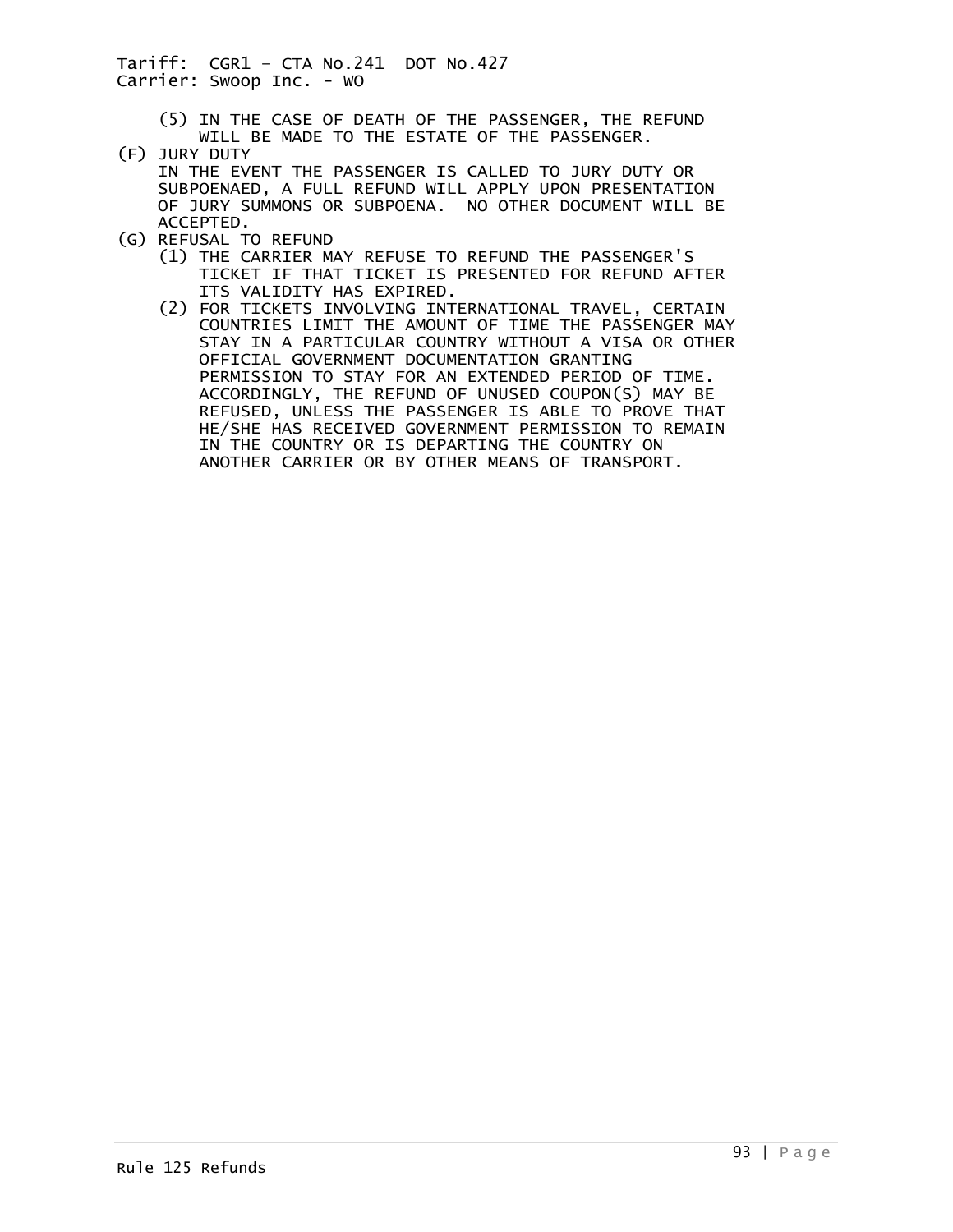(5) IN THE CASE OF DEATH OF THE PASSENGER, THE REFUND WILL BE MADE TO THE ESTATE OF THE PASSENGER.

(F) JURY DUTY

IN THE EVENT THE PASSENGER IS CALLED TO JURY DUTY OR SUBPOENAED, A FULL REFUND WILL APPLY UPON PRESENTATION OF JURY SUMMONS OR SUBPOENA. NO OTHER DOCUMENT WILL BE ACCEPTED.

(G) REFUSAL TO REFUND

(1) THE CARRIER MAY REFUSE TO REFUND THE PASSENGER'S TICKET IF THAT TICKET IS PRESENTED FOR REFUND AFTER ITS VALIDITY HAS EXPIRED.

(2) FOR TICKETS INVOLVING INTERNATIONAL TRAVEL, CERTAIN COUNTRIES LIMIT THE AMOUNT OF TIME THE PASSENGER MAY STAY IN A PARTICULAR COUNTRY WITHOUT A VISA OR OTHER OFFICIAL GOVERNMENT DOCUMENTATION GRANTING PERMISSION TO STAY FOR AN EXTENDED PERIOD OF TIME. ACCORDINGLY, THE REFUND OF UNUSED COUPON(S) MAY BE REFUSED, UNLESS THE PASSENGER IS ABLE TO PROVE THAT HE/SHE HAS RECEIVED GOVERNMENT PERMISSION TO REMAIN IN THE COUNTRY OR IS DEPARTING THE COUNTRY ON ANOTHER CARRIER OR BY OTHER MEANS OF TRANSPORT.